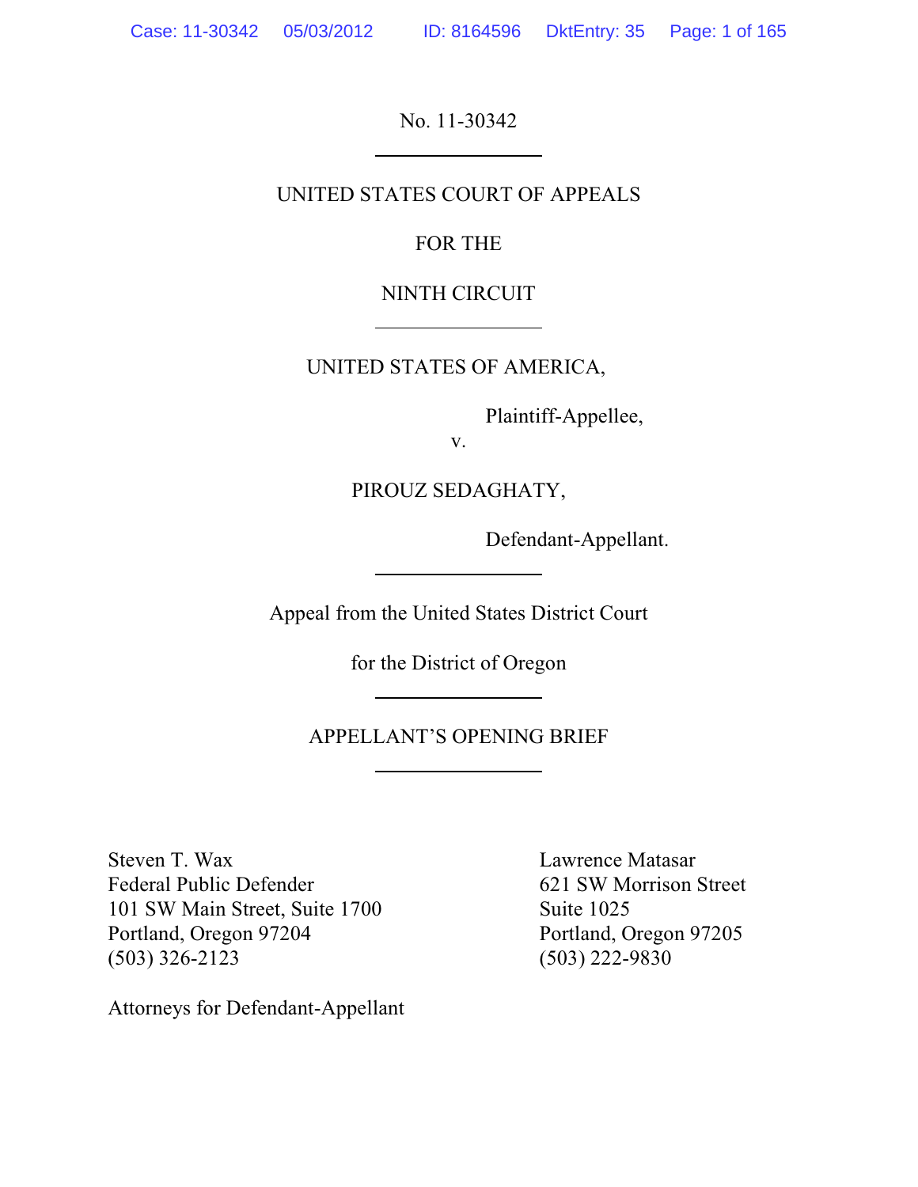No. 11-30342

---

UNITED STATES COURT OF APPEALS

FOR THE

NINTH CIRCUIT

---

UNITED STATES OF AMERICA,

Plaintiff-Appellee,

v.

PIROUZ SEDAGHATY,

Defendant-Appellant.

---

Appeal from the United States District Court

for the District of Oregon

---

APPELLANT'S OPENING BRIEF

---

Steven T. Wax
Federal Public Defender
101 SW Main Street, Suite 1700
Portland, Oregon 97204
(503) 326-2123

Lawrence Matasar
621 SW Morrison Street
Suite 1025
Portland, Oregon 97205
(503) 222-9830

Attorneys for Defendant-Appellant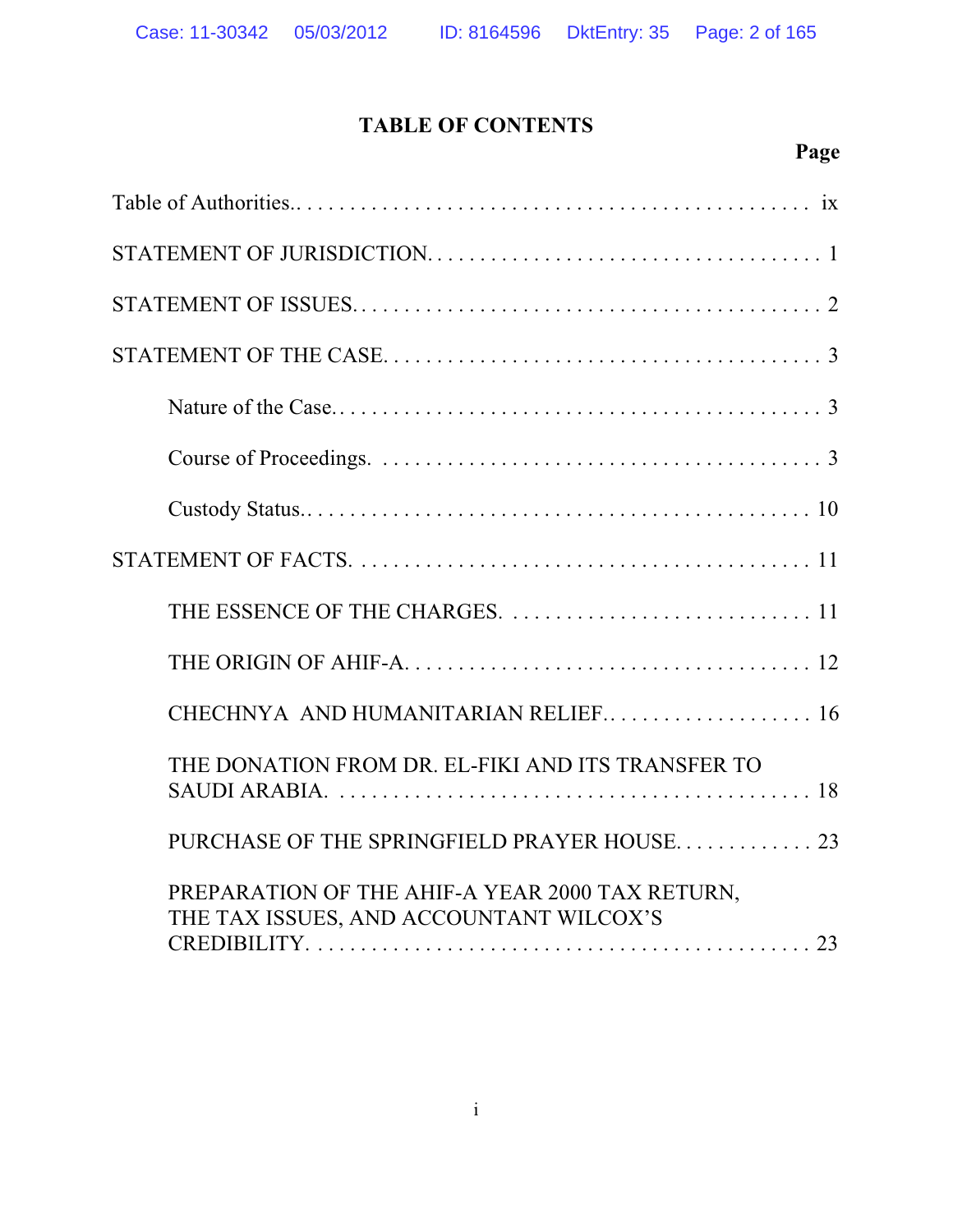# TABLE OF CONTENTS

| | Page |
|---|---|
| Table of Authorities | ix |
| STATEMENT OF JURISDICTION | 1 |
| STATEMENT OF ISSUES | 2 |
| STATEMENT OF THE CASE | 3 |
| Nature of the Case | 3 |
| Course of Proceedings | 3 |
| Custody Status | 10 |
| STATEMENT OF FACTS | 11 |
| THE ESSENCE OF THE CHARGES | 11 |
| THE ORIGIN OF AHIF-A | 12 |
| CHECHNYA AND HUMANITARIAN RELIEF | 16 |
| THE DONATION FROM DR. EL-FIKI AND ITS TRANSFER TO SAUDI ARABIA | 18 |
| PURCHASE OF THE SPRINGFIELD PRAYER HOUSE | 23 |
| PREPARATION OF THE AHIF-A YEAR 2000 TAX RETURN, THE TAX ISSUES, AND ACCOUNTANT WILCOX'S CREDIBILITY | 23 |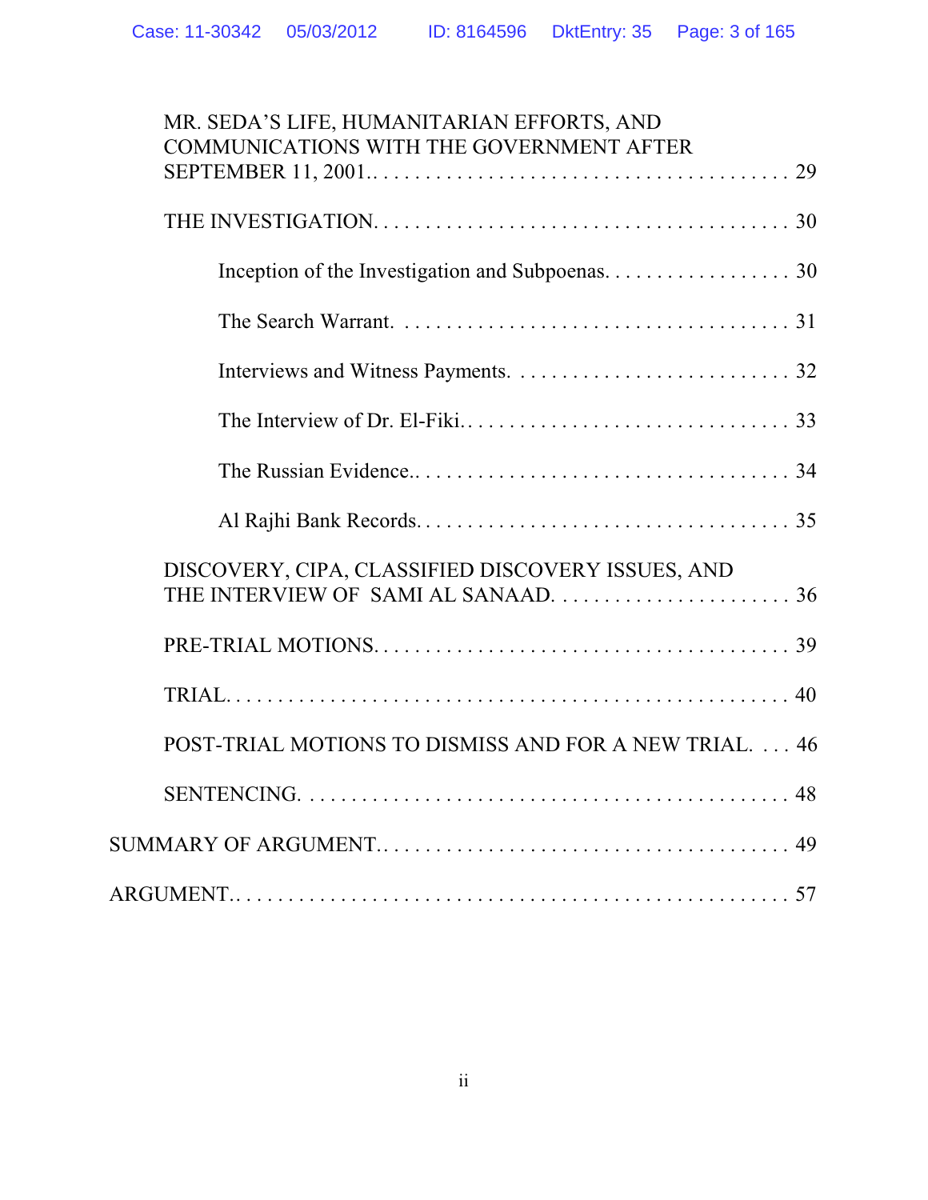MR. SEDA'S LIFE, HUMANITARIAN EFFORTS, AND COMMUNICATIONS WITH THE GOVERNMENT AFTER SEPTEMBER 11, 2001. . . . . . . . . . . . . . . . . . . . . . . . . . . . . . . . . . . . . . . . . . 29

THE INVESTIGATION. . . . . . . . . . . . . . . . . . . . . . . . . . . . . . . . . . . . . . . . . 30

Inception of the Investigation and Subpoenas. . . . . . . . . . . . . . . . . . . 30

The Search Warrant. . . . . . . . . . . . . . . . . . . . . . . . . . . . . . . . . . . . . . 31

Interviews and Witness Payments. . . . . . . . . . . . . . . . . . . . . . . . . . . 32

The Interview of Dr. El-Fiki. . . . . . . . . . . . . . . . . . . . . . . . . . . . . . . . 33

The Russian Evidence. . . . . . . . . . . . . . . . . . . . . . . . . . . . . . . . . . . . 34

Al Rajhi Bank Records. . . . . . . . . . . . . . . . . . . . . . . . . . . . . . . . . . . 35

DISCOVERY, CIPA, CLASSIFIED DISCOVERY ISSUES, AND THE INTERVIEW OF SAMI AL SANAAD. . . . . . . . . . . . . . . . . . . . . . . . 36

PRE-TRIAL MOTIONS. . . . . . . . . . . . . . . . . . . . . . . . . . . . . . . . . . . . . . . . . 39

TRIAL. . . . . . . . . . . . . . . . . . . . . . . . . . . . . . . . . . . . . . . . . . . . . . . . . . . . 40

POST-TRIAL MOTIONS TO DISMISS AND FOR A NEW TRIAL. . . . 46

SENTENCING. . . . . . . . . . . . . . . . . . . . . . . . . . . . . . . . . . . . . . . . . . . . . . 48

SUMMARY OF ARGUMENT. . . . . . . . . . . . . . . . . . . . . . . . . . . . . . . . . . . . . . 49

ARGUMENT. . . . . . . . . . . . . . . . . . . . . . . . . . . . . . . . . . . . . . . . . . . . . . . . . . 57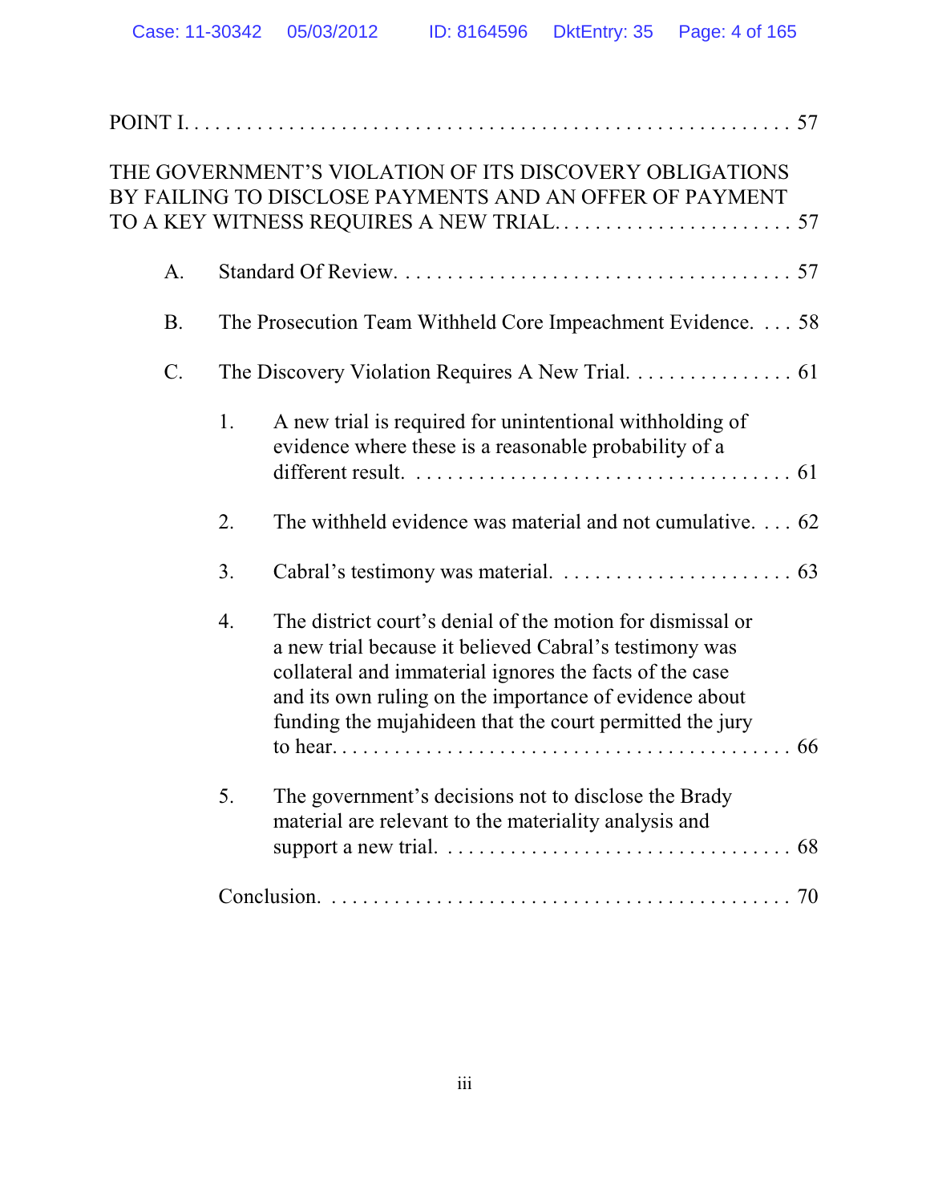POINT I. . . . . . . . . . . . . . . . . . . . . . . . . . . . . . . . . . . . . . . . . . . . . . . . . . . . 57

THE GOVERNMENT'S VIOLATION OF ITS DISCOVERY OBLIGATIONS BY FAILING TO DISCLOSE PAYMENTS AND AN OFFER OF PAYMENT TO A KEY WITNESS REQUIRES A NEW TRIAL. . . . . . . . . . . . . . . . . . . . . . . . 57

- A. Standard Of Review. . . . . . . . . . . . . . . . . . . . . . . . . . . . . . . . . . . . . . 57
- B. The Prosecution Team Withheld Core Impeachment Evidence. . . . 58
- C. The Discovery Violation Requires A New Trial. . . . . . . . . . . . . . . . 61
  1. A new trial is required for unintentional withholding of evidence where these is a reasonable probability of a different result. . . . . . . . . . . . . . . . . . . . . . . . . . . . . . . . . . . . 61
  2. The withheld evidence was material and not cumulative. . . . 62
  3. Cabral's testimony was material. . . . . . . . . . . . . . . . . . . . . . . 63
  4. The district court's denial of the motion for dismissal or a new trial because it believed Cabral's testimony was collateral and immaterial ignores the facts of the case and its own ruling on the importance of evidence about funding the mujahideen that the court permitted the jury to hear. . . . . . . . . . . . . . . . . . . . . . . . . . . . . . . . . . . . . . . . . 66
  5. The government's decisions not to disclose the Brady material are relevant to the materiality analysis and support a new trial. . . . . . . . . . . . . . . . . . . . . . . . . . . . . . . . . 68

Conclusion. . . . . . . . . . . . . . . . . . . . . . . . . . . . . . . . . . . . . . . . . . . . . 70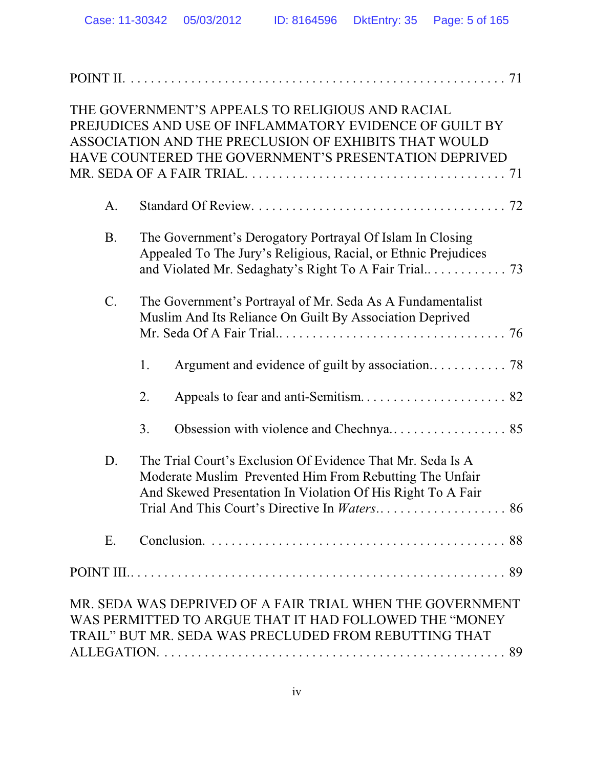POINT II. . . . . . . . . . . . . . . . . . . . . . . . . . . . . . . . . . . . . . . . . . . . . . . . . . . . . . 71

THE GOVERNMENT'S APPEALS TO RELIGIOUS AND RACIAL PREJUDICES AND USE OF INFLAMMATORY EVIDENCE OF GUILT BY ASSOCIATION AND THE PRECLUSION OF EXHIBITS THAT WOULD HAVE COUNTERED THE GOVERNMENT'S PRESENTATION DEPRIVED MR. SEDA OF A FAIR TRIAL. . . . . . . . . . . . . . . . . . . . . . . . . . . . . . . . . . . . . . 71

A. Standard Of Review. . . . . . . . . . . . . . . . . . . . . . . . . . . . . . . . . . . . . 72

B. The Government's Derogatory Portrayal Of Islam In Closing Appealed To The Jury's Religious, Racial, or Ethnic Prejudices and Violated Mr. Sedaghaty's Right To A Fair Trial.. . . . . . . . . . . . 73

C. The Government's Portrayal of Mr. Seda As A Fundamentalist Muslim And Its Reliance On Guilt By Association Deprived Mr. Seda Of A Fair Trial.. . . . . . . . . . . . . . . . . . . . . . . . . . . . . . . . . 76

1. Argument and evidence of guilt by association.. . . . . . . . . . . . 78

2. Appeals to fear and anti-Semitism. . . . . . . . . . . . . . . . . . . . . . 82

3. Obsession with violence and Chechnya.. . . . . . . . . . . . . . . . . . 85

D. The Trial Court's Exclusion Of Evidence That Mr. Seda Is A Moderate Muslim Prevented Him From Rebutting The Unfair And Skewed Presentation In Violation Of His Right To A Fair Trial And This Court's Directive In *Waters*.. . . . . . . . . . . . . . . . . . . . 86

E. Conclusion. . . . . . . . . . . . . . . . . . . . . . . . . . . . . . . . . . . . . . . . . . . . 88

POINT III.. . . . . . . . . . . . . . . . . . . . . . . . . . . . . . . . . . . . . . . . . . . . . . . . . . . . . . 89

MR. SEDA WAS DEPRIVED OF A FAIR TRIAL WHEN THE GOVERNMENT WAS PERMITTED TO ARGUE THAT IT HAD FOLLOWED THE "MONEY TRAIL" BUT MR. SEDA WAS PRECLUDED FROM REBUTTING THAT ALLEGATION. . . . . . . . . . . . . . . . . . . . . . . . . . . . . . . . . . . . . . . . . . . . . . . . . . . . 89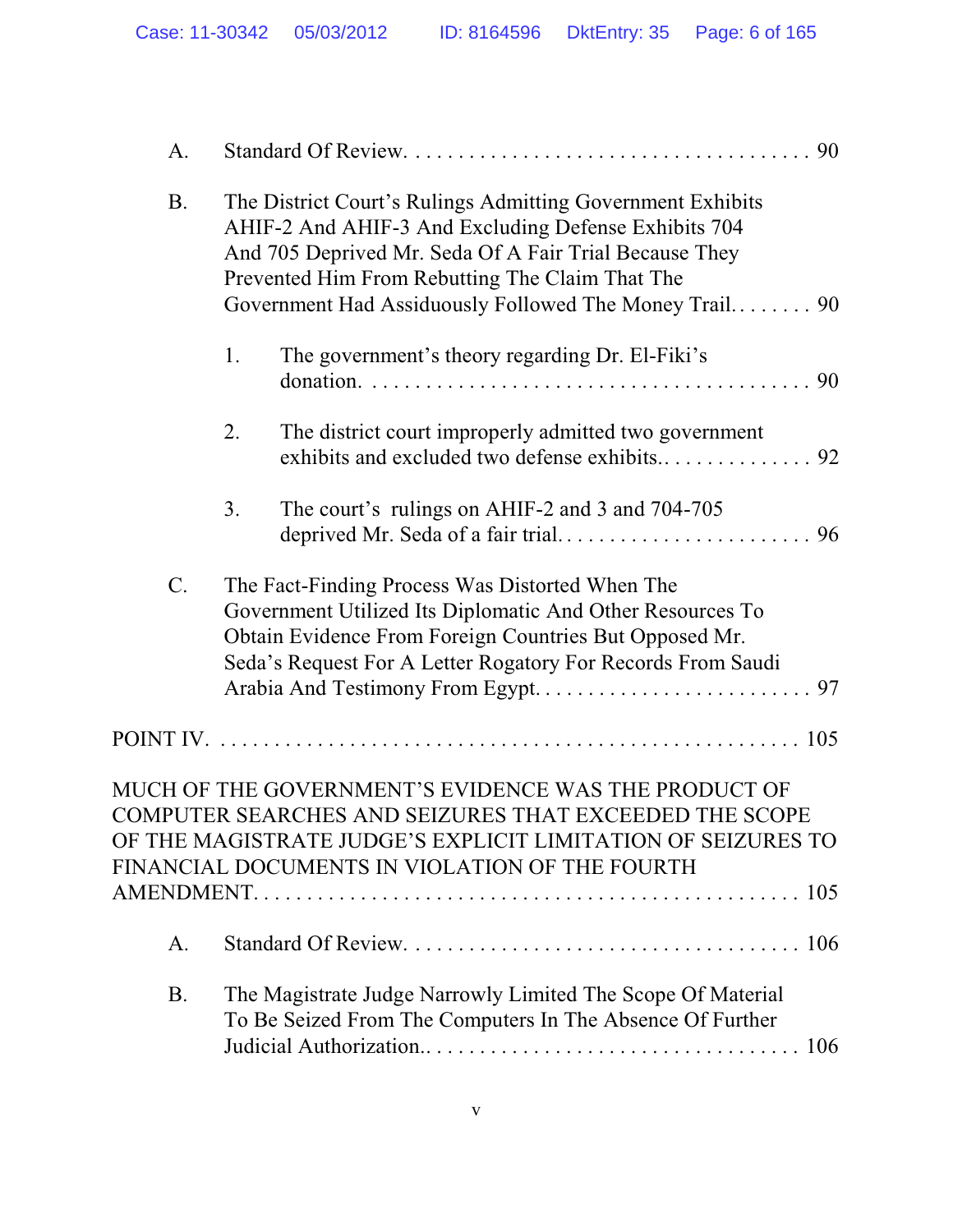A. Standard Of Review. . . . . . . . . . . . . . . . . . . . . . . . . . . . . . . . . . . . . . 90

B. The District Court's Rulings Admitting Government Exhibits AHIF-2 And AHIF-3 And Excluding Defense Exhibits 704 And 705 Deprived Mr. Seda Of A Fair Trial Because They Prevented Him From Rebutting The Claim That The Government Had Assiduously Followed The Money Trail. . . . . . . . 90

1. The government's theory regarding Dr. El-Fiki's donation. . . . . . . . . . . . . . . . . . . . . . . . . . . . . . . . . . . . . . . . 90

2. The district court improperly admitted two government exhibits and excluded two defense exhibits.. . . . . . . . . . . . . . . 92

3. The court's rulings on AHIF-2 and 3 and 704-705 deprived Mr. Seda of a fair trial. . . . . . . . . . . . . . . . . . . . . . . . . 96

C. The Fact-Finding Process Was Distorted When The Government Utilized Its Diplomatic And Other Resources To Obtain Evidence From Foreign Countries But Opposed Mr. Seda's Request For A Letter Rogatory For Records From Saudi Arabia And Testimony From Egypt. . . . . . . . . . . . . . . . . . . . . . . . . . 97

POINT IV. . . . . . . . . . . . . . . . . . . . . . . . . . . . . . . . . . . . . . . . . . . . . . . . . . . . . 105

MUCH OF THE GOVERNMENT'S EVIDENCE WAS THE PRODUCT OF COMPUTER SEARCHES AND SEIZURES THAT EXCEEDED THE SCOPE OF THE MAGISTRATE JUDGE'S EXPLICIT LIMITATION OF SEIZURES TO FINANCIAL DOCUMENTS IN VIOLATION OF THE FOURTH AMENDMENT. . . . . . . . . . . . . . . . . . . . . . . . . . . . . . . . . . . . . . . . . . . . . . . . . . . . 105

A. Standard Of Review. . . . . . . . . . . . . . . . . . . . . . . . . . . . . . . . . . . . . . 106

B. The Magistrate Judge Narrowly Limited The Scope Of Material To Be Seized From The Computers In The Absence Of Further Judicial Authorization.. . . . . . . . . . . . . . . . . . . . . . . . . . . . . . . . . . . 106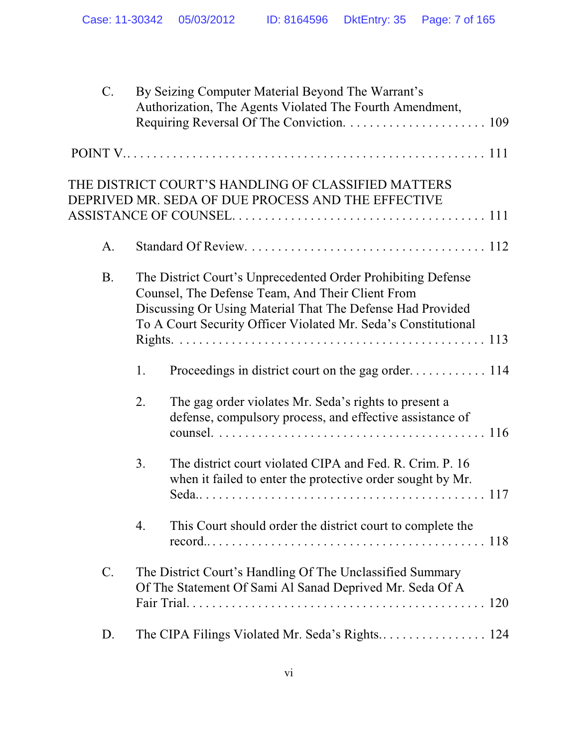C. By Seizing Computer Material Beyond The Warrant's Authorization, The Agents Violated The Fourth Amendment, Requiring Reversal Of The Conviction. . . . . . . . . . . . . . . . . . . . . . . 109

POINT V.. . . . . . . . . . . . . . . . . . . . . . . . . . . . . . . . . . . . . . . . . . . . . . . . . . 111

THE DISTRICT COURT'S HANDLING OF CLASSIFIED MATTERS DEPRIVED MR. SEDA OF DUE PROCESS AND THE EFFECTIVE ASSISTANCE OF COUNSEL. . . . . . . . . . . . . . . . . . . . . . . . . . . . . . . . . . . . 111

A. Standard Of Review. . . . . . . . . . . . . . . . . . . . . . . . . . . . . . . . . . . . 112

B. The District Court's Unprecedented Order Prohibiting Defense Counsel, The Defense Team, And Their Client From Discussing Or Using Material That The Defense Had Provided To A Court Security Officer Violated Mr. Seda's Constitutional Rights. . . . . . . . . . . . . . . . . . . . . . . . . . . . . . . . . . . . . . . . . . . . . 113

1. Proceedings in district court on the gag order. . . . . . . . . . . . 114

2. The gag order violates Mr. Seda's rights to present a defense, compulsory process, and effective assistance of counsel. . . . . . . . . . . . . . . . . . . . . . . . . . . . . . . . . . . . . . . . . 116

3. The district court violated CIPA and Fed. R. Crim. P. 16 when it failed to enter the protective order sought by Mr. Seda.. . . . . . . . . . . . . . . . . . . . . . . . . . . . . . . . . . . . . . . . . . . 117

4. This Court should order the district court to complete the record.. . . . . . . . . . . . . . . . . . . . . . . . . . . . . . . . . . . . . . . . . . 118

C. The District Court's Handling Of The Unclassified Summary Of The Statement Of Sami Al Sanad Deprived Mr. Seda Of A Fair Trial. . . . . . . . . . . . . . . . . . . . . . . . . . . . . . . . . . . . . . . . . . . . 120

D. The CIPA Filings Violated Mr. Seda's Rights.. . . . . . . . . . . . . . . . . 124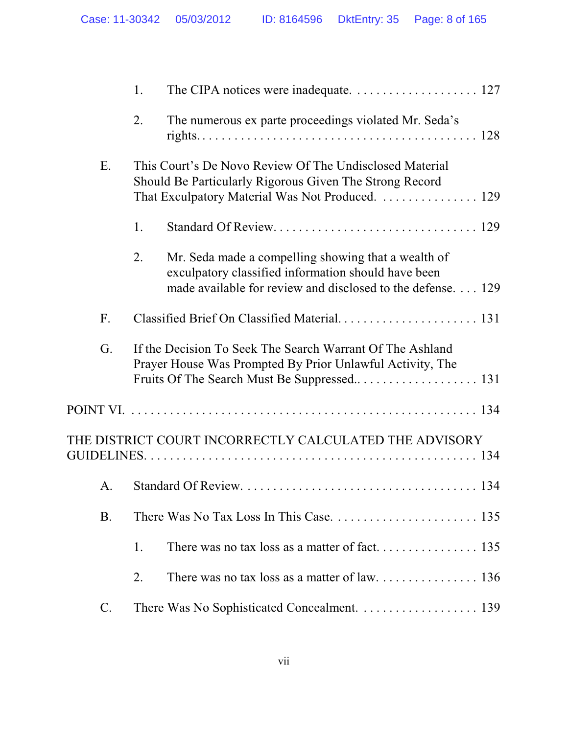1. The CIPA notices were inadequate. . . . . . . . . . . . . . . . . . . . 127

2. The numerous ex parte proceedings violated Mr. Seda's rights. . . . . . . . . . . . . . . . . . . . . . . . . . . . . . . . . . . . . . . . . . 128

E. This Court's De Novo Review Of The Undisclosed Material Should Be Particularly Rigorous Given The Strong Record That Exculpatory Material Was Not Produced. . . . . . . . . . . . . . . . 129

1. Standard Of Review. . . . . . . . . . . . . . . . . . . . . . . . . . . . . . . 129

2. Mr. Seda made a compelling showing that a wealth of exculpatory classified information should have been made available for review and disclosed to the defense. . . . 129

F. Classified Brief On Classified Material. . . . . . . . . . . . . . . . . . . . . . 131

G. If the Decision To Seek The Search Warrant Of The Ashland Prayer House Was Prompted By Prior Unlawful Activity, The Fruits Of The Search Must Be Suppressed.. . . . . . . . . . . . . . . . . . . 131

POINT VI. . . . . . . . . . . . . . . . . . . . . . . . . . . . . . . . . . . . . . . . . . . . . . . . . . . 134

THE DISTRICT COURT INCORRECTLY CALCULATED THE ADVISORY GUIDELINES. . . . . . . . . . . . . . . . . . . . . . . . . . . . . . . . . . . . . . . . . . . . . . . . . . 134

A. Standard Of Review. . . . . . . . . . . . . . . . . . . . . . . . . . . . . . . . . . . 134

B. There Was No Tax Loss In This Case. . . . . . . . . . . . . . . . . . . . . . . 135

1. There was no tax loss as a matter of fact. . . . . . . . . . . . . . . . 135

2. There was no tax loss as a matter of law. . . . . . . . . . . . . . . . 136

C. There Was No Sophisticated Concealment. . . . . . . . . . . . . . . . . . 139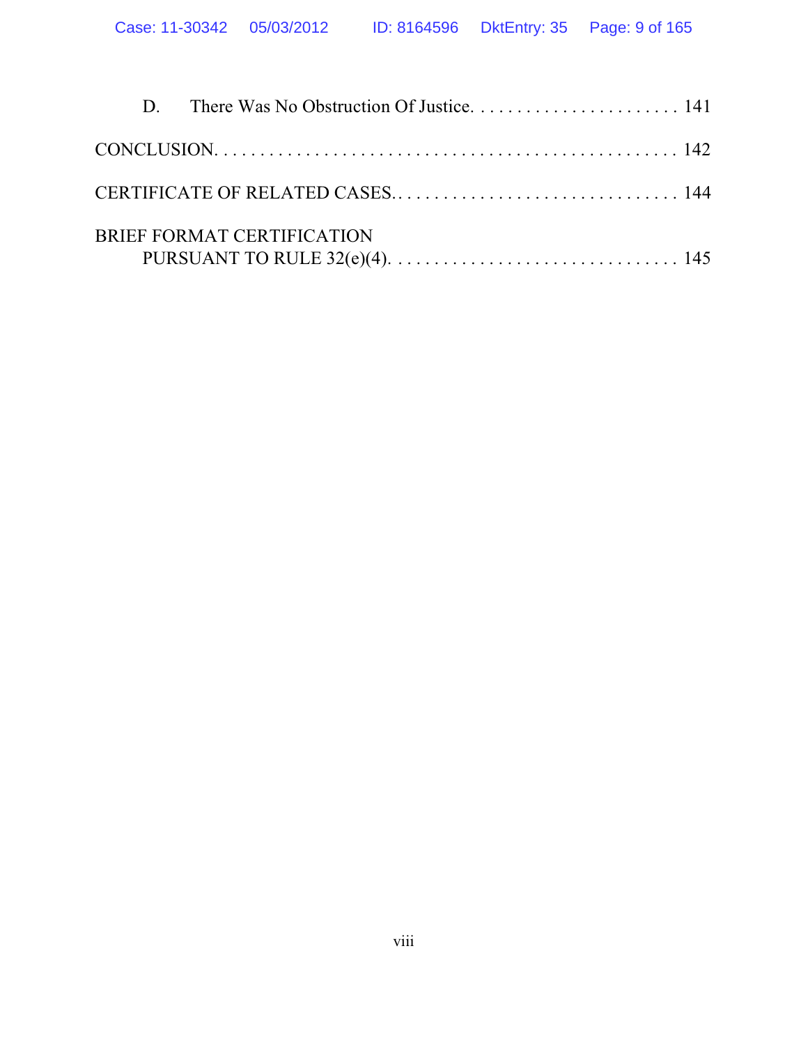D. There Was No Obstruction Of Justice. . . . . . . . . . . . . . . . . . . . . . . . 141

CONCLUSION. . . . . . . . . . . . . . . . . . . . . . . . . . . . . . . . . . . . . . . . . . . . . . . . . . . 142

CERTIFICATE OF RELATED CASES. . . . . . . . . . . . . . . . . . . . . . . . . . . . . . . . 144

BRIEF FORMAT CERTIFICATION
PURSUANT TO RULE 32(e)(4). . . . . . . . . . . . . . . . . . . . . . . . . . . . . . . . 145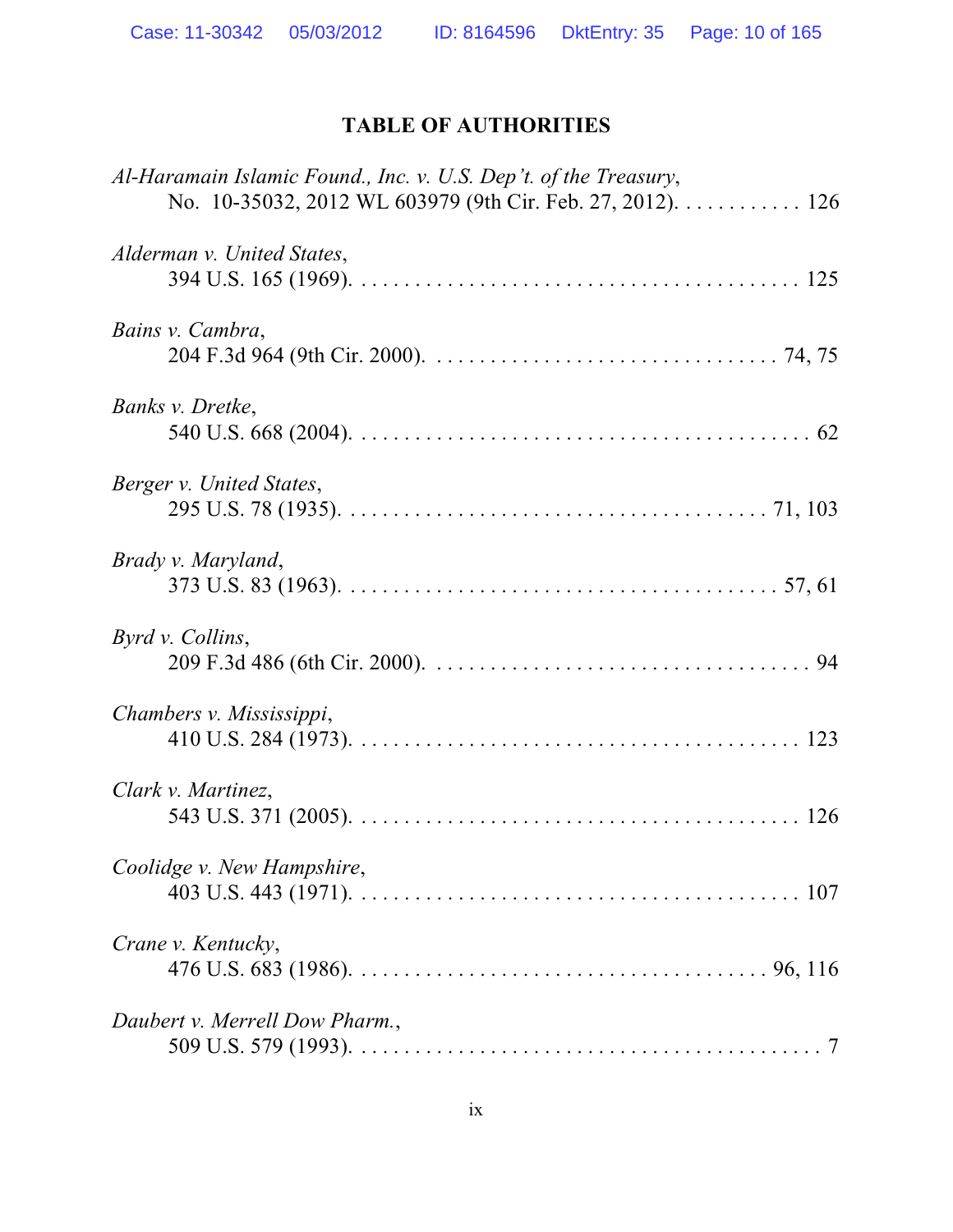# TABLE OF AUTHORITIES

*Al-Haramain Islamic Found., Inc. v. U.S. Dep't. of the Treasury*, No. 10-35032, 2012 WL 603979 (9th Cir. Feb. 27, 2012). . . . . . . . . . . . 126

*Alderman v. United States*, 394 U.S. 165 (1969). . . . . . . . . . . . . . . . . . . . . . . . . . . . . . . . . . . . . . . . . 125

*Bains v. Cambra*, 204 F.3d 964 (9th Cir. 2000). . . . . . . . . . . . . . . . . . . . . . . . . . . . . . . . 74, 75

*Banks v. Dretke*, 540 U.S. 668 (2004). . . . . . . . . . . . . . . . . . . . . . . . . . . . . . . . . . . . . . . . . . . 62

*Berger v. United States*, 295 U.S. 78 (1935). . . . . . . . . . . . . . . . . . . . . . . . . . . . . . . . . . . . . . . 71, 103

*Brady v. Maryland*, 373 U.S. 83 (1963). . . . . . . . . . . . . . . . . . . . . . . . . . . . . . . . . . . . . . . . . 57, 61

*Byrd v. Collins*, 209 F.3d 486 (6th Cir. 2000). . . . . . . . . . . . . . . . . . . . . . . . . . . . . . . . . . . . 94

*Chambers v. Mississippi*, 410 U.S. 284 (1973). . . . . . . . . . . . . . . . . . . . . . . . . . . . . . . . . . . . . . . . . 123

*Clark v. Martinez*, 543 U.S. 371 (2005). . . . . . . . . . . . . . . . . . . . . . . . . . . . . . . . . . . . . . . . . 126

*Coolidge v. New Hampshire*, 403 U.S. 443 (1971). . . . . . . . . . . . . . . . . . . . . . . . . . . . . . . . . . . . . . . . . 107

*Crane v. Kentucky*, 476 U.S. 683 (1986). . . . . . . . . . . . . . . . . . . . . . . . . . . . . . . . . . . . . . 96, 116

*Daubert v. Merrell Dow Pharm.*, 509 U.S. 579 (1993). . . . . . . . . . . . . . . . . . . . . . . . . . . . . . . . . . . . . . . . . . . 7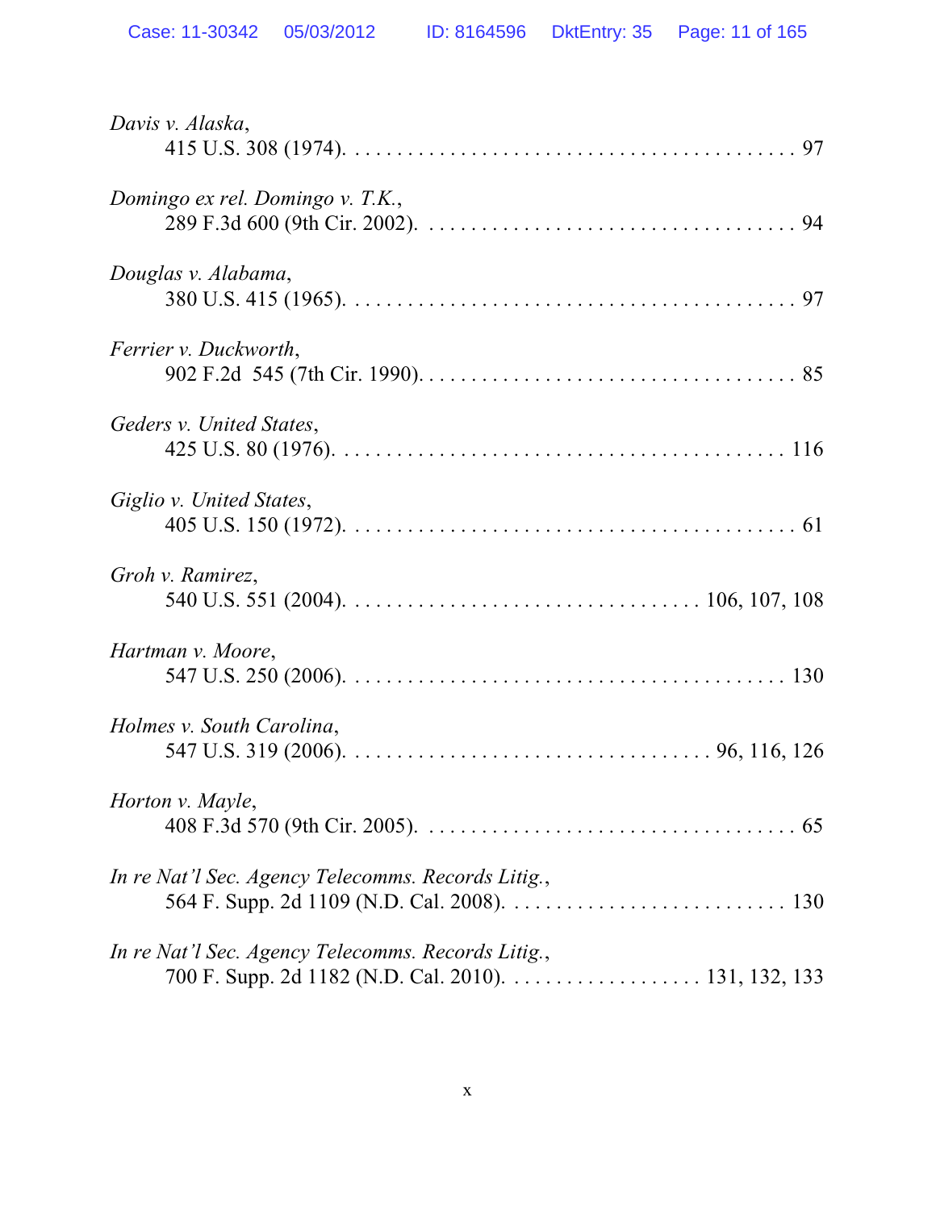*Davis v. Alaska*,
415 U.S. 308 (1974). . . . . . . . . . . . . . . . . . . . . . . . . . . . . . . . . . . . . . . . . . . 97

*Domingo ex rel. Domingo v. T.K.*,
289 F.3d 600 (9th Cir. 2002). . . . . . . . . . . . . . . . . . . . . . . . . . . . . . . . . . . . 94

*Douglas v. Alabama*,
380 U.S. 415 (1965). . . . . . . . . . . . . . . . . . . . . . . . . . . . . . . . . . . . . . . . . . . 97

*Ferrier v. Duckworth*,
902 F.2d 545 (7th Cir. 1990). . . . . . . . . . . . . . . . . . . . . . . . . . . . . . . . . . . . 85

*Geders v. United States*,
425 U.S. 80 (1976). . . . . . . . . . . . . . . . . . . . . . . . . . . . . . . . . . . . . . . . . . 116

*Giglio v. United States*,
405 U.S. 150 (1972). . . . . . . . . . . . . . . . . . . . . . . . . . . . . . . . . . . . . . . . . . . 61

*Groh v. Ramirez*,
540 U.S. 551 (2004). . . . . . . . . . . . . . . . . . . . . . . . . . . . . . . . . 106, 107, 108

*Hartman v. Moore*,
547 U.S. 250 (2006). . . . . . . . . . . . . . . . . . . . . . . . . . . . . . . . . . . . . . . . . . 130

*Holmes v. South Carolina*,
547 U.S. 319 (2006). . . . . . . . . . . . . . . . . . . . . . . . . . . . . . . . . . 96, 116, 126

*Horton v. Mayle*,
408 F.3d 570 (9th Cir. 2005). . . . . . . . . . . . . . . . . . . . . . . . . . . . . . . . . . . . 65

*In re Nat'l Sec. Agency Telecomms. Records Litig.*,
564 F. Supp. 2d 1109 (N.D. Cal. 2008). . . . . . . . . . . . . . . . . . . . . . . . . . . 130

*In re Nat'l Sec. Agency Telecomms. Records Litig.*,
700 F. Supp. 2d 1182 (N.D. Cal. 2010). . . . . . . . . . . . . . . . . . . 131, 132, 133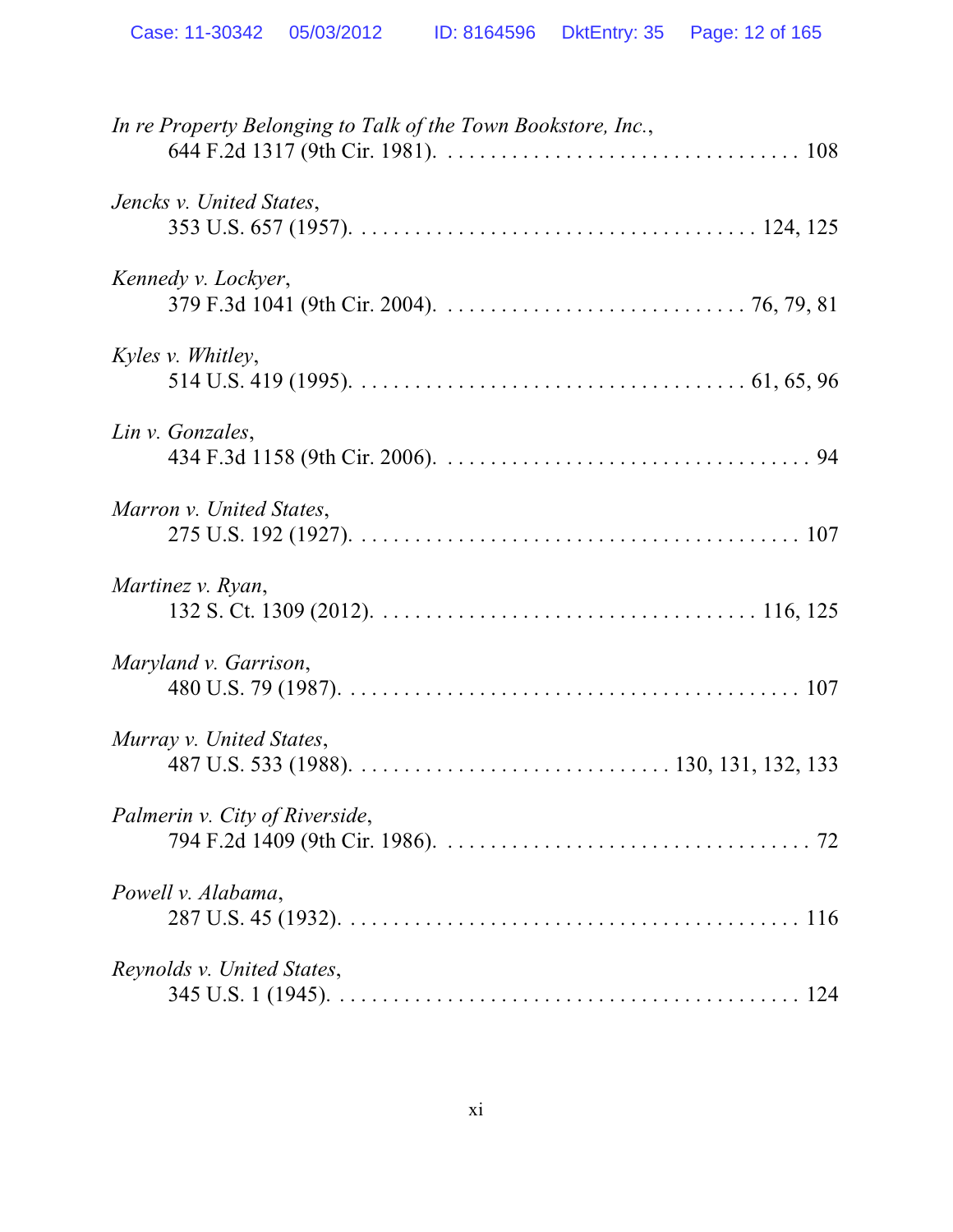*In re Property Belonging to Talk of the Town Bookstore, Inc.*,
644 F.2d 1317 (9th Cir. 1981). . . . . . . . . . . . . . . . . . . . . . . . . . . . . . . . . . . 108

*Jencks v. United States*,
353 U.S. 657 (1957). . . . . . . . . . . . . . . . . . . . . . . . . . . . . . . . . . . . . . 124, 125

*Kennedy v. Lockyer*,
379 F.3d 1041 (9th Cir. 2004). . . . . . . . . . . . . . . . . . . . . . . . . . . . . 76, 79, 81

*Kyles v. Whitley*,
514 U.S. 419 (1995). . . . . . . . . . . . . . . . . . . . . . . . . . . . . . . . . . . . 61, 65, 96

*Lin v. Gonzales*,
434 F.3d 1158 (9th Cir. 2006). . . . . . . . . . . . . . . . . . . . . . . . . . . . . . . . . . . . 94

*Marron v. United States*,
275 U.S. 192 (1927). . . . . . . . . . . . . . . . . . . . . . . . . . . . . . . . . . . . . . . . . 107

*Martinez v. Ryan*,
132 S. Ct. 1309 (2012). . . . . . . . . . . . . . . . . . . . . . . . . . . . . . . . . . . . 116, 125

*Maryland v. Garrison*,
480 U.S. 79 (1987). . . . . . . . . . . . . . . . . . . . . . . . . . . . . . . . . . . . . . . . . . 107

*Murray v. United States*,
487 U.S. 533 (1988). . . . . . . . . . . . . . . . . . . . . . . . . . . . . 130, 131, 132, 133

*Palmerin v. City of Riverside*,
794 F.2d 1409 (9th Cir. 1986). . . . . . . . . . . . . . . . . . . . . . . . . . . . . . . . . . . . 72

*Powell v. Alabama*,
287 U.S. 45 (1932). . . . . . . . . . . . . . . . . . . . . . . . . . . . . . . . . . . . . . . . . . 116

*Reynolds v. United States*,
345 U.S. 1 (1945). . . . . . . . . . . . . . . . . . . . . . . . . . . . . . . . . . . . . . . . . . . 124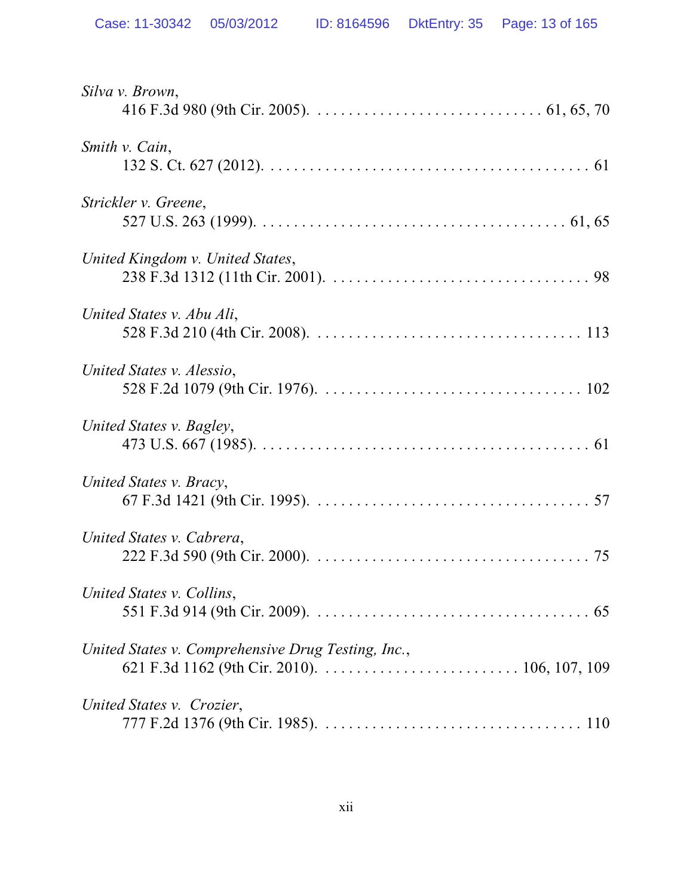*Silva v. Brown*,
416 F.3d 980 (9th Cir. 2005). . . . . . . . . . . . . . . . . . . . . . . . . . . . . . 61, 65, 70

*Smith v. Cain*,
132 S. Ct. 627 (2012). . . . . . . . . . . . . . . . . . . . . . . . . . . . . . . . . . . . . . . . . . 61

*Strickler v. Greene*,
527 U.S. 263 (1999). . . . . . . . . . . . . . . . . . . . . . . . . . . . . . . . . . . . . . . 61, 65

*United Kingdom v. United States*,
238 F.3d 1312 (11th Cir. 2001). . . . . . . . . . . . . . . . . . . . . . . . . . . . . . . . . 98

*United States v. Abu Ali*,
528 F.3d 210 (4th Cir. 2008). . . . . . . . . . . . . . . . . . . . . . . . . . . . . . . . . . . 113

*United States v. Alessio*,
528 F.2d 1079 (9th Cir. 1976). . . . . . . . . . . . . . . . . . . . . . . . . . . . . . . . . 102

*United States v. Bagley*,
473 U.S. 667 (1985). . . . . . . . . . . . . . . . . . . . . . . . . . . . . . . . . . . . . . . . . . 61

*United States v. Bracy*,
67 F.3d 1421 (9th Cir. 1995). . . . . . . . . . . . . . . . . . . . . . . . . . . . . . . . . . . . 57

*United States v. Cabrera*,
222 F.3d 590 (9th Cir. 2000). . . . . . . . . . . . . . . . . . . . . . . . . . . . . . . . . . . . 75

*United States v. Collins*,
551 F.3d 914 (9th Cir. 2009). . . . . . . . . . . . . . . . . . . . . . . . . . . . . . . . . . . . 65

*United States v. Comprehensive Drug Testing, Inc.*,
621 F.3d 1162 (9th Cir. 2010). . . . . . . . . . . . . . . . . . . . . . . . . 106, 107, 109

*United States v. Crozier*,
777 F.2d 1376 (9th Cir. 1985). . . . . . . . . . . . . . . . . . . . . . . . . . . . . . . . . 110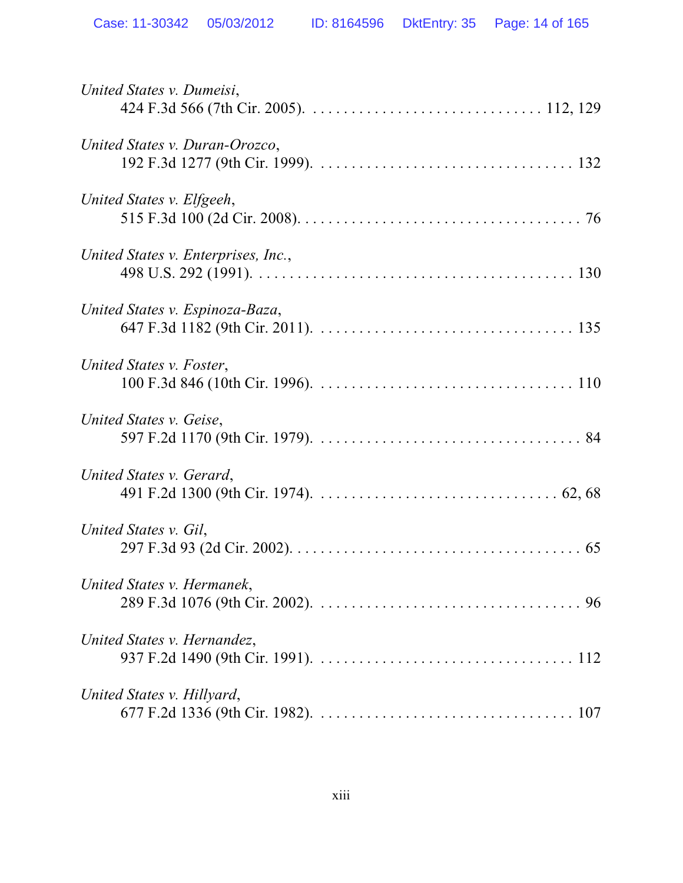*United States v. Dumeisi*,
424 F.3d 566 (7th Cir. 2005). . . . . . . . . . . . . . . . . . . . . . . . . . . . . . . 112, 129

*United States v. Duran-Orozco*,
192 F.3d 1277 (9th Cir. 1999). . . . . . . . . . . . . . . . . . . . . . . . . . . . . . . . . . 132

*United States v. Elfgeeh*,
515 F.3d 100 (2d Cir. 2008). . . . . . . . . . . . . . . . . . . . . . . . . . . . . . . . . . . . . 76

*United States v. Enterprises, Inc.*,
498 U.S. 292 (1991). . . . . . . . . . . . . . . . . . . . . . . . . . . . . . . . . . . . . . . . . . 130

*United States v. Espinoza-Baza*,
647 F.3d 1182 (9th Cir. 2011). . . . . . . . . . . . . . . . . . . . . . . . . . . . . . . . . . 135

*United States v. Foster*,
100 F.3d 846 (10th Cir. 1996). . . . . . . . . . . . . . . . . . . . . . . . . . . . . . . . . . 110

*United States v. Geise*,
597 F.2d 1170 (9th Cir. 1979). . . . . . . . . . . . . . . . . . . . . . . . . . . . . . . . . . . 84

*United States v. Gerard*,
491 F.2d 1300 (9th Cir. 1974). . . . . . . . . . . . . . . . . . . . . . . . . . . . . . . . 62, 68

*United States v. Gil*,
297 F.3d 93 (2d Cir. 2002). . . . . . . . . . . . . . . . . . . . . . . . . . . . . . . . . . . . . 65

*United States v. Hermanek*,
289 F.3d 1076 (9th Cir. 2002). . . . . . . . . . . . . . . . . . . . . . . . . . . . . . . . . . . 96

*United States v. Hernandez*,
937 F.2d 1490 (9th Cir. 1991). . . . . . . . . . . . . . . . . . . . . . . . . . . . . . . . . . 112

*United States v. Hillyard*,
677 F.2d 1336 (9th Cir. 1982). . . . . . . . . . . . . . . . . . . . . . . . . . . . . . . . . . 107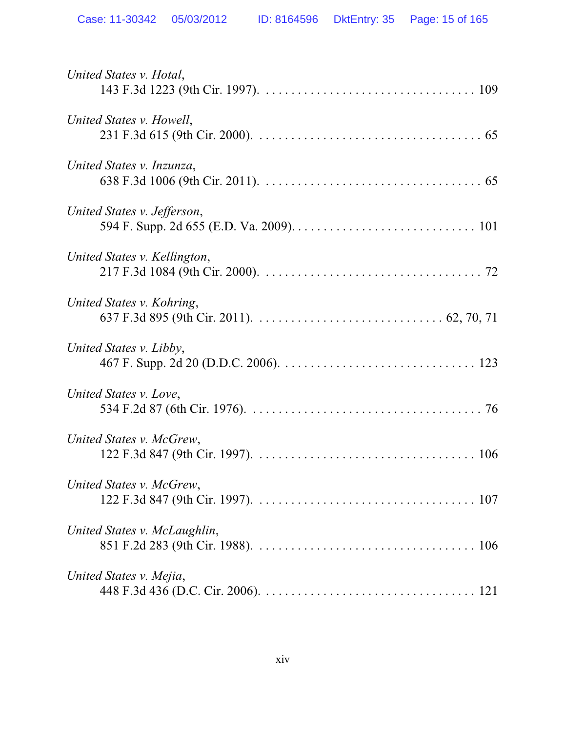*United States v. Hotal*,
143 F.3d 1223 (9th Cir. 1997). . . . . . . . . . . . . . . . . . . . . . . . . . . . . . . . . . 109

*United States v. Howell*,
231 F.3d 615 (9th Cir. 2000). . . . . . . . . . . . . . . . . . . . . . . . . . . . . . . . . . . . 65

*United States v. Inzunza*,
638 F.3d 1006 (9th Cir. 2011). . . . . . . . . . . . . . . . . . . . . . . . . . . . . . . . . . . 65

*United States v. Jefferson*,
594 F. Supp. 2d 655 (E.D. Va. 2009). . . . . . . . . . . . . . . . . . . . . . . . . . . . . 101

*United States v. Kellington*,
217 F.3d 1084 (9th Cir. 2000). . . . . . . . . . . . . . . . . . . . . . . . . . . . . . . . . . . 72

*United States v. Kohring*,
637 F.3d 895 (9th Cir. 2011). . . . . . . . . . . . . . . . . . . . . . . . . . . . . . 62, 70, 71

*United States v. Libby*,
467 F. Supp. 2d 20 (D.D.C. 2006). . . . . . . . . . . . . . . . . . . . . . . . . . . . . . . 123

*United States v. Love*,
534 F.2d 87 (6th Cir. 1976). . . . . . . . . . . . . . . . . . . . . . . . . . . . . . . . . . . . . 76

*United States v. McGrew*,
122 F.3d 847 (9th Cir. 1997). . . . . . . . . . . . . . . . . . . . . . . . . . . . . . . . . . . 106

*United States v. McGrew*,
122 F.3d 847 (9th Cir. 1997). . . . . . . . . . . . . . . . . . . . . . . . . . . . . . . . . . . 107

*United States v. McLaughlin*,
851 F.2d 283 (9th Cir. 1988). . . . . . . . . . . . . . . . . . . . . . . . . . . . . . . . . . . 106

*United States v. Mejia*,
448 F.3d 436 (D.C. Cir. 2006). . . . . . . . . . . . . . . . . . . . . . . . . . . . . . . . . . 121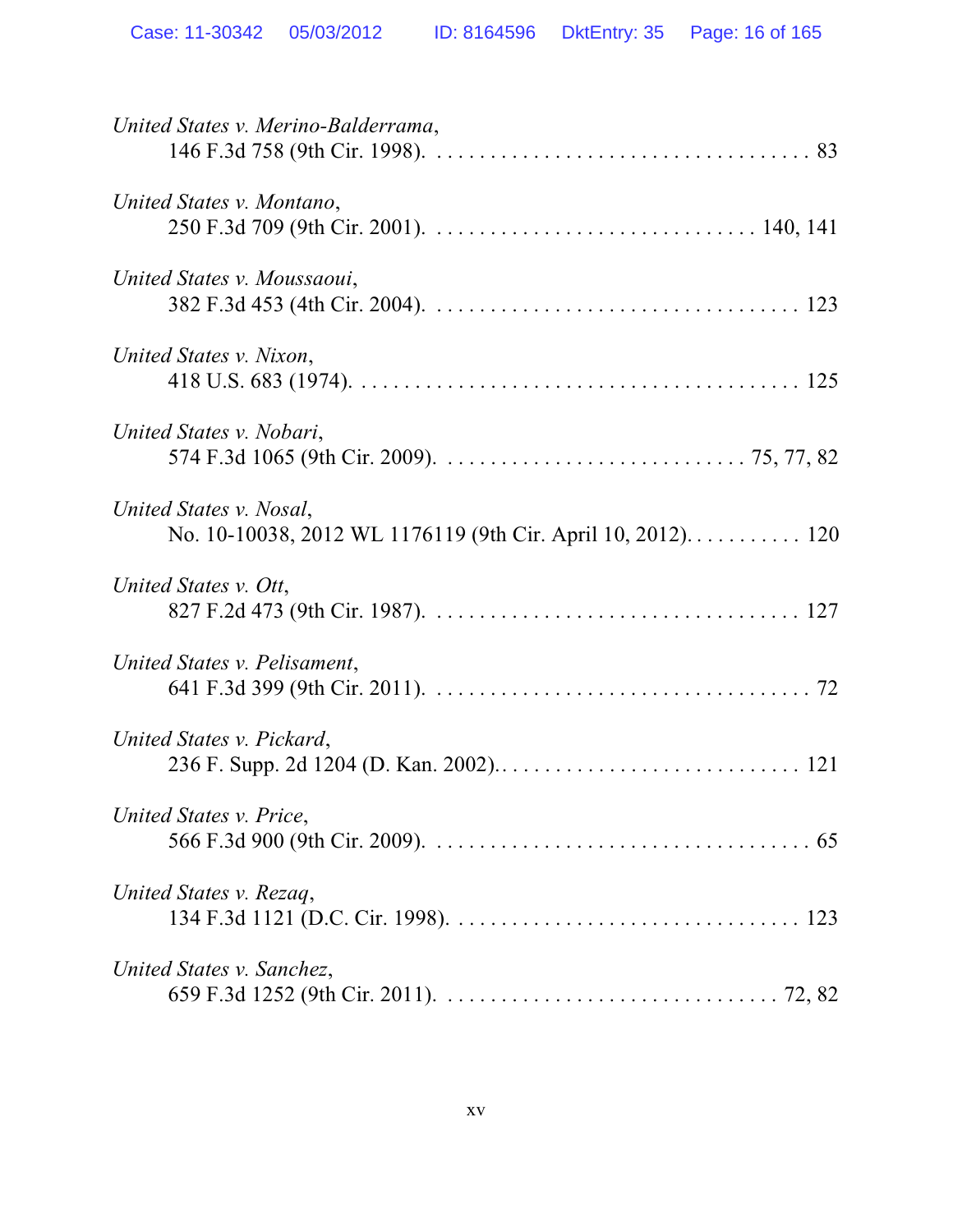*United States v. Merino-Balderrama*,
146 F.3d 758 (9th Cir. 1998). . . . . . . . . . . . . . . . . . . . . . . . . . . . . . . . . . . . 83

*United States v. Montano*,
250 F.3d 709 (9th Cir. 2001). . . . . . . . . . . . . . . . . . . . . . . . . . . . . . . 140, 141

*United States v. Moussaoui*,
382 F.3d 453 (4th Cir. 2004). . . . . . . . . . . . . . . . . . . . . . . . . . . . . . . . . . 123

*United States v. Nixon*,
418 U.S. 683 (1974). . . . . . . . . . . . . . . . . . . . . . . . . . . . . . . . . . . . . . . . . 125

*United States v. Nobari*,
574 F.3d 1065 (9th Cir. 2009). . . . . . . . . . . . . . . . . . . . . . . . . . . . . 75, 77, 82

*United States v. Nosal*,
No. 10-10038, 2012 WL 1176119 (9th Cir. April 10, 2012). . . . . . . . . . . 120

*United States v. Ott*,
827 F.2d 473 (9th Cir. 1987). . . . . . . . . . . . . . . . . . . . . . . . . . . . . . . . . . 127

*United States v. Pelisament*,
641 F.3d 399 (9th Cir. 2011). . . . . . . . . . . . . . . . . . . . . . . . . . . . . . . . . . . 72

*United States v. Pickard*,
236 F. Supp. 2d 1204 (D. Kan. 2002).. . . . . . . . . . . . . . . . . . . . . . . . . . . . 121

*United States v. Price*,
566 F.3d 900 (9th Cir. 2009). . . . . . . . . . . . . . . . . . . . . . . . . . . . . . . . . . . 65

*United States v. Rezaq*,
134 F.3d 1121 (D.C. Cir. 1998). . . . . . . . . . . . . . . . . . . . . . . . . . . . . . . . . 123

*United States v. Sanchez*,
659 F.3d 1252 (9th Cir. 2011). . . . . . . . . . . . . . . . . . . . . . . . . . . . . . . 72, 82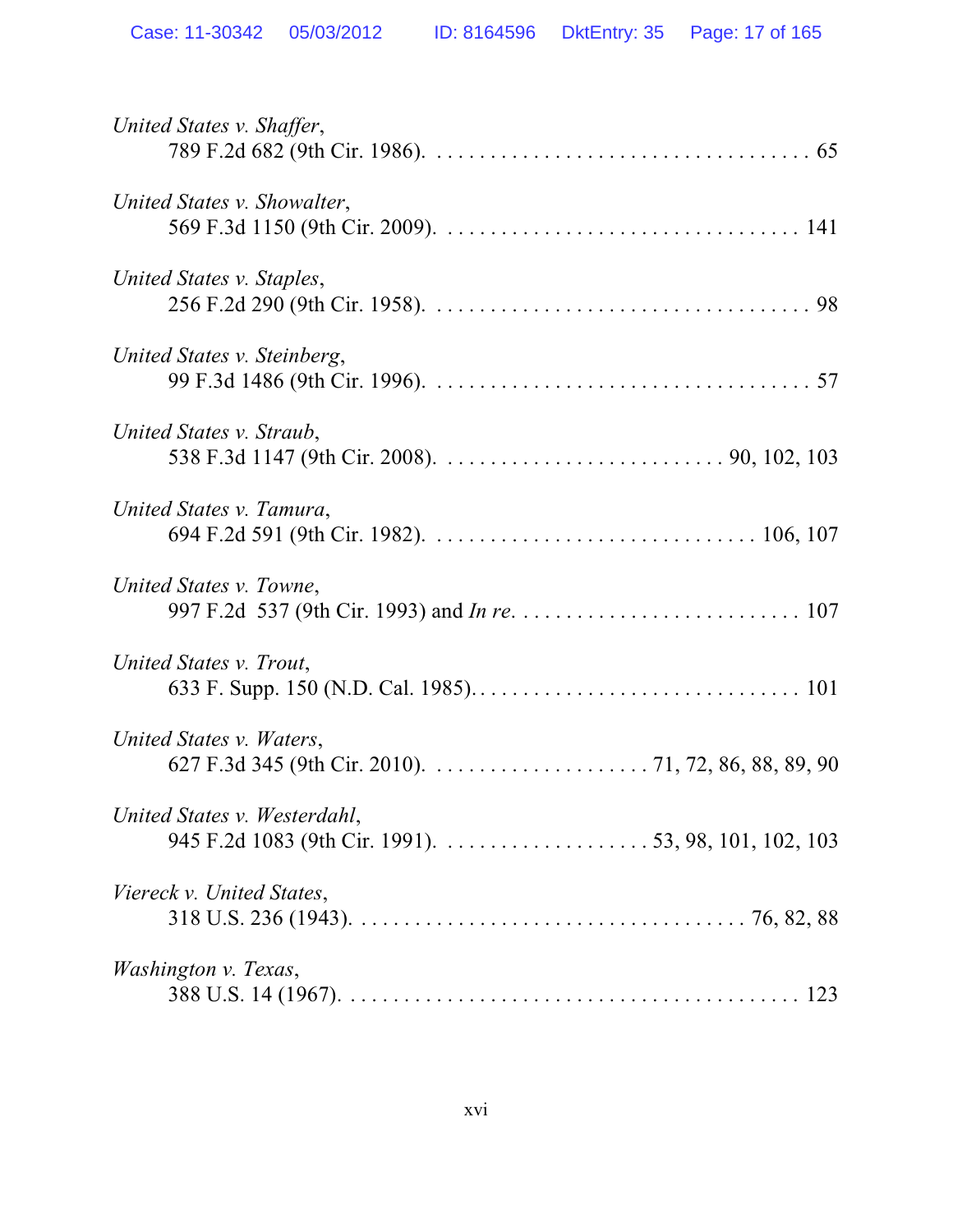*United States v. Shaffer*,
789 F.2d 682 (9th Cir. 1986). . . . . . . . . . . . . . . . . . . . . . . . . . . . . . . . . . . . 65

*United States v. Showalter*,
569 F.3d 1150 (9th Cir. 2009). . . . . . . . . . . . . . . . . . . . . . . . . . . . . . . . . . 141

*United States v. Staples*,
256 F.2d 290 (9th Cir. 1958). . . . . . . . . . . . . . . . . . . . . . . . . . . . . . . . . . . . 98

*United States v. Steinberg*,
99 F.3d 1486 (9th Cir. 1996). . . . . . . . . . . . . . . . . . . . . . . . . . . . . . . . . . . . 57

*United States v. Straub*,
538 F.3d 1147 (9th Cir. 2008). . . . . . . . . . . . . . . . . . . . . . . . . . . 90, 102, 103

*United States v. Tamura*,
694 F.2d 591 (9th Cir. 1982). . . . . . . . . . . . . . . . . . . . . . . . . . . . . . . 106, 107

*United States v. Towne*,
997 F.2d 537 (9th Cir. 1993) and *In re*. . . . . . . . . . . . . . . . . . . . . . . . . . . 107

*United States v. Trout*,
633 F. Supp. 150 (N.D. Cal. 1985). . . . . . . . . . . . . . . . . . . . . . . . . . . . . . . 101

*United States v. Waters*,
627 F.3d 345 (9th Cir. 2010). . . . . . . . . . . . . . . . . . . . . 71, 72, 86, 88, 89, 90

*United States v. Westerdahl*,
945 F.2d 1083 (9th Cir. 1991). . . . . . . . . . . . . . . . . . . . 53, 98, 101, 102, 103

*Viereck v. United States*,
318 U.S. 236 (1943). . . . . . . . . . . . . . . . . . . . . . . . . . . . . . . . . . . . 76, 82, 88

*Washington v. Texas*,
388 U.S. 14 (1967). . . . . . . . . . . . . . . . . . . . . . . . . . . . . . . . . . . . . . . . . 123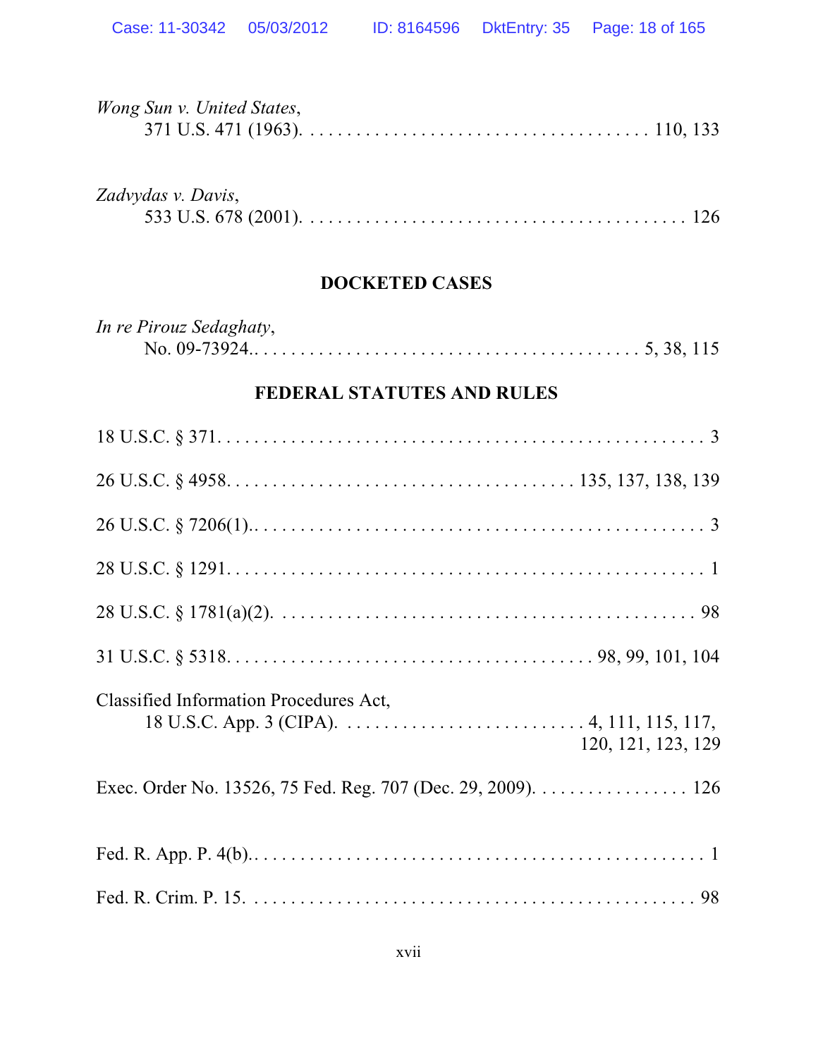*Wong Sun v. United States*,
371 U.S. 471 (1963). . . . . . . . . . . . . . . . . . . . . . . . . . . . . . . . . . . . 110, 133

*Zadvydas v. Davis*,
533 U.S. 678 (2001). . . . . . . . . . . . . . . . . . . . . . . . . . . . . . . . . . . . . . . . 126

**DOCKETED CASES**

*In re Pirouz Sedaghaty*,
No. 09-73924.. . . . . . . . . . . . . . . . . . . . . . . . . . . . . . . . . . . . 5, 38, 115

**FEDERAL STATUTES AND RULES**

18 U.S.C. § 371. . . . . . . . . . . . . . . . . . . . . . . . . . . . . . . . . . . . . . . . . . . . . . . . . . . 3

26 U.S.C. § 4958. . . . . . . . . . . . . . . . . . . . . . . . . . . . . . . . . . . 135, 137, 138, 139

26 U.S.C. § 7206(1).. . . . . . . . . . . . . . . . . . . . . . . . . . . . . . . . . . . . . . . . . . . . . . . 3

28 U.S.C. § 1291. . . . . . . . . . . . . . . . . . . . . . . . . . . . . . . . . . . . . . . . . . . . . . . . . . 1

28 U.S.C. § 1781(a)(2). . . . . . . . . . . . . . . . . . . . . . . . . . . . . . . . . . . . . . . . . . . . . 98

31 U.S.C. § 5318. . . . . . . . . . . . . . . . . . . . . . . . . . . . . . . . . . . . . . . 98, 99, 101, 104

Classified Information Procedures Act,
18 U.S.C. App. 3 (CIPA). . . . . . . . . . . . . . . . . . . . . . . . . . 4, 111, 115, 117, 120, 121, 123, 129

Exec. Order No. 13526, 75 Fed. Reg. 707 (Dec. 29, 2009). . . . . . . . . . . . . . . . . 126

Fed. R. App. P. 4(b).. . . . . . . . . . . . . . . . . . . . . . . . . . . . . . . . . . . . . . . . . . . . . . . 1

Fed. R. Crim. P. 15. . . . . . . . . . . . . . . . . . . . . . . . . . . . . . . . . . . . . . . . . . . . . . . . 98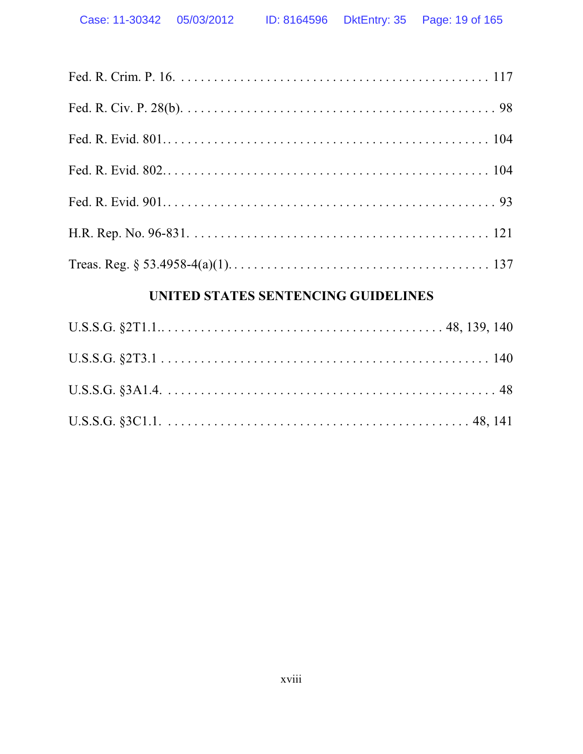Fed. R. Crim. P. 16. . . . . . . . . . . . . . . . . . . . . . . . . . . . . . . . . . . . . . . . . . . . . . . 117

Fed. R. Civ. P. 28(b). . . . . . . . . . . . . . . . . . . . . . . . . . . . . . . . . . . . . . . . . . . . . . . 98

Fed. R. Evid. 801. . . . . . . . . . . . . . . . . . . . . . . . . . . . . . . . . . . . . . . . . . . . . . . . 104

Fed. R. Evid. 802. . . . . . . . . . . . . . . . . . . . . . . . . . . . . . . . . . . . . . . . . . . . . . . . 104

Fed. R. Evid. 901. . . . . . . . . . . . . . . . . . . . . . . . . . . . . . . . . . . . . . . . . . . . . . . . 93

H.R. Rep. No. 96-831. . . . . . . . . . . . . . . . . . . . . . . . . . . . . . . . . . . . . . . . . . . . . 121

Treas. Reg. § 53.4958-4(a)(1). . . . . . . . . . . . . . . . . . . . . . . . . . . . . . . . . . . . . . . 137

## UNITED STATES SENTENCING GUIDELINES

U.S.S.G. §2T1.1.. . . . . . . . . . . . . . . . . . . . . . . . . . . . . . . . . . . . . . . . . 48, 139, 140

U.S.S.G. §2T3.1 . . . . . . . . . . . . . . . . . . . . . . . . . . . . . . . . . . . . . . . . . . . . . . . 140

U.S.S.G. §3A1.4. . . . . . . . . . . . . . . . . . . . . . . . . . . . . . . . . . . . . . . . . . . . . . . . 48

U.S.S.G. §3C1.1. . . . . . . . . . . . . . . . . . . . . . . . . . . . . . . . . . . . . . . . . . . . . 48, 141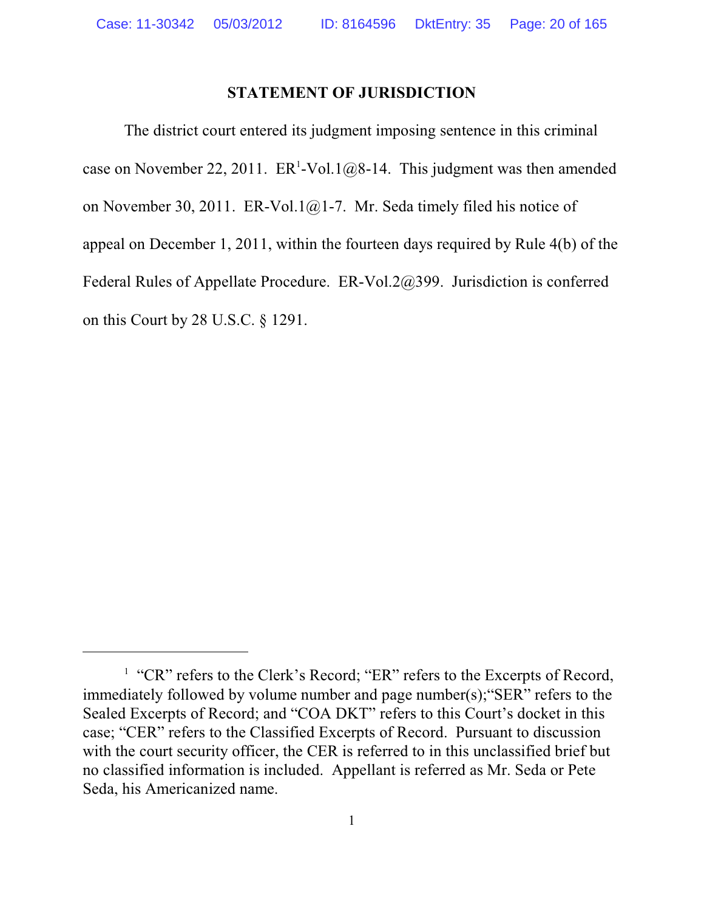## STATEMENT OF JURISDICTION

The district court entered its judgment imposing sentence in this criminal case on November 22, 2011. ER[1]-Vol.1@8-14. This judgment was then amended on November 30, 2011. ER-Vol.1@1-7. Mr. Seda timely filed his notice of appeal on December 1, 2011, within the fourteen days required by Rule 4(b) of the Federal Rules of Appellate Procedure. ER-Vol.2@399. Jurisdiction is conferred on this Court by 28 U.S.C. § 1291.

---

[1] "CR" refers to the Clerk's Record; "ER" refers to the Excerpts of Record, immediately followed by volume number and page number(s);"SER" refers to the Sealed Excerpts of Record; and "COA DKT" refers to this Court's docket in this case; "CER" refers to the Classified Excerpts of Record. Pursuant to discussion with the court security officer, the CER is referred to in this unclassified brief but no classified information is included. Appellant is referred as Mr. Seda or Pete Seda, his Americanized name.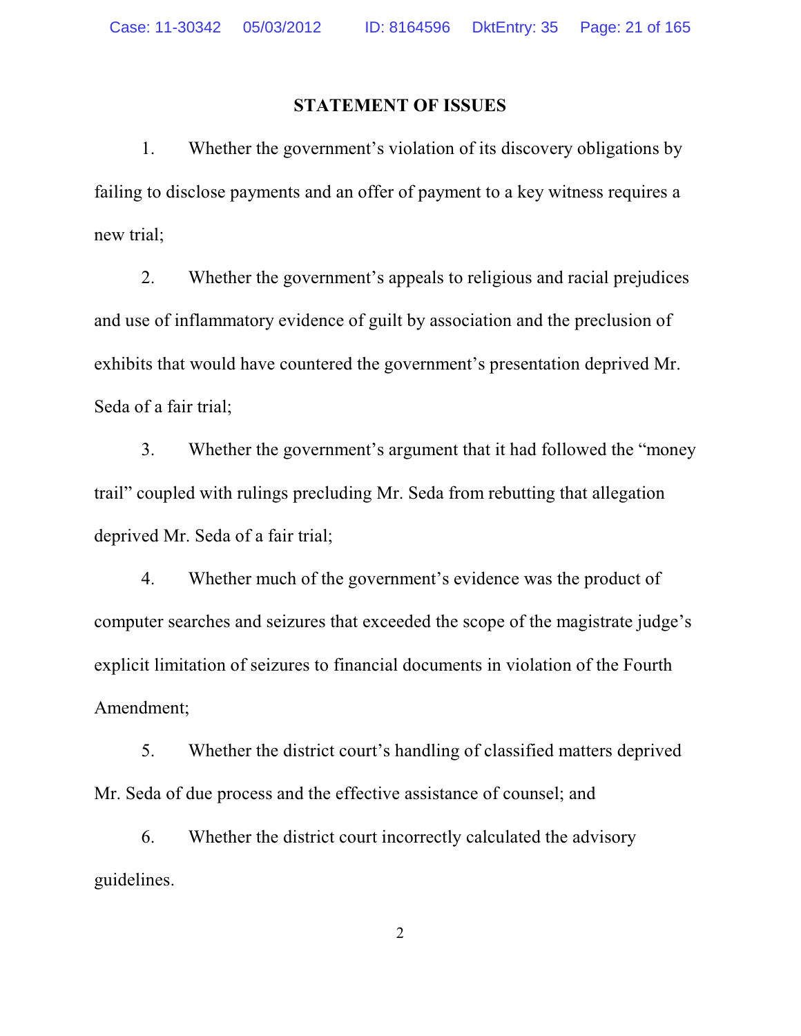## STATEMENT OF ISSUES

1. Whether the government's violation of its discovery obligations by failing to disclose payments and an offer of payment to a key witness requires a new trial;

2. Whether the government's appeals to religious and racial prejudices and use of inflammatory evidence of guilt by association and the preclusion of exhibits that would have countered the government's presentation deprived Mr. Seda of a fair trial;

3. Whether the government's argument that it had followed the "money trail" coupled with rulings precluding Mr. Seda from rebutting that allegation deprived Mr. Seda of a fair trial;

4. Whether much of the government's evidence was the product of computer searches and seizures that exceeded the scope of the magistrate judge's explicit limitation of seizures to financial documents in violation of the Fourth Amendment;

5. Whether the district court's handling of classified matters deprived Mr. Seda of due process and the effective assistance of counsel; and

6. Whether the district court incorrectly calculated the advisory guidelines.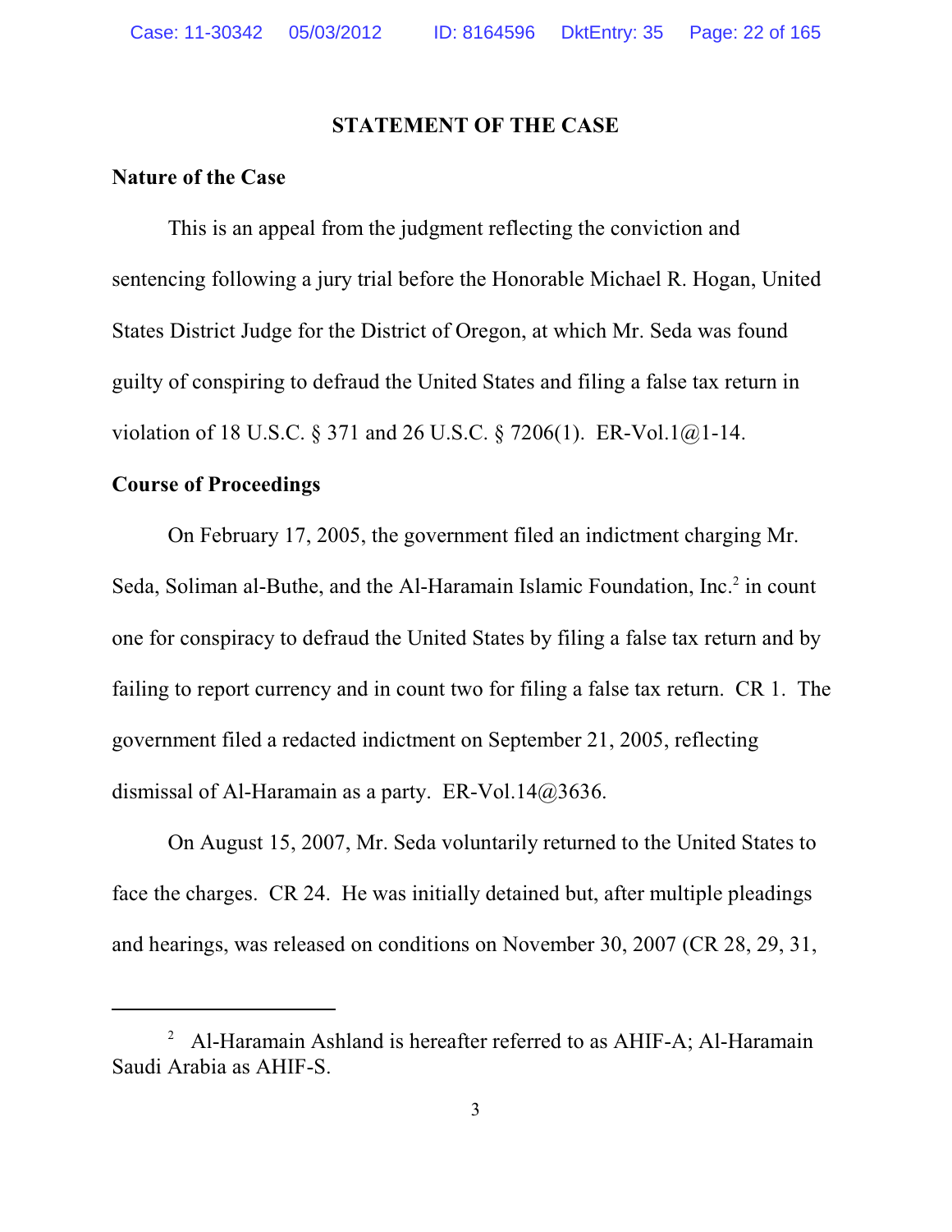## STATEMENT OF THE CASE

### Nature of the Case

This is an appeal from the judgment reflecting the conviction and sentencing following a jury trial before the Honorable Michael R. Hogan, United States District Judge for the District of Oregon, at which Mr. Seda was found guilty of conspiring to defraud the United States and filing a false tax return in violation of 18 U.S.C. § 371 and 26 U.S.C. § 7206(1). ER-Vol.1@1-14.

### Course of Proceedings

On February 17, 2005, the government filed an indictment charging Mr. Seda, Soliman al-Buthe, and the Al-Haramain Islamic Foundation, Inc.[2] in count one for conspiracy to defraud the United States by filing a false tax return and by failing to report currency and in count two for filing a false tax return. CR 1. The government filed a redacted indictment on September 21, 2005, reflecting dismissal of Al-Haramain as a party. ER-Vol.14@3636.

On August 15, 2007, Mr. Seda voluntarily returned to the United States to face the charges. CR 24. He was initially detained but, after multiple pleadings and hearings, was released on conditions on November 30, 2007 (CR 28, 29, 31,

---

[2] Al-Haramain Ashland is hereafter referred to as AHIF-A; Al-Haramain Saudi Arabia as AHIF-S.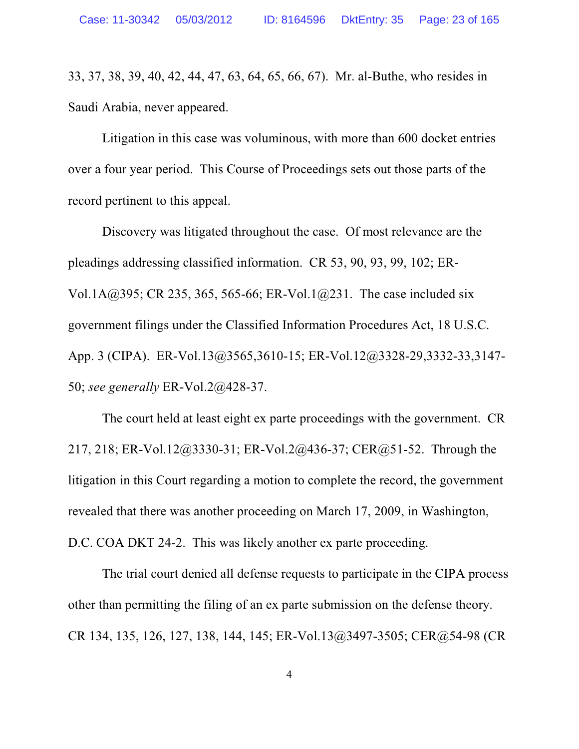33, 37, 38, 39, 40, 42, 44, 47, 63, 64, 65, 66, 67). Mr. al-Buthe, who resides in Saudi Arabia, never appeared.

Litigation in this case was voluminous, with more than 600 docket entries over a four year period. This Course of Proceedings sets out those parts of the record pertinent to this appeal.

Discovery was litigated throughout the case. Of most relevance are the pleadings addressing classified information. CR 53, 90, 93, 99, 102; ER-Vol.1A@395; CR 235, 365, 565-66; ER-Vol.1@231. The case included six government filings under the Classified Information Procedures Act, 18 U.S.C. App. 3 (CIPA). ER-Vol.13@3565,3610-15; ER-Vol.12@3328-29,3332-33,3147-50; *see generally* ER-Vol.2@428-37.

The court held at least eight ex parte proceedings with the government. CR 217, 218; ER-Vol.12@3330-31; ER-Vol.2@436-37; CER@51-52. Through the litigation in this Court regarding a motion to complete the record, the government revealed that there was another proceeding on March 17, 2009, in Washington, D.C. COA DKT 24-2. This was likely another ex parte proceeding.

The trial court denied all defense requests to participate in the CIPA process other than permitting the filing of an ex parte submission on the defense theory. CR 134, 135, 126, 127, 138, 144, 145; ER-Vol.13@3497-3505; CER@54-98 (CR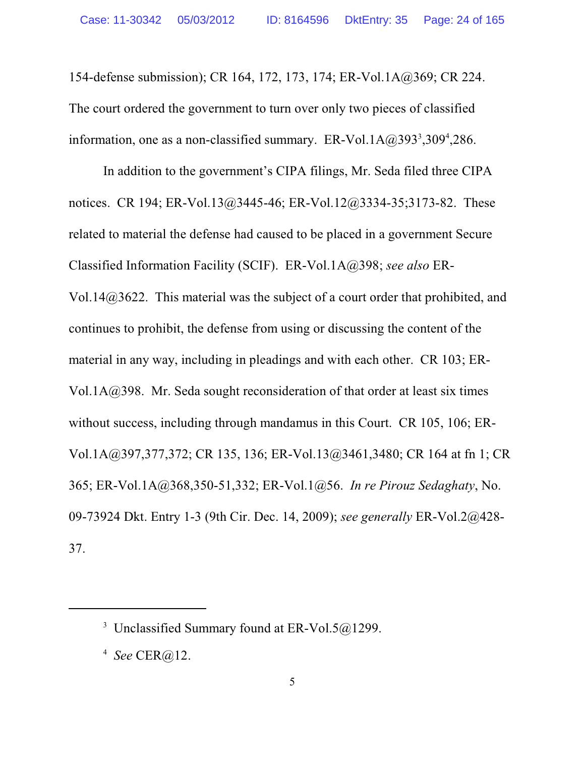154-defense submission); CR 164, 172, 173, 174; ER-Vol.1A@369; CR 224. The court ordered the government to turn over only two pieces of classified information, one as a non-classified summary. ER-Vol.1A@393[3],309[4],286.

In addition to the government's CIPA filings, Mr. Seda filed three CIPA notices. CR 194; ER-Vol.13@3445-46; ER-Vol.12@3334-35;3173-82. These related to material the defense had caused to be placed in a government Secure Classified Information Facility (SCIF). ER-Vol.1A@398; *see also* ER-Vol.14@3622. This material was the subject of a court order that prohibited, and continues to prohibit, the defense from using or discussing the content of the material in any way, including in pleadings and with each other. CR 103; ER-Vol.1A@398. Mr. Seda sought reconsideration of that order at least six times without success, including through mandamus in this Court. CR 105, 106; ER-Vol.1A@397,377,372; CR 135, 136; ER-Vol.13@3461,3480; CR 164 at fn 1; CR 365; ER-Vol.1A@368,350-51,332; ER-Vol.1@56. *In re Pirouz Sedaghaty*, No. 09-73924 Dkt. Entry 1-3 (9th Cir. Dec. 14, 2009); *see generally* ER-Vol.2@428-37.

---

[3] Unclassified Summary found at ER-Vol.5@1299.

[4] *See* CER@12.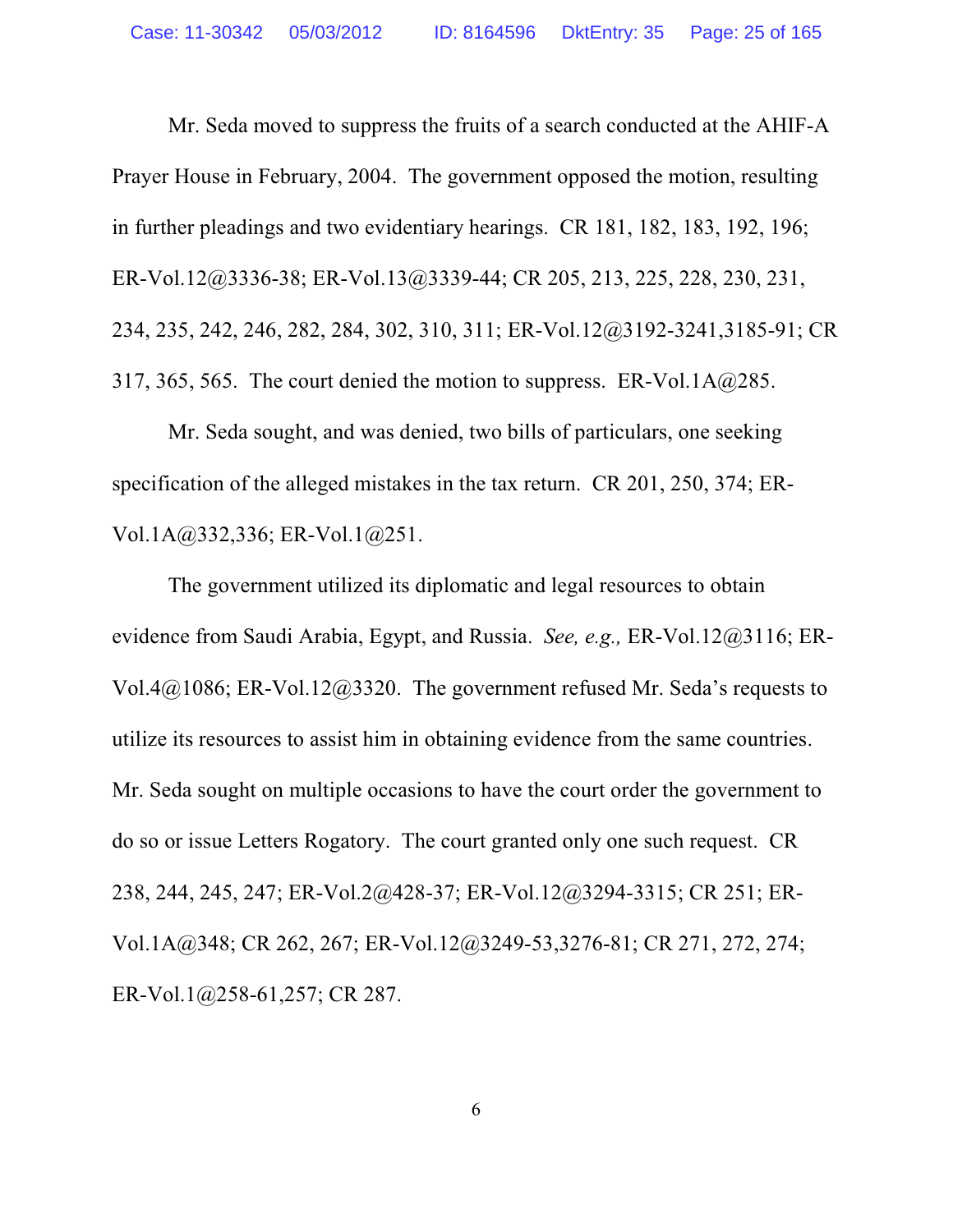Mr. Seda moved to suppress the fruits of a search conducted at the AHIF-A Prayer House in February, 2004. The government opposed the motion, resulting in further pleadings and two evidentiary hearings. CR 181, 182, 183, 192, 196; ER-Vol.12@3336-38; ER-Vol.13@3339-44; CR 205, 213, 225, 228, 230, 231, 234, 235, 242, 246, 282, 284, 302, 310, 311; ER-Vol.12@3192-3241,3185-91; CR 317, 365, 565. The court denied the motion to suppress. ER-Vol.1A@285.

Mr. Seda sought, and was denied, two bills of particulars, one seeking specification of the alleged mistakes in the tax return. CR 201, 250, 374; ER-Vol.1A@332,336; ER-Vol.1@251.

The government utilized its diplomatic and legal resources to obtain evidence from Saudi Arabia, Egypt, and Russia. *See, e.g.,* ER-Vol.12@3116; ER-Vol.4@1086; ER-Vol.12@3320. The government refused Mr. Seda's requests to utilize its resources to assist him in obtaining evidence from the same countries. Mr. Seda sought on multiple occasions to have the court order the government to do so or issue Letters Rogatory. The court granted only one such request. CR 238, 244, 245, 247; ER-Vol.2@428-37; ER-Vol.12@3294-3315; CR 251; ER-Vol.1A@348; CR 262, 267; ER-Vol.12@3249-53,3276-81; CR 271, 272, 274; ER-Vol.1@258-61,257; CR 287.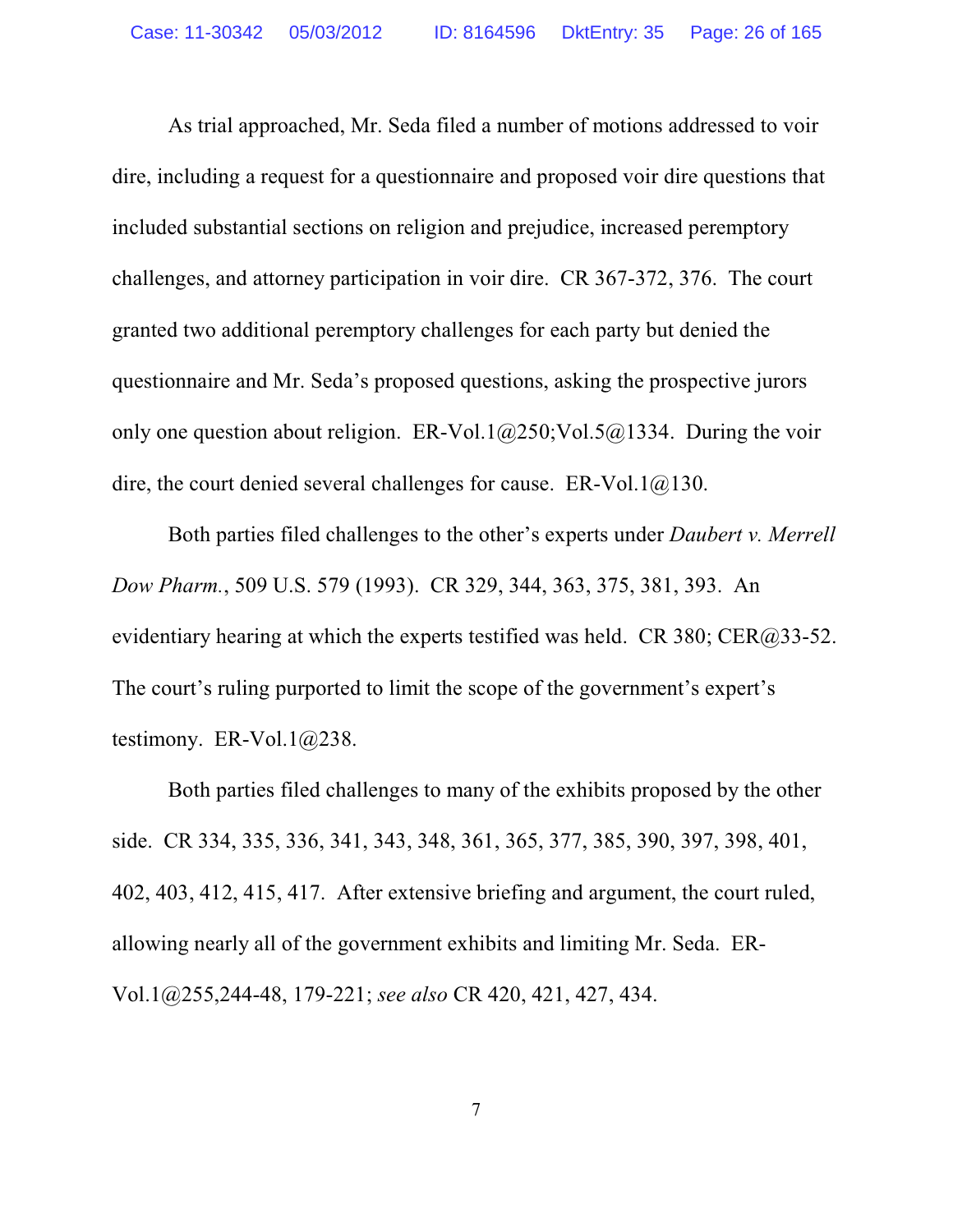As trial approached, Mr. Seda filed a number of motions addressed to voir dire, including a request for a questionnaire and proposed voir dire questions that included substantial sections on religion and prejudice, increased peremptory challenges, and attorney participation in voir dire. CR 367-372, 376. The court granted two additional peremptory challenges for each party but denied the questionnaire and Mr. Seda's proposed questions, asking the prospective jurors only one question about religion. ER-Vol.1@250;Vol.5@1334. During the voir dire, the court denied several challenges for cause. ER-Vol.1@130.

Both parties filed challenges to the other's experts under *Daubert v. Merrell Dow Pharm.*, 509 U.S. 579 (1993). CR 329, 344, 363, 375, 381, 393. An evidentiary hearing at which the experts testified was held. CR 380; CER@33-52. The court's ruling purported to limit the scope of the government's expert's testimony. ER-Vol.1@238.

Both parties filed challenges to many of the exhibits proposed by the other side. CR 334, 335, 336, 341, 343, 348, 361, 365, 377, 385, 390, 397, 398, 401, 402, 403, 412, 415, 417. After extensive briefing and argument, the court ruled, allowing nearly all of the government exhibits and limiting Mr. Seda. ER-Vol.1@255,244-48, 179-221; *see also* CR 420, 421, 427, 434.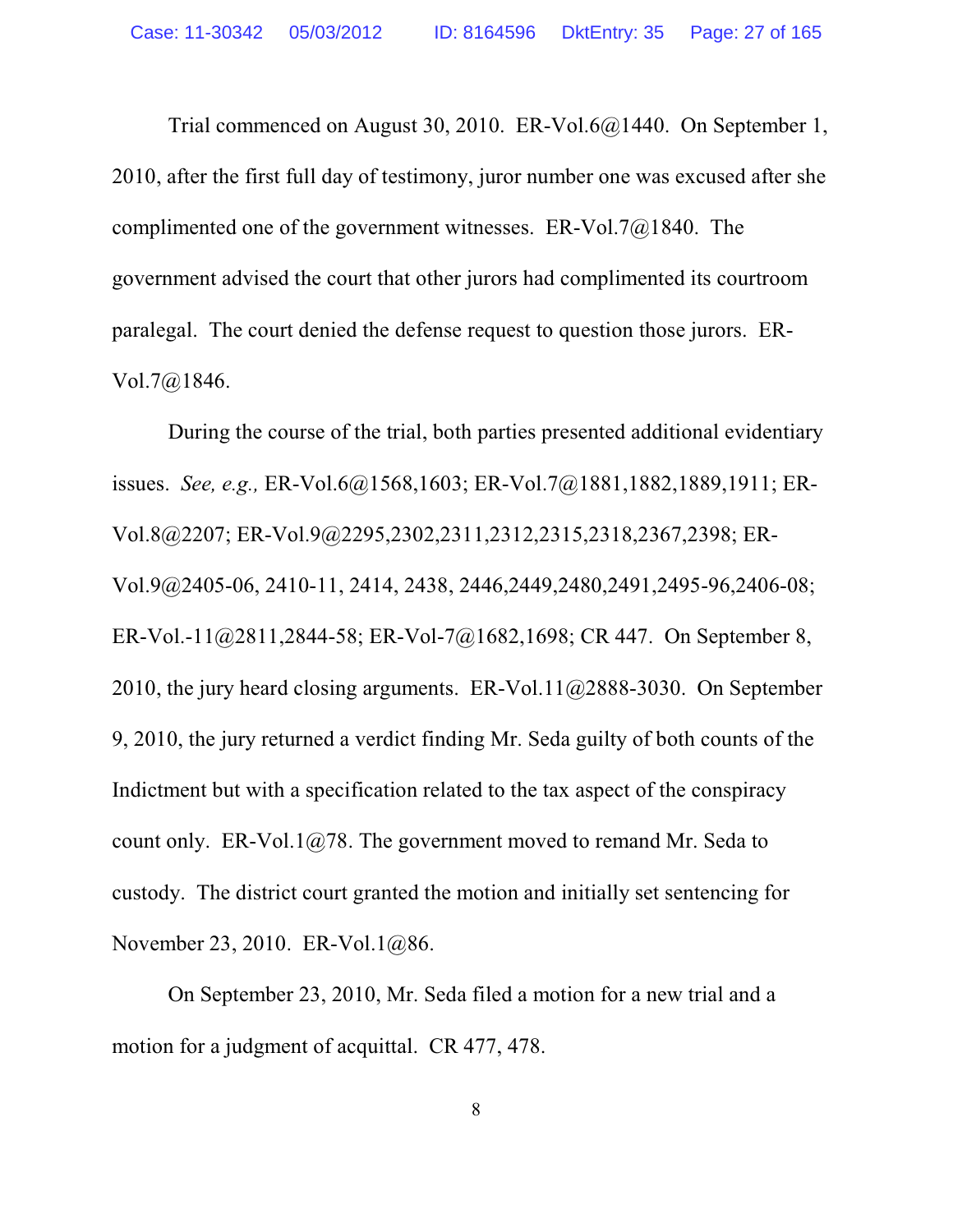Trial commenced on August 30, 2010. ER-Vol.6@1440. On September 1, 2010, after the first full day of testimony, juror number one was excused after she complimented one of the government witnesses. ER-Vol.7@1840. The government advised the court that other jurors had complimented its courtroom paralegal. The court denied the defense request to question those jurors. ER-Vol.7@1846.

During the course of the trial, both parties presented additional evidentiary issues. *See, e.g.,* ER-Vol.6@1568,1603; ER-Vol.7@1881,1882,1889,1911; ER-Vol.8@2207; ER-Vol.9@2295,2302,2311,2312,2315,2318,2367,2398; ER-Vol.9@2405-06, 2410-11, 2414, 2438, 2446,2449,2480,2491,2495-96,2406-08; ER-Vol.-11@2811,2844-58; ER-Vol-7@1682,1698; CR 447. On September 8, 2010, the jury heard closing arguments. ER-Vol.11@2888-3030. On September 9, 2010, the jury returned a verdict finding Mr. Seda guilty of both counts of the Indictment but with a specification related to the tax aspect of the conspiracy count only. ER-Vol.1@78. The government moved to remand Mr. Seda to custody. The district court granted the motion and initially set sentencing for November 23, 2010. ER-Vol.1@86.

On September 23, 2010, Mr. Seda filed a motion for a new trial and a motion for a judgment of acquittal. CR 477, 478.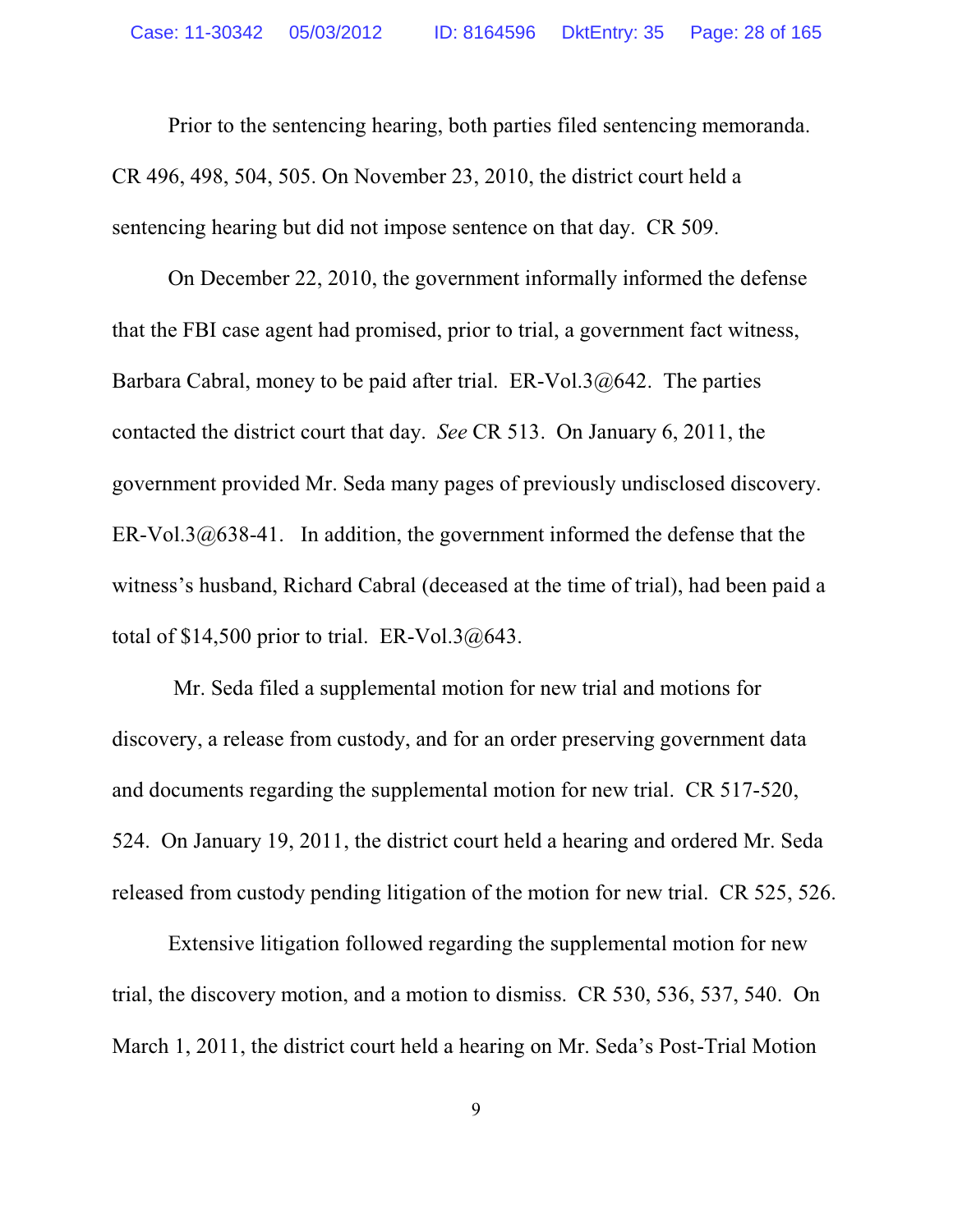Prior to the sentencing hearing, both parties filed sentencing memoranda. CR 496, 498, 504, 505. On November 23, 2010, the district court held a sentencing hearing but did not impose sentence on that day. CR 509.

On December 22, 2010, the government informally informed the defense that the FBI case agent had promised, prior to trial, a government fact witness, Barbara Cabral, money to be paid after trial. ER-Vol.3@642. The parties contacted the district court that day. *See* CR 513. On January 6, 2011, the government provided Mr. Seda many pages of previously undisclosed discovery. ER-Vol.3@638-41. In addition, the government informed the defense that the witness's husband, Richard Cabral (deceased at the time of trial), had been paid a total of $14,500 prior to trial. ER-Vol.3@643.

Mr. Seda filed a supplemental motion for new trial and motions for discovery, a release from custody, and for an order preserving government data and documents regarding the supplemental motion for new trial. CR 517-520, 524. On January 19, 2011, the district court held a hearing and ordered Mr. Seda released from custody pending litigation of the motion for new trial. CR 525, 526.

Extensive litigation followed regarding the supplemental motion for new trial, the discovery motion, and a motion to dismiss. CR 530, 536, 537, 540. On March 1, 2011, the district court held a hearing on Mr. Seda's Post-Trial Motion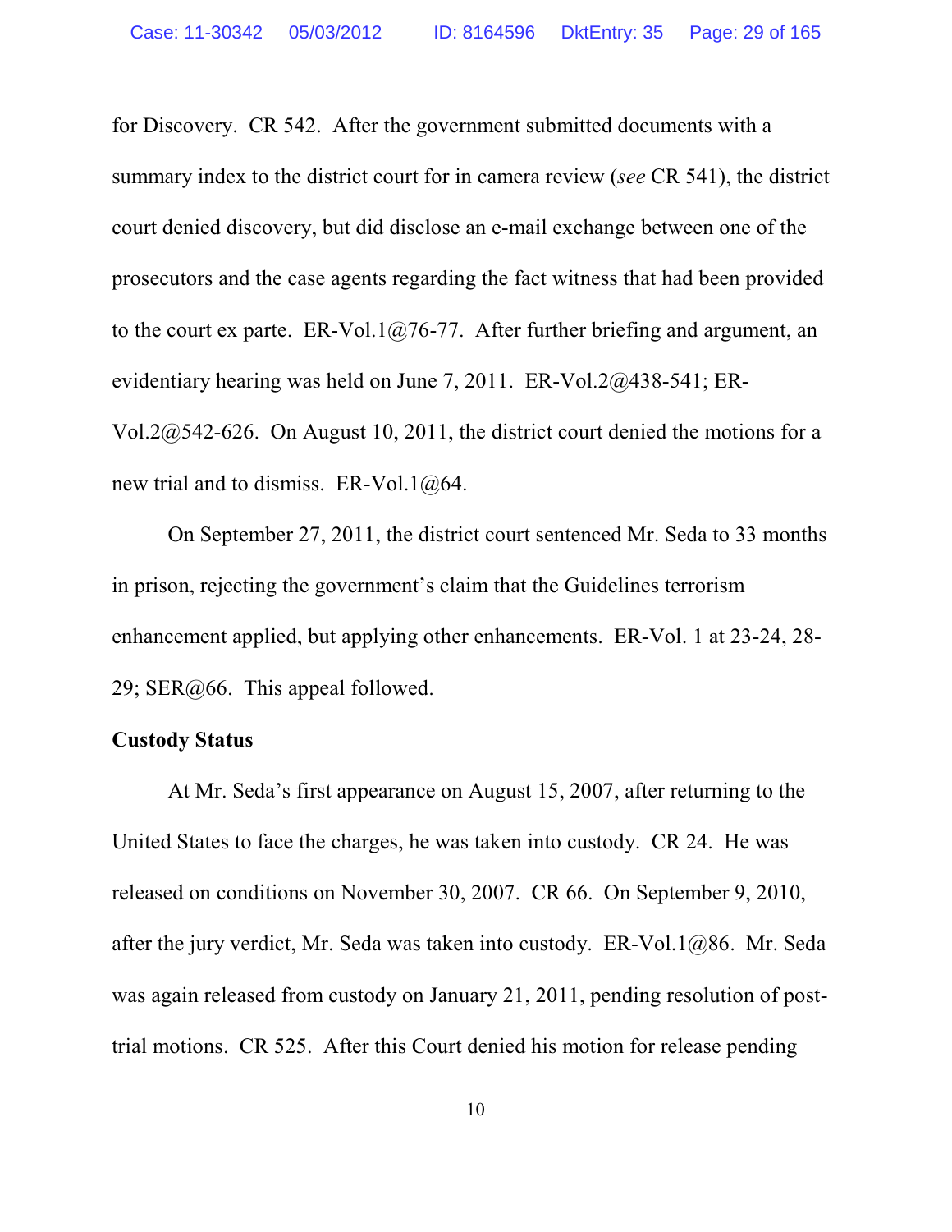for Discovery. CR 542. After the government submitted documents with a summary index to the district court for in camera review (*see* CR 541), the district court denied discovery, but did disclose an e-mail exchange between one of the prosecutors and the case agents regarding the fact witness that had been provided to the court ex parte. ER-Vol.1@76-77. After further briefing and argument, an evidentiary hearing was held on June 7, 2011. ER-Vol.2@438-541; ER-Vol.2@542-626. On August 10, 2011, the district court denied the motions for a new trial and to dismiss. ER-Vol.1@64.

On September 27, 2011, the district court sentenced Mr. Seda to 33 months in prison, rejecting the government's claim that the Guidelines terrorism enhancement applied, but applying other enhancements. ER-Vol. 1 at 23-24, 28-29; SER@66. This appeal followed.

**Custody Status**

At Mr. Seda's first appearance on August 15, 2007, after returning to the United States to face the charges, he was taken into custody. CR 24. He was released on conditions on November 30, 2007. CR 66. On September 9, 2010, after the jury verdict, Mr. Seda was taken into custody. ER-Vol.1@86. Mr. Seda was again released from custody on January 21, 2011, pending resolution of post-trial motions. CR 525. After this Court denied his motion for release pending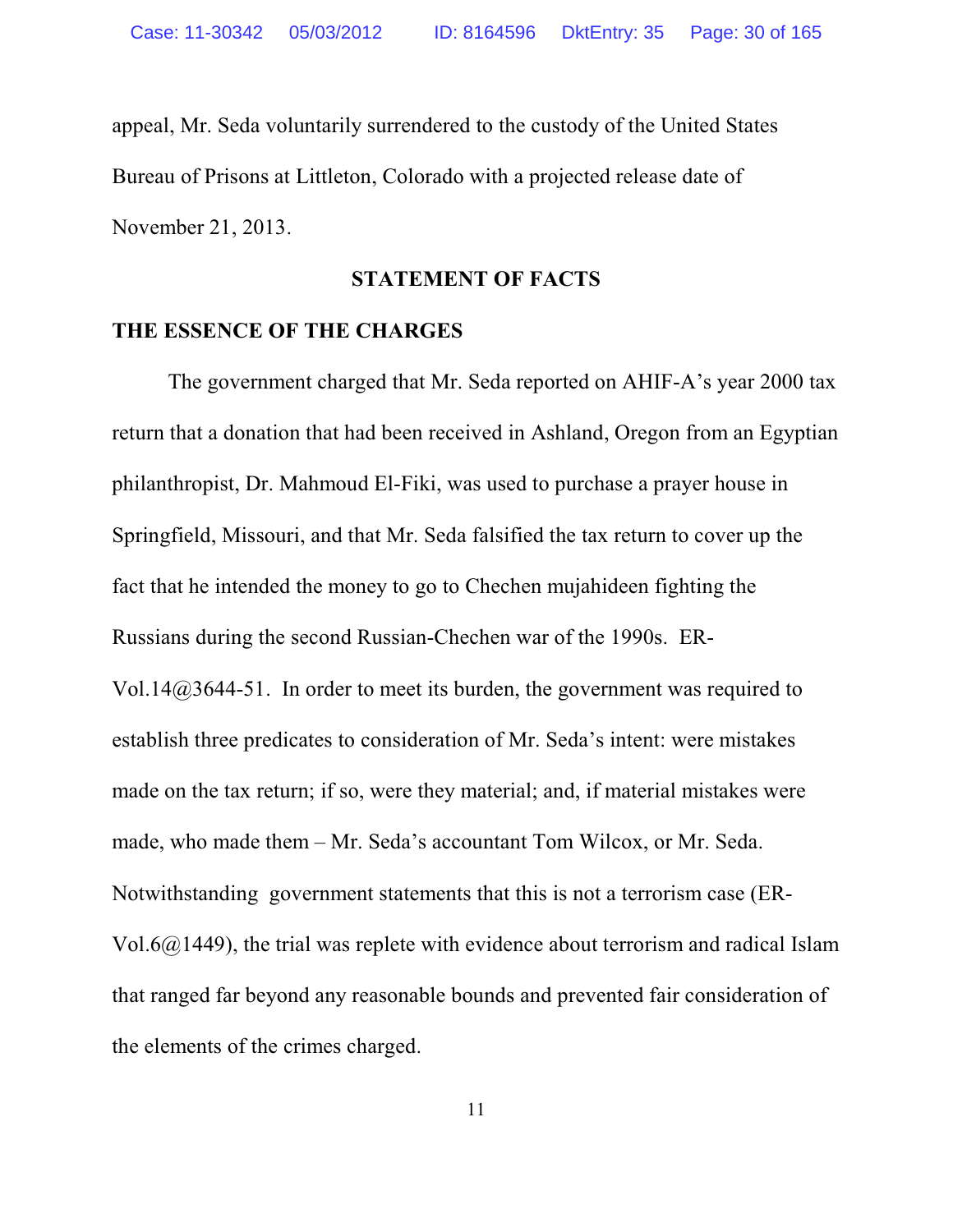appeal, Mr. Seda voluntarily surrendered to the custody of the United States Bureau of Prisons at Littleton, Colorado with a projected release date of November 21, 2013.

## STATEMENT OF FACTS

### THE ESSENCE OF THE CHARGES

The government charged that Mr. Seda reported on AHIF-A's year 2000 tax return that a donation that had been received in Ashland, Oregon from an Egyptian philanthropist, Dr. Mahmoud El-Fiki, was used to purchase a prayer house in Springfield, Missouri, and that Mr. Seda falsified the tax return to cover up the fact that he intended the money to go to Chechen mujahideen fighting the Russians during the second Russian-Chechen war of the 1990s. ER-Vol.14@3644-51. In order to meet its burden, the government was required to establish three predicates to consideration of Mr. Seda's intent: were mistakes made on the tax return; if so, were they material; and, if material mistakes were made, who made them – Mr. Seda's accountant Tom Wilcox, or Mr. Seda. Notwithstanding government statements that this is not a terrorism case (ER-Vol.6@1449), the trial was replete with evidence about terrorism and radical Islam that ranged far beyond any reasonable bounds and prevented fair consideration of the elements of the crimes charged.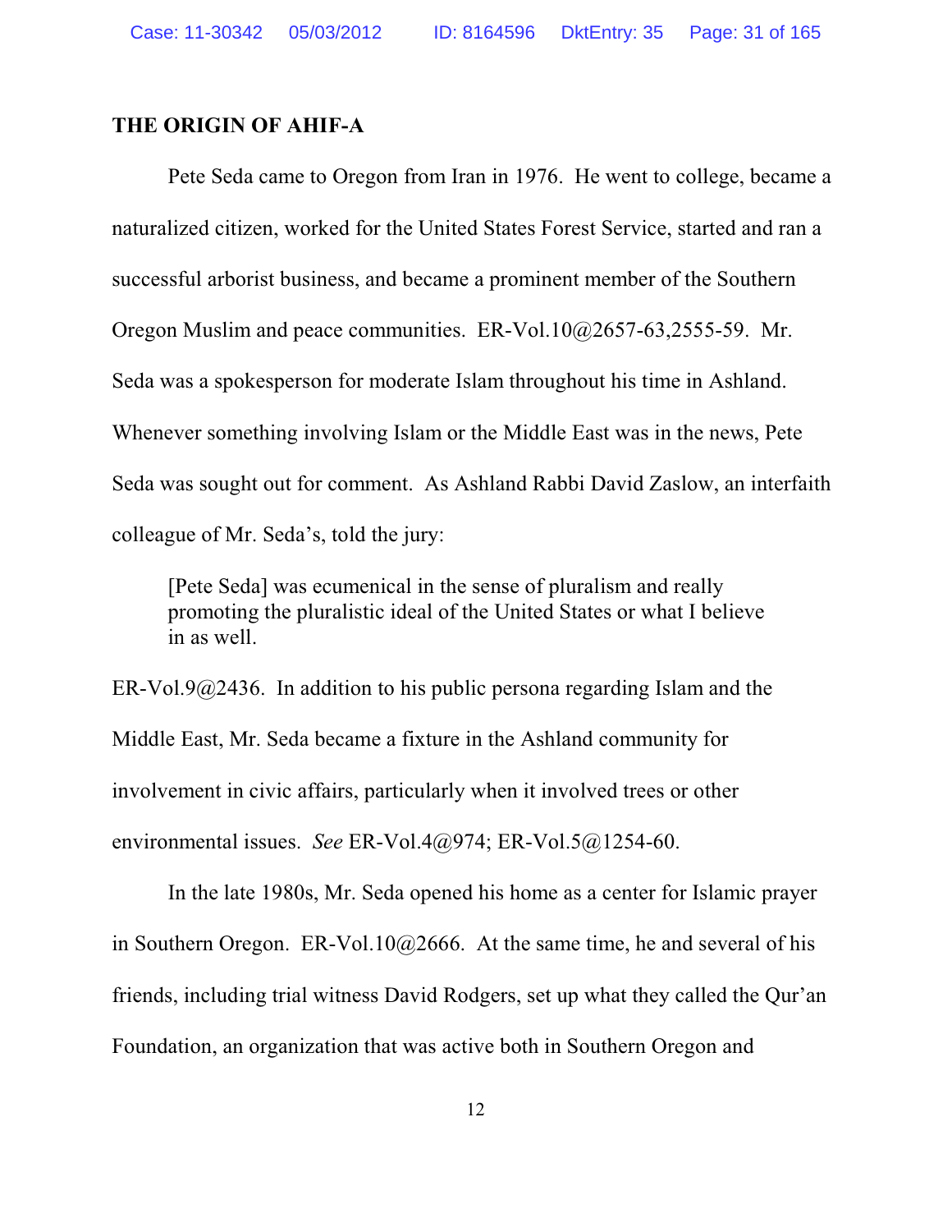**THE ORIGIN OF AHIF-A**

Pete Seda came to Oregon from Iran in 1976. He went to college, became a naturalized citizen, worked for the United States Forest Service, started and ran a successful arborist business, and became a prominent member of the Southern Oregon Muslim and peace communities. ER-Vol.10@2657-63,2555-59. Mr. Seda was a spokesperson for moderate Islam throughout his time in Ashland. Whenever something involving Islam or the Middle East was in the news, Pete Seda was sought out for comment. As Ashland Rabbi David Zaslow, an interfaith colleague of Mr. Seda's, told the jury:

> [Pete Seda] was ecumenical in the sense of pluralism and really promoting the pluralistic ideal of the United States or what I believe in as well.

ER-Vol.9@2436. In addition to his public persona regarding Islam and the Middle East, Mr. Seda became a fixture in the Ashland community for involvement in civic affairs, particularly when it involved trees or other environmental issues. *See* ER-Vol.4@974; ER-Vol.5@1254-60.

In the late 1980s, Mr. Seda opened his home as a center for Islamic prayer in Southern Oregon. ER-Vol.10@2666. At the same time, he and several of his friends, including trial witness David Rodgers, set up what they called the Qur'an Foundation, an organization that was active both in Southern Oregon and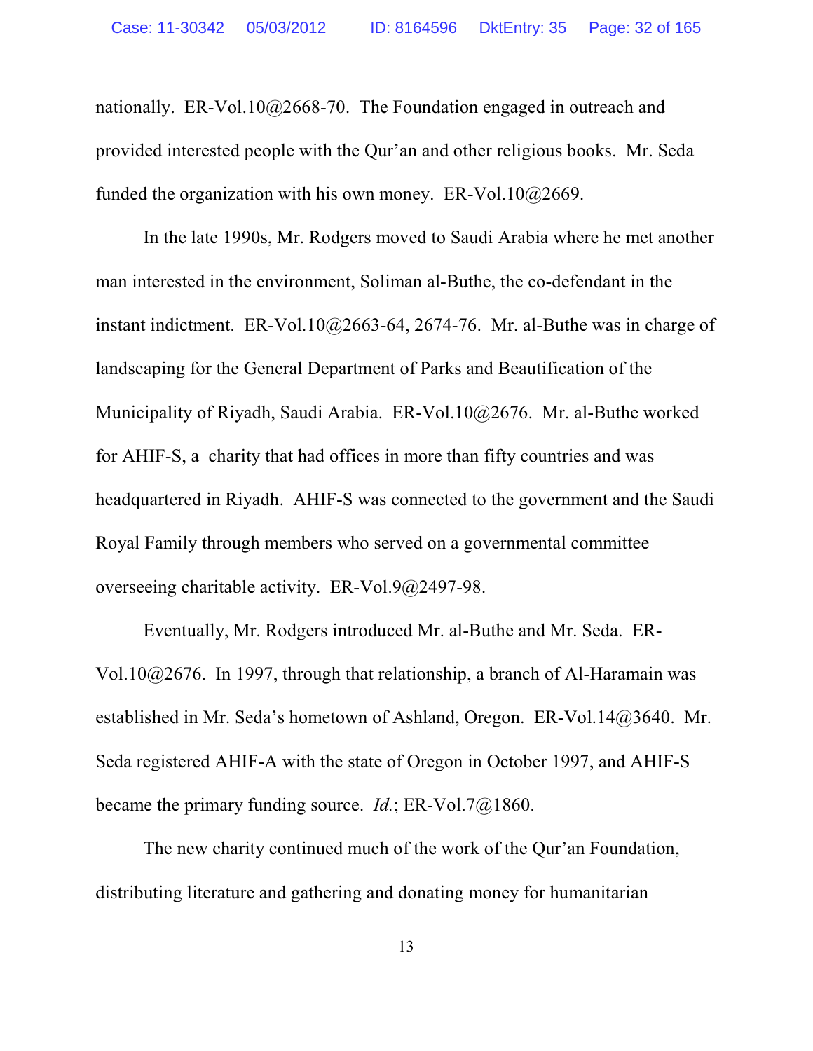nationally. ER-Vol.10@2668-70. The Foundation engaged in outreach and provided interested people with the Qur'an and other religious books. Mr. Seda funded the organization with his own money. ER-Vol.10@2669.

In the late 1990s, Mr. Rodgers moved to Saudi Arabia where he met another man interested in the environment, Soliman al-Buthe, the co-defendant in the instant indictment. ER-Vol.10@2663-64, 2674-76. Mr. al-Buthe was in charge of landscaping for the General Department of Parks and Beautification of the Municipality of Riyadh, Saudi Arabia. ER-Vol.10@2676. Mr. al-Buthe worked for AHIF-S, a charity that had offices in more than fifty countries and was headquartered in Riyadh. AHIF-S was connected to the government and the Saudi Royal Family through members who served on a governmental committee overseeing charitable activity. ER-Vol.9@2497-98.

Eventually, Mr. Rodgers introduced Mr. al-Buthe and Mr. Seda. ER-Vol.10@2676. In 1997, through that relationship, a branch of Al-Haramain was established in Mr. Seda's hometown of Ashland, Oregon. ER-Vol.14@3640. Mr. Seda registered AHIF-A with the state of Oregon in October 1997, and AHIF-S became the primary funding source. *Id.*; ER-Vol.7@1860.

The new charity continued much of the work of the Qur'an Foundation, distributing literature and gathering and donating money for humanitarian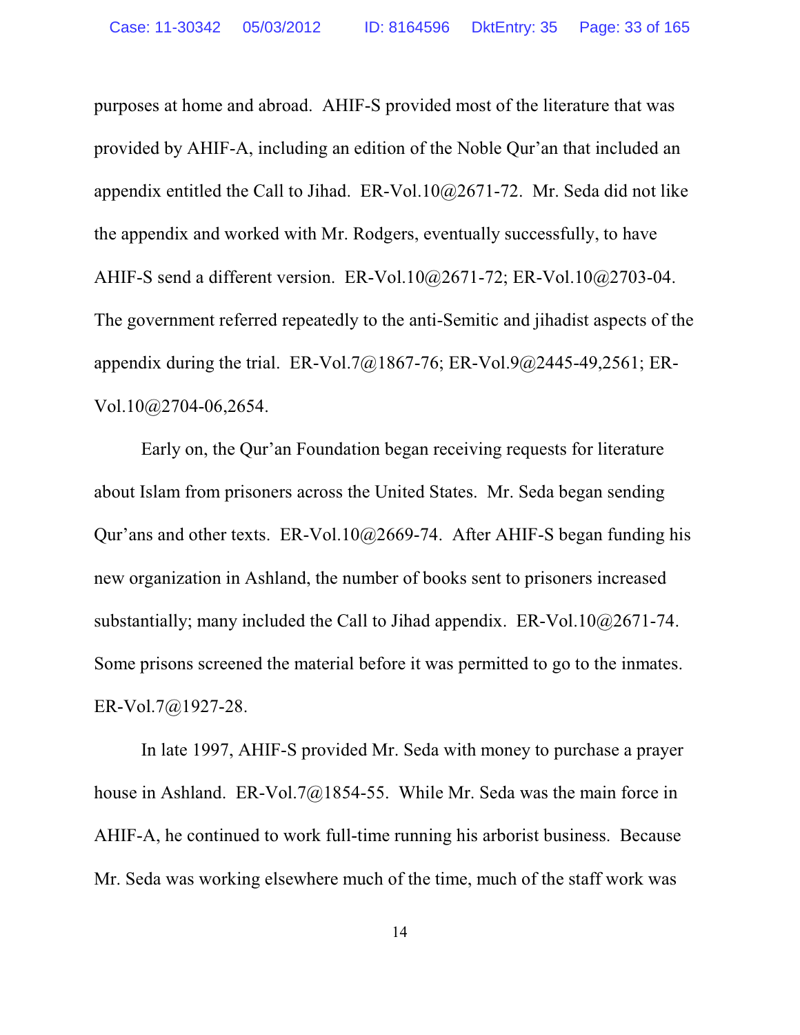purposes at home and abroad. AHIF-S provided most of the literature that was provided by AHIF-A, including an edition of the Noble Qur'an that included an appendix entitled the Call to Jihad. ER-Vol.10@2671-72. Mr. Seda did not like the appendix and worked with Mr. Rodgers, eventually successfully, to have AHIF-S send a different version. ER-Vol.10@2671-72; ER-Vol.10@2703-04. The government referred repeatedly to the anti-Semitic and jihadist aspects of the appendix during the trial. ER-Vol.7@1867-76; ER-Vol.9@2445-49,2561; ER-Vol.10@2704-06,2654.

Early on, the Qur'an Foundation began receiving requests for literature about Islam from prisoners across the United States. Mr. Seda began sending Qur'ans and other texts. ER-Vol.10@2669-74. After AHIF-S began funding his new organization in Ashland, the number of books sent to prisoners increased substantially; many included the Call to Jihad appendix. ER-Vol.10@2671-74. Some prisons screened the material before it was permitted to go to the inmates. ER-Vol.7@1927-28.

In late 1997, AHIF-S provided Mr. Seda with money to purchase a prayer house in Ashland. ER-Vol.7@1854-55. While Mr. Seda was the main force in AHIF-A, he continued to work full-time running his arborist business. Because Mr. Seda was working elsewhere much of the time, much of the staff work was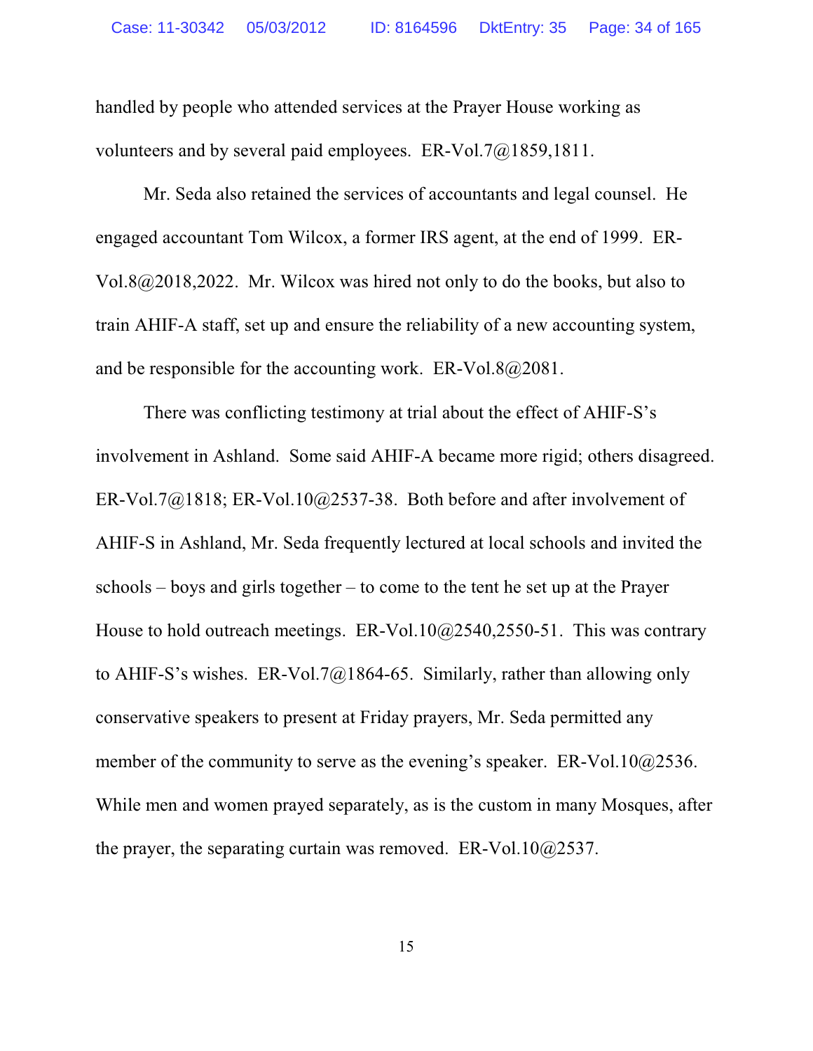handled by people who attended services at the Prayer House working as volunteers and by several paid employees. ER-Vol.7@1859,1811.

Mr. Seda also retained the services of accountants and legal counsel. He engaged accountant Tom Wilcox, a former IRS agent, at the end of 1999. ER-Vol.8@2018,2022. Mr. Wilcox was hired not only to do the books, but also to train AHIF-A staff, set up and ensure the reliability of a new accounting system, and be responsible for the accounting work. ER-Vol.8@2081.

There was conflicting testimony at trial about the effect of AHIF-S's involvement in Ashland. Some said AHIF-A became more rigid; others disagreed. ER-Vol.7@1818; ER-Vol.10@2537-38. Both before and after involvement of AHIF-S in Ashland, Mr. Seda frequently lectured at local schools and invited the schools – boys and girls together – to come to the tent he set up at the Prayer House to hold outreach meetings. ER-Vol.10@2540,2550-51. This was contrary to AHIF-S's wishes. ER-Vol.7@1864-65. Similarly, rather than allowing only conservative speakers to present at Friday prayers, Mr. Seda permitted any member of the community to serve as the evening's speaker. ER-Vol.10@2536. While men and women prayed separately, as is the custom in many Mosques, after the prayer, the separating curtain was removed. ER-Vol.10@2537.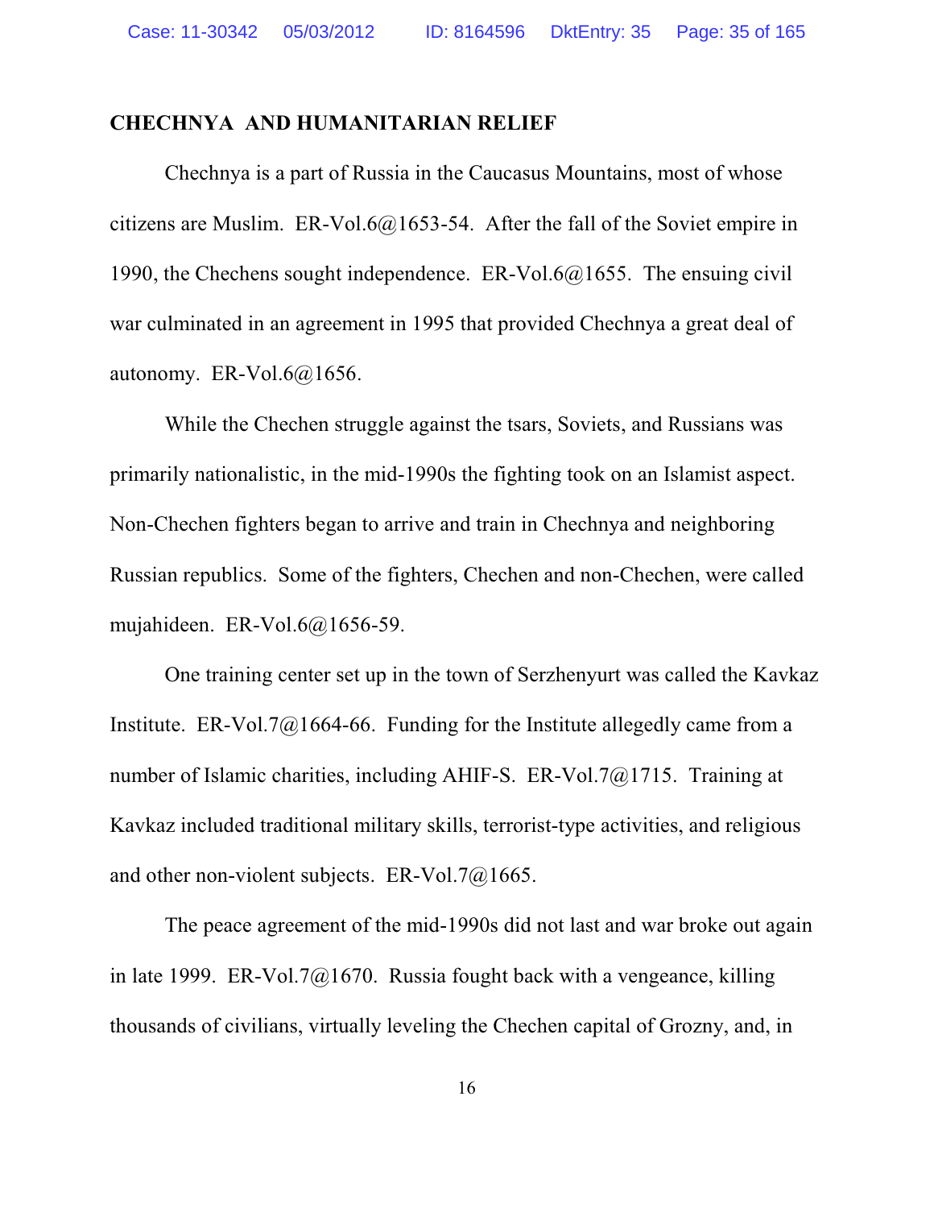## CHECHNYA AND HUMANITARIAN RELIEF

Chechnya is a part of Russia in the Caucasus Mountains, most of whose citizens are Muslim. ER-Vol.6@1653-54. After the fall of the Soviet empire in 1990, the Chechens sought independence. ER-Vol.6@1655. The ensuing civil war culminated in an agreement in 1995 that provided Chechnya a great deal of autonomy. ER-Vol.6@1656.

While the Chechen struggle against the tsars, Soviets, and Russians was primarily nationalistic, in the mid-1990s the fighting took on an Islamist aspect. Non-Chechen fighters began to arrive and train in Chechnya and neighboring Russian republics. Some of the fighters, Chechen and non-Chechen, were called mujahideen. ER-Vol.6@1656-59.

One training center set up in the town of Serzhenyurt was called the Kavkaz Institute. ER-Vol.7@1664-66. Funding for the Institute allegedly came from a number of Islamic charities, including AHIF-S. ER-Vol.7@1715. Training at Kavkaz included traditional military skills, terrorist-type activities, and religious and other non-violent subjects. ER-Vol.7@1665.

The peace agreement of the mid-1990s did not last and war broke out again in late 1999. ER-Vol.7@1670. Russia fought back with a vengeance, killing thousands of civilians, virtually leveling the Chechen capital of Grozny, and, in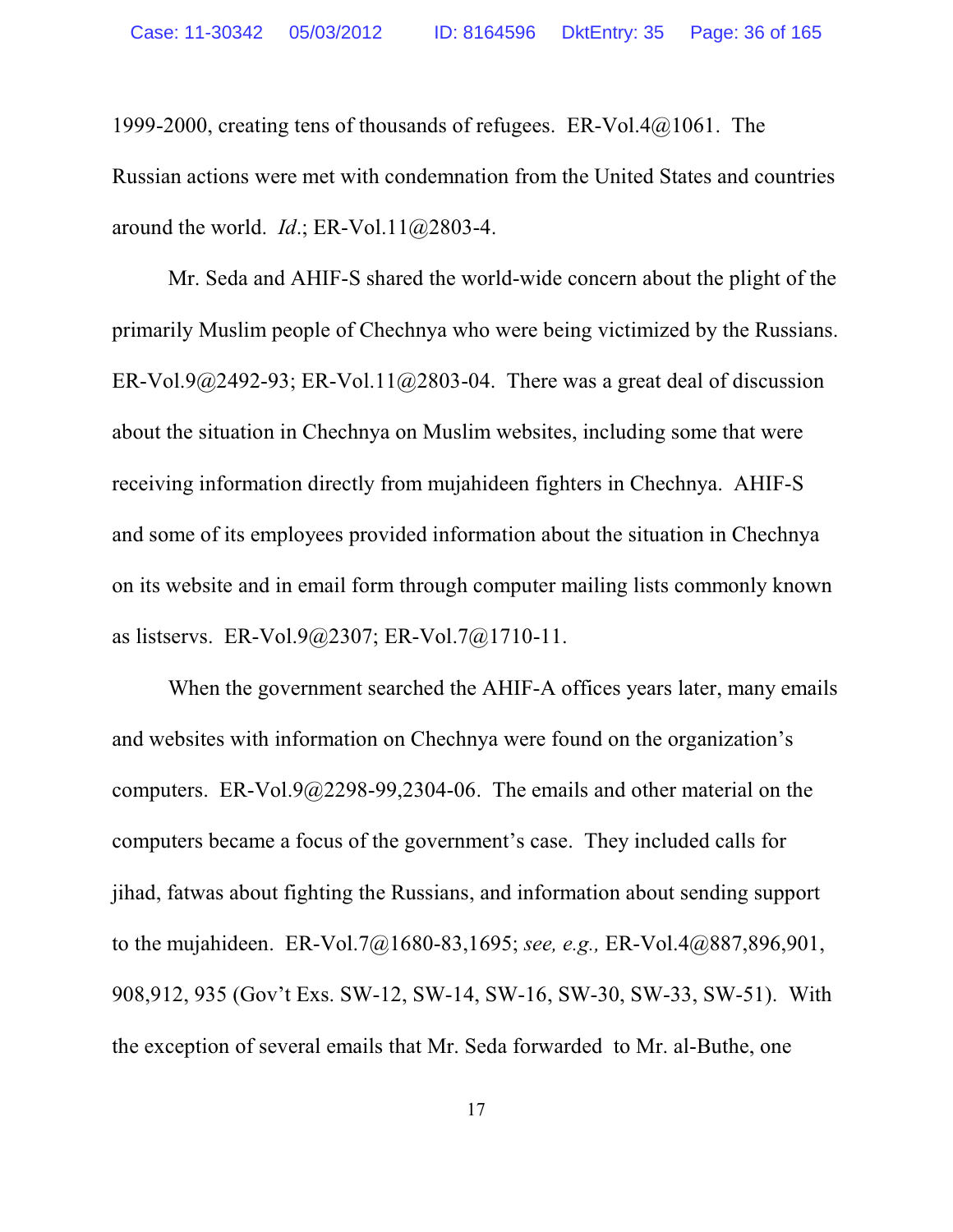1999-2000, creating tens of thousands of refugees. ER-Vol.4@1061. The Russian actions were met with condemnation from the United States and countries around the world. *Id*.; ER-Vol.11@2803-4.

Mr. Seda and AHIF-S shared the world-wide concern about the plight of the primarily Muslim people of Chechnya who were being victimized by the Russians. ER-Vol.9@2492-93; ER-Vol.11@2803-04. There was a great deal of discussion about the situation in Chechnya on Muslim websites, including some that were receiving information directly from mujahideen fighters in Chechnya. AHIF-S and some of its employees provided information about the situation in Chechnya on its website and in email form through computer mailing lists commonly known as listservs. ER-Vol.9@2307; ER-Vol.7@1710-11.

When the government searched the AHIF-A offices years later, many emails and websites with information on Chechnya were found on the organization's computers. ER-Vol.9@2298-99,2304-06. The emails and other material on the computers became a focus of the government's case. They included calls for jihad, fatwas about fighting the Russians, and information about sending support to the mujahideen. ER-Vol.7@1680-83,1695; *see, e.g.,* ER-Vol.4@887,896,901, 908,912, 935 (Gov't Exs. SW-12, SW-14, SW-16, SW-30, SW-33, SW-51). With the exception of several emails that Mr. Seda forwarded to Mr. al-Buthe, one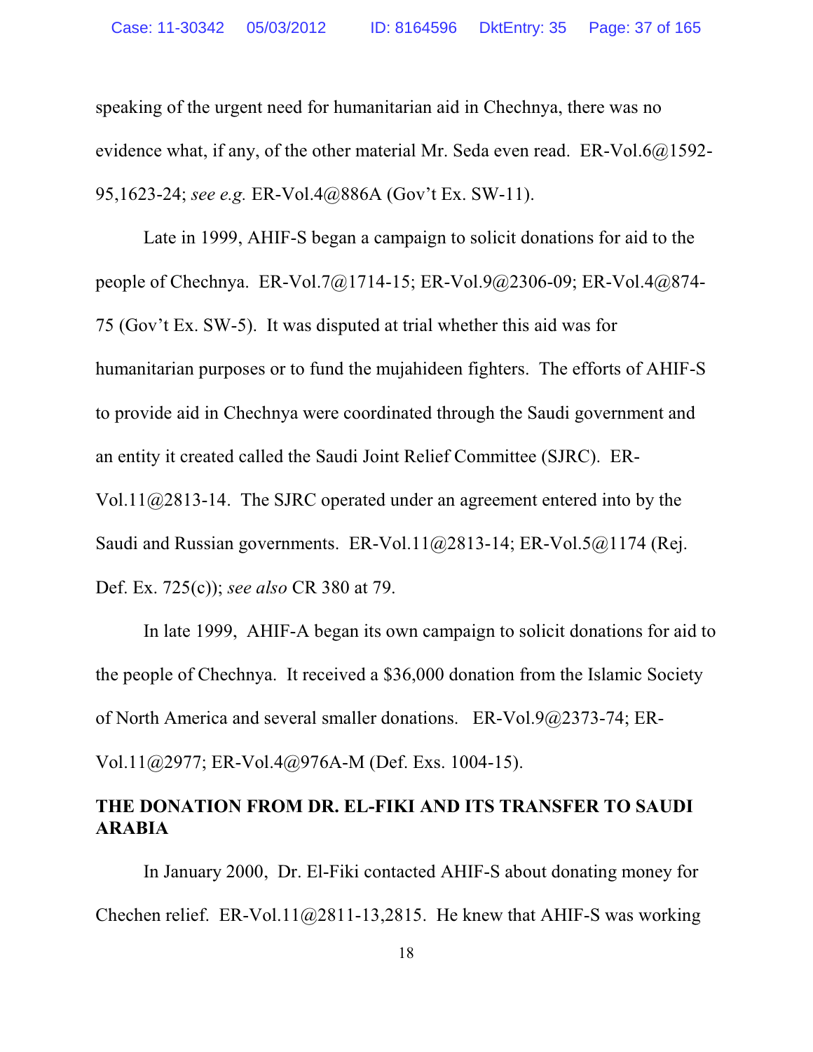speaking of the urgent need for humanitarian aid in Chechnya, there was no evidence what, if any, of the other material Mr. Seda even read. ER-Vol.6@1592-95,1623-24; *see e.g.* ER-Vol.4@886A (Gov't Ex. SW-11).

Late in 1999, AHIF-S began a campaign to solicit donations for aid to the people of Chechnya. ER-Vol.7@1714-15; ER-Vol.9@2306-09; ER-Vol.4@874-75 (Gov't Ex. SW-5). It was disputed at trial whether this aid was for humanitarian purposes or to fund the mujahideen fighters. The efforts of AHIF-S to provide aid in Chechnya were coordinated through the Saudi government and an entity it created called the Saudi Joint Relief Committee (SJRC). ER-Vol.11@2813-14. The SJRC operated under an agreement entered into by the Saudi and Russian governments. ER-Vol.11@2813-14; ER-Vol.5@1174 (Rej. Def. Ex. 725(c)); *see also* CR 380 at 79.

In late 1999, AHIF-A began its own campaign to solicit donations for aid to the people of Chechnya. It received a $36,000 donation from the Islamic Society of North America and several smaller donations. ER-Vol.9@2373-74; ER-Vol.11@2977; ER-Vol.4@976A-M (Def. Exs. 1004-15).

**THE DONATION FROM DR. EL-FIKI AND ITS TRANSFER TO SAUDI ARABIA**

In January 2000, Dr. El-Fiki contacted AHIF-S about donating money for Chechen relief. ER-Vol.11@2811-13,2815. He knew that AHIF-S was working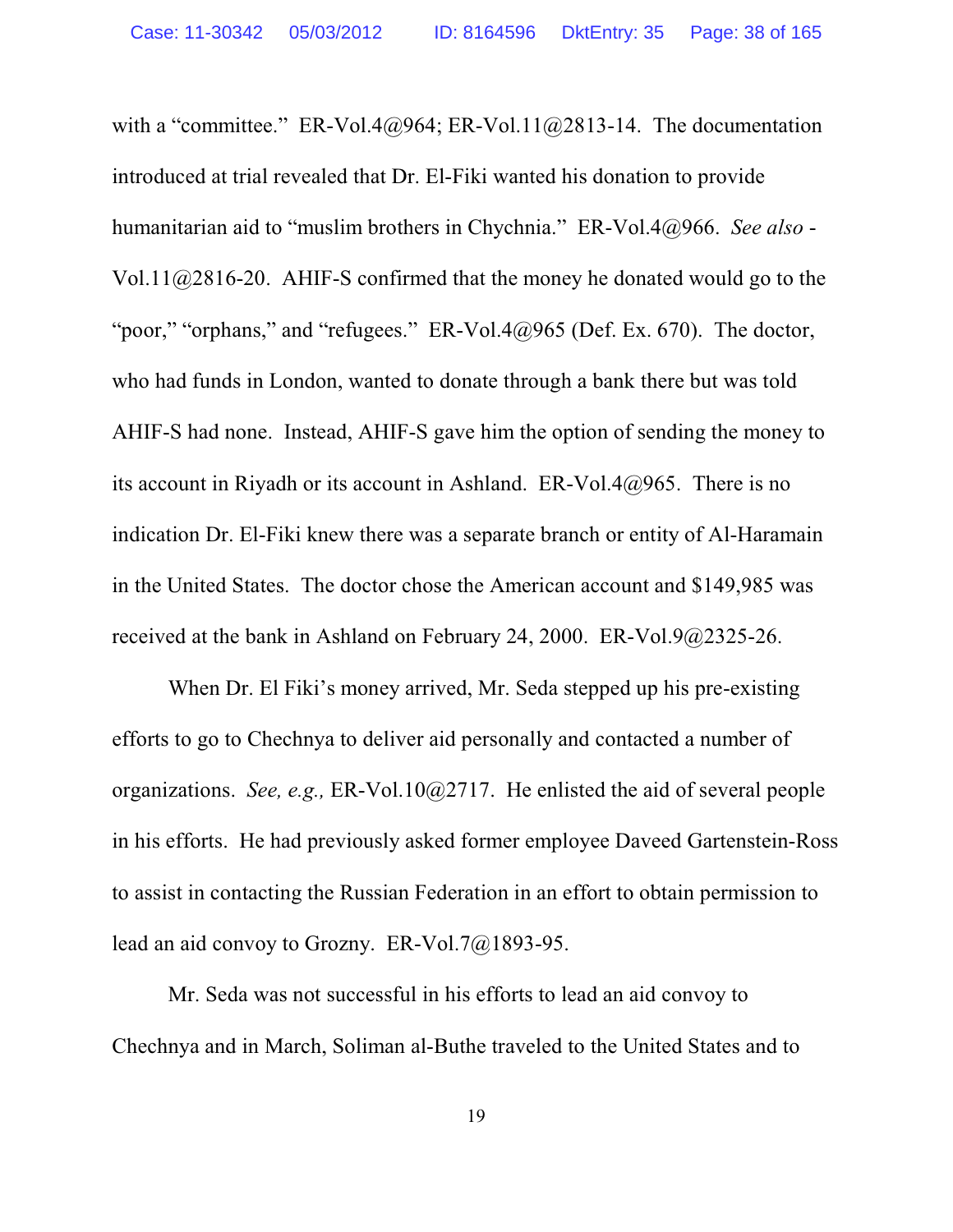with a "committee." ER-Vol.4@964; ER-Vol.11@2813-14. The documentation introduced at trial revealed that Dr. El-Fiki wanted his donation to provide humanitarian aid to "muslim brothers in Chychnia." ER-Vol.4@966. *See also* -Vol.11@2816-20. AHIF-S confirmed that the money he donated would go to the "poor," "orphans," and "refugees." ER-Vol.4@965 (Def. Ex. 670). The doctor, who had funds in London, wanted to donate through a bank there but was told AHIF-S had none. Instead, AHIF-S gave him the option of sending the money to its account in Riyadh or its account in Ashland. ER-Vol.4@965. There is no indication Dr. El-Fiki knew there was a separate branch or entity of Al-Haramain in the United States. The doctor chose the American account and $149,985 was received at the bank in Ashland on February 24, 2000. ER-Vol.9@2325-26.

When Dr. El Fiki's money arrived, Mr. Seda stepped up his pre-existing efforts to go to Chechnya to deliver aid personally and contacted a number of organizations. *See, e.g.,* ER-Vol.10@2717. He enlisted the aid of several people in his efforts. He had previously asked former employee Daveed Gartenstein-Ross to assist in contacting the Russian Federation in an effort to obtain permission to lead an aid convoy to Grozny. ER-Vol.7@1893-95.

Mr. Seda was not successful in his efforts to lead an aid convoy to Chechnya and in March, Soliman al-Buthe traveled to the United States and to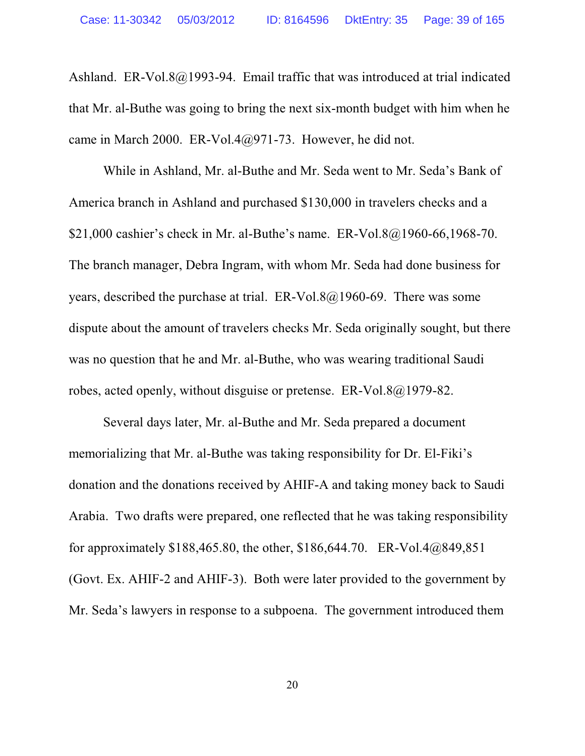Ashland. ER-Vol.8@1993-94. Email traffic that was introduced at trial indicated that Mr. al-Buthe was going to bring the next six-month budget with him when he came in March 2000. ER-Vol.4@971-73. However, he did not.

While in Ashland, Mr. al-Buthe and Mr. Seda went to Mr. Seda's Bank of America branch in Ashland and purchased $130,000 in travelers checks and a $21,000 cashier's check in Mr. al-Buthe's name. ER-Vol.8@1960-66,1968-70. The branch manager, Debra Ingram, with whom Mr. Seda had done business for years, described the purchase at trial. ER-Vol.8@1960-69. There was some dispute about the amount of travelers checks Mr. Seda originally sought, but there was no question that he and Mr. al-Buthe, who was wearing traditional Saudi robes, acted openly, without disguise or pretense. ER-Vol.8@1979-82.

Several days later, Mr. al-Buthe and Mr. Seda prepared a document memorializing that Mr. al-Buthe was taking responsibility for Dr. El-Fiki's donation and the donations received by AHIF-A and taking money back to Saudi Arabia. Two drafts were prepared, one reflected that he was taking responsibility for approximately $188,465.80, the other, $186,644.70. ER-Vol.4@849,851 (Govt. Ex. AHIF-2 and AHIF-3). Both were later provided to the government by Mr. Seda's lawyers in response to a subpoena. The government introduced them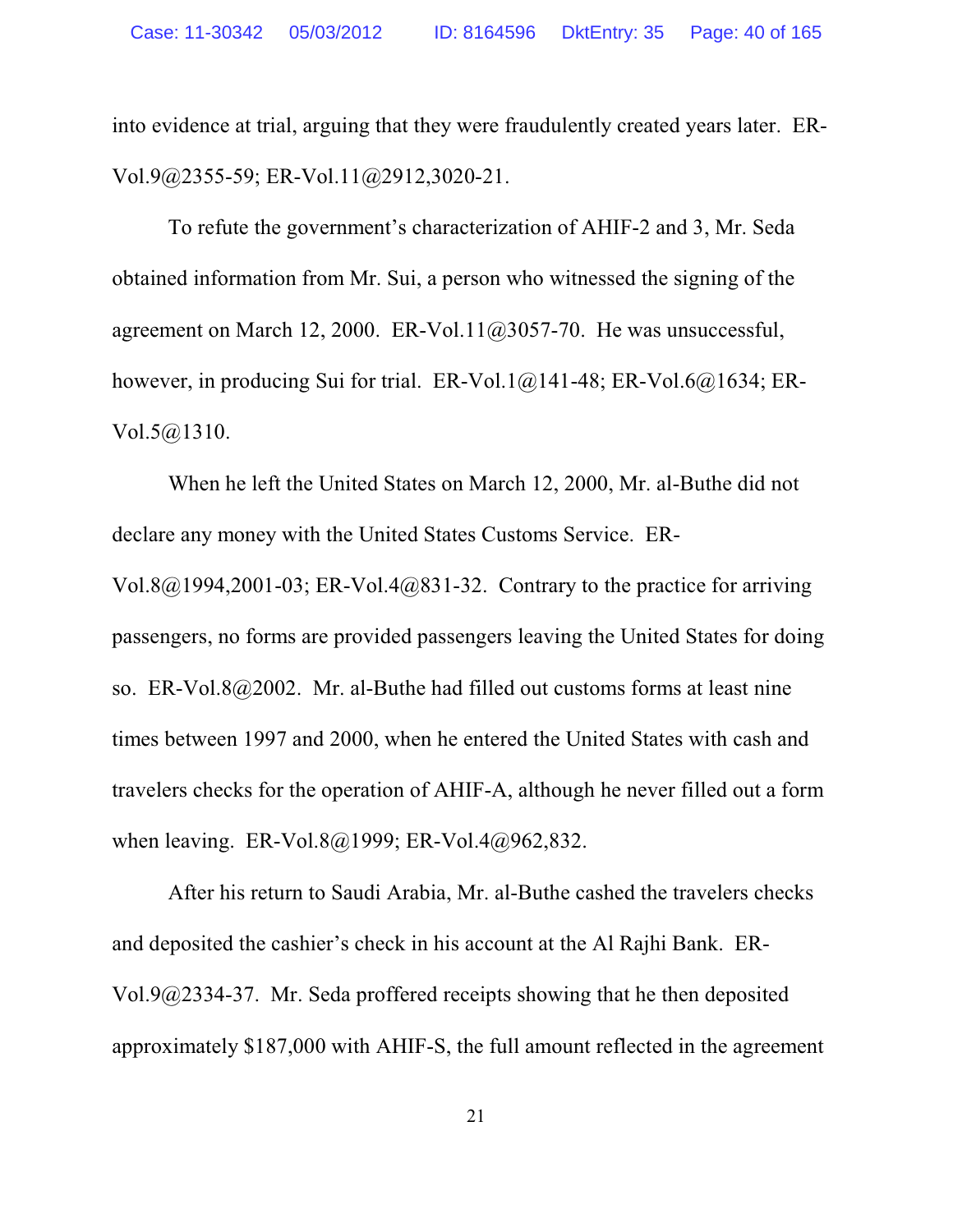into evidence at trial, arguing that they were fraudulently created years later. ER-Vol.9@2355-59; ER-Vol.11@2912,3020-21.

To refute the government's characterization of AHIF-2 and 3, Mr. Seda obtained information from Mr. Sui, a person who witnessed the signing of the agreement on March 12, 2000. ER-Vol.11@3057-70. He was unsuccessful, however, in producing Sui for trial. ER-Vol.1@141-48; ER-Vol.6@1634; ER-Vol.5@1310.

When he left the United States on March 12, 2000, Mr. al-Buthe did not declare any money with the United States Customs Service. ER-Vol.8@1994,2001-03; ER-Vol.4@831-32. Contrary to the practice for arriving passengers, no forms are provided passengers leaving the United States for doing so. ER-Vol.8@2002. Mr. al-Buthe had filled out customs forms at least nine times between 1997 and 2000, when he entered the United States with cash and travelers checks for the operation of AHIF-A, although he never filled out a form when leaving. ER-Vol.8@1999; ER-Vol.4@962,832.

After his return to Saudi Arabia, Mr. al-Buthe cashed the travelers checks and deposited the cashier's check in his account at the Al Rajhi Bank. ER-Vol.9@2334-37. Mr. Seda proffered receipts showing that he then deposited approximately $187,000 with AHIF-S, the full amount reflected in the agreement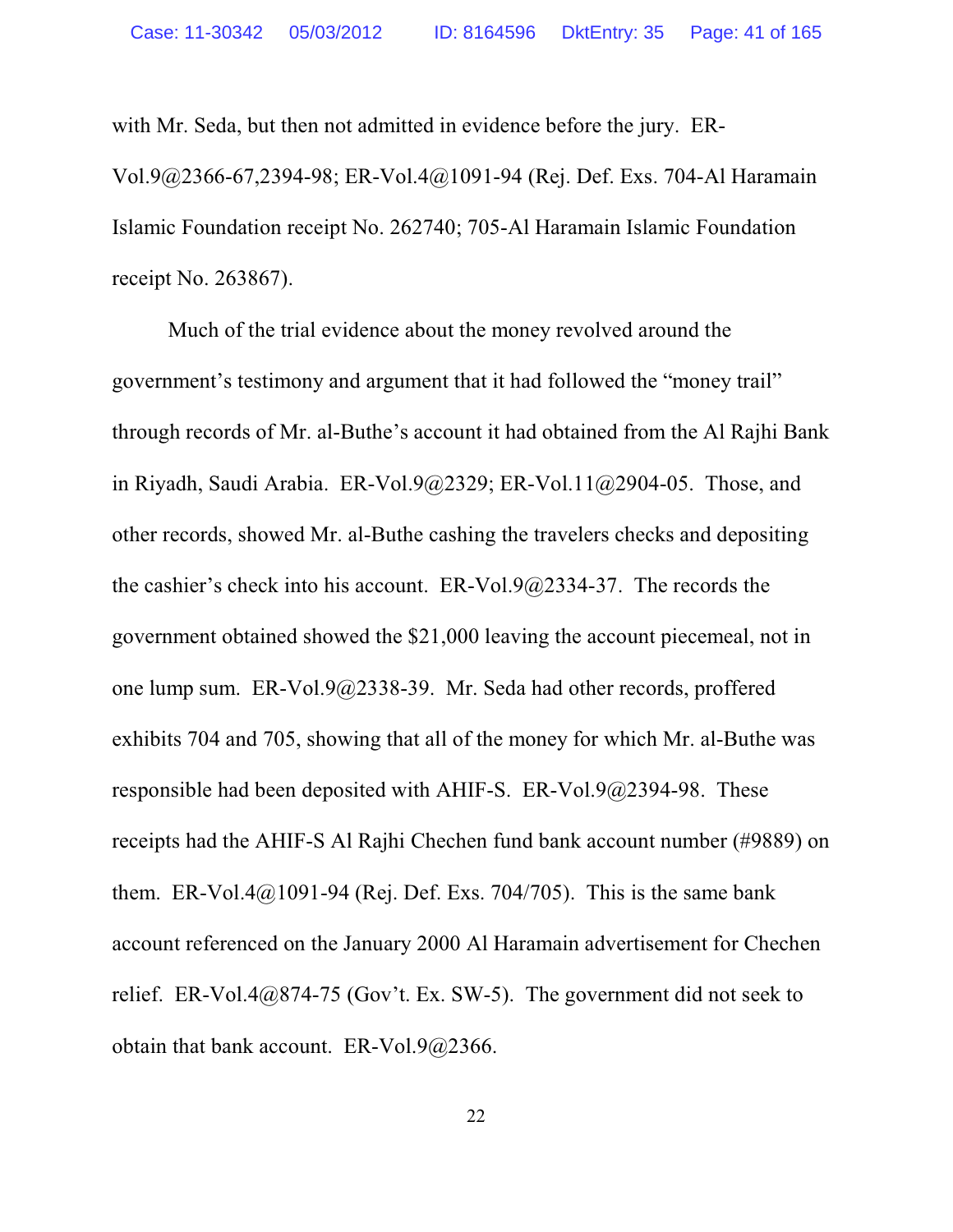with Mr. Seda, but then not admitted in evidence before the jury. ER-Vol.9@2366-67,2394-98; ER-Vol.4@1091-94 (Rej. Def. Exs. 704-Al Haramain Islamic Foundation receipt No. 262740; 705-Al Haramain Islamic Foundation receipt No. 263867).

Much of the trial evidence about the money revolved around the government's testimony and argument that it had followed the "money trail" through records of Mr. al-Buthe's account it had obtained from the Al Rajhi Bank in Riyadh, Saudi Arabia. ER-Vol.9@2329; ER-Vol.11@2904-05. Those, and other records, showed Mr. al-Buthe cashing the travelers checks and depositing the cashier's check into his account. ER-Vol.9@2334-37. The records the government obtained showed the $21,000 leaving the account piecemeal, not in one lump sum. ER-Vol.9@2338-39. Mr. Seda had other records, proffered exhibits 704 and 705, showing that all of the money for which Mr. al-Buthe was responsible had been deposited with AHIF-S. ER-Vol.9@2394-98. These receipts had the AHIF-S Al Rajhi Chechen fund bank account number (#9889) on them. ER-Vol.4@1091-94 (Rej. Def. Exs. 704/705). This is the same bank account referenced on the January 2000 Al Haramain advertisement for Chechen relief. ER-Vol.4@874-75 (Gov't. Ex. SW-5). The government did not seek to obtain that bank account. ER-Vol.9@2366.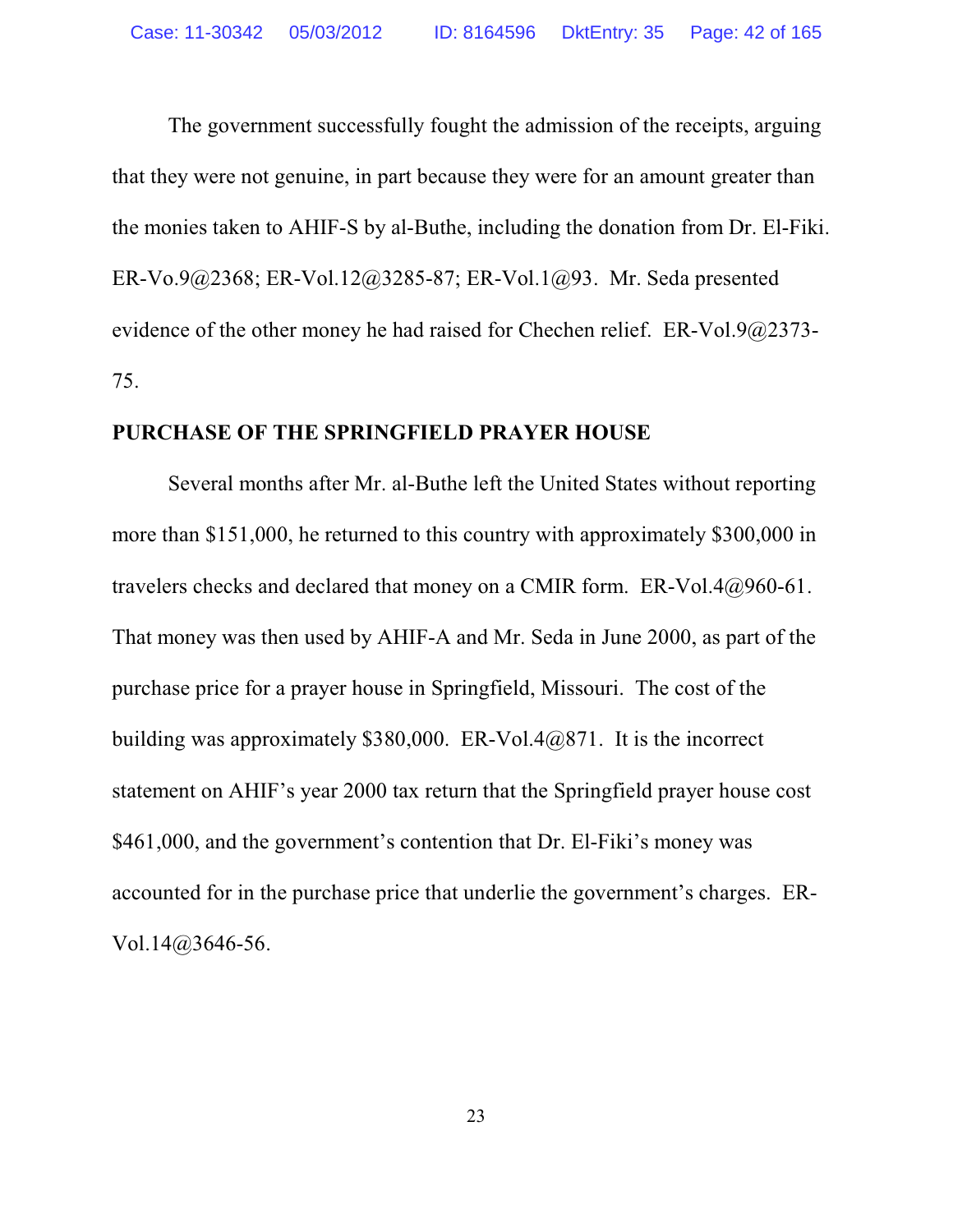The government successfully fought the admission of the receipts, arguing that they were not genuine, in part because they were for an amount greater than the monies taken to AHIF-S by al-Buthe, including the donation from Dr. El-Fiki. ER-Vo.9@2368; ER-Vol.12@3285-87; ER-Vol.1@93. Mr. Seda presented evidence of the other money he had raised for Chechen relief. ER-Vol.9@2373-75.

**PURCHASE OF THE SPRINGFIELD PRAYER HOUSE**

Several months after Mr. al-Buthe left the United States without reporting more than $151,000, he returned to this country with approximately $300,000 in travelers checks and declared that money on a CMIR form. ER-Vol.4@960-61. That money was then used by AHIF-A and Mr. Seda in June 2000, as part of the purchase price for a prayer house in Springfield, Missouri. The cost of the building was approximately $380,000. ER-Vol.4@871. It is the incorrect statement on AHIF's year 2000 tax return that the Springfield prayer house cost $461,000, and the government's contention that Dr. El-Fiki's money was accounted for in the purchase price that underlie the government's charges. ER-Vol.14@3646-56.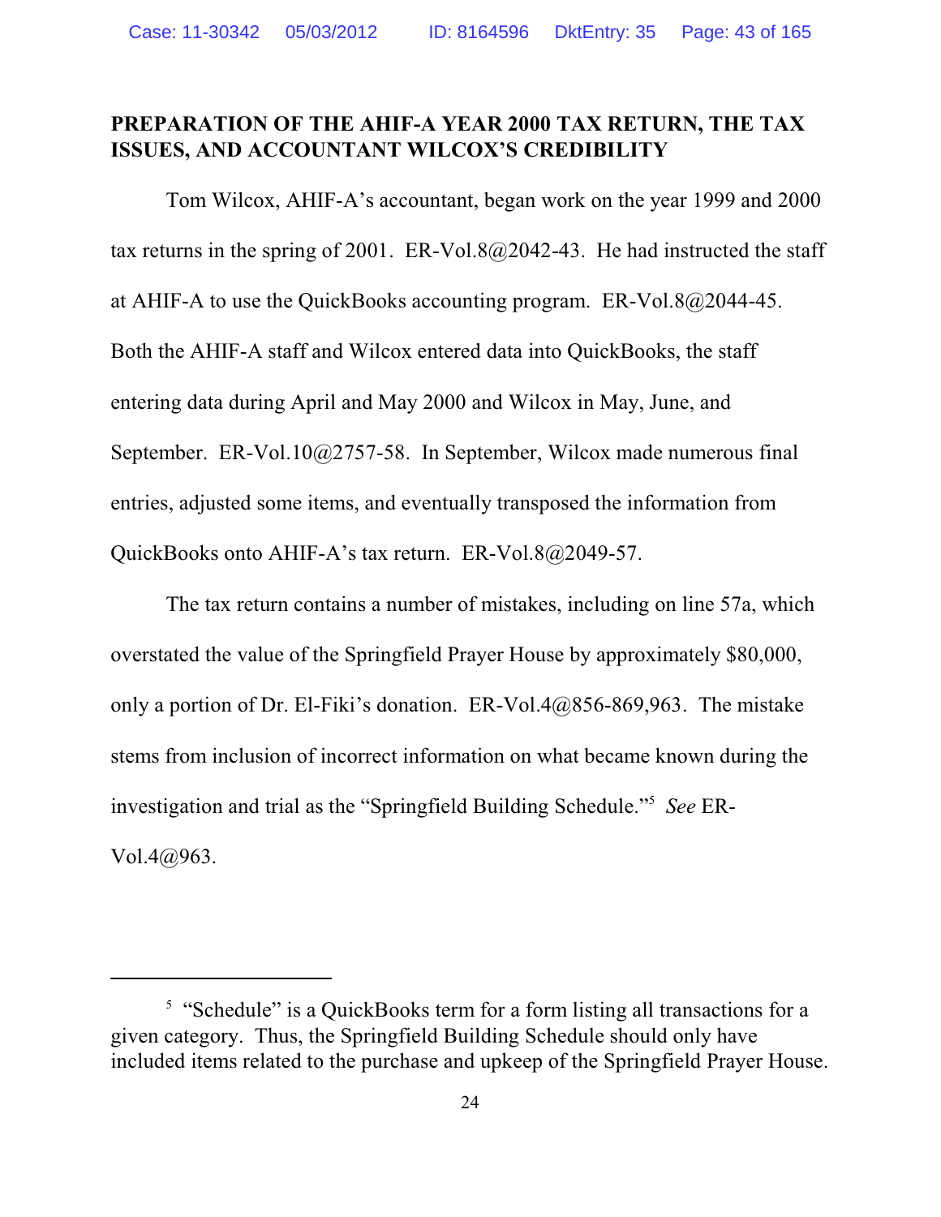**PREPARATION OF THE AHIF-A YEAR 2000 TAX RETURN, THE TAX ISSUES, AND ACCOUNTANT WILCOX'S CREDIBILITY**

Tom Wilcox, AHIF-A's accountant, began work on the year 1999 and 2000 tax returns in the spring of 2001. ER-Vol.8@2042-43. He had instructed the staff at AHIF-A to use the QuickBooks accounting program. ER-Vol.8@2044-45. Both the AHIF-A staff and Wilcox entered data into QuickBooks, the staff entering data during April and May 2000 and Wilcox in May, June, and September. ER-Vol.10@2757-58. In September, Wilcox made numerous final entries, adjusted some items, and eventually transposed the information from QuickBooks onto AHIF-A's tax return. ER-Vol.8@2049-57.

The tax return contains a number of mistakes, including on line 57a, which overstated the value of the Springfield Prayer House by approximately $80,000, only a portion of Dr. El-Fiki's donation. ER-Vol.4@856-869,963. The mistake stems from inclusion of incorrect information on what became known during the investigation and trial as the "Springfield Building Schedule."[5] *See* ER-Vol.4@963.

---

[5] "Schedule" is a QuickBooks term for a form listing all transactions for a given category. Thus, the Springfield Building Schedule should only have included items related to the purchase and upkeep of the Springfield Prayer House.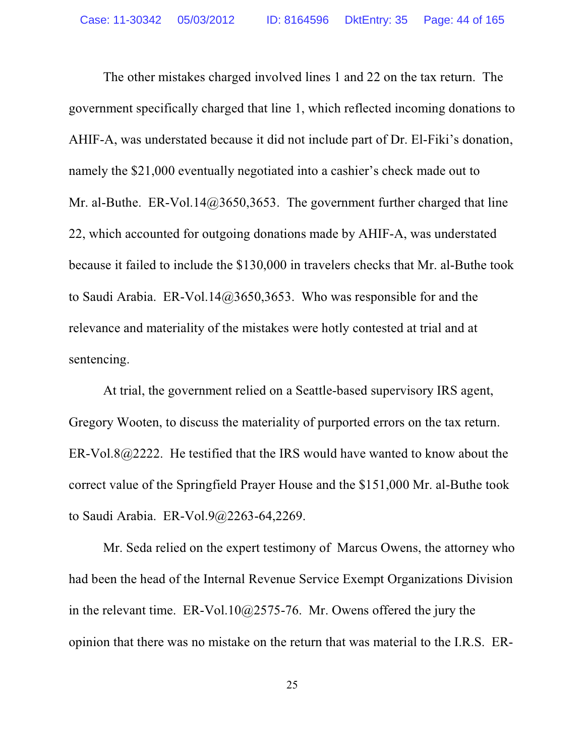The other mistakes charged involved lines 1 and 22 on the tax return. The government specifically charged that line 1, which reflected incoming donations to AHIF-A, was understated because it did not include part of Dr. El-Fiki's donation, namely the $21,000 eventually negotiated into a cashier's check made out to Mr. al-Buthe. ER-Vol.14@3650,3653. The government further charged that line 22, which accounted for outgoing donations made by AHIF-A, was understated because it failed to include the $130,000 in travelers checks that Mr. al-Buthe took to Saudi Arabia. ER-Vol.14@3650,3653. Who was responsible for and the relevance and materiality of the mistakes were hotly contested at trial and at sentencing.

At trial, the government relied on a Seattle-based supervisory IRS agent, Gregory Wooten, to discuss the materiality of purported errors on the tax return. ER-Vol.8@2222. He testified that the IRS would have wanted to know about the correct value of the Springfield Prayer House and the $151,000 Mr. al-Buthe took to Saudi Arabia. ER-Vol.9@2263-64,2269.

Mr. Seda relied on the expert testimony of Marcus Owens, the attorney who had been the head of the Internal Revenue Service Exempt Organizations Division in the relevant time. ER-Vol.10@2575-76. Mr. Owens offered the jury the opinion that there was no mistake on the return that was material to the I.R.S. ER-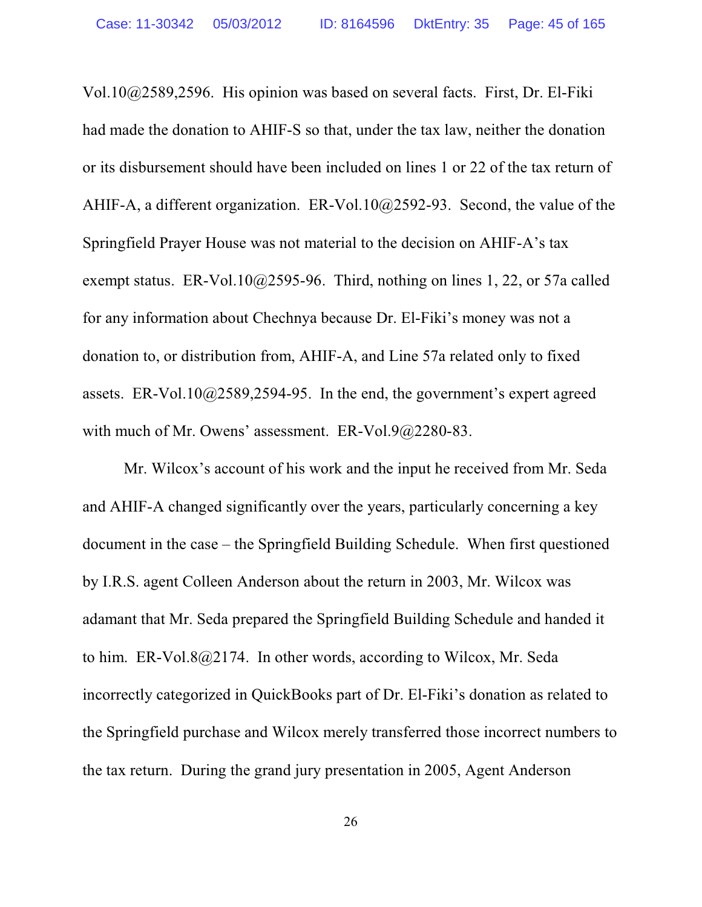Vol.10@2589,2596. His opinion was based on several facts. First, Dr. El-Fiki had made the donation to AHIF-S so that, under the tax law, neither the donation or its disbursement should have been included on lines 1 or 22 of the tax return of AHIF-A, a different organization. ER-Vol.10@2592-93. Second, the value of the Springfield Prayer House was not material to the decision on AHIF-A's tax exempt status. ER-Vol.10@2595-96. Third, nothing on lines 1, 22, or 57a called for any information about Chechnya because Dr. El-Fiki's money was not a donation to, or distribution from, AHIF-A, and Line 57a related only to fixed assets. ER-Vol.10@2589,2594-95. In the end, the government's expert agreed with much of Mr. Owens' assessment. ER-Vol.9@2280-83.

Mr. Wilcox's account of his work and the input he received from Mr. Seda and AHIF-A changed significantly over the years, particularly concerning a key document in the case – the Springfield Building Schedule. When first questioned by I.R.S. agent Colleen Anderson about the return in 2003, Mr. Wilcox was adamant that Mr. Seda prepared the Springfield Building Schedule and handed it to him. ER-Vol.8@2174. In other words, according to Wilcox, Mr. Seda incorrectly categorized in QuickBooks part of Dr. El-Fiki's donation as related to the Springfield purchase and Wilcox merely transferred those incorrect numbers to the tax return. During the grand jury presentation in 2005, Agent Anderson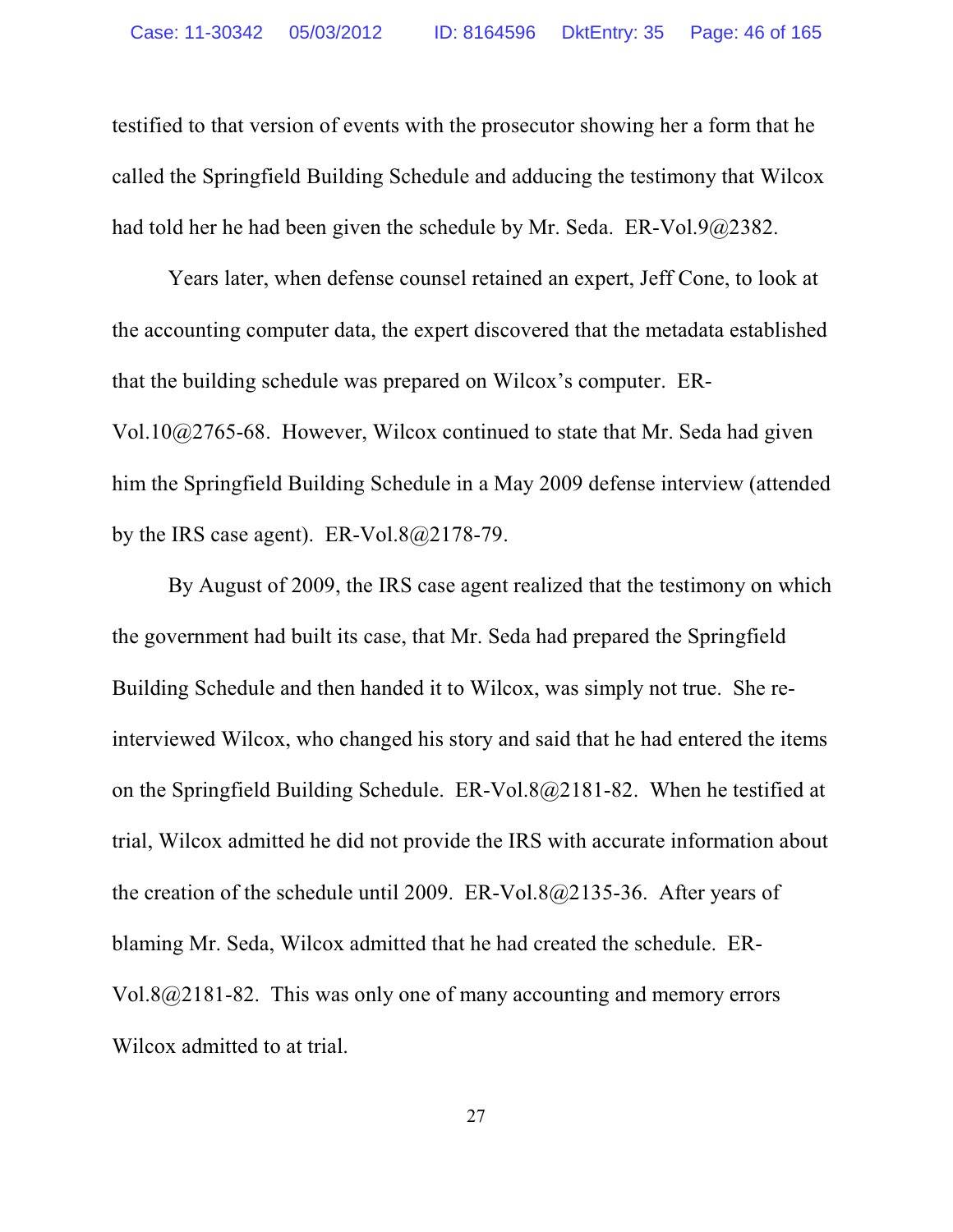testified to that version of events with the prosecutor showing her a form that he called the Springfield Building Schedule and adducing the testimony that Wilcox had told her he had been given the schedule by Mr. Seda. ER-Vol.9@2382.

Years later, when defense counsel retained an expert, Jeff Cone, to look at the accounting computer data, the expert discovered that the metadata established that the building schedule was prepared on Wilcox's computer. ER-Vol.10@2765-68. However, Wilcox continued to state that Mr. Seda had given him the Springfield Building Schedule in a May 2009 defense interview (attended by the IRS case agent). ER-Vol.8@2178-79.

By August of 2009, the IRS case agent realized that the testimony on which the government had built its case, that Mr. Seda had prepared the Springfield Building Schedule and then handed it to Wilcox, was simply not true. She re-interviewed Wilcox, who changed his story and said that he had entered the items on the Springfield Building Schedule. ER-Vol.8@2181-82. When he testified at trial, Wilcox admitted he did not provide the IRS with accurate information about the creation of the schedule until 2009. ER-Vol.8@2135-36. After years of blaming Mr. Seda, Wilcox admitted that he had created the schedule. ER-Vol.8@2181-82. This was only one of many accounting and memory errors Wilcox admitted to at trial.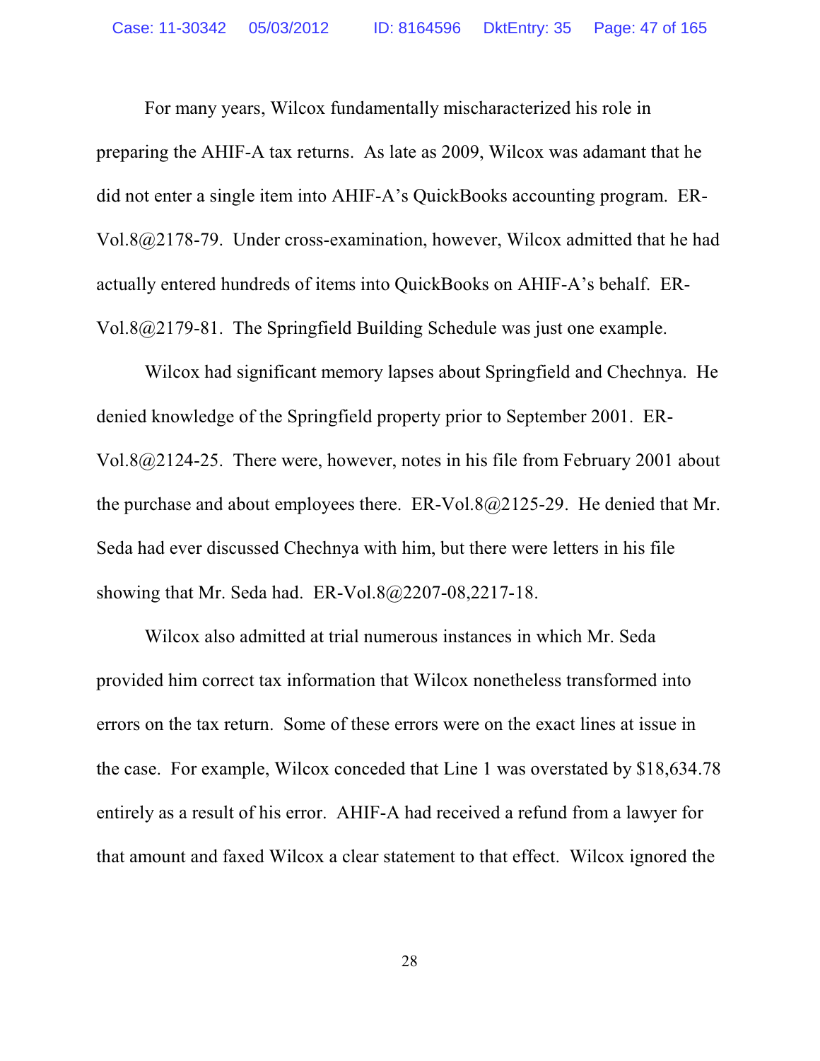For many years, Wilcox fundamentally mischaracterized his role in preparing the AHIF-A tax returns. As late as 2009, Wilcox was adamant that he did not enter a single item into AHIF-A's QuickBooks accounting program. ER-Vol.8@2178-79. Under cross-examination, however, Wilcox admitted that he had actually entered hundreds of items into QuickBooks on AHIF-A's behalf. ER-Vol.8@2179-81. The Springfield Building Schedule was just one example.

Wilcox had significant memory lapses about Springfield and Chechnya. He denied knowledge of the Springfield property prior to September 2001. ER-Vol.8@2124-25. There were, however, notes in his file from February 2001 about the purchase and about employees there. ER-Vol.8@2125-29. He denied that Mr. Seda had ever discussed Chechnya with him, but there were letters in his file showing that Mr. Seda had. ER-Vol.8@2207-08,2217-18.

Wilcox also admitted at trial numerous instances in which Mr. Seda provided him correct tax information that Wilcox nonetheless transformed into errors on the tax return. Some of these errors were on the exact lines at issue in the case. For example, Wilcox conceded that Line 1 was overstated by $18,634.78 entirely as a result of his error. AHIF-A had received a refund from a lawyer for that amount and faxed Wilcox a clear statement to that effect. Wilcox ignored the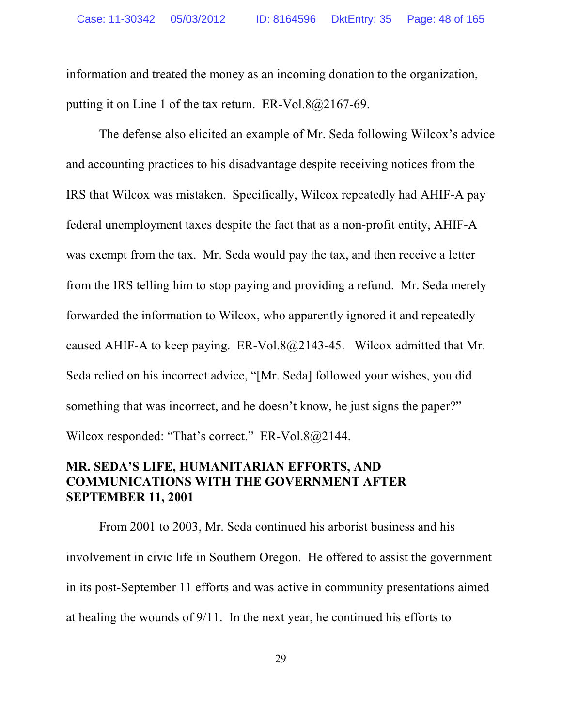information and treated the money as an incoming donation to the organization, putting it on Line 1 of the tax return. ER-Vol.8@2167-69.

The defense also elicited an example of Mr. Seda following Wilcox's advice and accounting practices to his disadvantage despite receiving notices from the IRS that Wilcox was mistaken. Specifically, Wilcox repeatedly had AHIF-A pay federal unemployment taxes despite the fact that as a non-profit entity, AHIF-A was exempt from the tax. Mr. Seda would pay the tax, and then receive a letter from the IRS telling him to stop paying and providing a refund. Mr. Seda merely forwarded the information to Wilcox, who apparently ignored it and repeatedly caused AHIF-A to keep paying. ER-Vol.8@2143-45. Wilcox admitted that Mr. Seda relied on his incorrect advice, "[Mr. Seda] followed your wishes, you did something that was incorrect, and he doesn't know, he just signs the paper?" Wilcox responded: "That's correct." ER-Vol.8@2144.

**MR. SEDA'S LIFE, HUMANITARIAN EFFORTS, AND COMMUNICATIONS WITH THE GOVERNMENT AFTER SEPTEMBER 11, 2001**

From 2001 to 2003, Mr. Seda continued his arborist business and his involvement in civic life in Southern Oregon. He offered to assist the government in its post-September 11 efforts and was active in community presentations aimed at healing the wounds of 9/11. In the next year, he continued his efforts to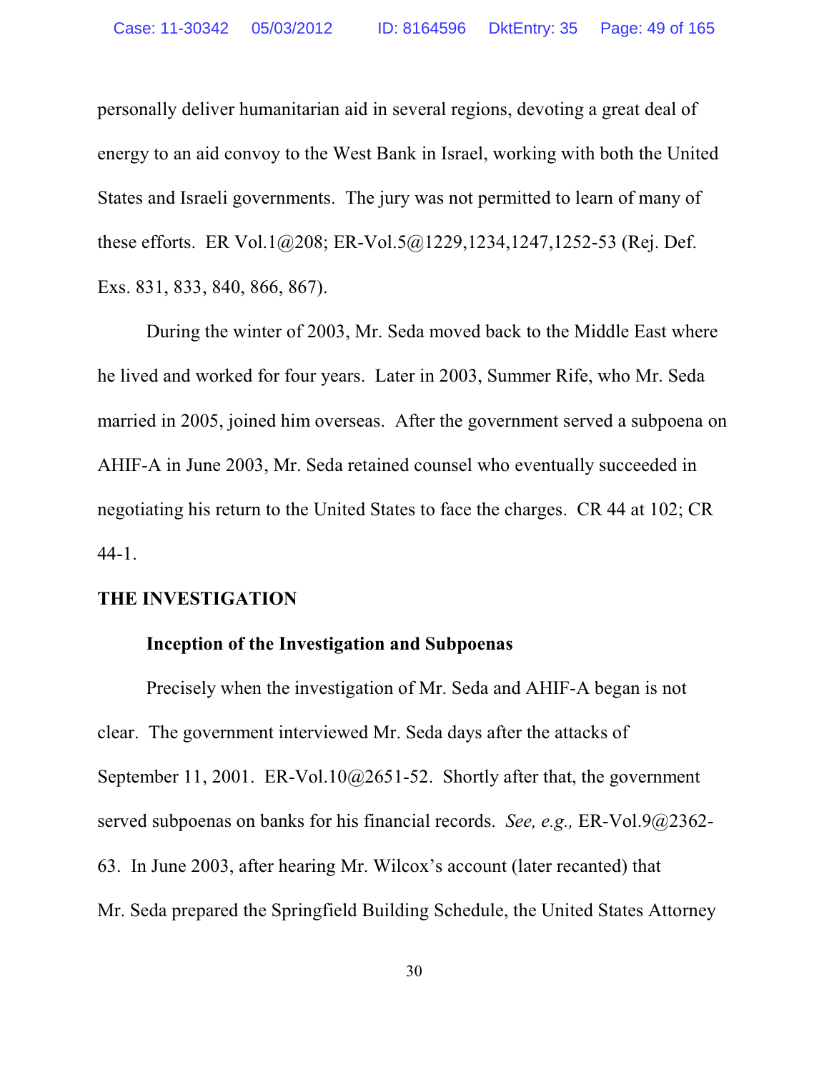personally deliver humanitarian aid in several regions, devoting a great deal of energy to an aid convoy to the West Bank in Israel, working with both the United States and Israeli governments. The jury was not permitted to learn of many of these efforts. ER Vol.1@208; ER-Vol.5@1229,1234,1247,1252-53 (Rej. Def. Exs. 831, 833, 840, 866, 867).

During the winter of 2003, Mr. Seda moved back to the Middle East where he lived and worked for four years. Later in 2003, Summer Rife, who Mr. Seda married in 2005, joined him overseas. After the government served a subpoena on AHIF-A in June 2003, Mr. Seda retained counsel who eventually succeeded in negotiating his return to the United States to face the charges. CR 44 at 102; CR 44-1.

## THE INVESTIGATION

### Inception of the Investigation and Subpoenas

Precisely when the investigation of Mr. Seda and AHIF-A began is not clear. The government interviewed Mr. Seda days after the attacks of September 11, 2001. ER-Vol.10@2651-52. Shortly after that, the government served subpoenas on banks for his financial records. *See, e.g.,* ER-Vol.9@2362-63. In June 2003, after hearing Mr. Wilcox's account (later recanted) that Mr. Seda prepared the Springfield Building Schedule, the United States Attorney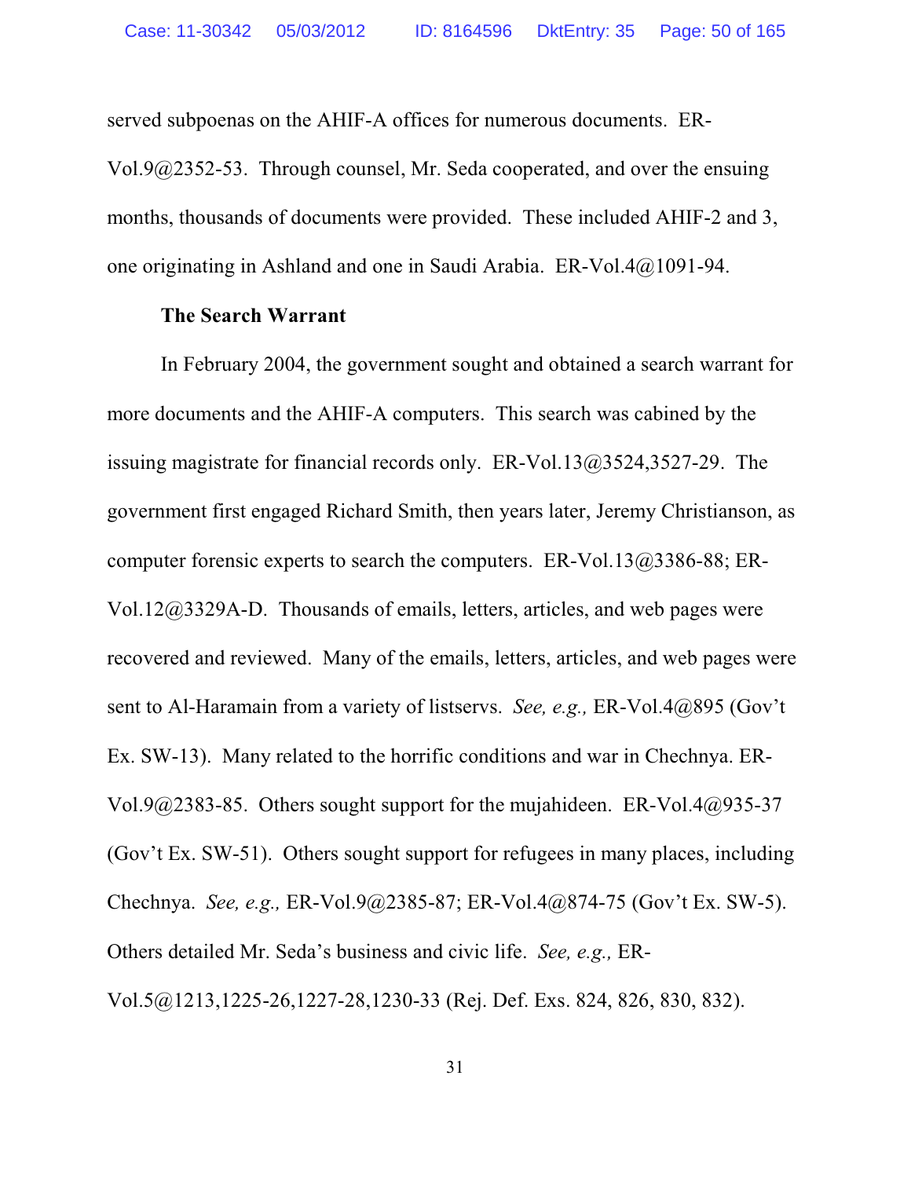served subpoenas on the AHIF-A offices for numerous documents. ER-Vol.9@2352-53. Through counsel, Mr. Seda cooperated, and over the ensuing months, thousands of documents were provided. These included AHIF-2 and 3, one originating in Ashland and one in Saudi Arabia. ER-Vol.4@1091-94.

**The Search Warrant**

In February 2004, the government sought and obtained a search warrant for more documents and the AHIF-A computers. This search was cabined by the issuing magistrate for financial records only. ER-Vol.13@3524,3527-29. The government first engaged Richard Smith, then years later, Jeremy Christianson, as computer forensic experts to search the computers. ER-Vol.13@3386-88; ER-Vol.12@3329A-D. Thousands of emails, letters, articles, and web pages were recovered and reviewed. Many of the emails, letters, articles, and web pages were sent to Al-Haramain from a variety of listservs. *See, e.g.,* ER-Vol.4@895 (Gov't Ex. SW-13). Many related to the horrific conditions and war in Chechnya. ER-Vol.9@2383-85. Others sought support for the mujahideen. ER-Vol.4@935-37 (Gov't Ex. SW-51). Others sought support for refugees in many places, including Chechnya. *See, e.g.,* ER-Vol.9@2385-87; ER-Vol.4@874-75 (Gov't Ex. SW-5). Others detailed Mr. Seda's business and civic life. *See, e.g.,* ER-Vol.5@1213,1225-26,1227-28,1230-33 (Rej. Def. Exs. 824, 826, 830, 832).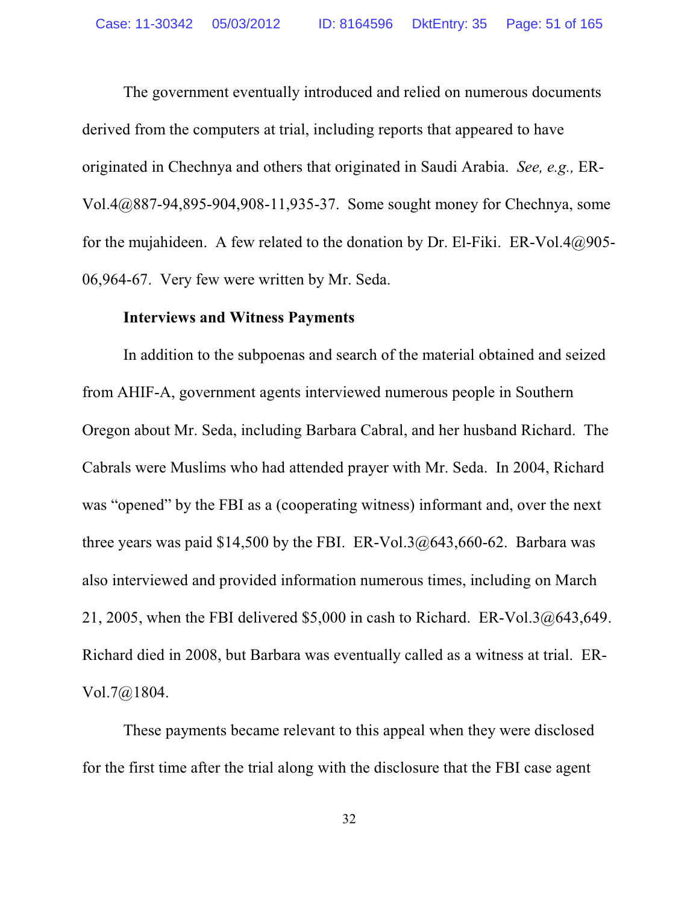The government eventually introduced and relied on numerous documents derived from the computers at trial, including reports that appeared to have originated in Chechnya and others that originated in Saudi Arabia. *See, e.g.,* ER-Vol.4@887-94,895-904,908-11,935-37. Some sought money for Chechnya, some for the mujahideen. A few related to the donation by Dr. El-Fiki. ER-Vol.4@905-06,964-67. Very few were written by Mr. Seda.

**Interviews and Witness Payments**

In addition to the subpoenas and search of the material obtained and seized from AHIF-A, government agents interviewed numerous people in Southern Oregon about Mr. Seda, including Barbara Cabral, and her husband Richard. The Cabrals were Muslims who had attended prayer with Mr. Seda. In 2004, Richard was "opened" by the FBI as a (cooperating witness) informant and, over the next three years was paid $14,500 by the FBI. ER-Vol.3@643,660-62. Barbara was also interviewed and provided information numerous times, including on March 21, 2005, when the FBI delivered $5,000 in cash to Richard. ER-Vol.3@643,649. Richard died in 2008, but Barbara was eventually called as a witness at trial. ER-Vol.7@1804.

These payments became relevant to this appeal when they were disclosed for the first time after the trial along with the disclosure that the FBI case agent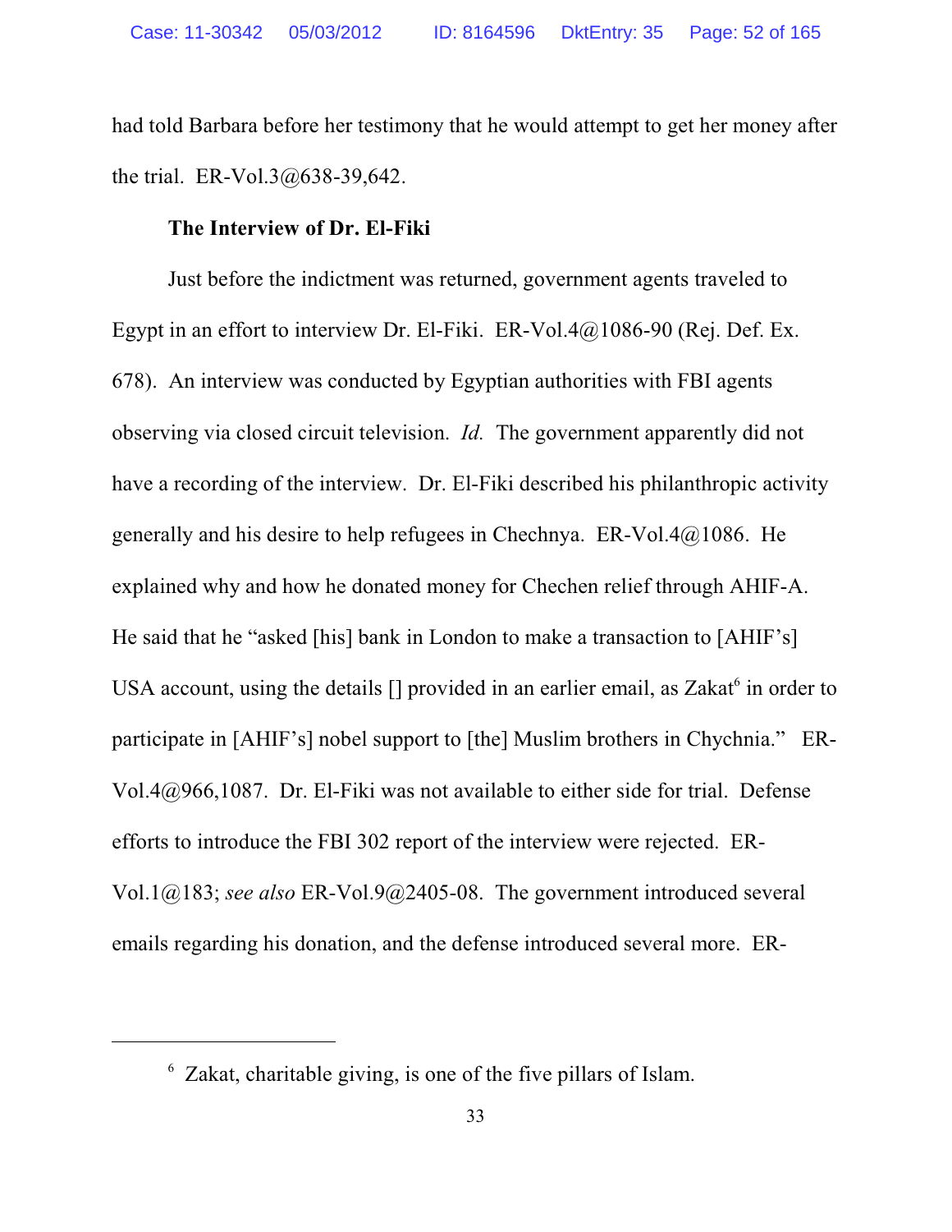had told Barbara before her testimony that he would attempt to get her money after the trial. ER-Vol.3@638-39,642.

**The Interview of Dr. El-Fiki**

Just before the indictment was returned, government agents traveled to Egypt in an effort to interview Dr. El-Fiki. ER-Vol.4@1086-90 (Rej. Def. Ex. 678). An interview was conducted by Egyptian authorities with FBI agents observing via closed circuit television. *Id.* The government apparently did not have a recording of the interview. Dr. El-Fiki described his philanthropic activity generally and his desire to help refugees in Chechnya. ER-Vol.4@1086. He explained why and how he donated money for Chechen relief through AHIF-A. He said that he "asked [his] bank in London to make a transaction to [AHIF's] USA account, using the details [] provided in an earlier email, as Zakat[6] in order to participate in [AHIF's] nobel support to [the] Muslim brothers in Chychnia." ER-Vol.4@966,1087. Dr. El-Fiki was not available to either side for trial. Defense efforts to introduce the FBI 302 report of the interview were rejected. ER-Vol.1@183; *see also* ER-Vol.9@2405-08. The government introduced several emails regarding his donation, and the defense introduced several more. ER-

---

[6] Zakat, charitable giving, is one of the five pillars of Islam.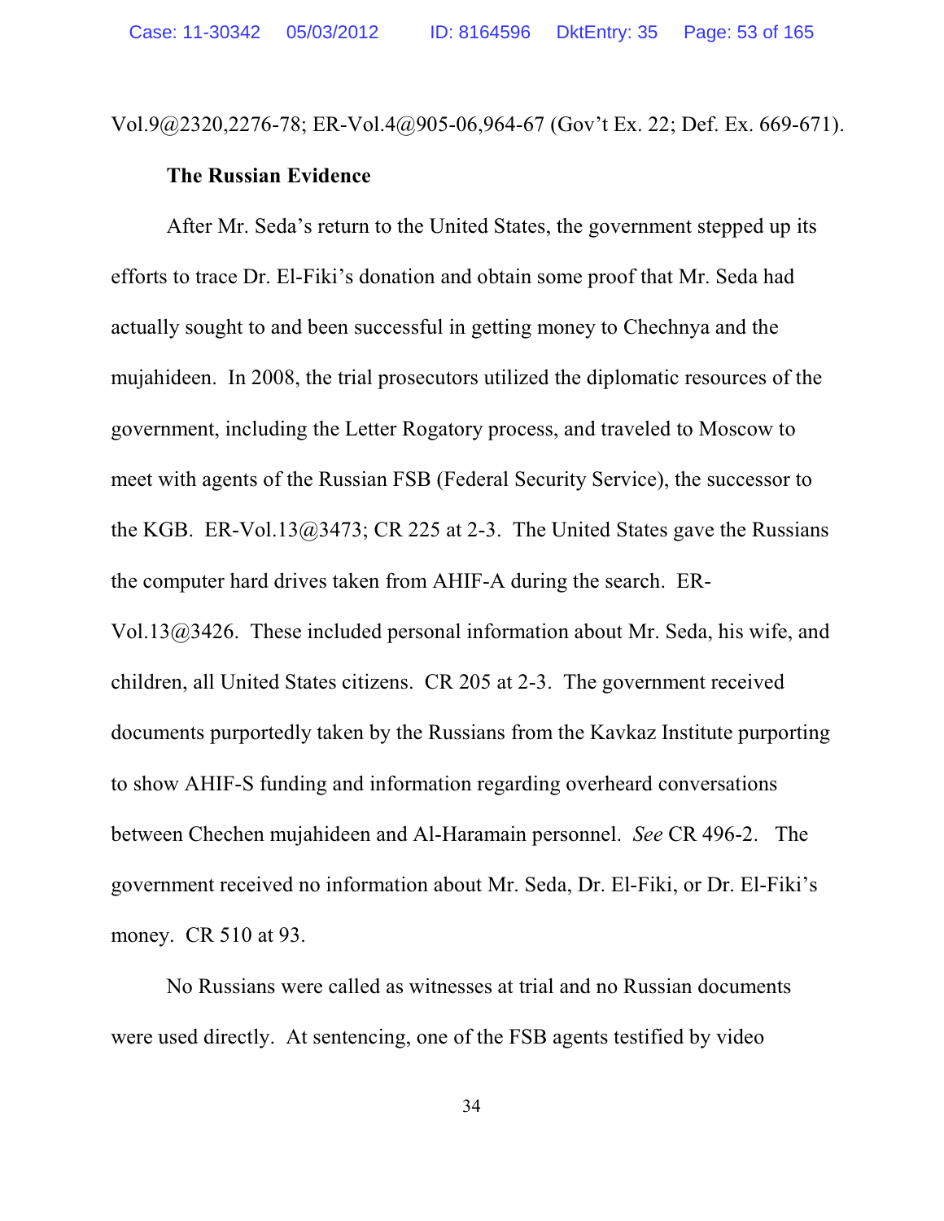Vol.9@2320,2276-78; ER-Vol.4@905-06,964-67 (Gov't Ex. 22; Def. Ex. 669-671).

**The Russian Evidence**

After Mr. Seda's return to the United States, the government stepped up its efforts to trace Dr. El-Fiki's donation and obtain some proof that Mr. Seda had actually sought to and been successful in getting money to Chechnya and the mujahideen. In 2008, the trial prosecutors utilized the diplomatic resources of the government, including the Letter Rogatory process, and traveled to Moscow to meet with agents of the Russian FSB (Federal Security Service), the successor to the KGB. ER-Vol.13@3473; CR 225 at 2-3. The United States gave the Russians the computer hard drives taken from AHIF-A during the search. ER-Vol.13@3426. These included personal information about Mr. Seda, his wife, and children, all United States citizens. CR 205 at 2-3. The government received documents purportedly taken by the Russians from the Kavkaz Institute purporting to show AHIF-S funding and information regarding overheard conversations between Chechen mujahideen and Al-Haramain personnel. *See* CR 496-2. The government received no information about Mr. Seda, Dr. El-Fiki, or Dr. El-Fiki's money. CR 510 at 93.

No Russians were called as witnesses at trial and no Russian documents were used directly. At sentencing, one of the FSB agents testified by video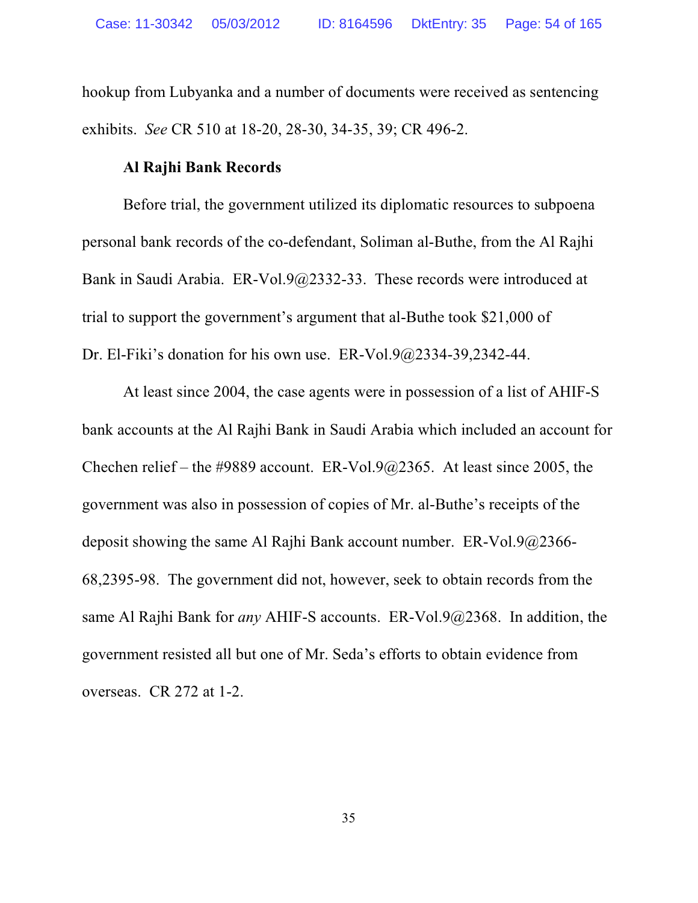hookup from Lubyanka and a number of documents were received as sentencing exhibits. *See* CR 510 at 18-20, 28-30, 34-35, 39; CR 496-2.

**Al Rajhi Bank Records**

Before trial, the government utilized its diplomatic resources to subpoena personal bank records of the co-defendant, Soliman al-Buthe, from the Al Rajhi Bank in Saudi Arabia. ER-Vol.9@2332-33. These records were introduced at trial to support the government's argument that al-Buthe took $21,000 of Dr. El-Fiki's donation for his own use. ER-Vol.9@2334-39,2342-44.

At least since 2004, the case agents were in possession of a list of AHIF-S bank accounts at the Al Rajhi Bank in Saudi Arabia which included an account for Chechen relief – the #9889 account. ER-Vol.9@2365. At least since 2005, the government was also in possession of copies of Mr. al-Buthe's receipts of the deposit showing the same Al Rajhi Bank account number. ER-Vol.9@2366-68,2395-98. The government did not, however, seek to obtain records from the same Al Rajhi Bank for *any* AHIF-S accounts. ER-Vol.9@2368. In addition, the government resisted all but one of Mr. Seda's efforts to obtain evidence from overseas. CR 272 at 1-2.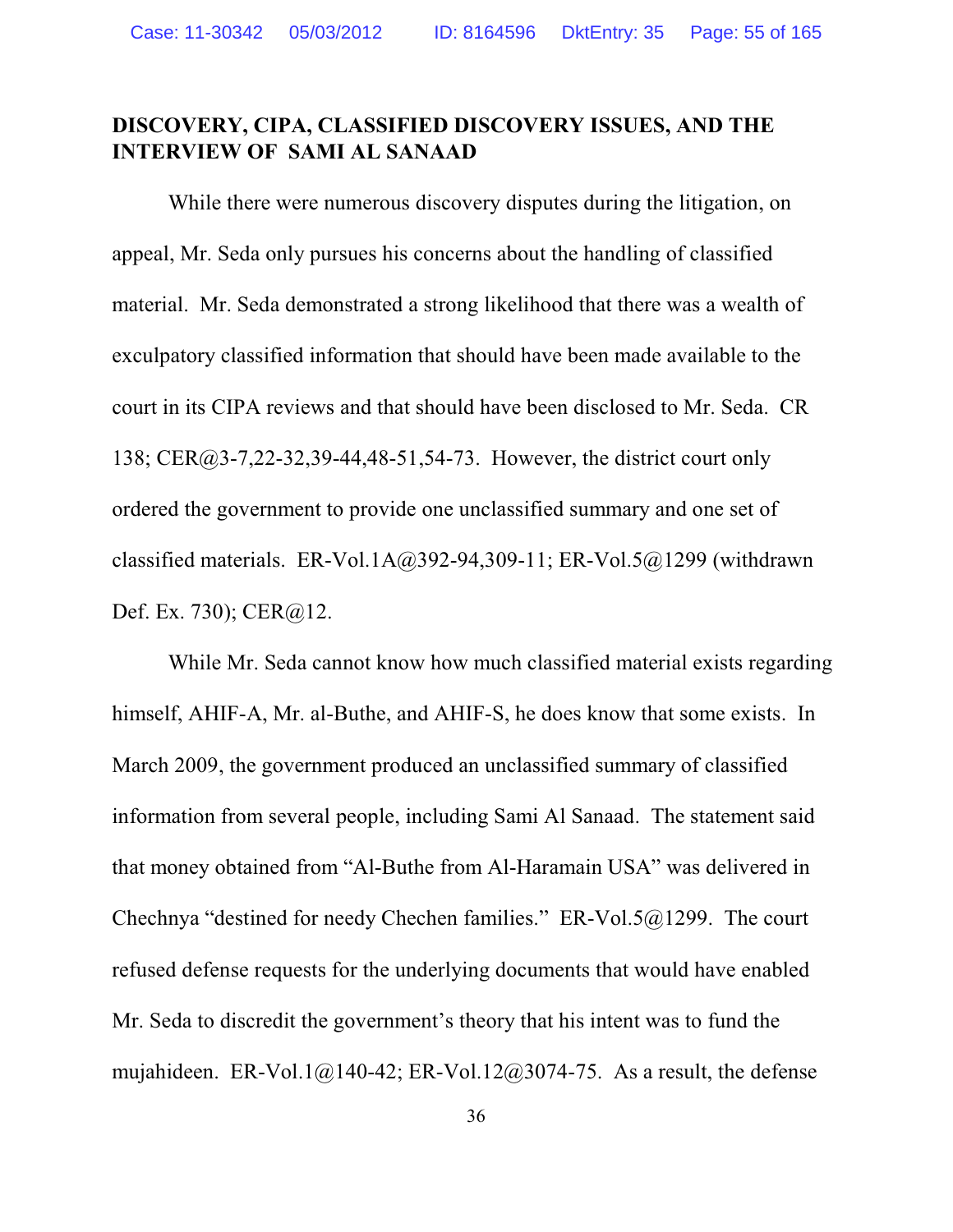## DISCOVERY, CIPA, CLASSIFIED DISCOVERY ISSUES, AND THE INTERVIEW OF SAMI AL SANAAD

While there were numerous discovery disputes during the litigation, on appeal, Mr. Seda only pursues his concerns about the handling of classified material. Mr. Seda demonstrated a strong likelihood that there was a wealth of exculpatory classified information that should have been made available to the court in its CIPA reviews and that should have been disclosed to Mr. Seda. CR 138; CER@3-7,22-32,39-44,48-51,54-73. However, the district court only ordered the government to provide one unclassified summary and one set of classified materials. ER-Vol.1A@392-94,309-11; ER-Vol.5@1299 (withdrawn Def. Ex. 730); CER@12.

While Mr. Seda cannot know how much classified material exists regarding himself, AHIF-A, Mr. al-Buthe, and AHIF-S, he does know that some exists. In March 2009, the government produced an unclassified summary of classified information from several people, including Sami Al Sanaad. The statement said that money obtained from "Al-Buthe from Al-Haramain USA" was delivered in Chechnya "destined for needy Chechen families." ER-Vol.5@1299. The court refused defense requests for the underlying documents that would have enabled Mr. Seda to discredit the government's theory that his intent was to fund the mujahideen. ER-Vol.1@140-42; ER-Vol.12@3074-75. As a result, the defense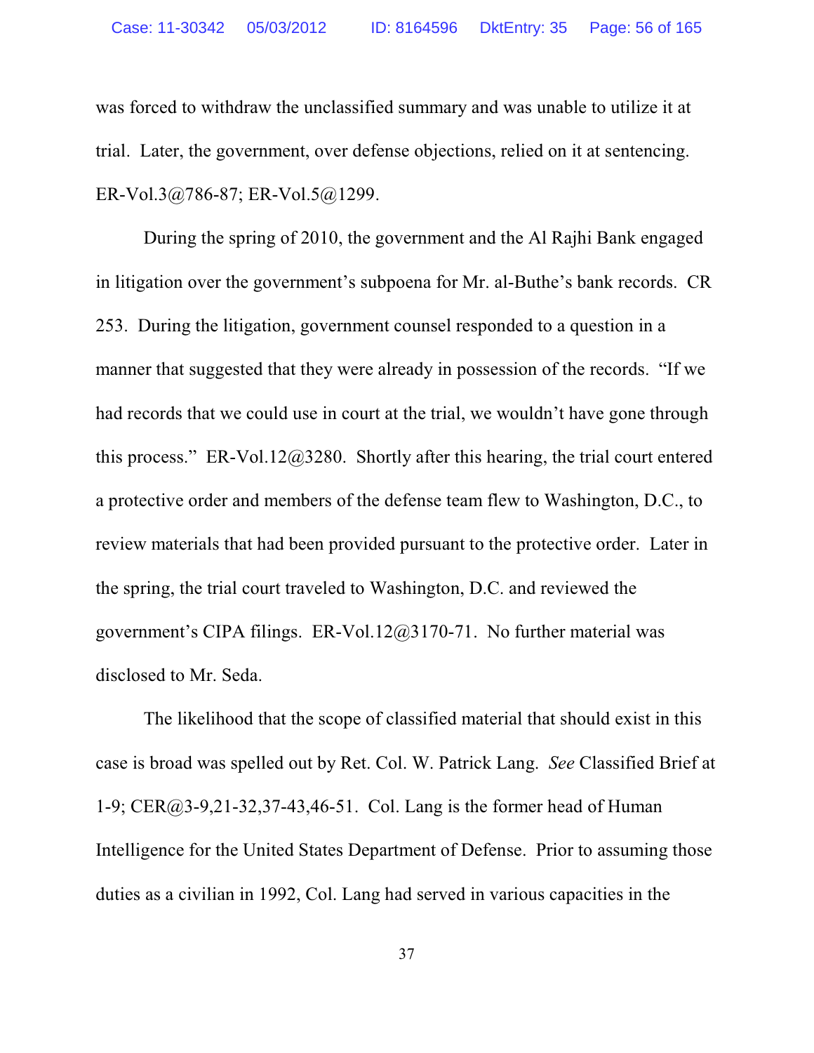was forced to withdraw the unclassified summary and was unable to utilize it at trial. Later, the government, over defense objections, relied on it at sentencing. ER-Vol.3@786-87; ER-Vol.5@1299.

During the spring of 2010, the government and the Al Rajhi Bank engaged in litigation over the government's subpoena for Mr. al-Buthe's bank records. CR 253. During the litigation, government counsel responded to a question in a manner that suggested that they were already in possession of the records. "If we had records that we could use in court at the trial, we wouldn't have gone through this process." ER-Vol.12@3280. Shortly after this hearing, the trial court entered a protective order and members of the defense team flew to Washington, D.C., to review materials that had been provided pursuant to the protective order. Later in the spring, the trial court traveled to Washington, D.C. and reviewed the government's CIPA filings. ER-Vol.12@3170-71. No further material was disclosed to Mr. Seda.

The likelihood that the scope of classified material that should exist in this case is broad was spelled out by Ret. Col. W. Patrick Lang. *See* Classified Brief at 1-9; CER@3-9,21-32,37-43,46-51. Col. Lang is the former head of Human Intelligence for the United States Department of Defense. Prior to assuming those duties as a civilian in 1992, Col. Lang had served in various capacities in the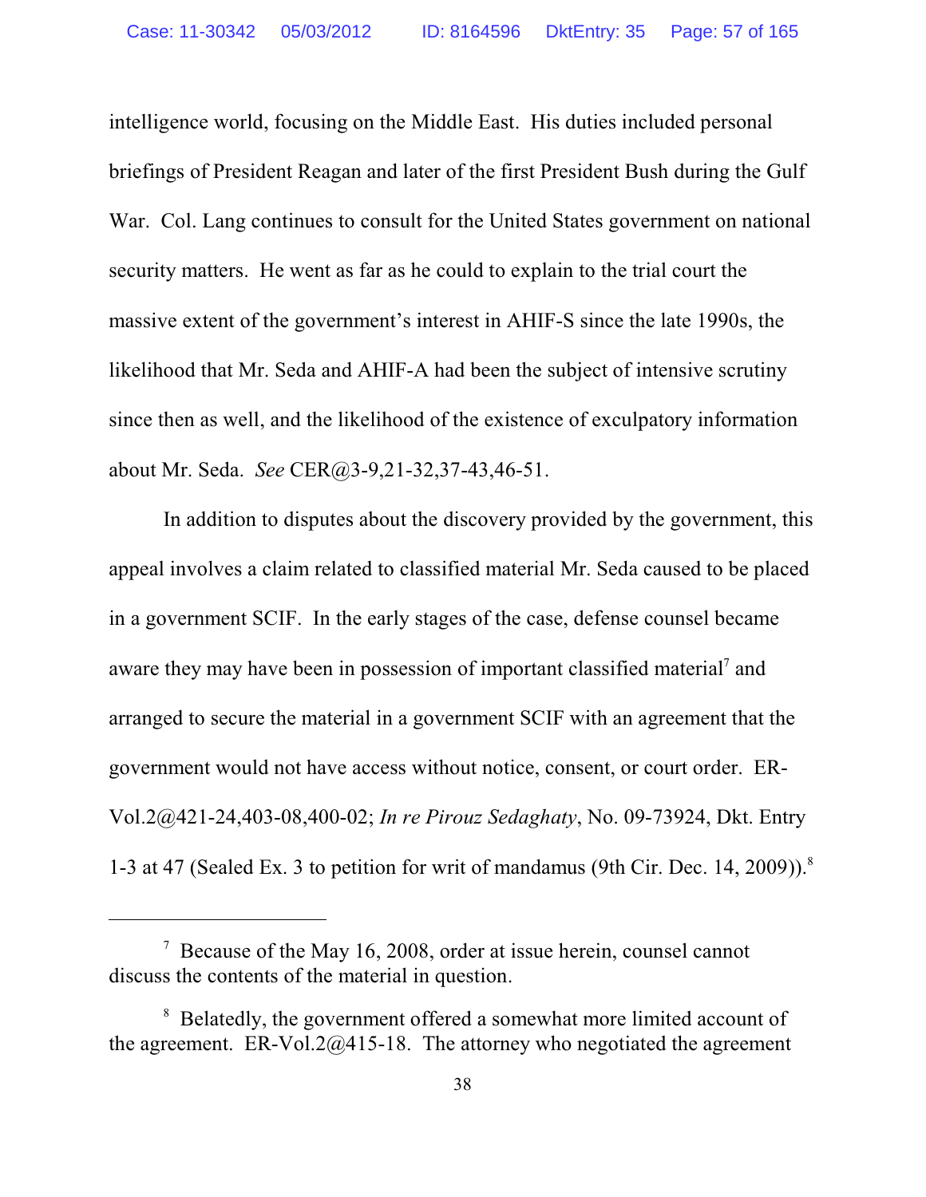intelligence world, focusing on the Middle East. His duties included personal briefings of President Reagan and later of the first President Bush during the Gulf War. Col. Lang continues to consult for the United States government on national security matters. He went as far as he could to explain to the trial court the massive extent of the government's interest in AHIF-S since the late 1990s, the likelihood that Mr. Seda and AHIF-A had been the subject of intensive scrutiny since then as well, and the likelihood of the existence of exculpatory information about Mr. Seda. *See* CER@3-9,21-32,37-43,46-51.

In addition to disputes about the discovery provided by the government, this appeal involves a claim related to classified material Mr. Seda caused to be placed in a government SCIF. In the early stages of the case, defense counsel became aware they may have been in possession of important classified material[7] and arranged to secure the material in a government SCIF with an agreement that the government would not have access without notice, consent, or court order. ER-Vol.2@421-24,403-08,400-02; *In re Pirouz Sedaghaty*, No. 09-73924, Dkt. Entry 1-3 at 47 (Sealed Ex. 3 to petition for writ of mandamus (9th Cir. Dec. 14, 2009)).[8]

---

[7] Because of the May 16, 2008, order at issue herein, counsel cannot discuss the contents of the material in question.

[8] Belatedly, the government offered a somewhat more limited account of the agreement. ER-Vol.2@415-18. The attorney who negotiated the agreement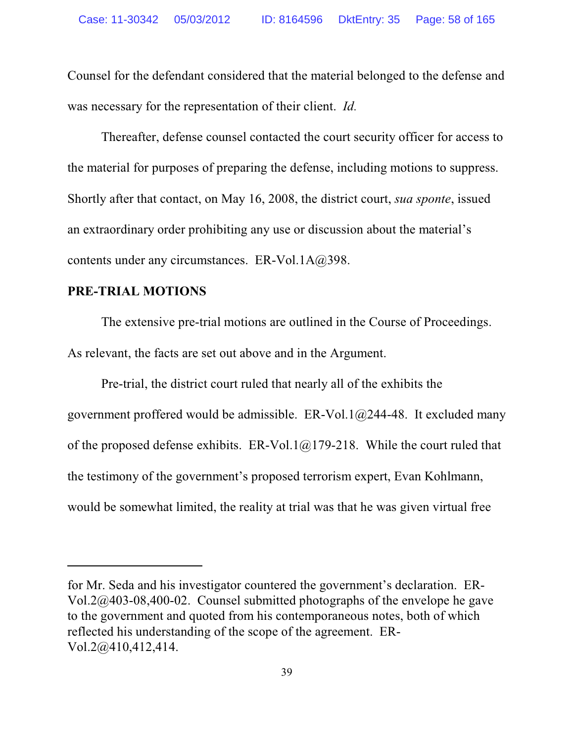Counsel for the defendant considered that the material belonged to the defense and was necessary for the representation of their client. *Id.*

Thereafter, defense counsel contacted the court security officer for access to the material for purposes of preparing the defense, including motions to suppress. Shortly after that contact, on May 16, 2008, the district court, *sua sponte*, issued an extraordinary order prohibiting any use or discussion about the material's contents under any circumstances. ER-Vol.1A@398.

**PRE-TRIAL MOTIONS**

The extensive pre-trial motions are outlined in the Course of Proceedings. As relevant, the facts are set out above and in the Argument.

Pre-trial, the district court ruled that nearly all of the exhibits the government proffered would be admissible. ER-Vol.1@244-48. It excluded many of the proposed defense exhibits. ER-Vol.1@179-218. While the court ruled that the testimony of the government's proposed terrorism expert, Evan Kohlmann, would be somewhat limited, the reality at trial was that he was given virtual free

---

for Mr. Seda and his investigator countered the government's declaration. ER-Vol.2@403-08,400-02. Counsel submitted photographs of the envelope he gave to the government and quoted from his contemporaneous notes, both of which reflected his understanding of the scope of the agreement. ER-Vol.2@410,412,414.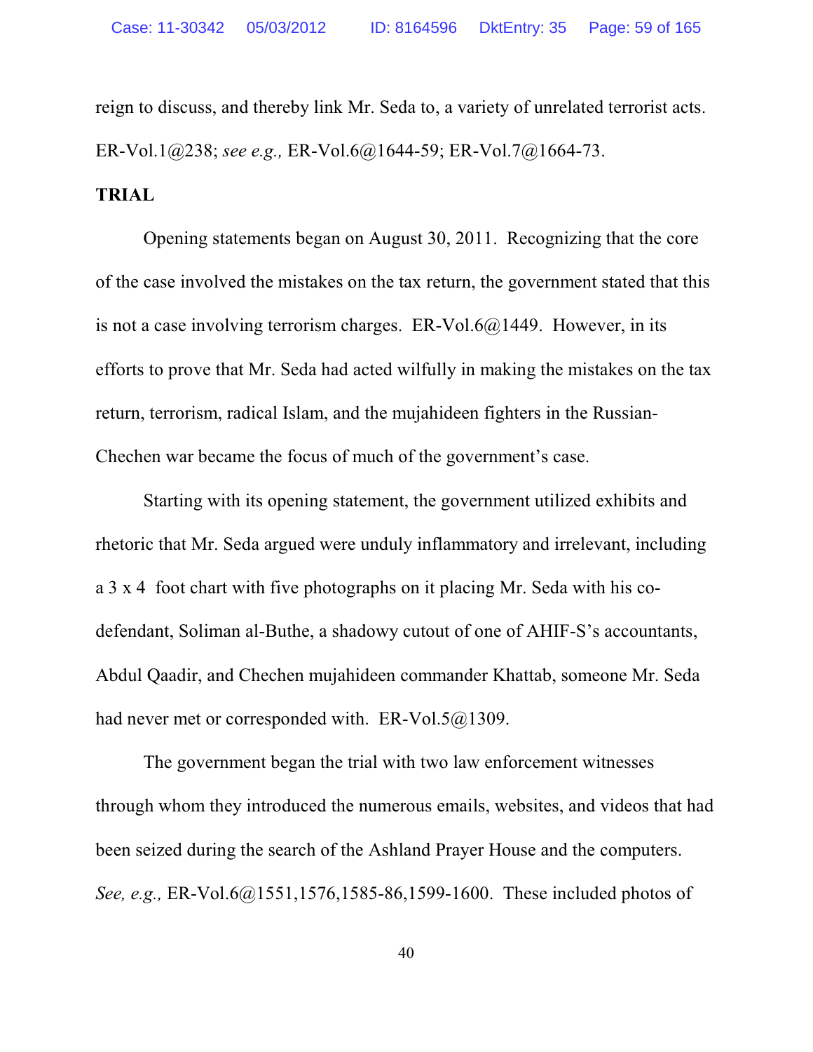reign to discuss, and thereby link Mr. Seda to, a variety of unrelated terrorist acts. ER-Vol.1@238; *see e.g.,* ER-Vol.6@1644-59; ER-Vol.7@1664-73.

**TRIAL**

Opening statements began on August 30, 2011. Recognizing that the core of the case involved the mistakes on the tax return, the government stated that this is not a case involving terrorism charges. ER-Vol.6@1449. However, in its efforts to prove that Mr. Seda had acted wilfully in making the mistakes on the tax return, terrorism, radical Islam, and the mujahideen fighters in the Russian-Chechen war became the focus of much of the government's case.

Starting with its opening statement, the government utilized exhibits and rhetoric that Mr. Seda argued were unduly inflammatory and irrelevant, including a 3 x 4 foot chart with five photographs on it placing Mr. Seda with his co-defendant, Soliman al-Buthe, a shadowy cutout of one of AHIF-S's accountants, Abdul Qaadir, and Chechen mujahideen commander Khattab, someone Mr. Seda had never met or corresponded with. ER-Vol.5@1309.

The government began the trial with two law enforcement witnesses through whom they introduced the numerous emails, websites, and videos that had been seized during the search of the Ashland Prayer House and the computers. *See, e.g.,* ER-Vol.6@1551,1576,1585-86,1599-1600. These included photos of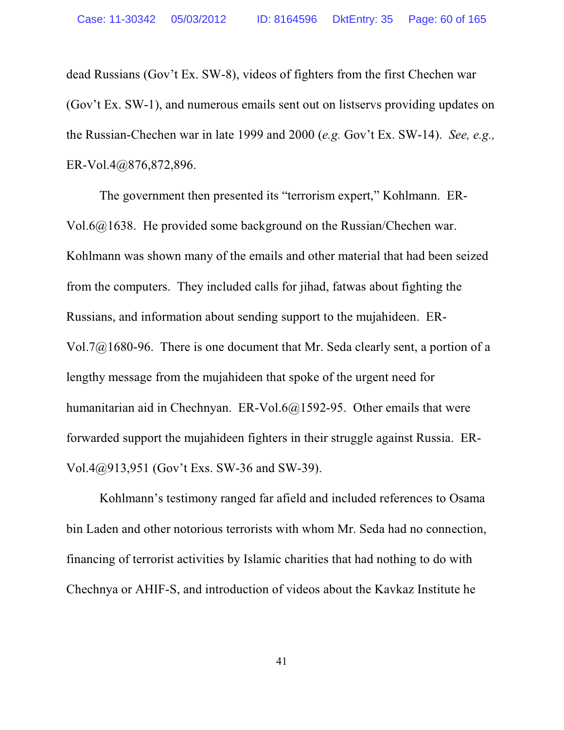dead Russians (Gov't Ex. SW-8), videos of fighters from the first Chechen war (Gov't Ex. SW-1), and numerous emails sent out on listservs providing updates on the Russian-Chechen war in late 1999 and 2000 (*e.g.* Gov't Ex. SW-14). *See, e.g.,* ER-Vol.4@876,872,896.

The government then presented its "terrorism expert," Kohlmann. ER-Vol.6@1638. He provided some background on the Russian/Chechen war. Kohlmann was shown many of the emails and other material that had been seized from the computers. They included calls for jihad, fatwas about fighting the Russians, and information about sending support to the mujahideen. ER-Vol.7@1680-96. There is one document that Mr. Seda clearly sent, a portion of a lengthy message from the mujahideen that spoke of the urgent need for humanitarian aid in Chechnyan. ER-Vol.6@1592-95. Other emails that were forwarded support the mujahideen fighters in their struggle against Russia. ER-Vol.4@913,951 (Gov't Exs. SW-36 and SW-39).

Kohlmann's testimony ranged far afield and included references to Osama bin Laden and other notorious terrorists with whom Mr. Seda had no connection, financing of terrorist activities by Islamic charities that had nothing to do with Chechnya or AHIF-S, and introduction of videos about the Kavkaz Institute he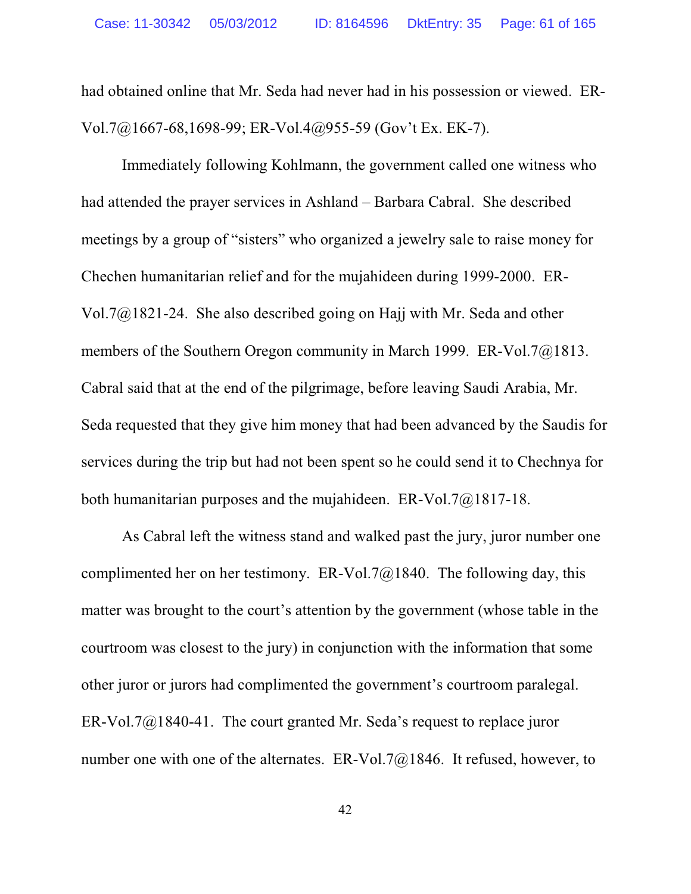had obtained online that Mr. Seda had never had in his possession or viewed. ER-Vol.7@1667-68,1698-99; ER-Vol.4@955-59 (Gov't Ex. EK-7).

Immediately following Kohlmann, the government called one witness who had attended the prayer services in Ashland – Barbara Cabral. She described meetings by a group of "sisters" who organized a jewelry sale to raise money for Chechen humanitarian relief and for the mujahideen during 1999-2000. ER-Vol.7@1821-24. She also described going on Hajj with Mr. Seda and other members of the Southern Oregon community in March 1999. ER-Vol.7@1813. Cabral said that at the end of the pilgrimage, before leaving Saudi Arabia, Mr. Seda requested that they give him money that had been advanced by the Saudis for services during the trip but had not been spent so he could send it to Chechnya for both humanitarian purposes and the mujahideen. ER-Vol.7@1817-18.

As Cabral left the witness stand and walked past the jury, juror number one complimented her on her testimony. ER-Vol.7@1840. The following day, this matter was brought to the court's attention by the government (whose table in the courtroom was closest to the jury) in conjunction with the information that some other juror or jurors had complimented the government's courtroom paralegal. ER-Vol.7@1840-41. The court granted Mr. Seda's request to replace juror number one with one of the alternates. ER-Vol.7@1846. It refused, however, to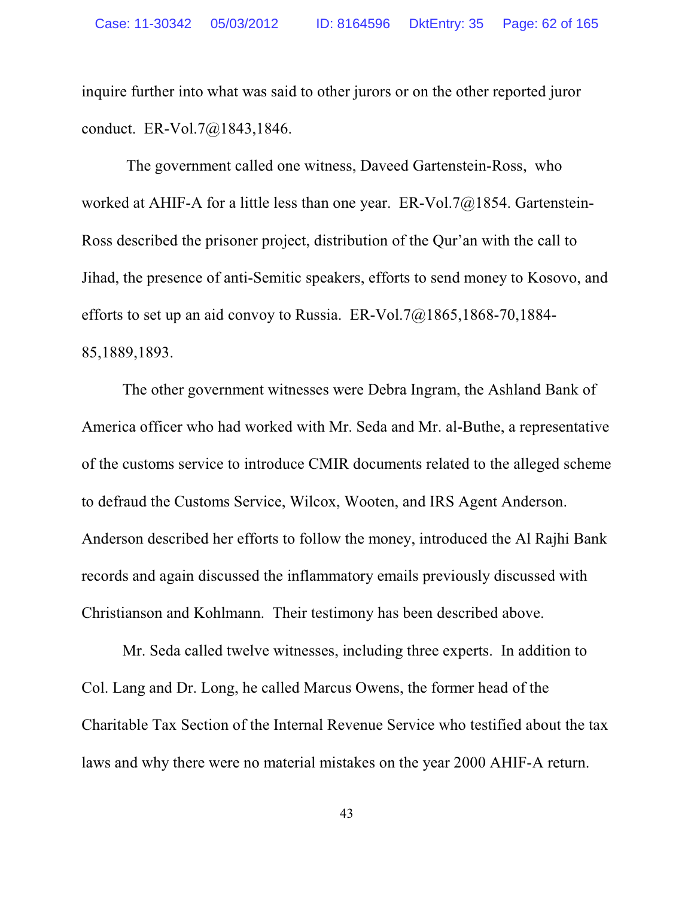inquire further into what was said to other jurors or on the other reported juror conduct. ER-Vol.7@1843,1846.

The government called one witness, Daveed Gartenstein-Ross, who worked at AHIF-A for a little less than one year. ER-Vol.7@1854. Gartenstein-Ross described the prisoner project, distribution of the Qur'an with the call to Jihad, the presence of anti-Semitic speakers, efforts to send money to Kosovo, and efforts to set up an aid convoy to Russia. ER-Vol.7@1865,1868-70,1884-85,1889,1893.

The other government witnesses were Debra Ingram, the Ashland Bank of America officer who had worked with Mr. Seda and Mr. al-Buthe, a representative of the customs service to introduce CMIR documents related to the alleged scheme to defraud the Customs Service, Wilcox, Wooten, and IRS Agent Anderson. Anderson described her efforts to follow the money, introduced the Al Rajhi Bank records and again discussed the inflammatory emails previously discussed with Christianson and Kohlmann. Their testimony has been described above.

Mr. Seda called twelve witnesses, including three experts. In addition to Col. Lang and Dr. Long, he called Marcus Owens, the former head of the Charitable Tax Section of the Internal Revenue Service who testified about the tax laws and why there were no material mistakes on the year 2000 AHIF-A return.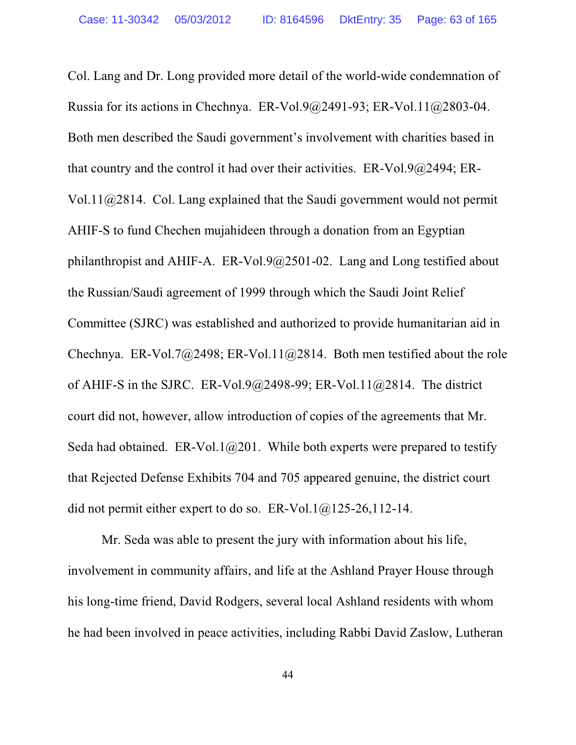Col. Lang and Dr. Long provided more detail of the world-wide condemnation of Russia for its actions in Chechnya. ER-Vol.9@2491-93; ER-Vol.11@2803-04. Both men described the Saudi government's involvement with charities based in that country and the control it had over their activities. ER-Vol.9@2494; ER-Vol.11@2814. Col. Lang explained that the Saudi government would not permit AHIF-S to fund Chechen mujahideen through a donation from an Egyptian philanthropist and AHIF-A. ER-Vol.9@2501-02. Lang and Long testified about the Russian/Saudi agreement of 1999 through which the Saudi Joint Relief Committee (SJRC) was established and authorized to provide humanitarian aid in Chechnya. ER-Vol.7@2498; ER-Vol.11@2814. Both men testified about the role of AHIF-S in the SJRC. ER-Vol.9@2498-99; ER-Vol.11@2814. The district court did not, however, allow introduction of copies of the agreements that Mr. Seda had obtained. ER-Vol.1@201. While both experts were prepared to testify that Rejected Defense Exhibits 704 and 705 appeared genuine, the district court did not permit either expert to do so. ER-Vol.1@125-26,112-14.

Mr. Seda was able to present the jury with information about his life, involvement in community affairs, and life at the Ashland Prayer House through his long-time friend, David Rodgers, several local Ashland residents with whom he had been involved in peace activities, including Rabbi David Zaslow, Lutheran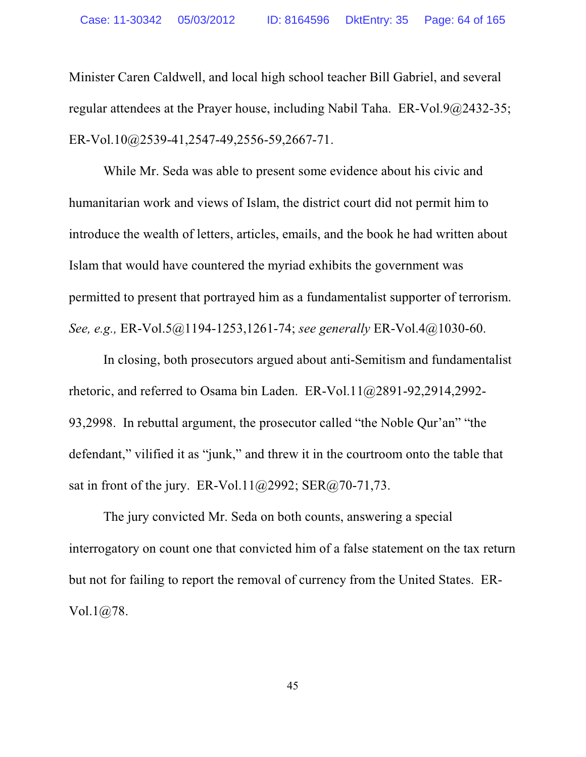Minister Caren Caldwell, and local high school teacher Bill Gabriel, and several regular attendees at the Prayer house, including Nabil Taha. ER-Vol.9@2432-35; ER-Vol.10@2539-41,2547-49,2556-59,2667-71.

While Mr. Seda was able to present some evidence about his civic and humanitarian work and views of Islam, the district court did not permit him to introduce the wealth of letters, articles, emails, and the book he had written about Islam that would have countered the myriad exhibits the government was permitted to present that portrayed him as a fundamentalist supporter of terrorism. *See, e.g.,* ER-Vol.5@1194-1253,1261-74; *see generally* ER-Vol.4@1030-60.

In closing, both prosecutors argued about anti-Semitism and fundamentalist rhetoric, and referred to Osama bin Laden. ER-Vol.11@2891-92,2914,2992-93,2998. In rebuttal argument, the prosecutor called "the Noble Qur'an" "the defendant," vilified it as "junk," and threw it in the courtroom onto the table that sat in front of the jury. ER-Vol.11@2992; SER@70-71,73.

The jury convicted Mr. Seda on both counts, answering a special interrogatory on count one that convicted him of a false statement on the tax return but not for failing to report the removal of currency from the United States. ER-Vol.1@78.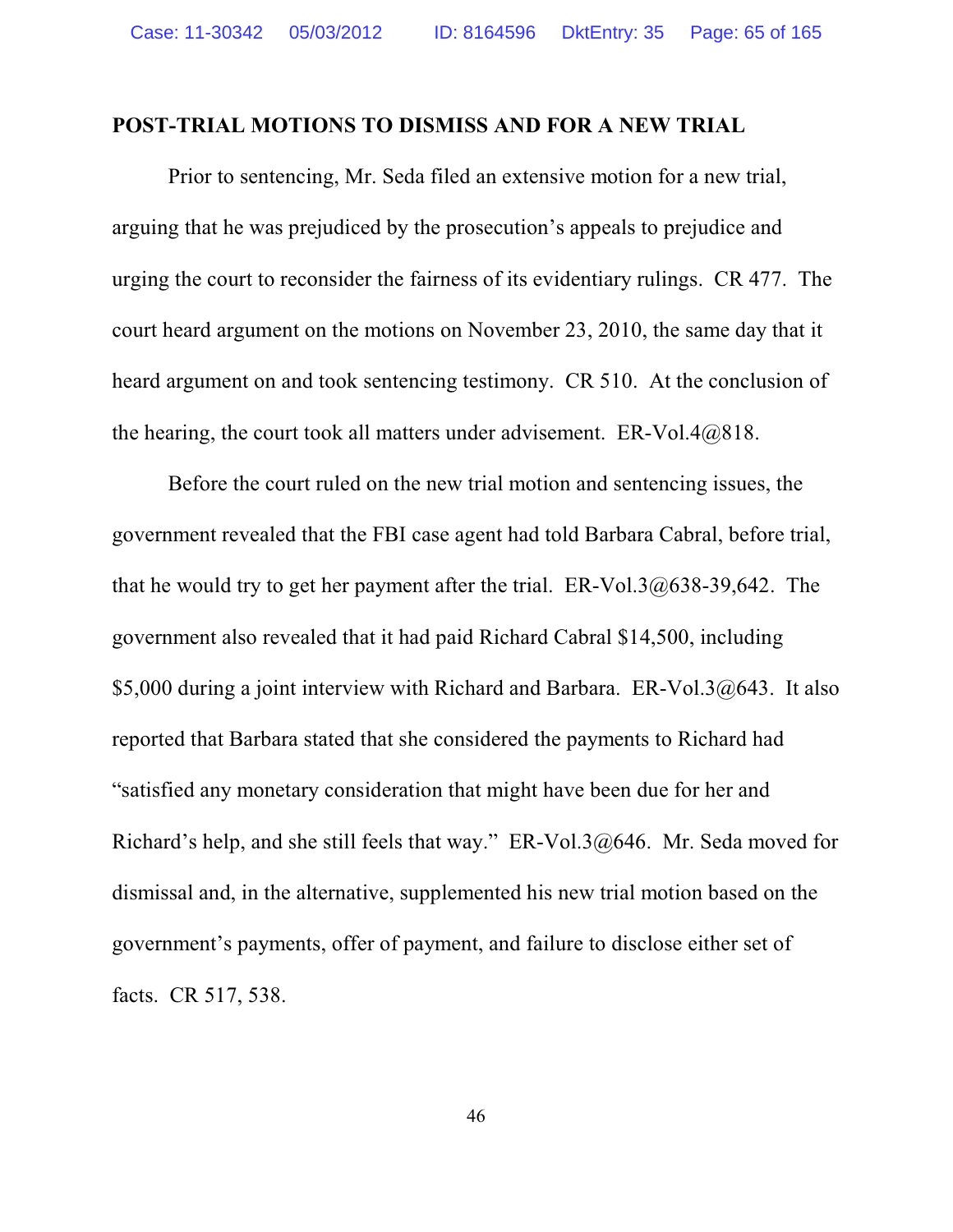**POST-TRIAL MOTIONS TO DISMISS AND FOR A NEW TRIAL**

Prior to sentencing, Mr. Seda filed an extensive motion for a new trial, arguing that he was prejudiced by the prosecution's appeals to prejudice and urging the court to reconsider the fairness of its evidentiary rulings. CR 477. The court heard argument on the motions on November 23, 2010, the same day that it heard argument on and took sentencing testimony. CR 510. At the conclusion of the hearing, the court took all matters under advisement. ER-Vol.4@818.

Before the court ruled on the new trial motion and sentencing issues, the government revealed that the FBI case agent had told Barbara Cabral, before trial, that he would try to get her payment after the trial. ER-Vol.3@638-39,642. The government also revealed that it had paid Richard Cabral $14,500, including $5,000 during a joint interview with Richard and Barbara. ER-Vol.3@643. It also reported that Barbara stated that she considered the payments to Richard had "satisfied any monetary consideration that might have been due for her and Richard's help, and she still feels that way." ER-Vol.3@646. Mr. Seda moved for dismissal and, in the alternative, supplemented his new trial motion based on the government's payments, offer of payment, and failure to disclose either set of facts. CR 517, 538.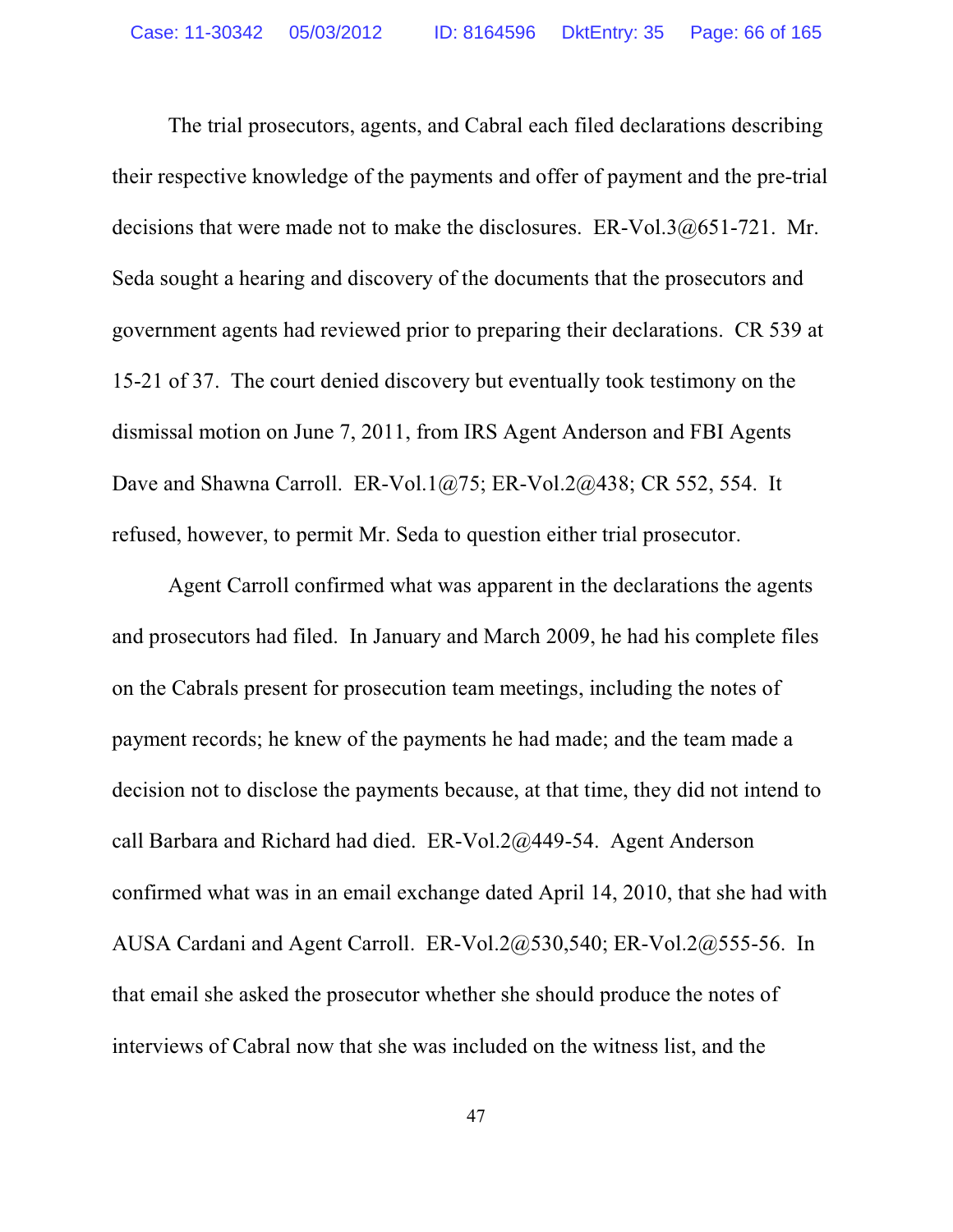The trial prosecutors, agents, and Cabral each filed declarations describing their respective knowledge of the payments and offer of payment and the pre-trial decisions that were made not to make the disclosures. ER-Vol.3@651-721. Mr. Seda sought a hearing and discovery of the documents that the prosecutors and government agents had reviewed prior to preparing their declarations. CR 539 at 15-21 of 37. The court denied discovery but eventually took testimony on the dismissal motion on June 7, 2011, from IRS Agent Anderson and FBI Agents Dave and Shawna Carroll. ER-Vol.1@75; ER-Vol.2@438; CR 552, 554. It refused, however, to permit Mr. Seda to question either trial prosecutor.

Agent Carroll confirmed what was apparent in the declarations the agents and prosecutors had filed. In January and March 2009, he had his complete files on the Cabrals present for prosecution team meetings, including the notes of payment records; he knew of the payments he had made; and the team made a decision not to disclose the payments because, at that time, they did not intend to call Barbara and Richard had died. ER-Vol.2@449-54. Agent Anderson confirmed what was in an email exchange dated April 14, 2010, that she had with AUSA Cardani and Agent Carroll. ER-Vol.2@530,540; ER-Vol.2@555-56. In that email she asked the prosecutor whether she should produce the notes of interviews of Cabral now that she was included on the witness list, and the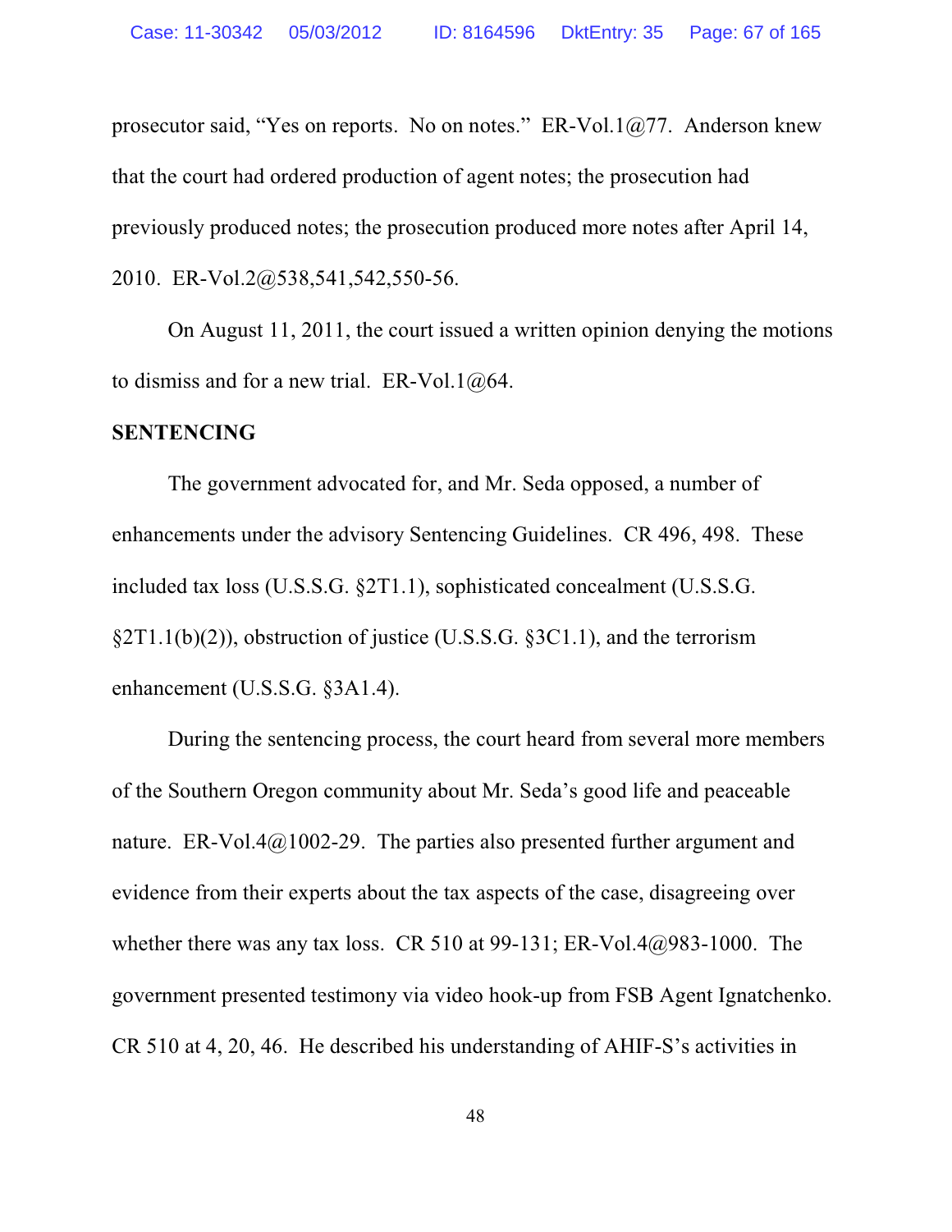prosecutor said, "Yes on reports. No on notes." ER-Vol.1@77. Anderson knew that the court had ordered production of agent notes; the prosecution had previously produced notes; the prosecution produced more notes after April 14, 2010. ER-Vol.2@538,541,542,550-56.

On August 11, 2011, the court issued a written opinion denying the motions to dismiss and for a new trial. ER-Vol.1@64.

**SENTENCING**

The government advocated for, and Mr. Seda opposed, a number of enhancements under the advisory Sentencing Guidelines. CR 496, 498. These included tax loss (U.S.S.G. §2T1.1), sophisticated concealment (U.S.S.G. §2T1.1(b)(2)), obstruction of justice (U.S.S.G. §3C1.1), and the terrorism enhancement (U.S.S.G. §3A1.4).

During the sentencing process, the court heard from several more members of the Southern Oregon community about Mr. Seda's good life and peaceable nature. ER-Vol.4@1002-29. The parties also presented further argument and evidence from their experts about the tax aspects of the case, disagreeing over whether there was any tax loss. CR 510 at 99-131; ER-Vol.4@983-1000. The government presented testimony via video hook-up from FSB Agent Ignatchenko. CR 510 at 4, 20, 46. He described his understanding of AHIF-S's activities in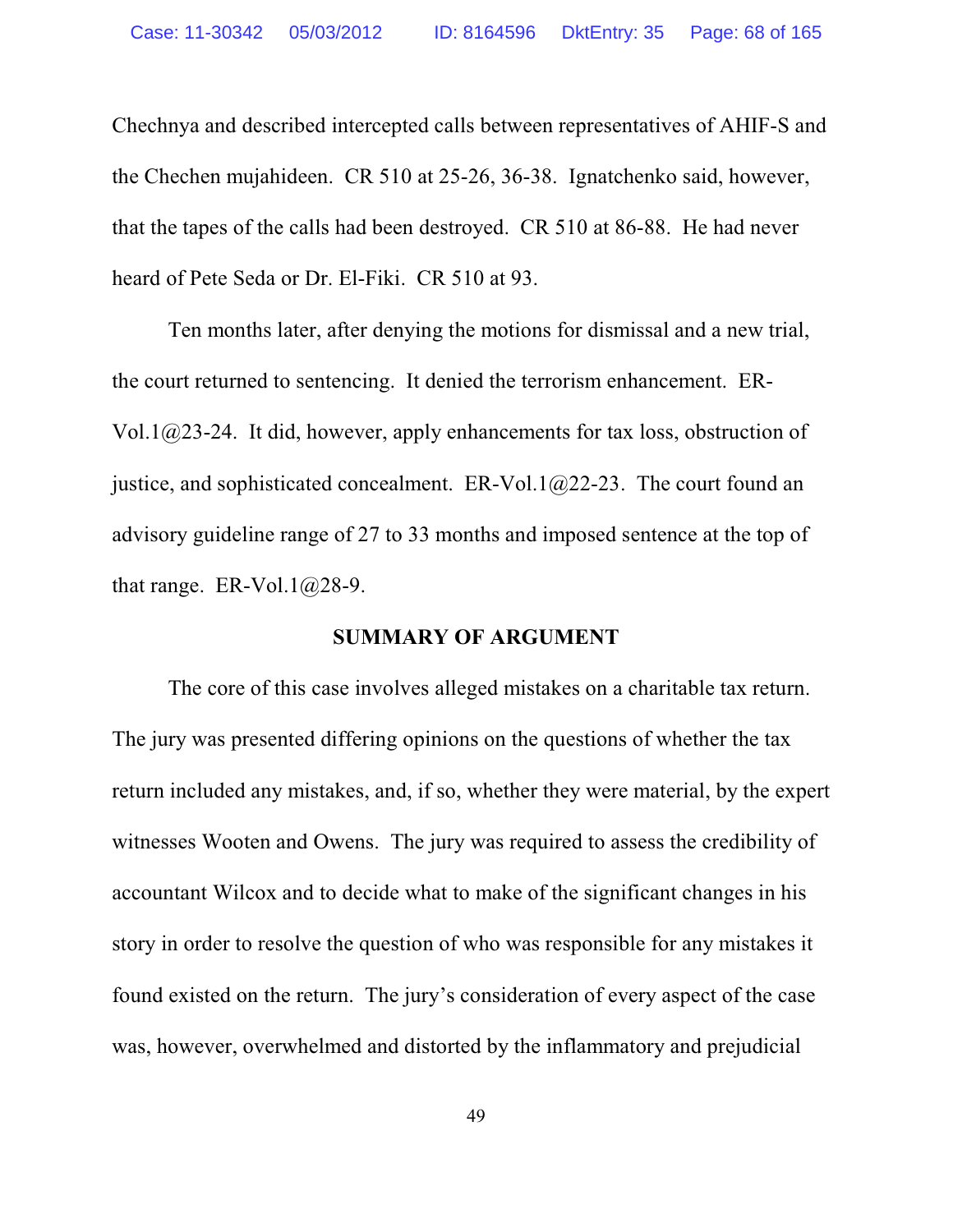Chechnya and described intercepted calls between representatives of AHIF-S and the Chechen mujahideen. CR 510 at 25-26, 36-38. Ignatchenko said, however, that the tapes of the calls had been destroyed. CR 510 at 86-88. He had never heard of Pete Seda or Dr. El-Fiki. CR 510 at 93.

Ten months later, after denying the motions for dismissal and a new trial, the court returned to sentencing. It denied the terrorism enhancement. ER-Vol.1@23-24. It did, however, apply enhancements for tax loss, obstruction of justice, and sophisticated concealment. ER-Vol.1@22-23. The court found an advisory guideline range of 27 to 33 months and imposed sentence at the top of that range. ER-Vol.1@28-9.

## SUMMARY OF ARGUMENT

The core of this case involves alleged mistakes on a charitable tax return. The jury was presented differing opinions on the questions of whether the tax return included any mistakes, and, if so, whether they were material, by the expert witnesses Wooten and Owens. The jury was required to assess the credibility of accountant Wilcox and to decide what to make of the significant changes in his story in order to resolve the question of who was responsible for any mistakes it found existed on the return. The jury's consideration of every aspect of the case was, however, overwhelmed and distorted by the inflammatory and prejudicial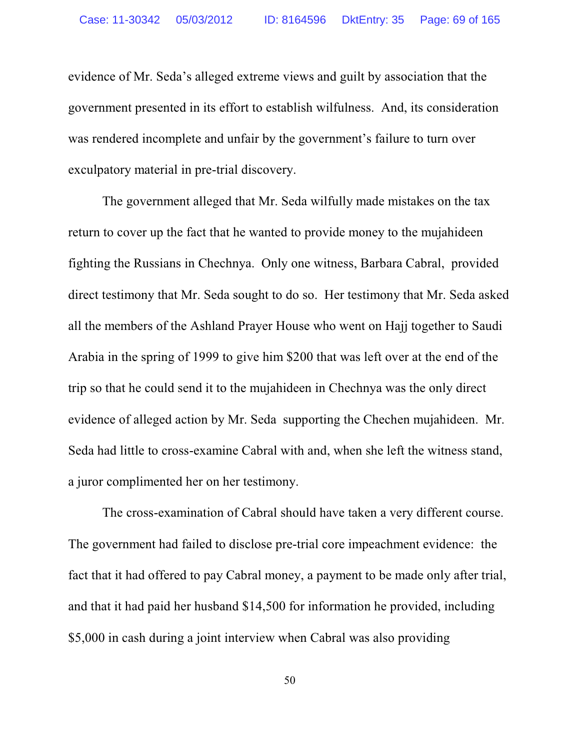evidence of Mr. Seda's alleged extreme views and guilt by association that the government presented in its effort to establish wilfulness. And, its consideration was rendered incomplete and unfair by the government's failure to turn over exculpatory material in pre-trial discovery.

The government alleged that Mr. Seda wilfully made mistakes on the tax return to cover up the fact that he wanted to provide money to the mujahideen fighting the Russians in Chechnya. Only one witness, Barbara Cabral, provided direct testimony that Mr. Seda sought to do so. Her testimony that Mr. Seda asked all the members of the Ashland Prayer House who went on Hajj together to Saudi Arabia in the spring of 1999 to give him $200 that was left over at the end of the trip so that he could send it to the mujahideen in Chechnya was the only direct evidence of alleged action by Mr. Seda supporting the Chechen mujahideen. Mr. Seda had little to cross-examine Cabral with and, when she left the witness stand, a juror complimented her on her testimony.

The cross-examination of Cabral should have taken a very different course. The government had failed to disclose pre-trial core impeachment evidence: the fact that it had offered to pay Cabral money, a payment to be made only after trial, and that it had paid her husband $14,500 for information he provided, including $5,000 in cash during a joint interview when Cabral was also providing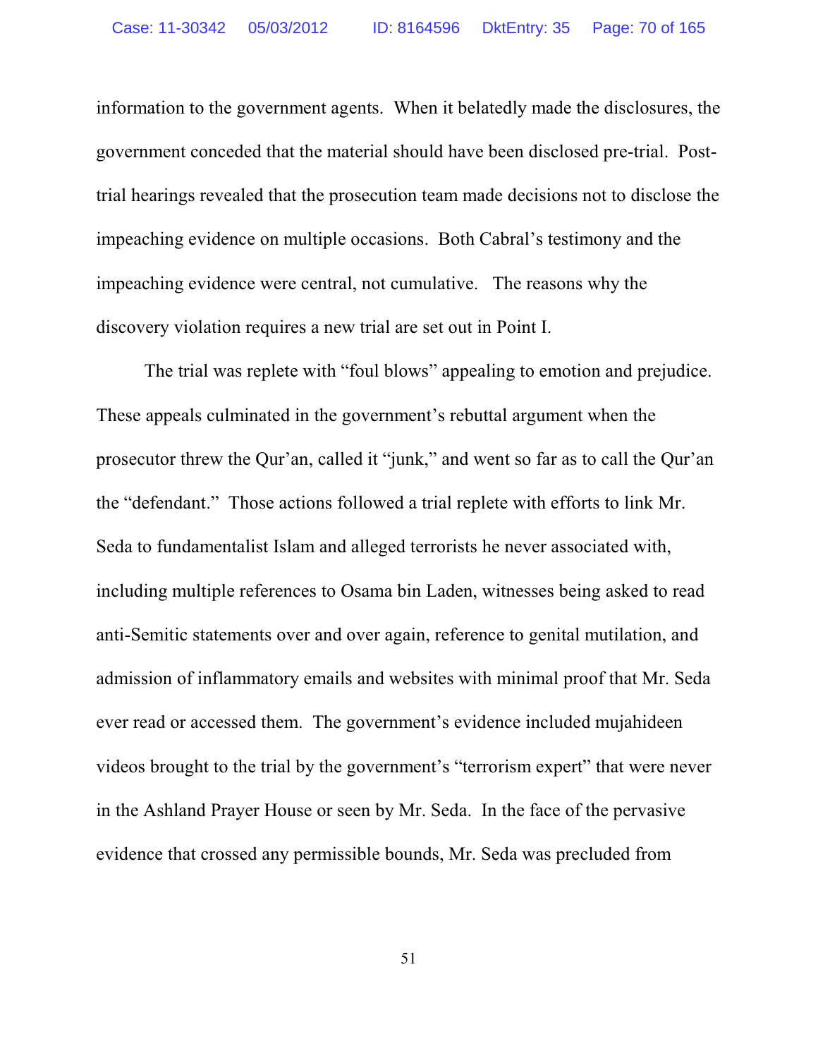information to the government agents. When it belatedly made the disclosures, the government conceded that the material should have been disclosed pre-trial. Post-trial hearings revealed that the prosecution team made decisions not to disclose the impeaching evidence on multiple occasions. Both Cabral's testimony and the impeaching evidence were central, not cumulative. The reasons why the discovery violation requires a new trial are set out in Point I.

The trial was replete with "foul blows" appealing to emotion and prejudice. These appeals culminated in the government's rebuttal argument when the prosecutor threw the Qur'an, called it "junk," and went so far as to call the Qur'an the "defendant." Those actions followed a trial replete with efforts to link Mr. Seda to fundamentalist Islam and alleged terrorists he never associated with, including multiple references to Osama bin Laden, witnesses being asked to read anti-Semitic statements over and over again, reference to genital mutilation, and admission of inflammatory emails and websites with minimal proof that Mr. Seda ever read or accessed them. The government's evidence included mujahideen videos brought to the trial by the government's "terrorism expert" that were never in the Ashland Prayer House or seen by Mr. Seda. In the face of the pervasive evidence that crossed any permissible bounds, Mr. Seda was precluded from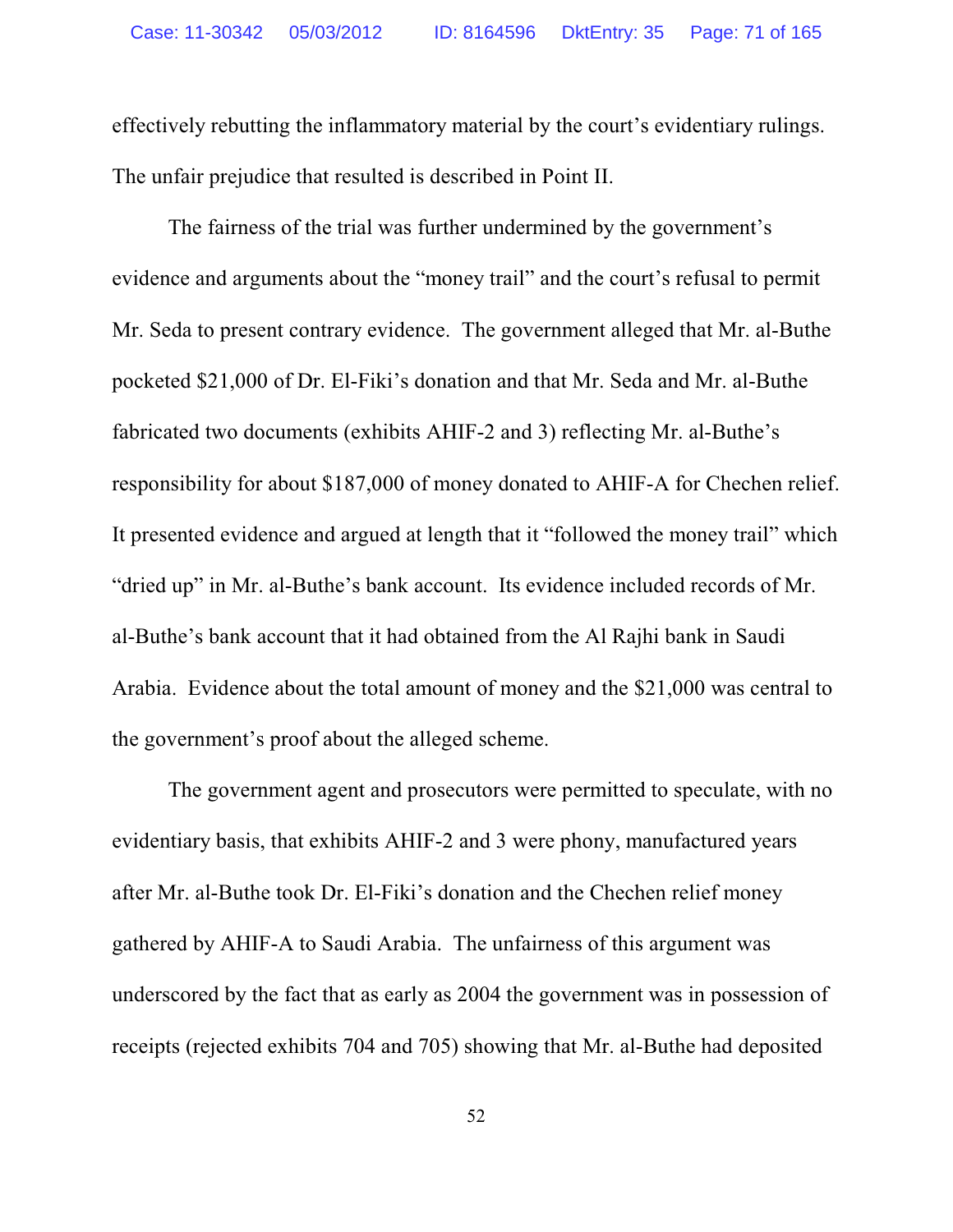effectively rebutting the inflammatory material by the court's evidentiary rulings. The unfair prejudice that resulted is described in Point II.

The fairness of the trial was further undermined by the government's evidence and arguments about the "money trail" and the court's refusal to permit Mr. Seda to present contrary evidence. The government alleged that Mr. al-Buthe pocketed $21,000 of Dr. El-Fiki's donation and that Mr. Seda and Mr. al-Buthe fabricated two documents (exhibits AHIF-2 and 3) reflecting Mr. al-Buthe's responsibility for about $187,000 of money donated to AHIF-A for Chechen relief. It presented evidence and argued at length that it "followed the money trail" which "dried up" in Mr. al-Buthe's bank account. Its evidence included records of Mr. al-Buthe's bank account that it had obtained from the Al Rajhi bank in Saudi Arabia. Evidence about the total amount of money and the $21,000 was central to the government's proof about the alleged scheme.

The government agent and prosecutors were permitted to speculate, with no evidentiary basis, that exhibits AHIF-2 and 3 were phony, manufactured years after Mr. al-Buthe took Dr. El-Fiki's donation and the Chechen relief money gathered by AHIF-A to Saudi Arabia. The unfairness of this argument was underscored by the fact that as early as 2004 the government was in possession of receipts (rejected exhibits 704 and 705) showing that Mr. al-Buthe had deposited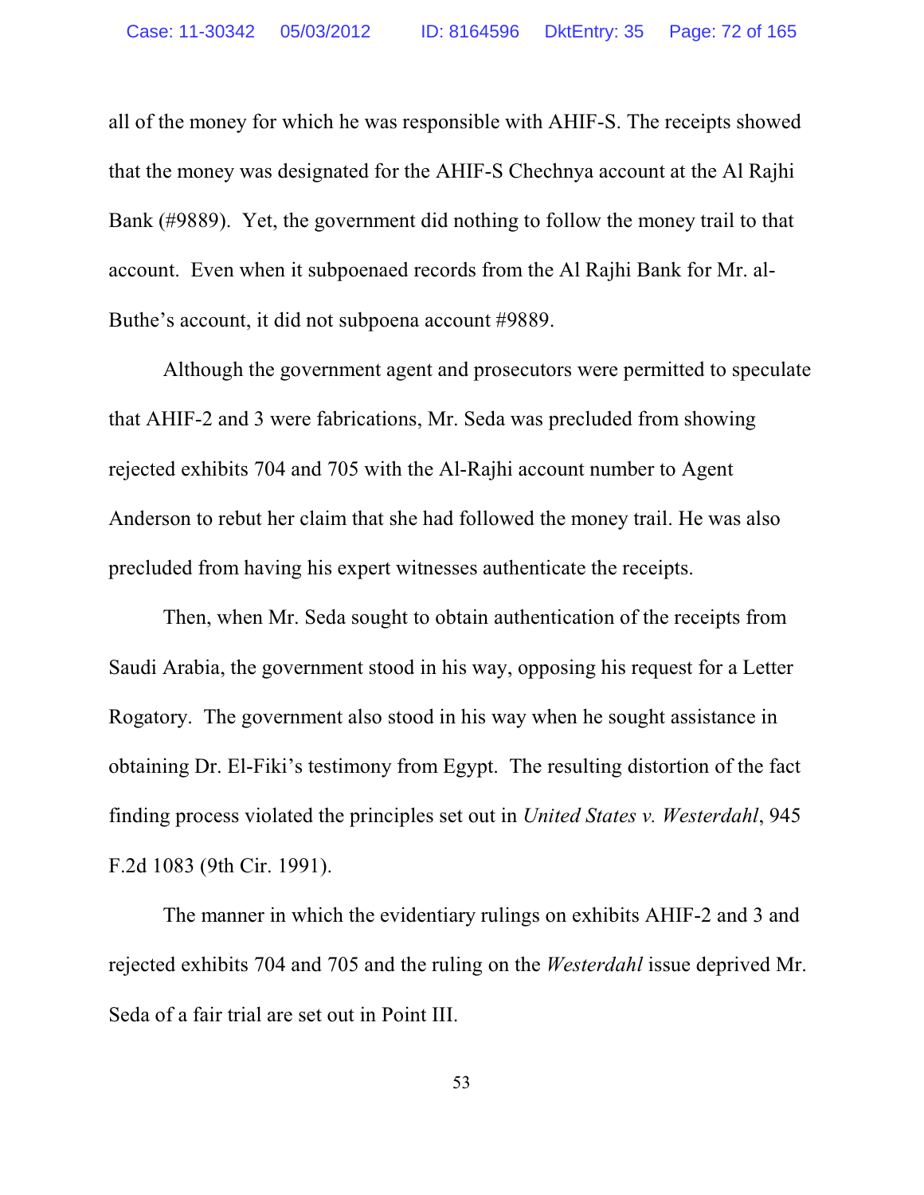all of the money for which he was responsible with AHIF-S. The receipts showed that the money was designated for the AHIF-S Chechnya account at the Al Rajhi Bank (#9889). Yet, the government did nothing to follow the money trail to that account. Even when it subpoenaed records from the Al Rajhi Bank for Mr. al-Buthe's account, it did not subpoena account #9889.

Although the government agent and prosecutors were permitted to speculate that AHIF-2 and 3 were fabrications, Mr. Seda was precluded from showing rejected exhibits 704 and 705 with the Al-Rajhi account number to Agent Anderson to rebut her claim that she had followed the money trail. He was also precluded from having his expert witnesses authenticate the receipts.

Then, when Mr. Seda sought to obtain authentication of the receipts from Saudi Arabia, the government stood in his way, opposing his request for a Letter Rogatory. The government also stood in his way when he sought assistance in obtaining Dr. El-Fiki's testimony from Egypt. The resulting distortion of the fact finding process violated the principles set out in *United States v. Westerdahl*, 945 F.2d 1083 (9th Cir. 1991).

The manner in which the evidentiary rulings on exhibits AHIF-2 and 3 and rejected exhibits 704 and 705 and the ruling on the *Westerdahl* issue deprived Mr. Seda of a fair trial are set out in Point III.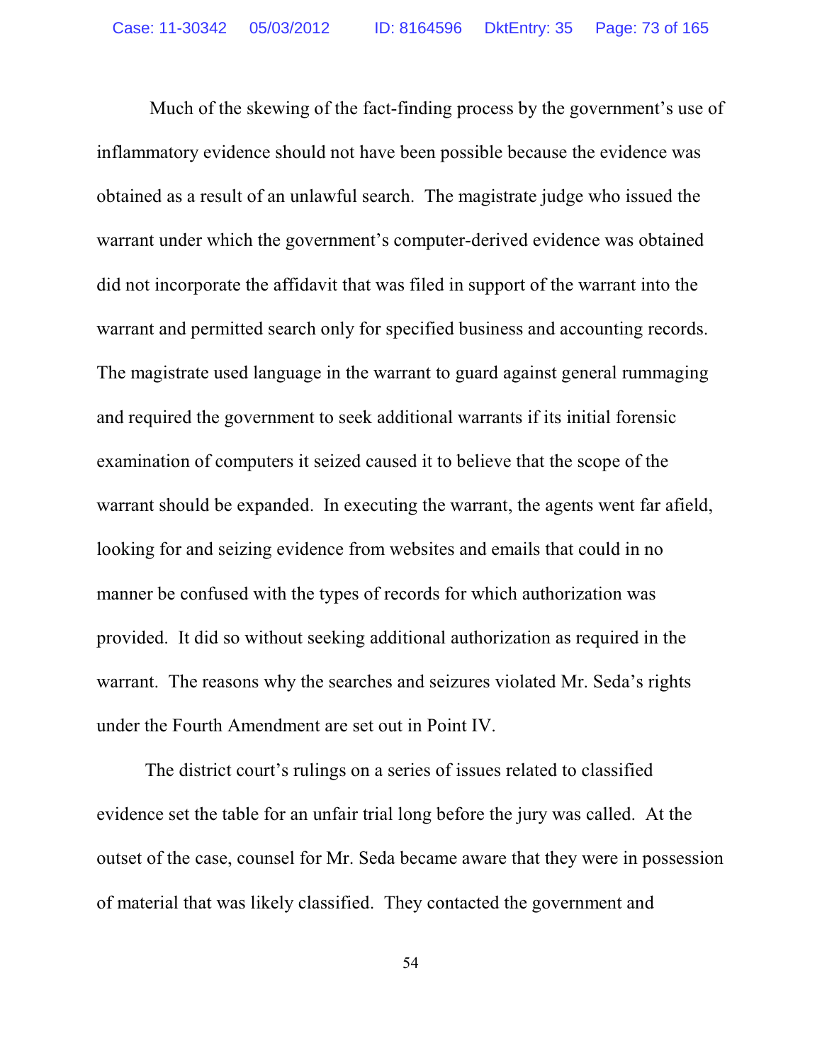Much of the skewing of the fact-finding process by the government's use of inflammatory evidence should not have been possible because the evidence was obtained as a result of an unlawful search. The magistrate judge who issued the warrant under which the government's computer-derived evidence was obtained did not incorporate the affidavit that was filed in support of the warrant into the warrant and permitted search only for specified business and accounting records. The magistrate used language in the warrant to guard against general rummaging and required the government to seek additional warrants if its initial forensic examination of computers it seized caused it to believe that the scope of the warrant should be expanded. In executing the warrant, the agents went far afield, looking for and seizing evidence from websites and emails that could in no manner be confused with the types of records for which authorization was provided. It did so without seeking additional authorization as required in the warrant. The reasons why the searches and seizures violated Mr. Seda's rights under the Fourth Amendment are set out in Point IV.

The district court's rulings on a series of issues related to classified evidence set the table for an unfair trial long before the jury was called. At the outset of the case, counsel for Mr. Seda became aware that they were in possession of material that was likely classified. They contacted the government and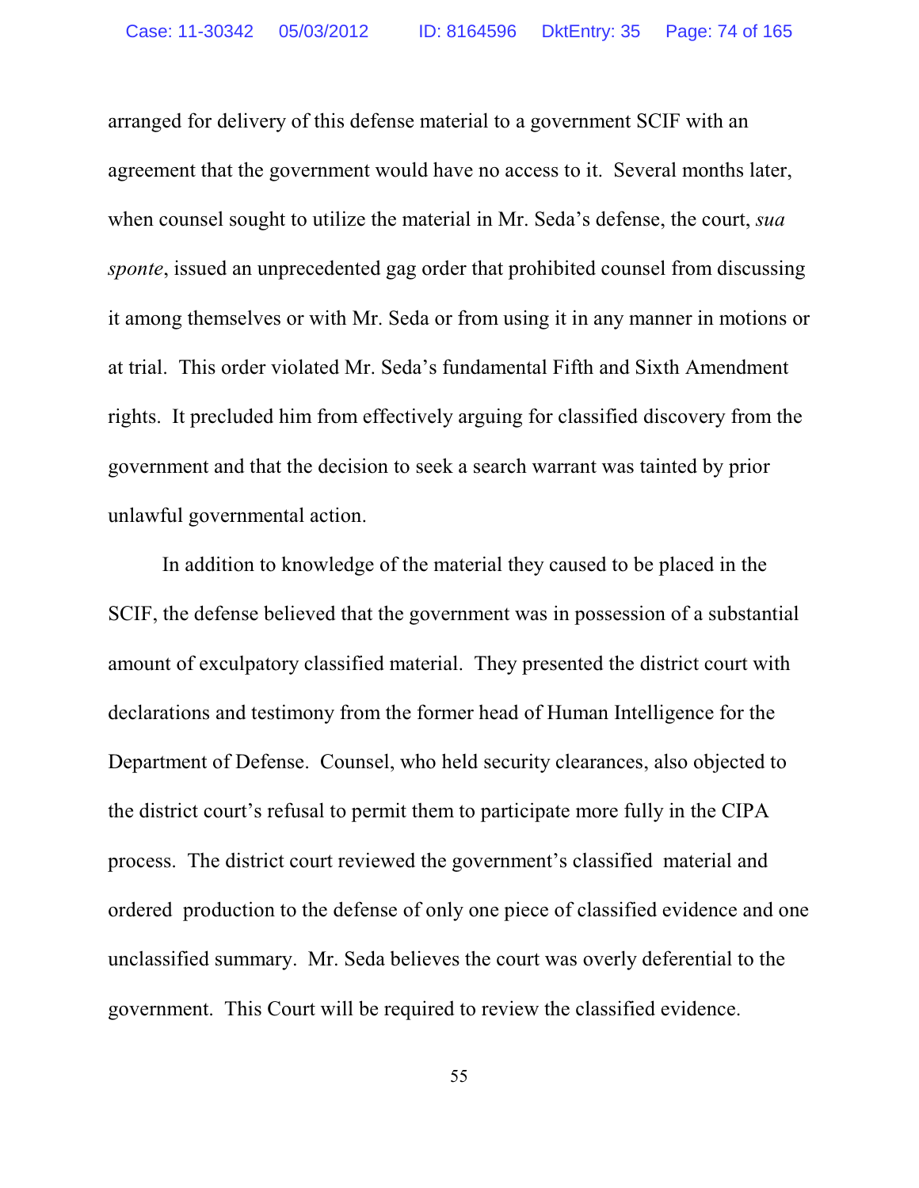arranged for delivery of this defense material to a government SCIF with an agreement that the government would have no access to it. Several months later, when counsel sought to utilize the material in Mr. Seda's defense, the court, *sua sponte*, issued an unprecedented gag order that prohibited counsel from discussing it among themselves or with Mr. Seda or from using it in any manner in motions or at trial. This order violated Mr. Seda's fundamental Fifth and Sixth Amendment rights. It precluded him from effectively arguing for classified discovery from the government and that the decision to seek a search warrant was tainted by prior unlawful governmental action.

In addition to knowledge of the material they caused to be placed in the SCIF, the defense believed that the government was in possession of a substantial amount of exculpatory classified material. They presented the district court with declarations and testimony from the former head of Human Intelligence for the Department of Defense. Counsel, who held security clearances, also objected to the district court's refusal to permit them to participate more fully in the CIPA process. The district court reviewed the government's classified material and ordered production to the defense of only one piece of classified evidence and one unclassified summary. Mr. Seda believes the court was overly deferential to the government. This Court will be required to review the classified evidence.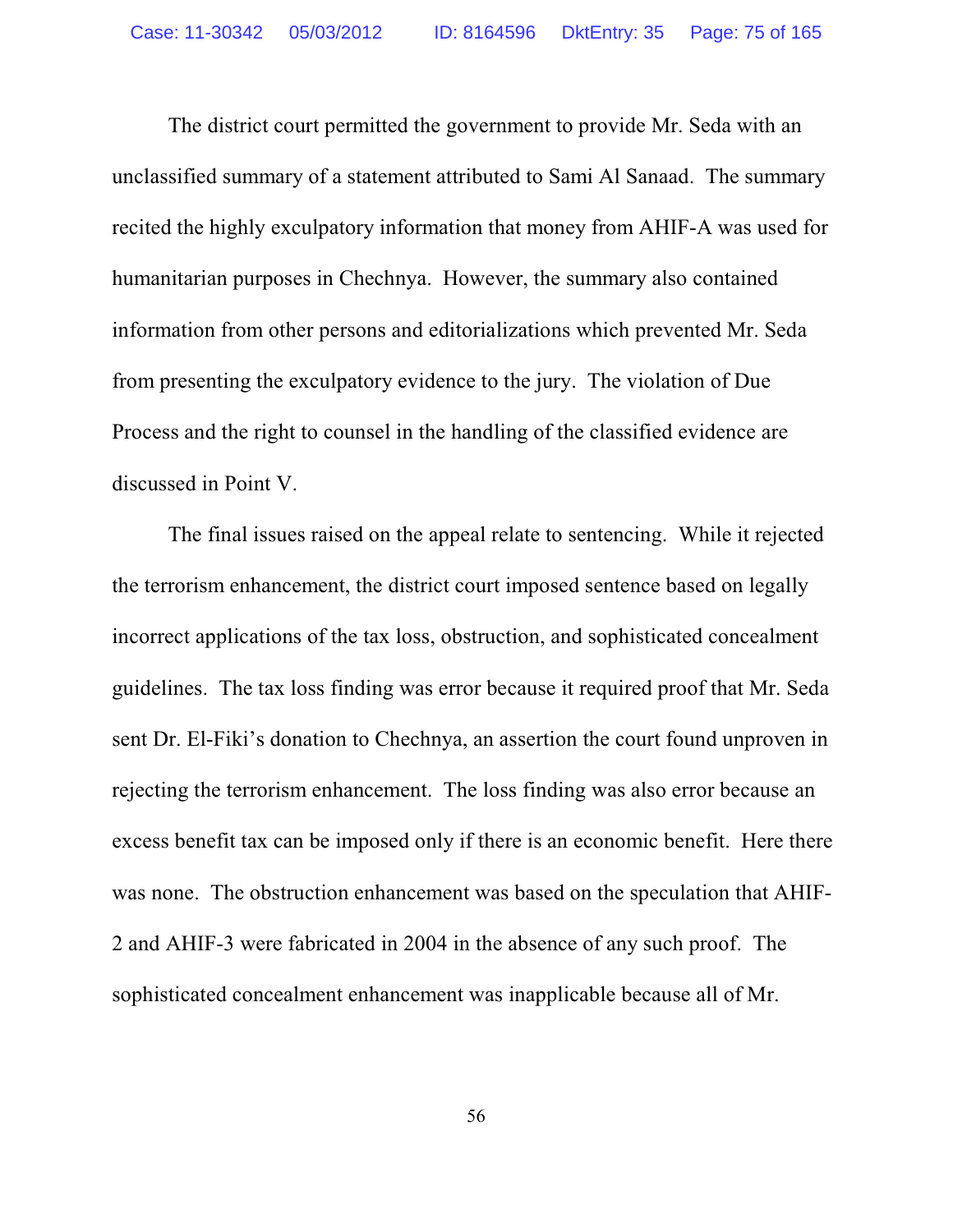The district court permitted the government to provide Mr. Seda with an unclassified summary of a statement attributed to Sami Al Sanaad. The summary recited the highly exculpatory information that money from AHIF-A was used for humanitarian purposes in Chechnya. However, the summary also contained information from other persons and editorializations which prevented Mr. Seda from presenting the exculpatory evidence to the jury. The violation of Due Process and the right to counsel in the handling of the classified evidence are discussed in Point V.

The final issues raised on the appeal relate to sentencing. While it rejected the terrorism enhancement, the district court imposed sentence based on legally incorrect applications of the tax loss, obstruction, and sophisticated concealment guidelines. The tax loss finding was error because it required proof that Mr. Seda sent Dr. El-Fiki's donation to Chechnya, an assertion the court found unproven in rejecting the terrorism enhancement. The loss finding was also error because an excess benefit tax can be imposed only if there is an economic benefit. Here there was none. The obstruction enhancement was based on the speculation that AHIF-2 and AHIF-3 were fabricated in 2004 in the absence of any such proof. The sophisticated concealment enhancement was inapplicable because all of Mr.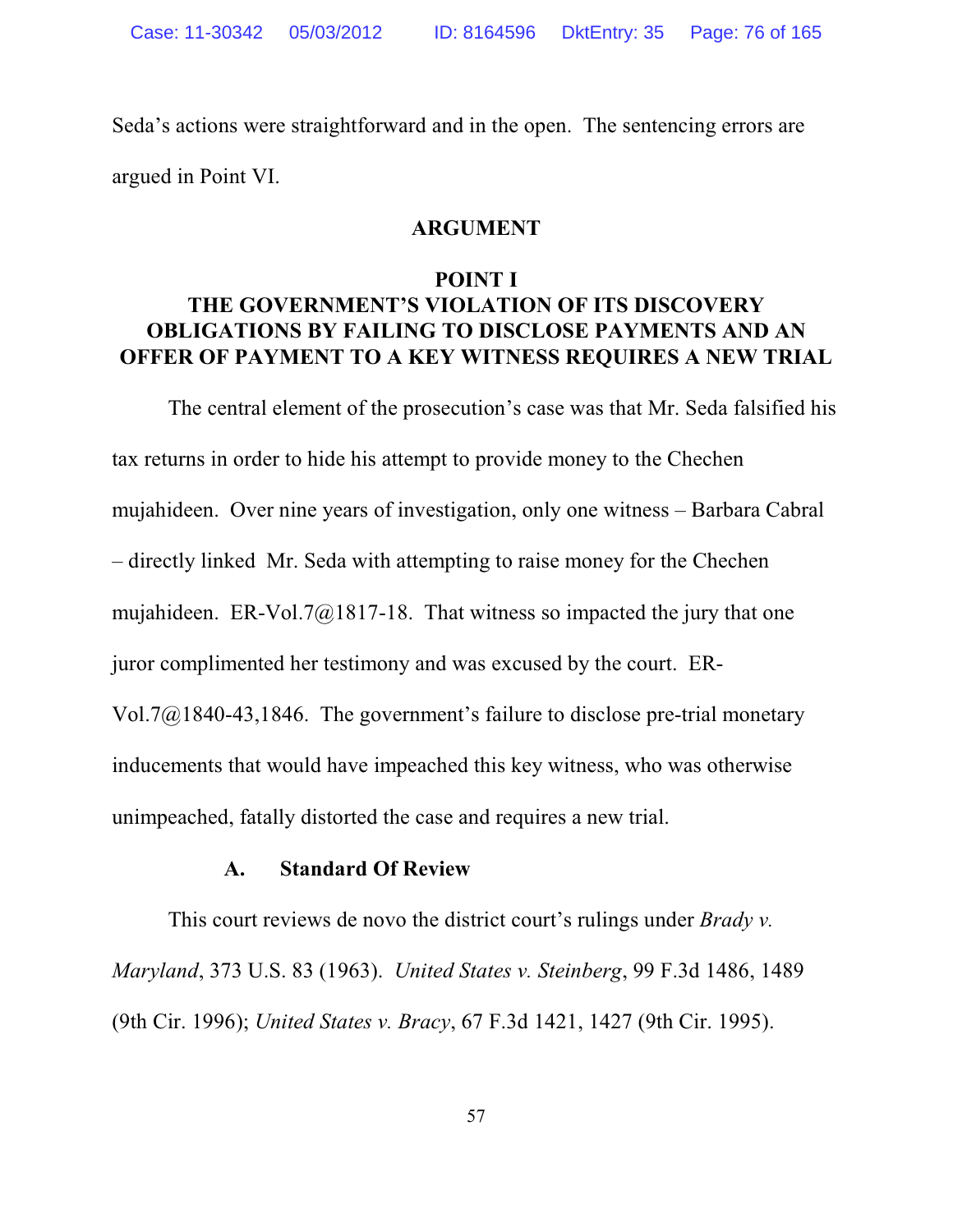Seda's actions were straightforward and in the open. The sentencing errors are argued in Point VI.

## ARGUMENT

### POINT I
### THE GOVERNMENT'S VIOLATION OF ITS DISCOVERY OBLIGATIONS BY FAILING TO DISCLOSE PAYMENTS AND AN OFFER OF PAYMENT TO A KEY WITNESS REQUIRES A NEW TRIAL

The central element of the prosecution's case was that Mr. Seda falsified his tax returns in order to hide his attempt to provide money to the Chechen mujahideen. Over nine years of investigation, only one witness – Barbara Cabral – directly linked Mr. Seda with attempting to raise money for the Chechen mujahideen. ER-Vol.7@1817-18. That witness so impacted the jury that one juror complimented her testimony and was excused by the court. ER-Vol.7@1840-43,1846. The government's failure to disclose pre-trial monetary inducements that would have impeached this key witness, who was otherwise unimpeached, fatally distorted the case and requires a new trial.

#### A. Standard Of Review

This court reviews de novo the district court's rulings under *Brady v. Maryland*, 373 U.S. 83 (1963). *United States v. Steinberg*, 99 F.3d 1486, 1489 (9th Cir. 1996); *United States v. Bracy*, 67 F.3d 1421, 1427 (9th Cir. 1995).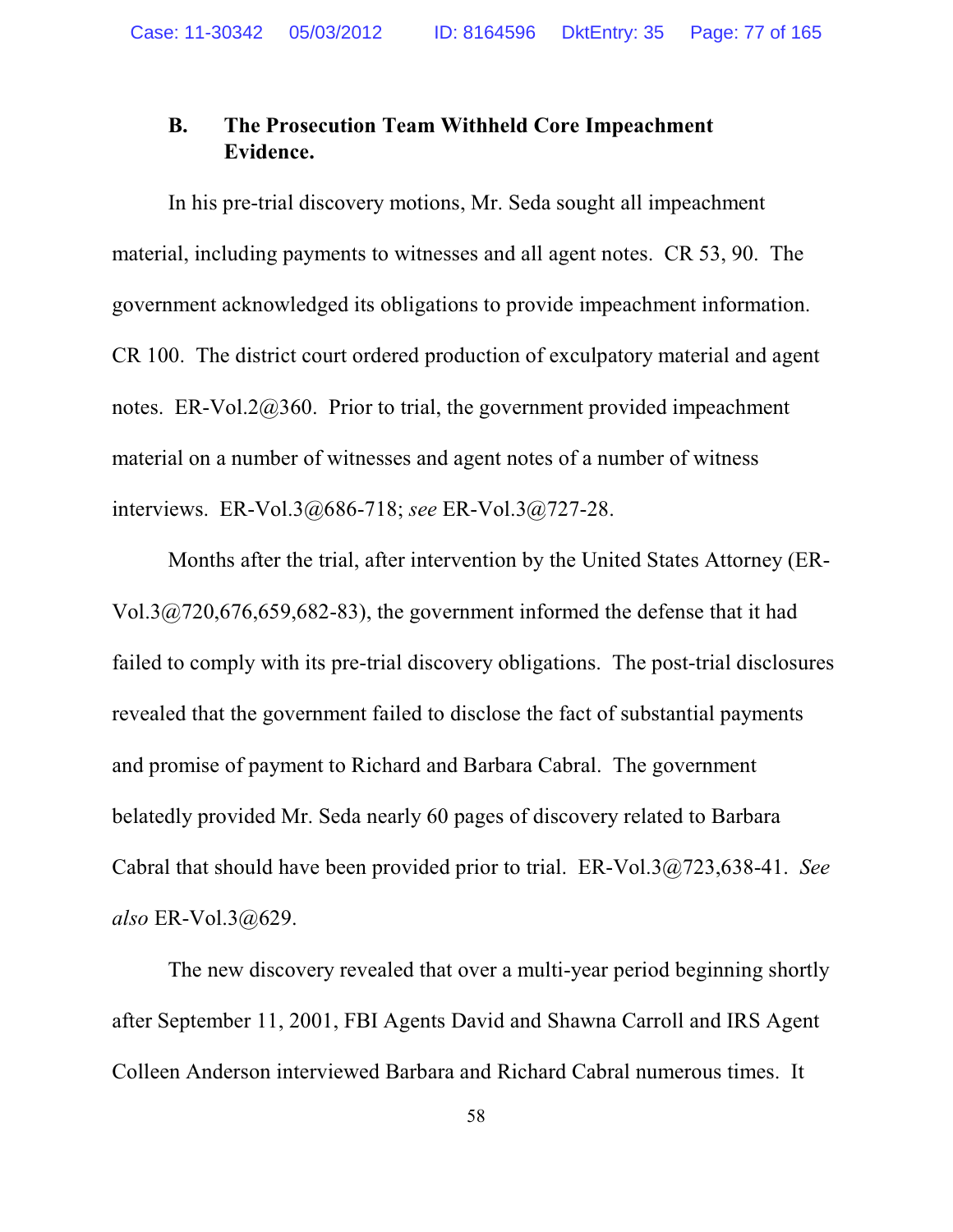### B. The Prosecution Team Withheld Core Impeachment Evidence.

In his pre-trial discovery motions, Mr. Seda sought all impeachment material, including payments to witnesses and all agent notes. CR 53, 90. The government acknowledged its obligations to provide impeachment information. CR 100. The district court ordered production of exculpatory material and agent notes. ER-Vol.2@360. Prior to trial, the government provided impeachment material on a number of witnesses and agent notes of a number of witness interviews. ER-Vol.3@686-718; *see* ER-Vol.3@727-28.

Months after the trial, after intervention by the United States Attorney (ER-Vol.3@720,676,659,682-83), the government informed the defense that it had failed to comply with its pre-trial discovery obligations. The post-trial disclosures revealed that the government failed to disclose the fact of substantial payments and promise of payment to Richard and Barbara Cabral. The government belatedly provided Mr. Seda nearly 60 pages of discovery related to Barbara Cabral that should have been provided prior to trial. ER-Vol.3@723,638-41. *See also* ER-Vol.3@629.

The new discovery revealed that over a multi-year period beginning shortly after September 11, 2001, FBI Agents David and Shawna Carroll and IRS Agent Colleen Anderson interviewed Barbara and Richard Cabral numerous times. It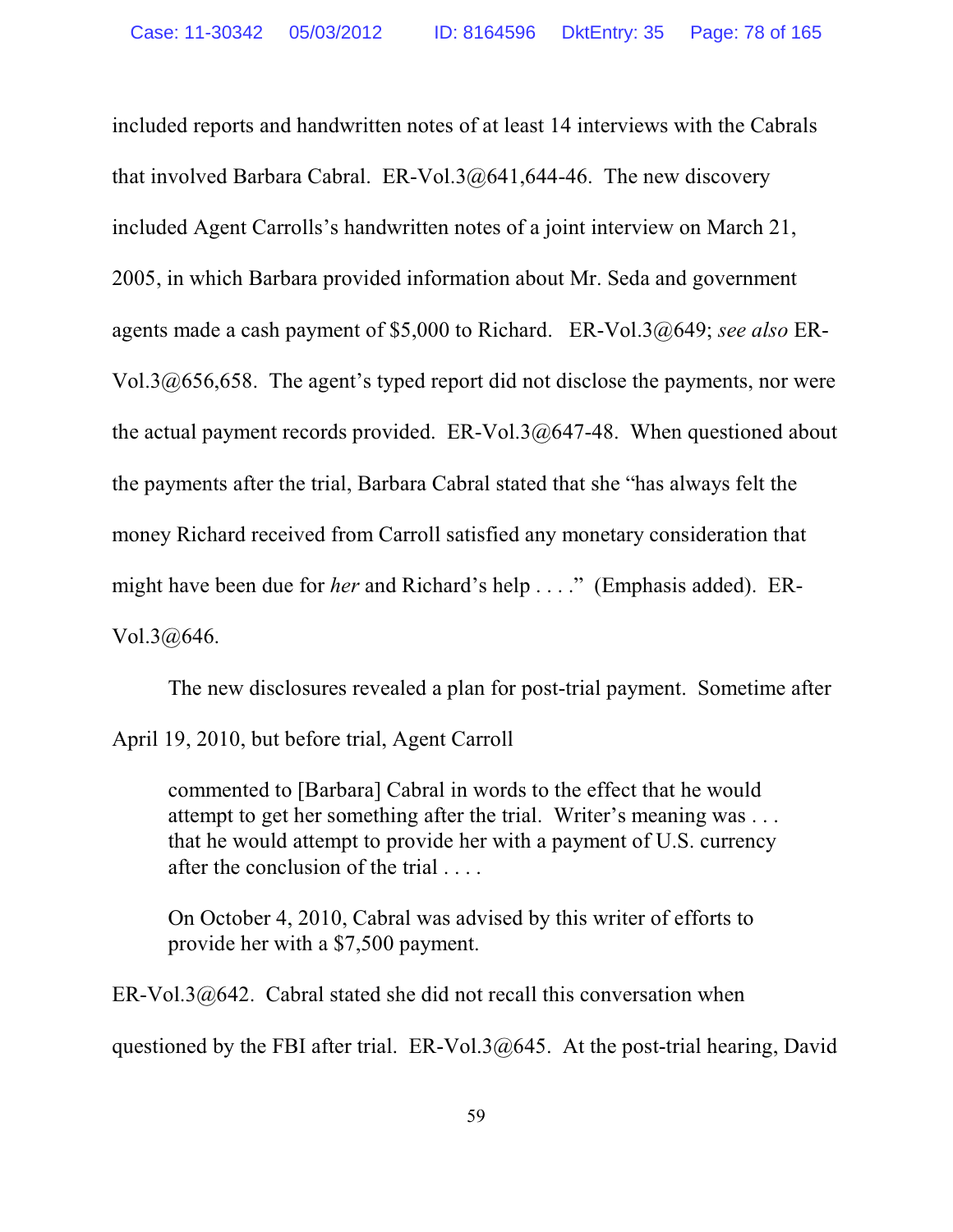included reports and handwritten notes of at least 14 interviews with the Cabrals that involved Barbara Cabral. ER-Vol.3@641,644-46. The new discovery included Agent Carrolls's handwritten notes of a joint interview on March 21, 2005, in which Barbara provided information about Mr. Seda and government agents made a cash payment of $5,000 to Richard. ER-Vol.3@649; *see also* ER-Vol.3@656,658. The agent's typed report did not disclose the payments, nor were the actual payment records provided. ER-Vol.3@647-48. When questioned about the payments after the trial, Barbara Cabral stated that she "has always felt the money Richard received from Carroll satisfied any monetary consideration that might have been due for *her* and Richard's help . . . ." (Emphasis added). ER-Vol.3@646.

The new disclosures revealed a plan for post-trial payment. Sometime after April 19, 2010, but before trial, Agent Carroll

> commented to [Barbara] Cabral in words to the effect that he would attempt to get her something after the trial. Writer's meaning was . . . that he would attempt to provide her with a payment of U.S. currency after the conclusion of the trial . . . .
>
> On October 4, 2010, Cabral was advised by this writer of efforts to provide her with a $7,500 payment.

ER-Vol.3@642. Cabral stated she did not recall this conversation when questioned by the FBI after trial. ER-Vol.3@645. At the post-trial hearing, David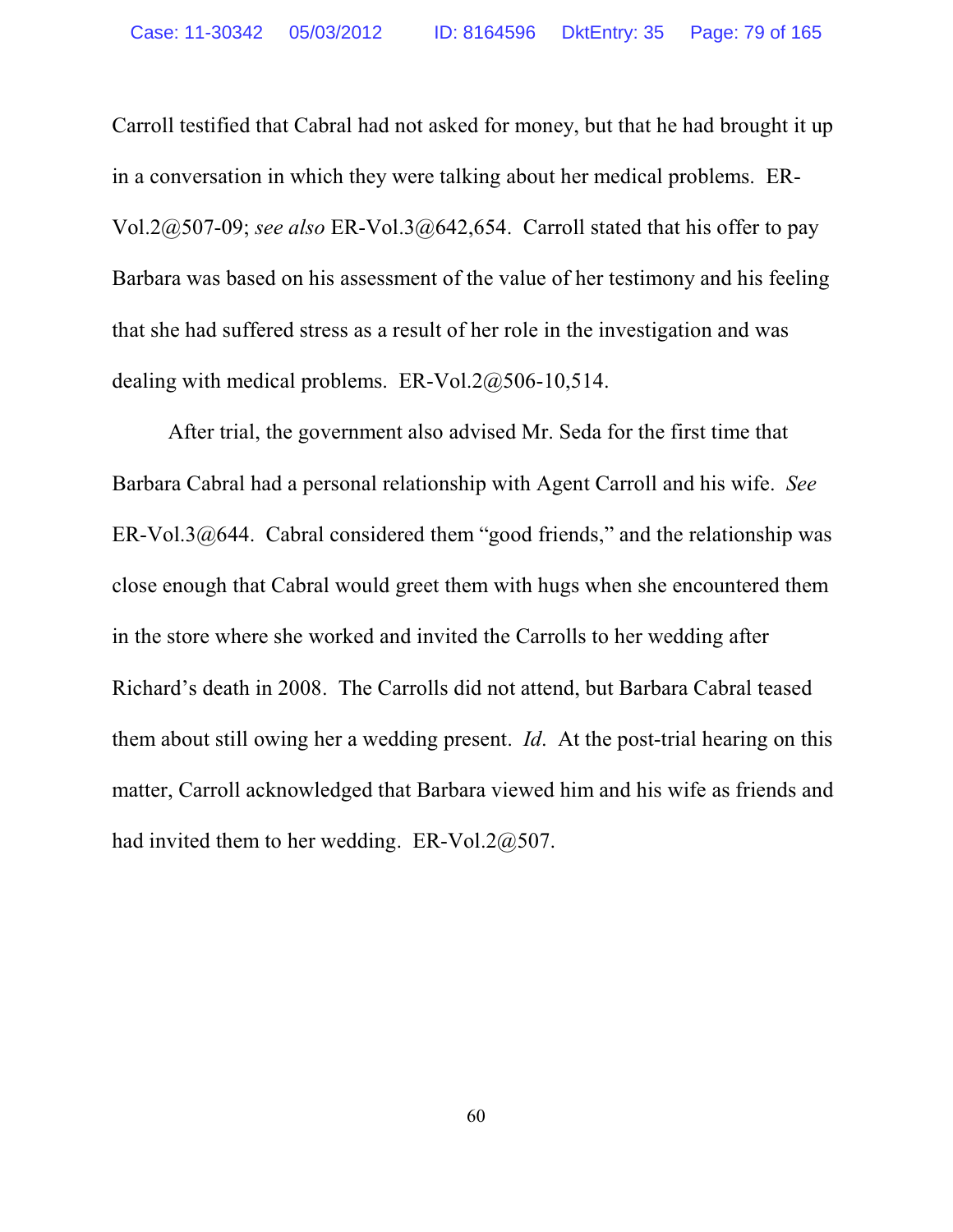Carroll testified that Cabral had not asked for money, but that he had brought it up in a conversation in which they were talking about her medical problems. ER-Vol.2@507-09; *see also* ER-Vol.3@642,654. Carroll stated that his offer to pay Barbara was based on his assessment of the value of her testimony and his feeling that she had suffered stress as a result of her role in the investigation and was dealing with medical problems. ER-Vol.2@506-10,514.

After trial, the government also advised Mr. Seda for the first time that Barbara Cabral had a personal relationship with Agent Carroll and his wife. *See* ER-Vol.3@644. Cabral considered them "good friends," and the relationship was close enough that Cabral would greet them with hugs when she encountered them in the store where she worked and invited the Carrolls to her wedding after Richard's death in 2008. The Carrolls did not attend, but Barbara Cabral teased them about still owing her a wedding present. *Id.* At the post-trial hearing on this matter, Carroll acknowledged that Barbara viewed him and his wife as friends and had invited them to her wedding. ER-Vol.2@507.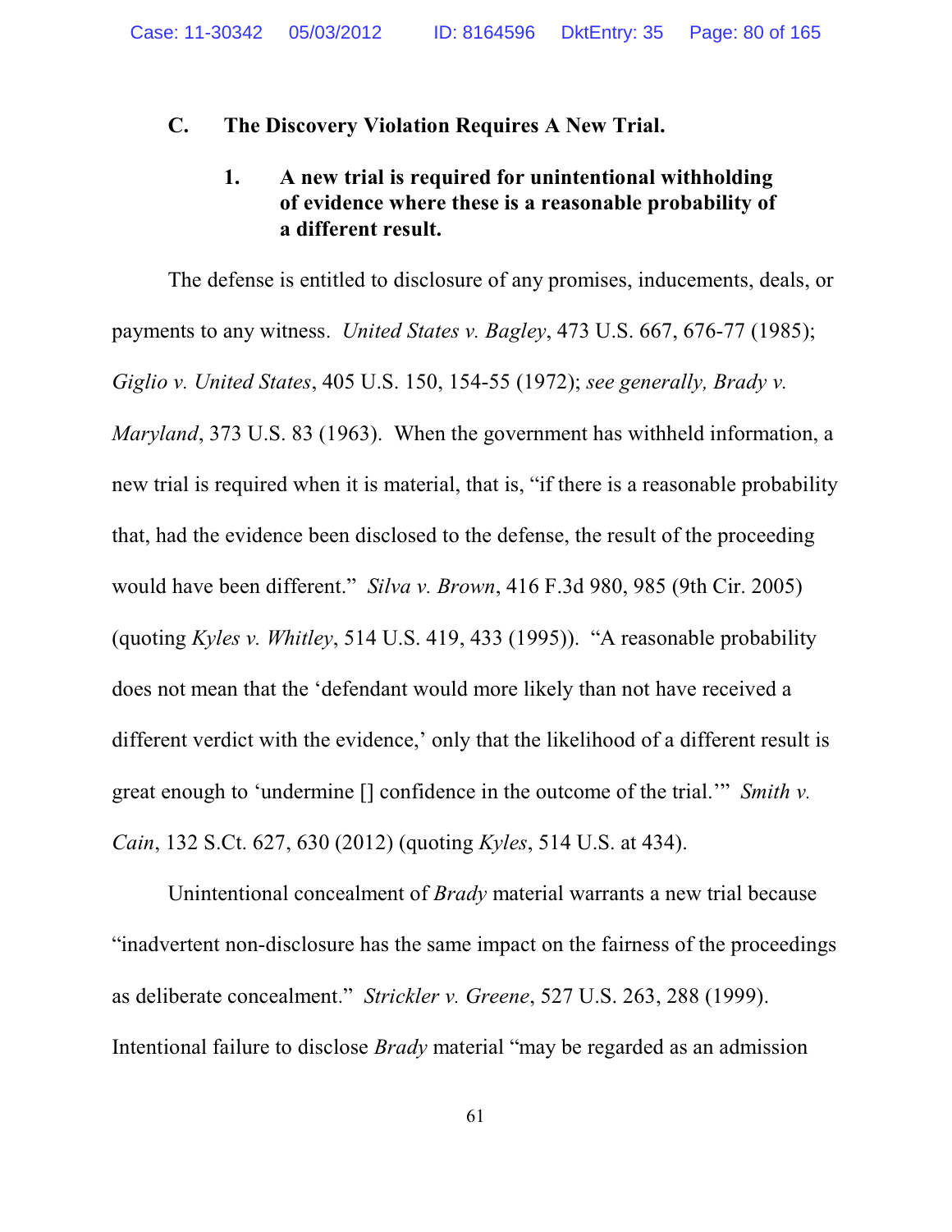### C. The Discovery Violation Requires A New Trial.

#### 1. A new trial is required for unintentional withholding of evidence where these is a reasonable probability of a different result.

The defense is entitled to disclosure of any promises, inducements, deals, or payments to any witness. *United States v. Bagley*, 473 U.S. 667, 676-77 (1985); *Giglio v. United States*, 405 U.S. 150, 154-55 (1972); *see generally, Brady v. Maryland*, 373 U.S. 83 (1963). When the government has withheld information, a new trial is required when it is material, that is, "if there is a reasonable probability that, had the evidence been disclosed to the defense, the result of the proceeding would have been different." *Silva v. Brown*, 416 F.3d 980, 985 (9th Cir. 2005) (quoting *Kyles v. Whitley*, 514 U.S. 419, 433 (1995)). "A reasonable probability does not mean that the 'defendant would more likely than not have received a different verdict with the evidence,' only that the likelihood of a different result is great enough to 'undermine [] confidence in the outcome of the trial.'" *Smith v. Cain*, 132 S.Ct. 627, 630 (2012) (quoting *Kyles*, 514 U.S. at 434).

Unintentional concealment of *Brady* material warrants a new trial because "inadvertent non-disclosure has the same impact on the fairness of the proceedings as deliberate concealment." *Strickler v. Greene*, 527 U.S. 263, 288 (1999). Intentional failure to disclose *Brady* material "may be regarded as an admission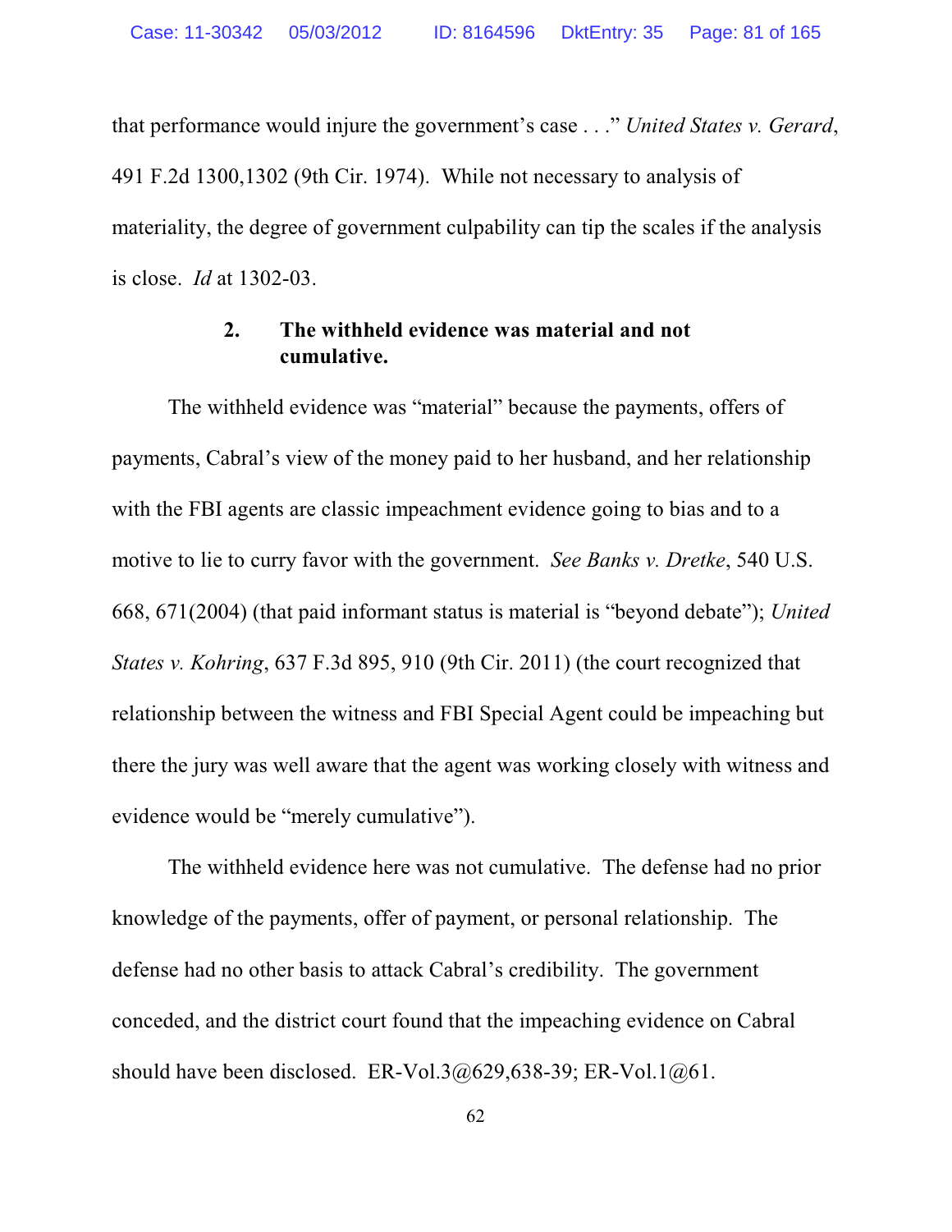that performance would injure the government's case . . ." *United States v. Gerard*, 491 F.2d 1300,1302 (9th Cir. 1974). While not necessary to analysis of materiality, the degree of government culpability can tip the scales if the analysis is close. *Id* at 1302-03.

### 2. The withheld evidence was material and not cumulative.

The withheld evidence was "material" because the payments, offers of payments, Cabral's view of the money paid to her husband, and her relationship with the FBI agents are classic impeachment evidence going to bias and to a motive to lie to curry favor with the government. *See Banks v. Dretke*, 540 U.S. 668, 671(2004) (that paid informant status is material is "beyond debate"); *United States v. Kohring*, 637 F.3d 895, 910 (9th Cir. 2011) (the court recognized that relationship between the witness and FBI Special Agent could be impeaching but there the jury was well aware that the agent was working closely with witness and evidence would be "merely cumulative").

The withheld evidence here was not cumulative. The defense had no prior knowledge of the payments, offer of payment, or personal relationship. The defense had no other basis to attack Cabral's credibility. The government conceded, and the district court found that the impeaching evidence on Cabral should have been disclosed. ER-Vol.3@629,638-39; ER-Vol.1@61.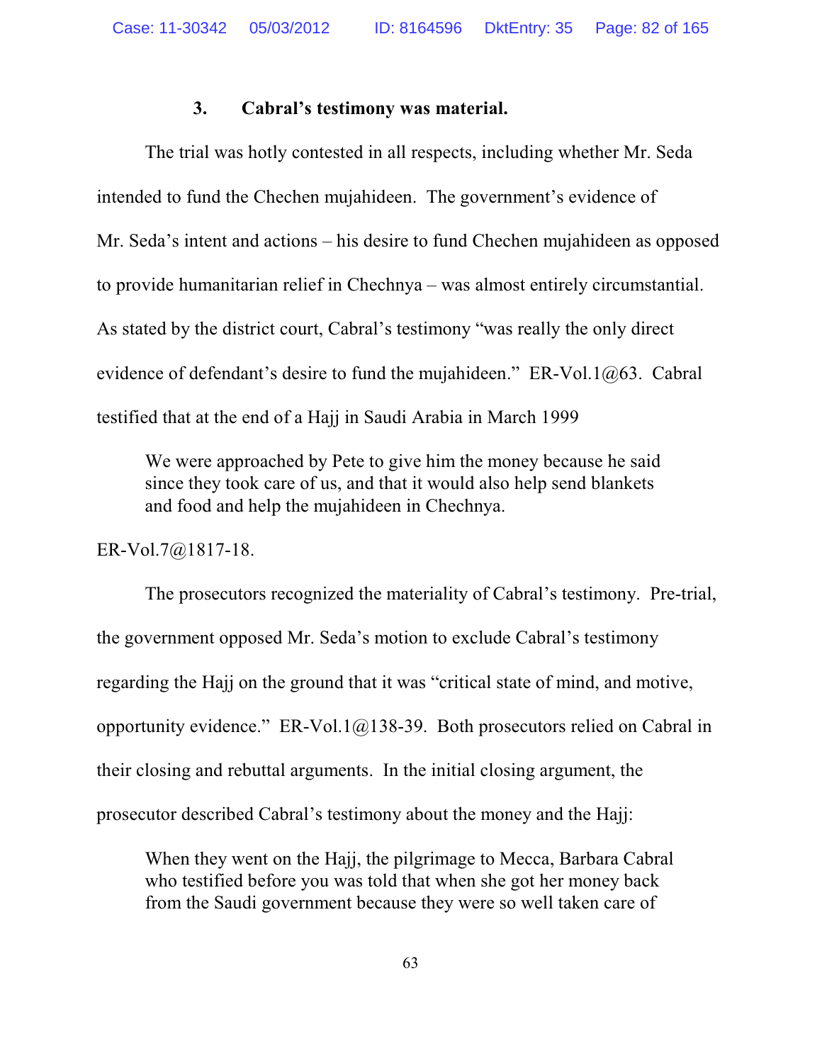### 3. Cabral's testimony was material.

The trial was hotly contested in all respects, including whether Mr. Seda intended to fund the Chechen mujahideen. The government's evidence of Mr. Seda's intent and actions – his desire to fund Chechen mujahideen as opposed to provide humanitarian relief in Chechnya – was almost entirely circumstantial. As stated by the district court, Cabral's testimony "was really the only direct evidence of defendant's desire to fund the mujahideen." ER-Vol.1@63. Cabral testified that at the end of a Hajj in Saudi Arabia in March 1999

> We were approached by Pete to give him the money because he said since they took care of us, and that it would also help send blankets and food and help the mujahideen in Chechnya.

ER-Vol.7@1817-18.

The prosecutors recognized the materiality of Cabral's testimony. Pre-trial, the government opposed Mr. Seda's motion to exclude Cabral's testimony regarding the Hajj on the ground that it was "critical state of mind, and motive, opportunity evidence." ER-Vol.1@138-39. Both prosecutors relied on Cabral in their closing and rebuttal arguments. In the initial closing argument, the prosecutor described Cabral's testimony about the money and the Hajj:

> When they went on the Hajj, the pilgrimage to Mecca, Barbara Cabral who testified before you was told that when she got her money back from the Saudi government because they were so well taken care of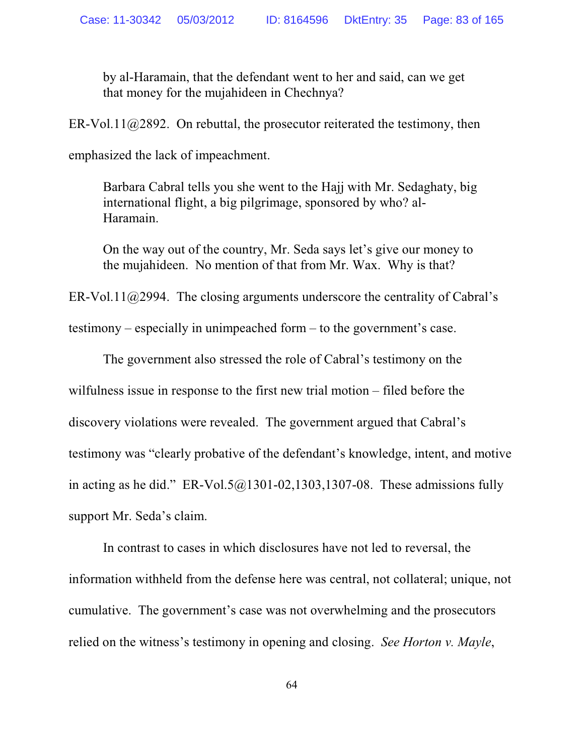> by al-Haramain, that the defendant went to her and said, can we get that money for the mujahideen in Chechnya?

ER-Vol.11@2892. On rebuttal, the prosecutor reiterated the testimony, then emphasized the lack of impeachment.

> Barbara Cabral tells you she went to the Hajj with Mr. Sedaghaty, big international flight, a big pilgrimage, sponsored by who? al-Haramain.
>
> On the way out of the country, Mr. Seda says let's give our money to the mujahideen. No mention of that from Mr. Wax. Why is that?

ER-Vol.11@2994. The closing arguments underscore the centrality of Cabral's testimony – especially in unimpeached form – to the government's case.

The government also stressed the role of Cabral's testimony on the wilfulness issue in response to the first new trial motion – filed before the discovery violations were revealed. The government argued that Cabral's testimony was "clearly probative of the defendant's knowledge, intent, and motive in acting as he did." ER-Vol.5@1301-02,1303,1307-08. These admissions fully support Mr. Seda's claim.

In contrast to cases in which disclosures have not led to reversal, the information withheld from the defense here was central, not collateral; unique, not cumulative. The government's case was not overwhelming and the prosecutors relied on the witness's testimony in opening and closing. *See Horton v. Mayle*,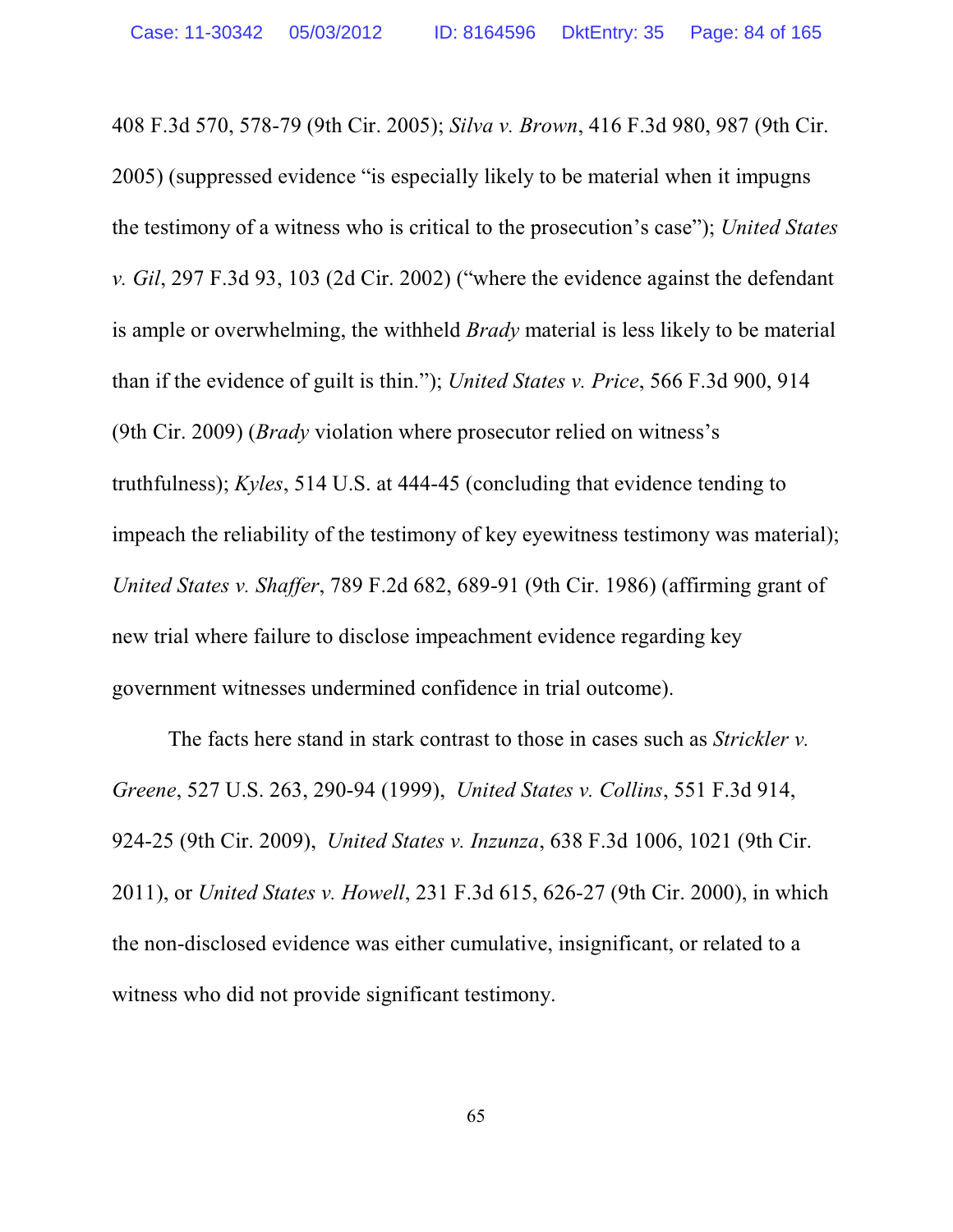408 F.3d 570, 578-79 (9th Cir. 2005); *Silva v. Brown*, 416 F.3d 980, 987 (9th Cir. 2005) (suppressed evidence "is especially likely to be material when it impugns the testimony of a witness who is critical to the prosecution's case"); *United States v. Gil*, 297 F.3d 93, 103 (2d Cir. 2002) ("where the evidence against the defendant is ample or overwhelming, the withheld *Brady* material is less likely to be material than if the evidence of guilt is thin."); *United States v. Price*, 566 F.3d 900, 914 (9th Cir. 2009) (*Brady* violation where prosecutor relied on witness's truthfulness); *Kyles*, 514 U.S. at 444-45 (concluding that evidence tending to impeach the reliability of the testimony of key eyewitness testimony was material); *United States v. Shaffer*, 789 F.2d 682, 689-91 (9th Cir. 1986) (affirming grant of new trial where failure to disclose impeachment evidence regarding key government witnesses undermined confidence in trial outcome).

The facts here stand in stark contrast to those in cases such as *Strickler v. Greene*, 527 U.S. 263, 290-94 (1999), *United States v. Collins*, 551 F.3d 914, 924-25 (9th Cir. 2009), *United States v. Inzunza*, 638 F.3d 1006, 1021 (9th Cir. 2011), or *United States v. Howell*, 231 F.3d 615, 626-27 (9th Cir. 2000), in which the non-disclosed evidence was either cumulative, insignificant, or related to a witness who did not provide significant testimony.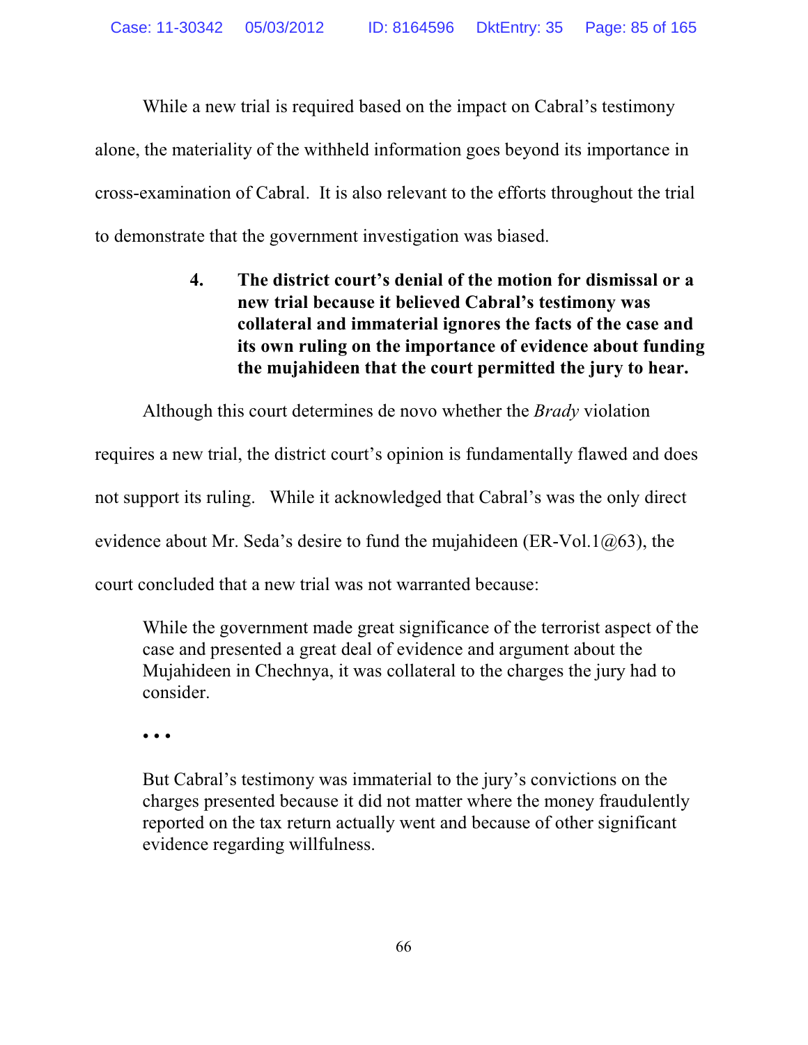While a new trial is required based on the impact on Cabral's testimony alone, the materiality of the withheld information goes beyond its importance in cross-examination of Cabral. It is also relevant to the efforts throughout the trial to demonstrate that the government investigation was biased.

### 4. The district court's denial of the motion for dismissal or a new trial because it believed Cabral's testimony was collateral and immaterial ignores the facts of the case and its own ruling on the importance of evidence about funding the mujahideen that the court permitted the jury to hear.

Although this court determines de novo whether the *Brady* violation requires a new trial, the district court's opinion is fundamentally flawed and does not support its ruling. While it acknowledged that Cabral's was the only direct evidence about Mr. Seda's desire to fund the mujahideen (ER-Vol.1@63), the court concluded that a new trial was not warranted because:

> While the government made great significance of the terrorist aspect of the case and presented a great deal of evidence and argument about the Mujahideen in Chechnya, it was collateral to the charges the jury had to consider.
>
> • • •
>
> But Cabral's testimony was immaterial to the jury's convictions on the charges presented because it did not matter where the money fraudulently reported on the tax return actually went and because of other significant evidence regarding willfulness.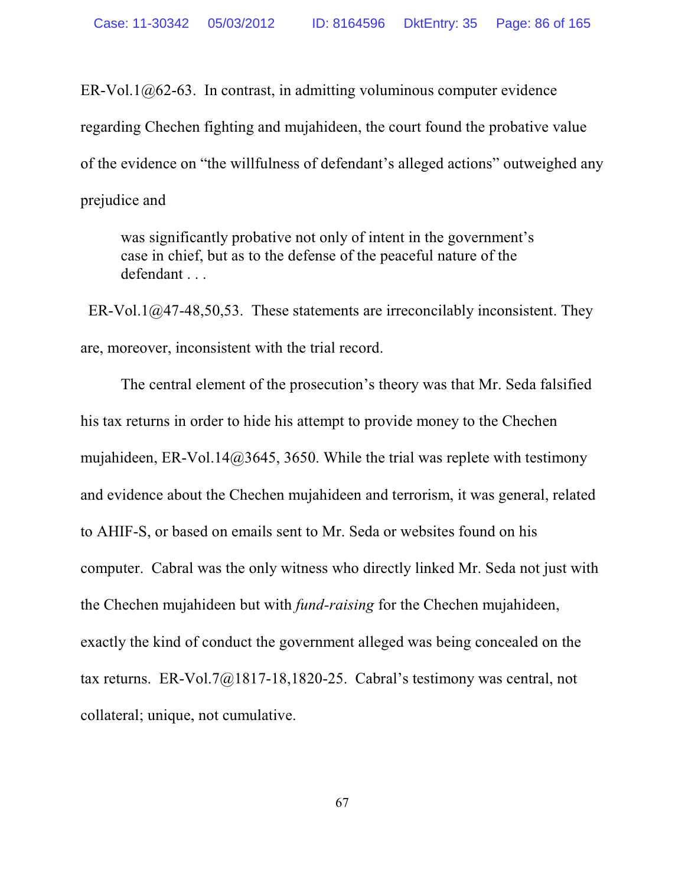ER-Vol.1@62-63. In contrast, in admitting voluminous computer evidence regarding Chechen fighting and mujahideen, the court found the probative value of the evidence on "the willfulness of defendant's alleged actions" outweighed any prejudice and

> was significantly probative not only of intent in the government's case in chief, but as to the defense of the peaceful nature of the defendant . . .

ER-Vol.1@47-48,50,53. These statements are irreconcilably inconsistent. They are, moreover, inconsistent with the trial record.

The central element of the prosecution's theory was that Mr. Seda falsified his tax returns in order to hide his attempt to provide money to the Chechen mujahideen, ER-Vol.14@3645, 3650. While the trial was replete with testimony and evidence about the Chechen mujahideen and terrorism, it was general, related to AHIF-S, or based on emails sent to Mr. Seda or websites found on his computer. Cabral was the only witness who directly linked Mr. Seda not just with the Chechen mujahideen but with *fund-raising* for the Chechen mujahideen, exactly the kind of conduct the government alleged was being concealed on the tax returns. ER-Vol.7@1817-18,1820-25. Cabral's testimony was central, not collateral; unique, not cumulative.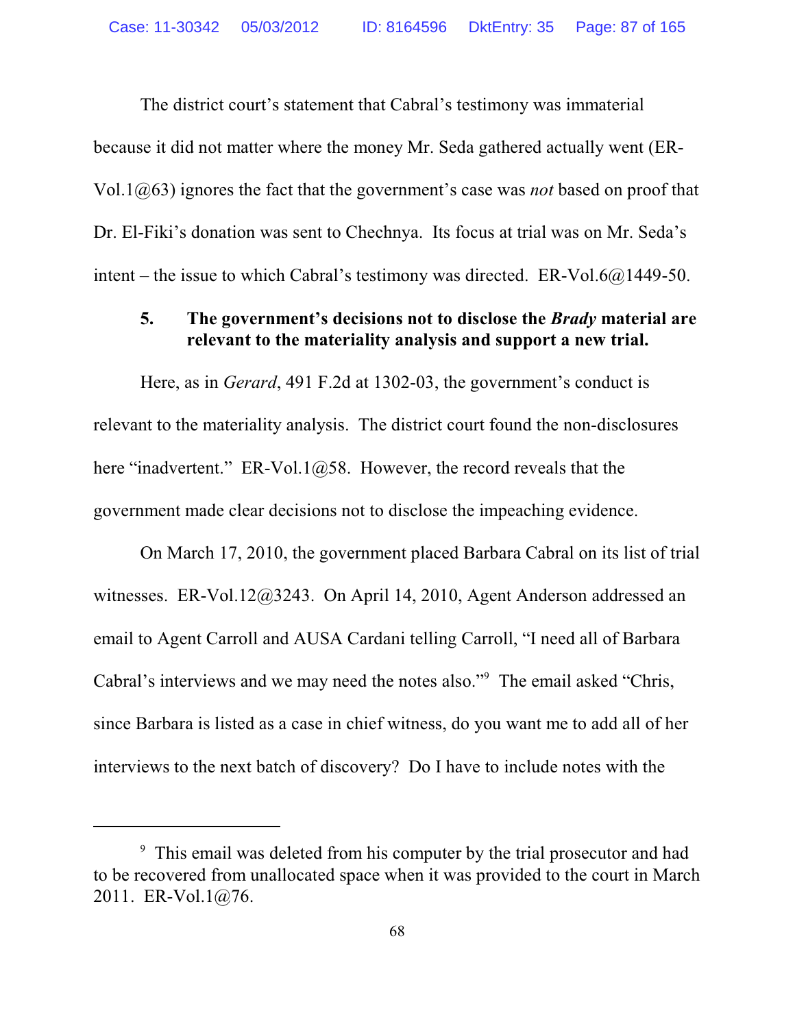The district court's statement that Cabral's testimony was immaterial because it did not matter where the money Mr. Seda gathered actually went (ER-Vol.1@63) ignores the fact that the government's case was *not* based on proof that Dr. El-Fiki's donation was sent to Chechnya. Its focus at trial was on Mr. Seda's intent – the issue to which Cabral's testimony was directed. ER-Vol.6@1449-50.

**5. The government's decisions not to disclose the *Brady* material are relevant to the materiality analysis and support a new trial.**

Here, as in *Gerard*, 491 F.2d at 1302-03, the government's conduct is relevant to the materiality analysis. The district court found the non-disclosures here "inadvertent." ER-Vol.1@58. However, the record reveals that the government made clear decisions not to disclose the impeaching evidence.

On March 17, 2010, the government placed Barbara Cabral on its list of trial witnesses. ER-Vol.12@3243. On April 14, 2010, Agent Anderson addressed an email to Agent Carroll and AUSA Cardani telling Carroll, "I need all of Barbara Cabral's interviews and we may need the notes also."[9] The email asked "Chris, since Barbara is listed as a case in chief witness, do you want me to add all of her interviews to the next batch of discovery? Do I have to include notes with the

---

[9] This email was deleted from his computer by the trial prosecutor and had to be recovered from unallocated space when it was provided to the court in March 2011. ER-Vol.1@76.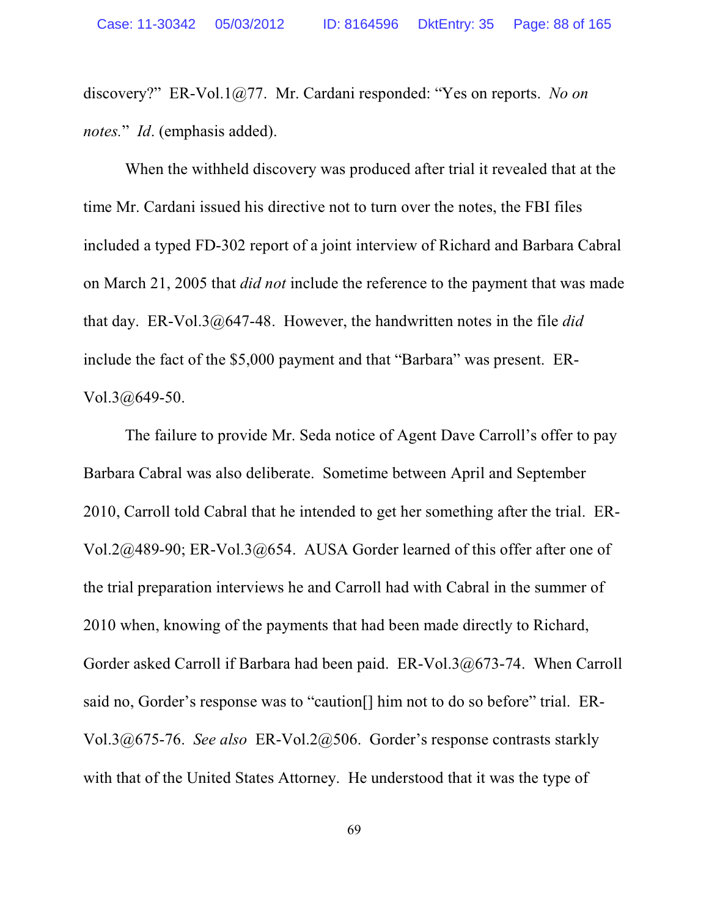discovery?" ER-Vol.1@77. Mr. Cardani responded: "Yes on reports. *No on notes.*" *Id*. (emphasis added).

When the withheld discovery was produced after trial it revealed that at the time Mr. Cardani issued his directive not to turn over the notes, the FBI files included a typed FD-302 report of a joint interview of Richard and Barbara Cabral on March 21, 2005 that *did not* include the reference to the payment that was made that day. ER-Vol.3@647-48. However, the handwritten notes in the file *did* include the fact of the $5,000 payment and that "Barbara" was present. ER-Vol.3@649-50.

The failure to provide Mr. Seda notice of Agent Dave Carroll's offer to pay Barbara Cabral was also deliberate. Sometime between April and September 2010, Carroll told Cabral that he intended to get her something after the trial. ER-Vol.2@489-90; ER-Vol.3@654. AUSA Gorder learned of this offer after one of the trial preparation interviews he and Carroll had with Cabral in the summer of 2010 when, knowing of the payments that had been made directly to Richard, Gorder asked Carroll if Barbara had been paid. ER-Vol.3@673-74. When Carroll said no, Gorder's response was to "caution[] him not to do so before" trial. ER-Vol.3@675-76. *See also* ER-Vol.2@506. Gorder's response contrasts starkly with that of the United States Attorney. He understood that it was the type of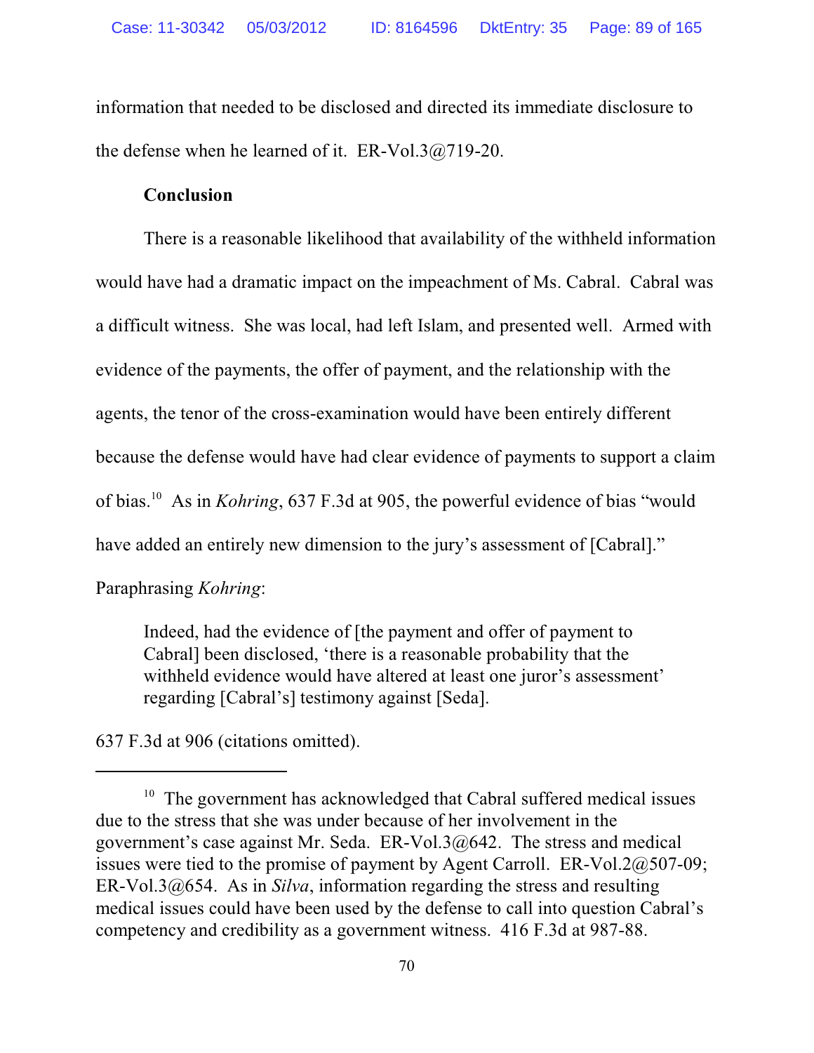information that needed to be disclosed and directed its immediate disclosure to the defense when he learned of it. ER-Vol.3@719-20.

**Conclusion**

There is a reasonable likelihood that availability of the withheld information would have had a dramatic impact on the impeachment of Ms. Cabral. Cabral was a difficult witness. She was local, had left Islam, and presented well. Armed with evidence of the payments, the offer of payment, and the relationship with the agents, the tenor of the cross-examination would have been entirely different because the defense would have had clear evidence of payments to support a claim of bias.[10] As in *Kohring*, 637 F.3d at 905, the powerful evidence of bias "would have added an entirely new dimension to the jury's assessment of [Cabral]." Paraphrasing *Kohring*:

> Indeed, had the evidence of [the payment and offer of payment to Cabral] been disclosed, 'there is a reasonable probability that the withheld evidence would have altered at least one juror's assessment' regarding [Cabral's] testimony against [Seda].

637 F.3d at 906 (citations omitted).

---

[10] The government has acknowledged that Cabral suffered medical issues due to the stress that she was under because of her involvement in the government's case against Mr. Seda. ER-Vol.3@642. The stress and medical issues were tied to the promise of payment by Agent Carroll. ER-Vol.2@507-09; ER-Vol.3@654. As in *Silva*, information regarding the stress and resulting medical issues could have been used by the defense to call into question Cabral's competency and credibility as a government witness. 416 F.3d at 987-88.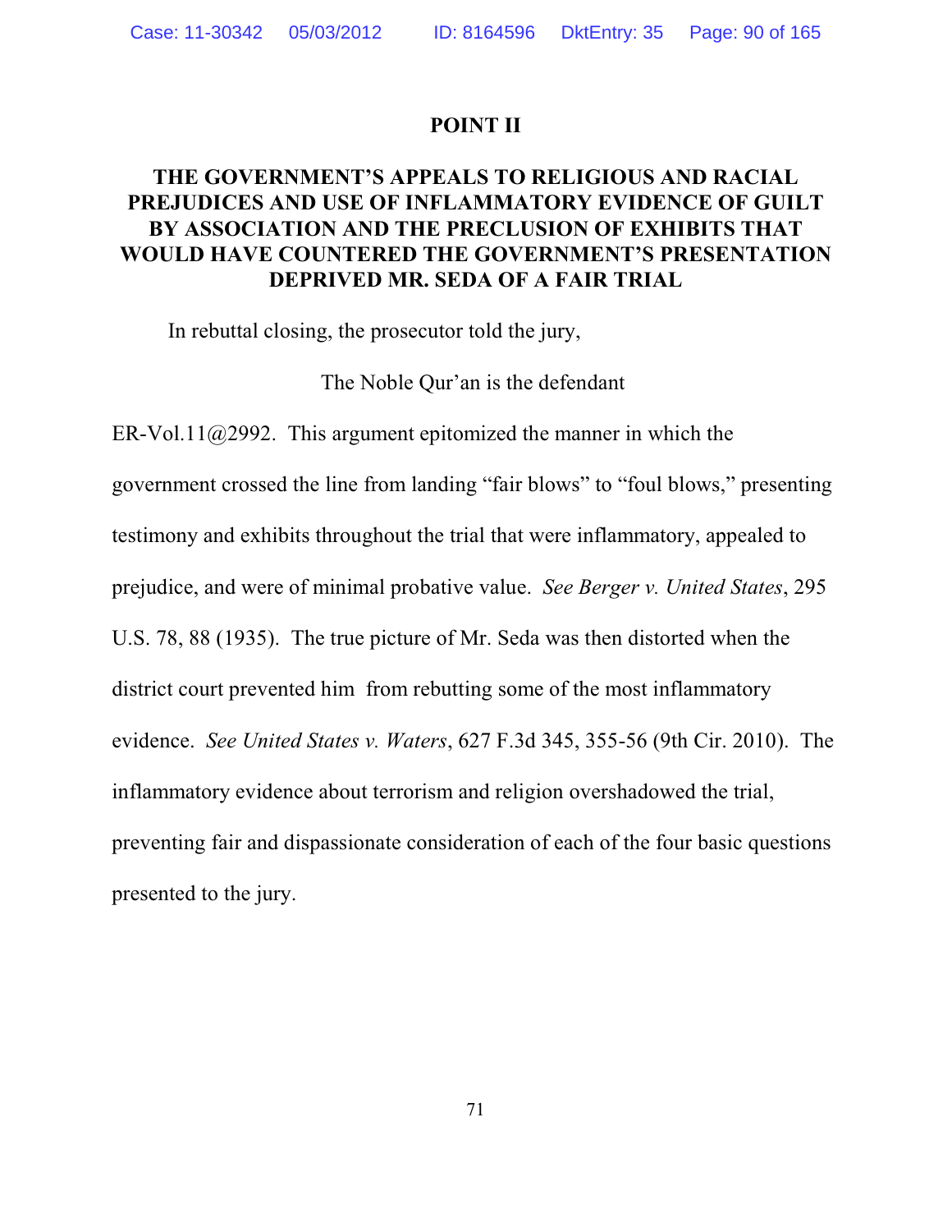## POINT II

## THE GOVERNMENT'S APPEALS TO RELIGIOUS AND RACIAL PREJUDICES AND USE OF INFLAMMATORY EVIDENCE OF GUILT BY ASSOCIATION AND THE PRECLUSION OF EXHIBITS THAT WOULD HAVE COUNTERED THE GOVERNMENT'S PRESENTATION DEPRIVED MR. SEDA OF A FAIR TRIAL

In rebuttal closing, the prosecutor told the jury,

> The Noble Qur'an is the defendant

ER-Vol.11@2992. This argument epitomized the manner in which the government crossed the line from landing "fair blows" to "foul blows," presenting testimony and exhibits throughout the trial that were inflammatory, appealed to prejudice, and were of minimal probative value. *See Berger v. United States*, 295 U.S. 78, 88 (1935). The true picture of Mr. Seda was then distorted when the district court prevented him from rebutting some of the most inflammatory evidence. *See United States v. Waters*, 627 F.3d 345, 355-56 (9th Cir. 2010). The inflammatory evidence about terrorism and religion overshadowed the trial, preventing fair and dispassionate consideration of each of the four basic questions presented to the jury.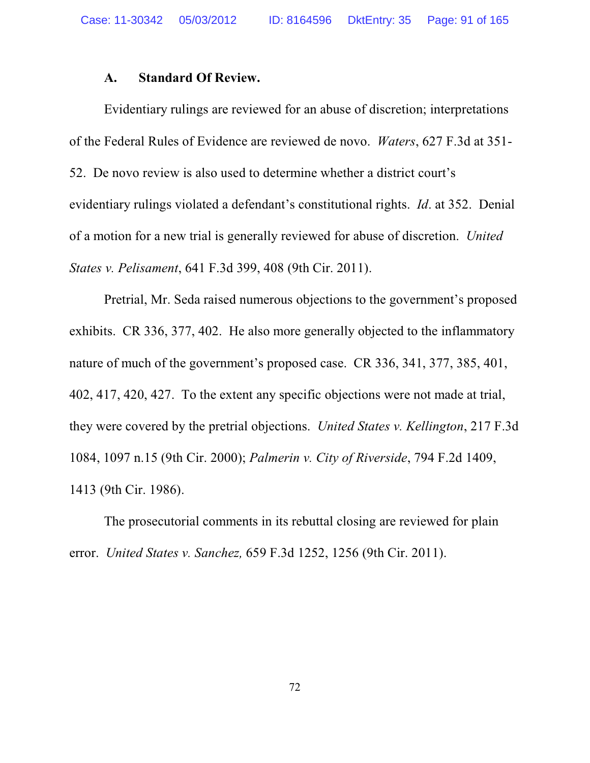### A. Standard Of Review.

Evidentiary rulings are reviewed for an abuse of discretion; interpretations of the Federal Rules of Evidence are reviewed de novo. *Waters*, 627 F.3d at 351-52. De novo review is also used to determine whether a district court's evidentiary rulings violated a defendant's constitutional rights. *Id*. at 352. Denial of a motion for a new trial is generally reviewed for abuse of discretion. *United States v. Pelisament*, 641 F.3d 399, 408 (9th Cir. 2011).

Pretrial, Mr. Seda raised numerous objections to the government's proposed exhibits. CR 336, 377, 402. He also more generally objected to the inflammatory nature of much of the government's proposed case. CR 336, 341, 377, 385, 401, 402, 417, 420, 427. To the extent any specific objections were not made at trial, they were covered by the pretrial objections. *United States v. Kellington*, 217 F.3d 1084, 1097 n.15 (9th Cir. 2000); *Palmerin v. City of Riverside*, 794 F.2d 1409, 1413 (9th Cir. 1986).

The prosecutorial comments in its rebuttal closing are reviewed for plain error. *United States v. Sanchez,* 659 F.3d 1252, 1256 (9th Cir. 2011).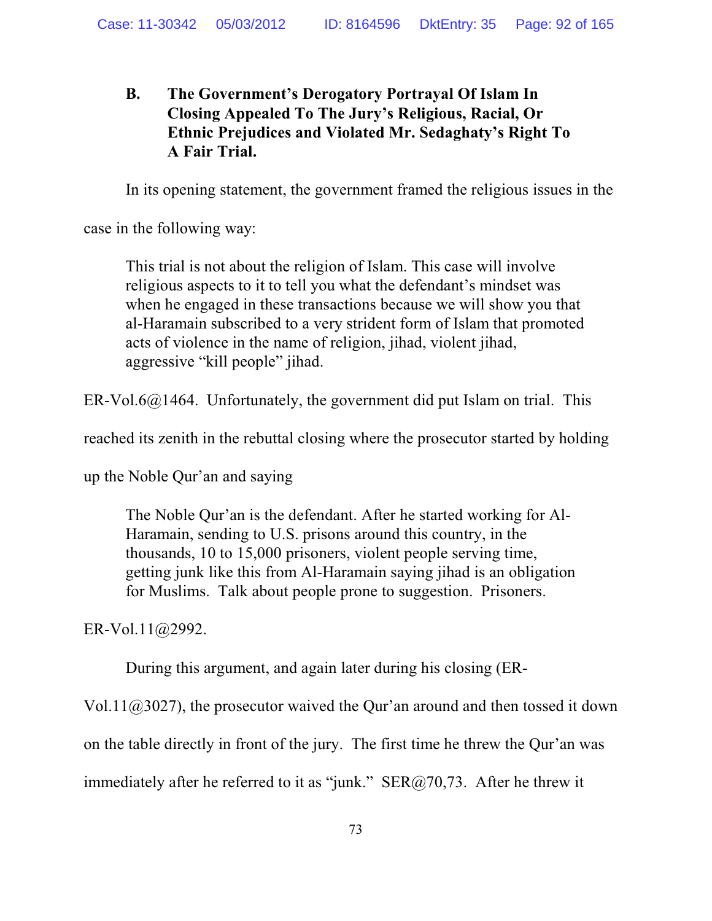### B. The Government's Derogatory Portrayal Of Islam In Closing Appealed To The Jury's Religious, Racial, Or Ethnic Prejudices and Violated Mr. Sedaghaty's Right To A Fair Trial.

In its opening statement, the government framed the religious issues in the case in the following way:

> This trial is not about the religion of Islam. This case will involve religious aspects to it to tell you what the defendant's mindset was when he engaged in these transactions because we will show you that al-Haramain subscribed to a very strident form of Islam that promoted acts of violence in the name of religion, jihad, violent jihad, aggressive "kill people" jihad.

ER-Vol.6@1464. Unfortunately, the government did put Islam on trial. This reached its zenith in the rebuttal closing where the prosecutor started by holding up the Noble Qur'an and saying

> The Noble Qur'an is the defendant. After he started working for Al-Haramain, sending to U.S. prisons around this country, in the thousands, 10 to 15,000 prisoners, violent people serving time, getting junk like this from Al-Haramain saying jihad is an obligation for Muslims. Talk about people prone to suggestion. Prisoners.

ER-Vol.11@2992.

During this argument, and again later during his closing (ER-Vol.11@3027), the prosecutor waived the Qur'an around and then tossed it down on the table directly in front of the jury. The first time he threw the Qur'an was immediately after he referred to it as "junk." SER@70,73. After he threw it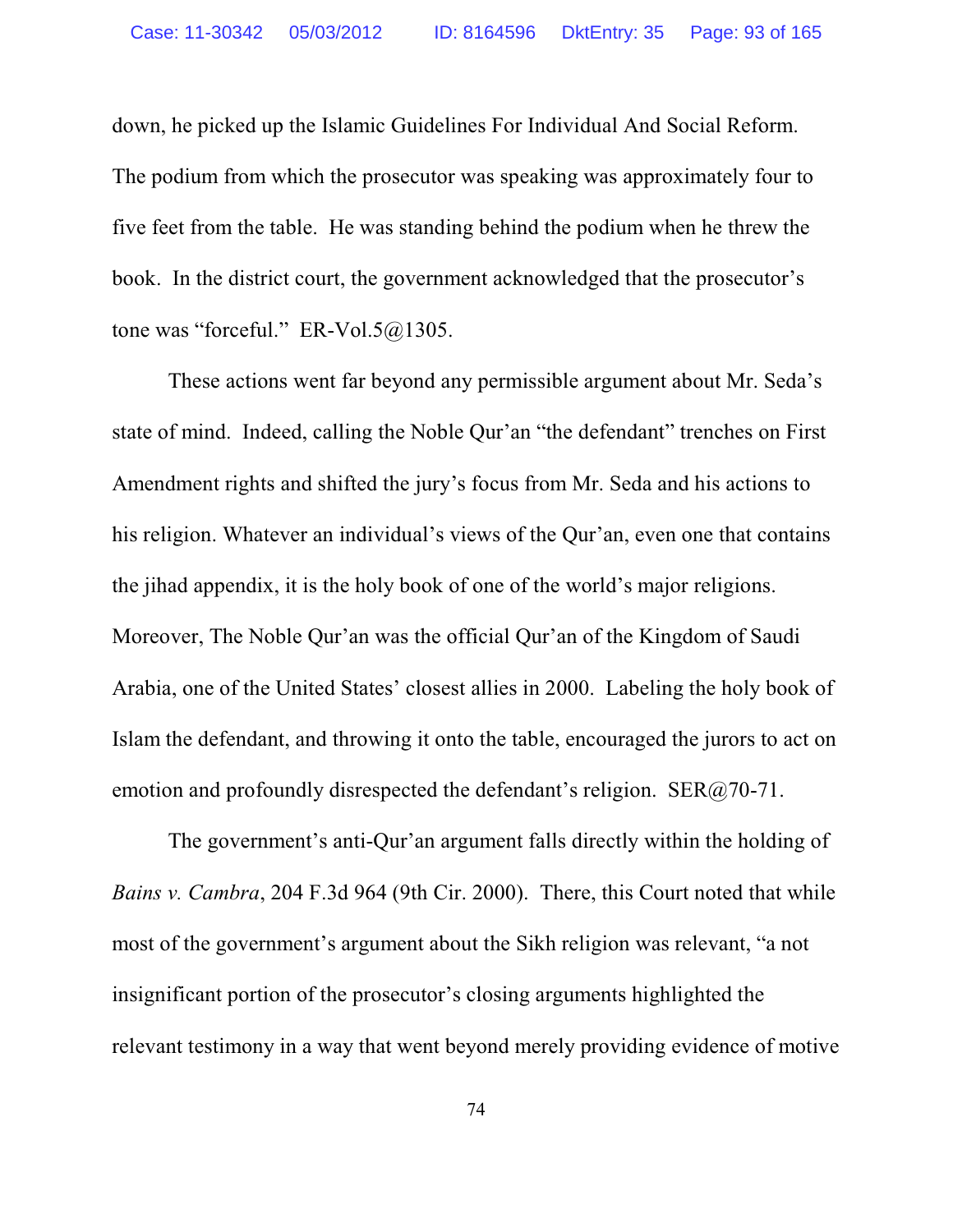down, he picked up the Islamic Guidelines For Individual And Social Reform. The podium from which the prosecutor was speaking was approximately four to five feet from the table. He was standing behind the podium when he threw the book. In the district court, the government acknowledged that the prosecutor's tone was "forceful." ER-Vol.5@1305.

These actions went far beyond any permissible argument about Mr. Seda's state of mind. Indeed, calling the Noble Qur'an "the defendant" trenches on First Amendment rights and shifted the jury's focus from Mr. Seda and his actions to his religion. Whatever an individual's views of the Qur'an, even one that contains the jihad appendix, it is the holy book of one of the world's major religions. Moreover, The Noble Qur'an was the official Qur'an of the Kingdom of Saudi Arabia, one of the United States' closest allies in 2000. Labeling the holy book of Islam the defendant, and throwing it onto the table, encouraged the jurors to act on emotion and profoundly disrespected the defendant's religion. SER@70-71.

The government's anti-Qur'an argument falls directly within the holding of *Bains v. Cambra*, 204 F.3d 964 (9th Cir. 2000). There, this Court noted that while most of the government's argument about the Sikh religion was relevant, "a not insignificant portion of the prosecutor's closing arguments highlighted the relevant testimony in a way that went beyond merely providing evidence of motive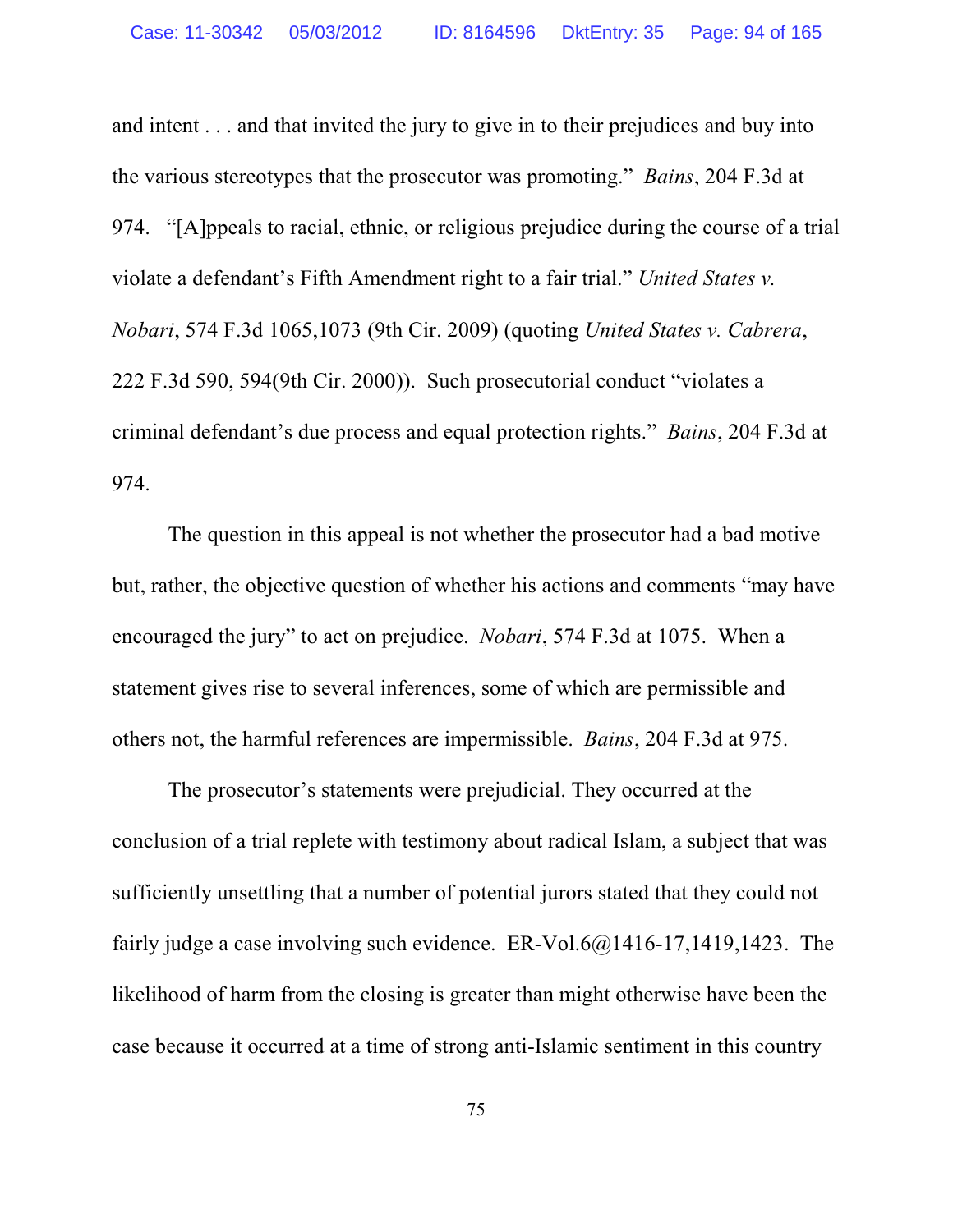and intent . . . and that invited the jury to give in to their prejudices and buy into the various stereotypes that the prosecutor was promoting." *Bains*, 204 F.3d at 974. "[A]ppeals to racial, ethnic, or religious prejudice during the course of a trial violate a defendant's Fifth Amendment right to a fair trial." *United States v. Nobari*, 574 F.3d 1065,1073 (9th Cir. 2009) (quoting *United States v. Cabrera*, 222 F.3d 590, 594(9th Cir. 2000)). Such prosecutorial conduct "violates a criminal defendant's due process and equal protection rights." *Bains*, 204 F.3d at 974.

The question in this appeal is not whether the prosecutor had a bad motive but, rather, the objective question of whether his actions and comments "may have encouraged the jury" to act on prejudice. *Nobari*, 574 F.3d at 1075. When a statement gives rise to several inferences, some of which are permissible and others not, the harmful references are impermissible. *Bains*, 204 F.3d at 975.

The prosecutor's statements were prejudicial. They occurred at the conclusion of a trial replete with testimony about radical Islam, a subject that was sufficiently unsettling that a number of potential jurors stated that they could not fairly judge a case involving such evidence. ER-Vol.6@1416-17,1419,1423. The likelihood of harm from the closing is greater than might otherwise have been the case because it occurred at a time of strong anti-Islamic sentiment in this country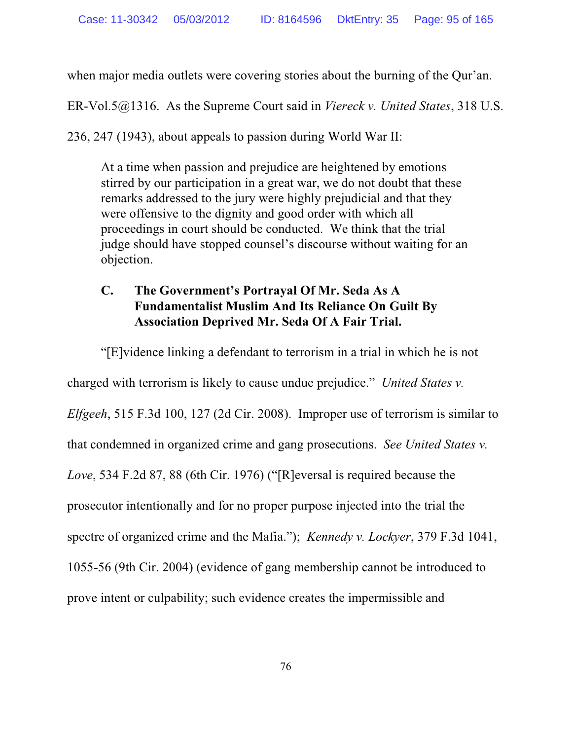when major media outlets were covering stories about the burning of the Qur'an. ER-Vol.5@1316. As the Supreme Court said in *Viereck v. United States*, 318 U.S. 236, 247 (1943), about appeals to passion during World War II:

> At a time when passion and prejudice are heightened by emotions stirred by our participation in a great war, we do not doubt that these remarks addressed to the jury were highly prejudicial and that they were offensive to the dignity and good order with which all proceedings in court should be conducted. We think that the trial judge should have stopped counsel's discourse without waiting for an objection.

### C. The Government's Portrayal Of Mr. Seda As A Fundamentalist Muslim And Its Reliance On Guilt By Association Deprived Mr. Seda Of A Fair Trial.

"[E]vidence linking a defendant to terrorism in a trial in which he is not charged with terrorism is likely to cause undue prejudice." *United States v. Elfgeeh*, 515 F.3d 100, 127 (2d Cir. 2008). Improper use of terrorism is similar to that condemned in organized crime and gang prosecutions. *See United States v. Love*, 534 F.2d 87, 88 (6th Cir. 1976) ("[R]eversal is required because the prosecutor intentionally and for no proper purpose injected into the trial the spectre of organized crime and the Mafia."); *Kennedy v. Lockyer*, 379 F.3d 1041, 1055-56 (9th Cir. 2004) (evidence of gang membership cannot be introduced to prove intent or culpability; such evidence creates the impermissible and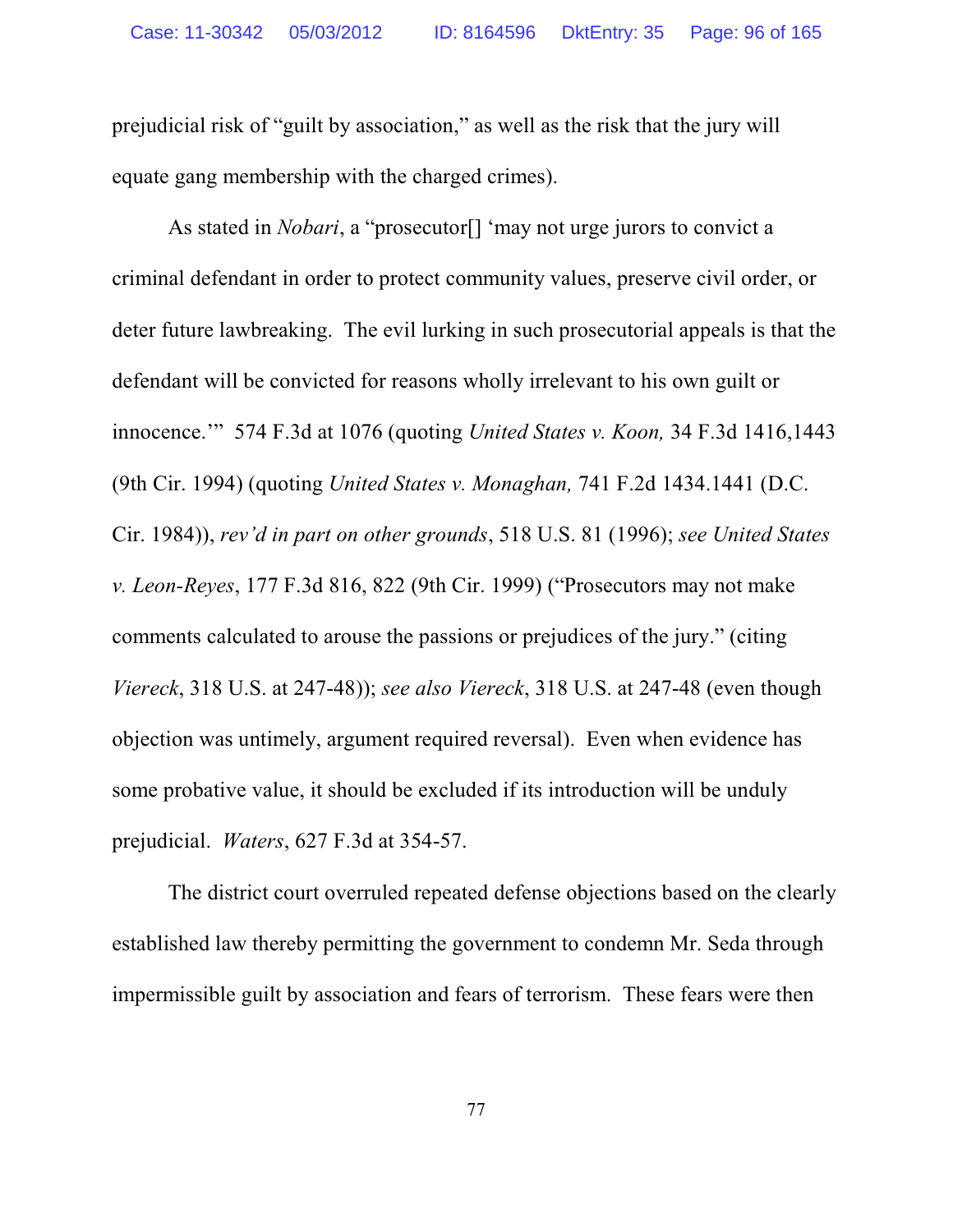prejudicial risk of "guilt by association," as well as the risk that the jury will equate gang membership with the charged crimes).

As stated in *Nobari*, a "prosecutor[] 'may not urge jurors to convict a criminal defendant in order to protect community values, preserve civil order, or deter future lawbreaking. The evil lurking in such prosecutorial appeals is that the defendant will be convicted for reasons wholly irrelevant to his own guilt or innocence.'" 574 F.3d at 1076 (quoting *United States v. Koon,* 34 F.3d 1416,1443 (9th Cir. 1994) (quoting *United States v. Monaghan,* 741 F.2d 1434.1441 (D.C. Cir. 1984)), *rev'd in part on other grounds*, 518 U.S. 81 (1996); *see United States v. Leon-Reyes*, 177 F.3d 816, 822 (9th Cir. 1999) ("Prosecutors may not make comments calculated to arouse the passions or prejudices of the jury." (citing *Viereck*, 318 U.S. at 247-48)); *see also Viereck*, 318 U.S. at 247-48 (even though objection was untimely, argument required reversal). Even when evidence has some probative value, it should be excluded if its introduction will be unduly prejudicial. *Waters*, 627 F.3d at 354-57.

The district court overruled repeated defense objections based on the clearly established law thereby permitting the government to condemn Mr. Seda through impermissible guilt by association and fears of terrorism. These fears were then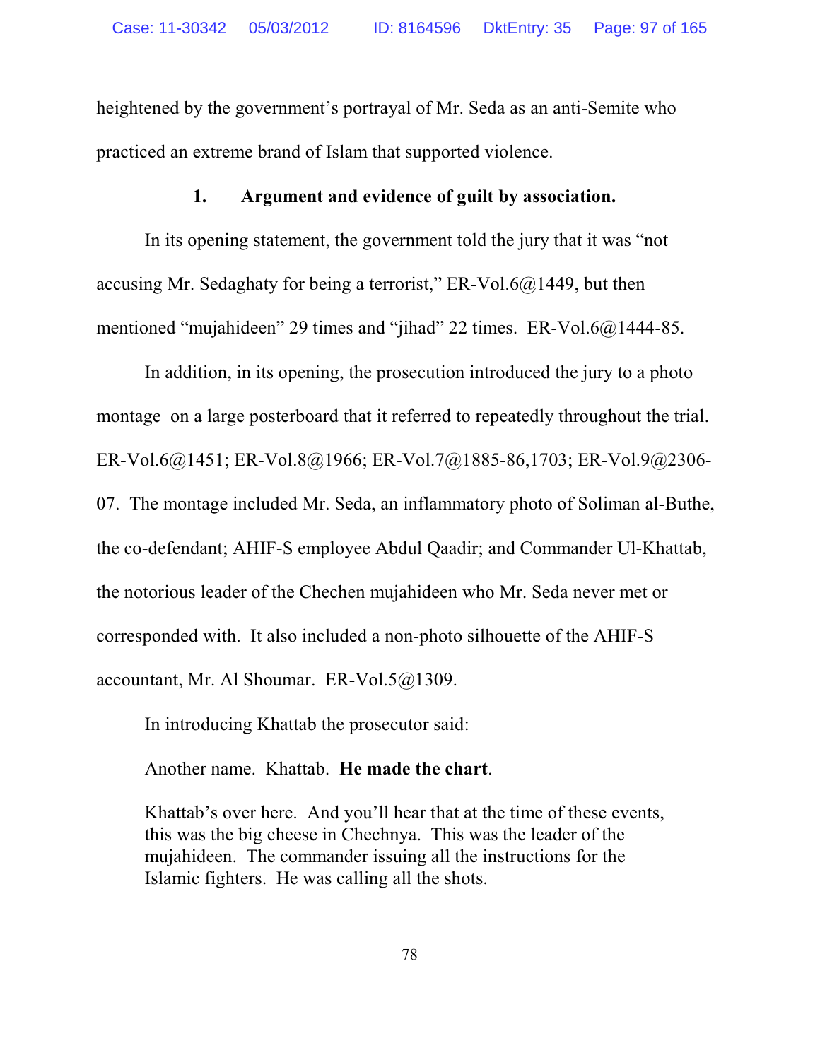heightened by the government's portrayal of Mr. Seda as an anti-Semite who practiced an extreme brand of Islam that supported violence.

### 1. Argument and evidence of guilt by association.

In its opening statement, the government told the jury that it was "not accusing Mr. Sedaghaty for being a terrorist," ER-Vol.6@1449, but then mentioned "mujahideen" 29 times and "jihad" 22 times. ER-Vol.6@1444-85.

In addition, in its opening, the prosecution introduced the jury to a photo montage on a large posterboard that it referred to repeatedly throughout the trial. ER-Vol.6@1451; ER-Vol.8@1966; ER-Vol.7@1885-86,1703; ER-Vol.9@2306-07. The montage included Mr. Seda, an inflammatory photo of Soliman al-Buthe, the co-defendant; AHIF-S employee Abdul Qaadir; and Commander Ul-Khattab, the notorious leader of the Chechen mujahideen who Mr. Seda never met or corresponded with. It also included a non-photo silhouette of the AHIF-S accountant, Mr. Al Shoumar. ER-Vol.5@1309.

In introducing Khattab the prosecutor said:

> Another name. Khattab. **He made the chart**.
>
> Khattab's over here. And you'll hear that at the time of these events, this was the big cheese in Chechnya. This was the leader of the mujahideen. The commander issuing all the instructions for the Islamic fighters. He was calling all the shots.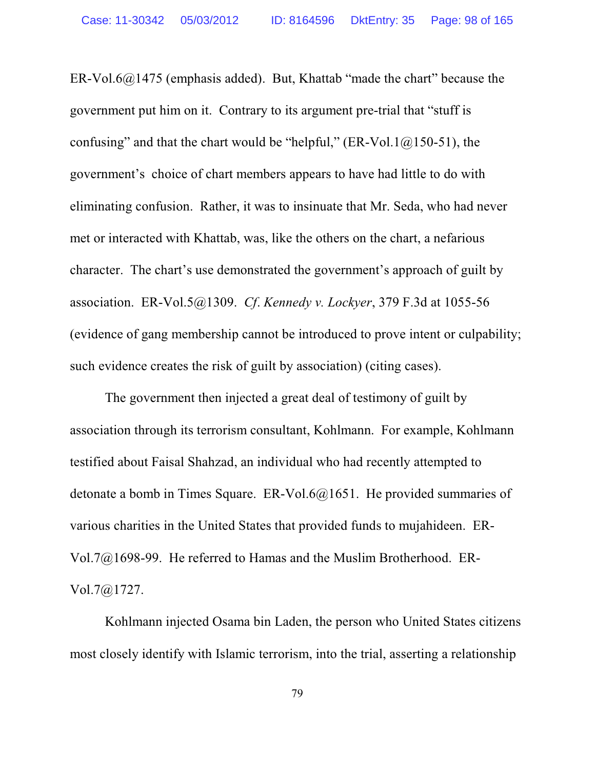ER-Vol.6@1475 (emphasis added). But, Khattab "made the chart" because the government put him on it. Contrary to its argument pre-trial that "stuff is confusing" and that the chart would be "helpful," (ER-Vol.1@150-51), the government's choice of chart members appears to have had little to do with eliminating confusion. Rather, it was to insinuate that Mr. Seda, who had never met or interacted with Khattab, was, like the others on the chart, a nefarious character. The chart's use demonstrated the government's approach of guilt by association. ER-Vol.5@1309. *Cf. Kennedy v. Lockyer*, 379 F.3d at 1055-56 (evidence of gang membership cannot be introduced to prove intent or culpability; such evidence creates the risk of guilt by association) (citing cases).

The government then injected a great deal of testimony of guilt by association through its terrorism consultant, Kohlmann. For example, Kohlmann testified about Faisal Shahzad, an individual who had recently attempted to detonate a bomb in Times Square. ER-Vol.6@1651. He provided summaries of various charities in the United States that provided funds to mujahideen. ER-Vol.7@1698-99. He referred to Hamas and the Muslim Brotherhood. ER-Vol.7@1727.

Kohlmann injected Osama bin Laden, the person who United States citizens most closely identify with Islamic terrorism, into the trial, asserting a relationship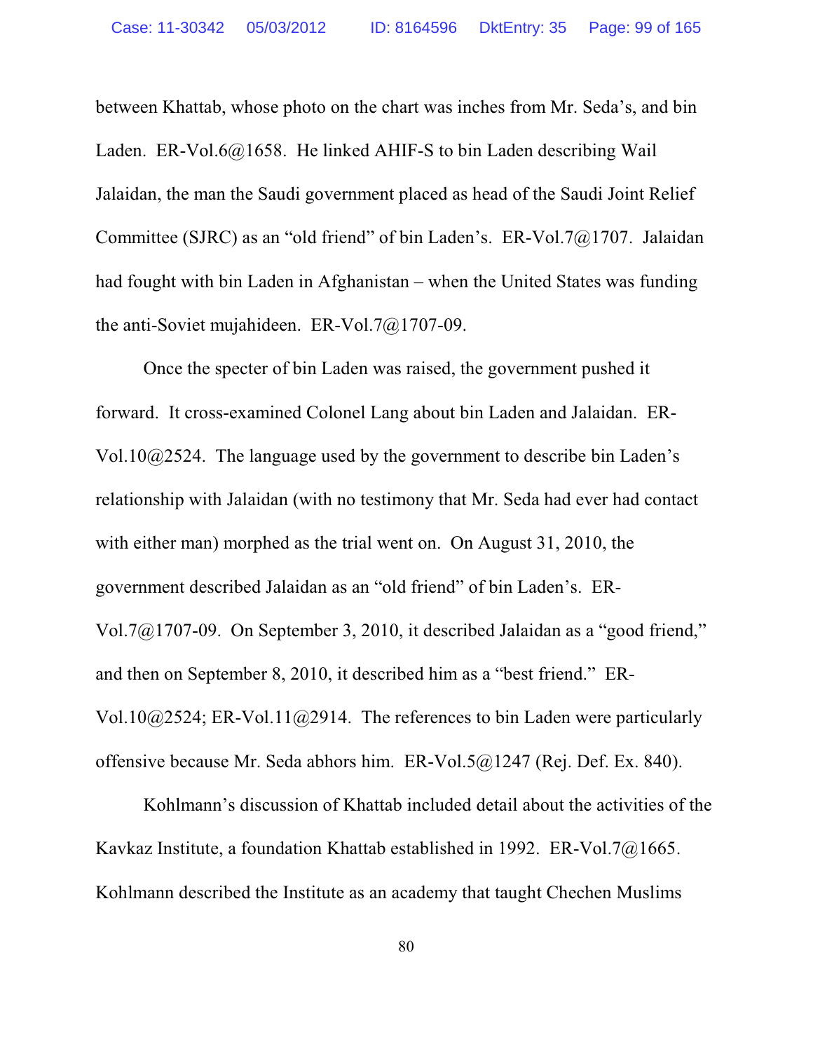between Khattab, whose photo on the chart was inches from Mr. Seda's, and bin Laden. ER-Vol.6@1658. He linked AHIF-S to bin Laden describing Wail Jalaidan, the man the Saudi government placed as head of the Saudi Joint Relief Committee (SJRC) as an "old friend" of bin Laden's. ER-Vol.7@1707. Jalaidan had fought with bin Laden in Afghanistan – when the United States was funding the anti-Soviet mujahideen. ER-Vol.7@1707-09.

Once the specter of bin Laden was raised, the government pushed it forward. It cross-examined Colonel Lang about bin Laden and Jalaidan. ER-Vol.10@2524. The language used by the government to describe bin Laden's relationship with Jalaidan (with no testimony that Mr. Seda had ever had contact with either man) morphed as the trial went on. On August 31, 2010, the government described Jalaidan as an "old friend" of bin Laden's. ER-Vol.7@1707-09. On September 3, 2010, it described Jalaidan as a "good friend," and then on September 8, 2010, it described him as a "best friend." ER-Vol.10@2524; ER-Vol.11@2914. The references to bin Laden were particularly offensive because Mr. Seda abhors him. ER-Vol.5@1247 (Rej. Def. Ex. 840).

Kohlmann's discussion of Khattab included detail about the activities of the Kavkaz Institute, a foundation Khattab established in 1992. ER-Vol.7@1665. Kohlmann described the Institute as an academy that taught Chechen Muslims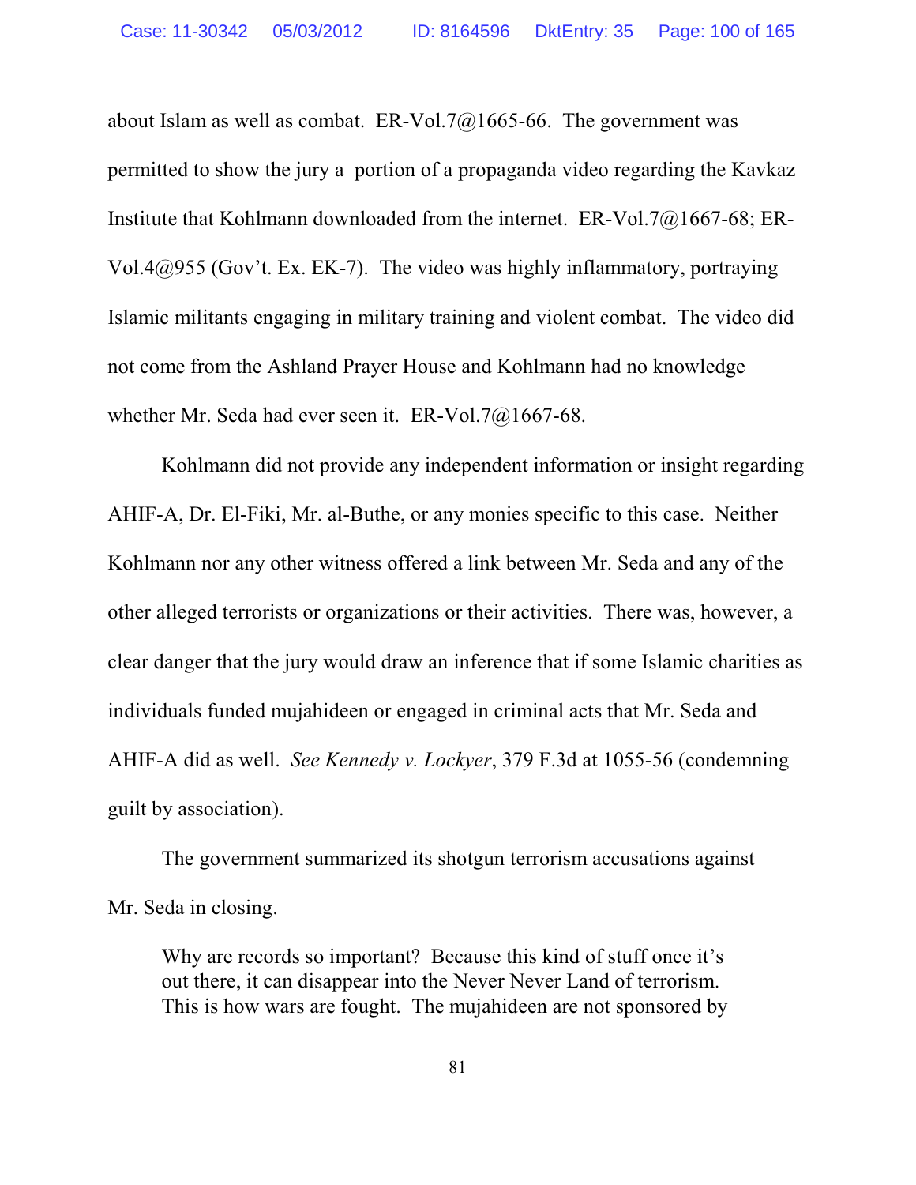about Islam as well as combat. ER-Vol.7@1665-66. The government was permitted to show the jury a portion of a propaganda video regarding the Kavkaz Institute that Kohlmann downloaded from the internet. ER-Vol.7@1667-68; ER-Vol.4@955 (Gov't. Ex. EK-7). The video was highly inflammatory, portraying Islamic militants engaging in military training and violent combat. The video did not come from the Ashland Prayer House and Kohlmann had no knowledge whether Mr. Seda had ever seen it. ER-Vol.7@1667-68.

Kohlmann did not provide any independent information or insight regarding AHIF-A, Dr. El-Fiki, Mr. al-Buthe, or any monies specific to this case. Neither Kohlmann nor any other witness offered a link between Mr. Seda and any of the other alleged terrorists or organizations or their activities. There was, however, a clear danger that the jury would draw an inference that if some Islamic charities as individuals funded mujahideen or engaged in criminal acts that Mr. Seda and AHIF-A did as well. *See Kennedy v. Lockyer*, 379 F.3d at 1055-56 (condemning guilt by association).

The government summarized its shotgun terrorism accusations against Mr. Seda in closing.

> Why are records so important? Because this kind of stuff once it's out there, it can disappear into the Never Never Land of terrorism. This is how wars are fought. The mujahideen are not sponsored by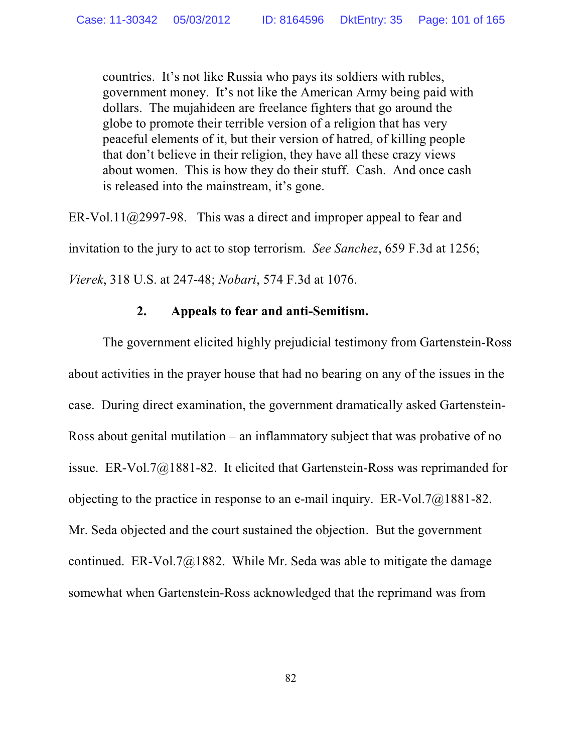> countries. It's not like Russia who pays its soldiers with rubles, government money. It's not like the American Army being paid with dollars. The mujahideen are freelance fighters that go around the globe to promote their terrible version of a religion that has very peaceful elements of it, but their version of hatred, of killing people that don't believe in their religion, they have all these crazy views about women. This is how they do their stuff. Cash. And once cash is released into the mainstream, it's gone.

ER-Vol.11@2997-98. This was a direct and improper appeal to fear and invitation to the jury to act to stop terrorism. *See Sanchez*, 659 F.3d at 1256; *Vierek*, 318 U.S. at 247-48; *Nobari*, 574 F.3d at 1076.

### 2. Appeals to fear and anti-Semitism.

The government elicited highly prejudicial testimony from Gartenstein-Ross about activities in the prayer house that had no bearing on any of the issues in the case. During direct examination, the government dramatically asked Gartenstein-Ross about genital mutilation – an inflammatory subject that was probative of no issue. ER-Vol.7@1881-82. It elicited that Gartenstein-Ross was reprimanded for objecting to the practice in response to an e-mail inquiry. ER-Vol.7@1881-82. Mr. Seda objected and the court sustained the objection. But the government continued. ER-Vol.7@1882. While Mr. Seda was able to mitigate the damage somewhat when Gartenstein-Ross acknowledged that the reprimand was from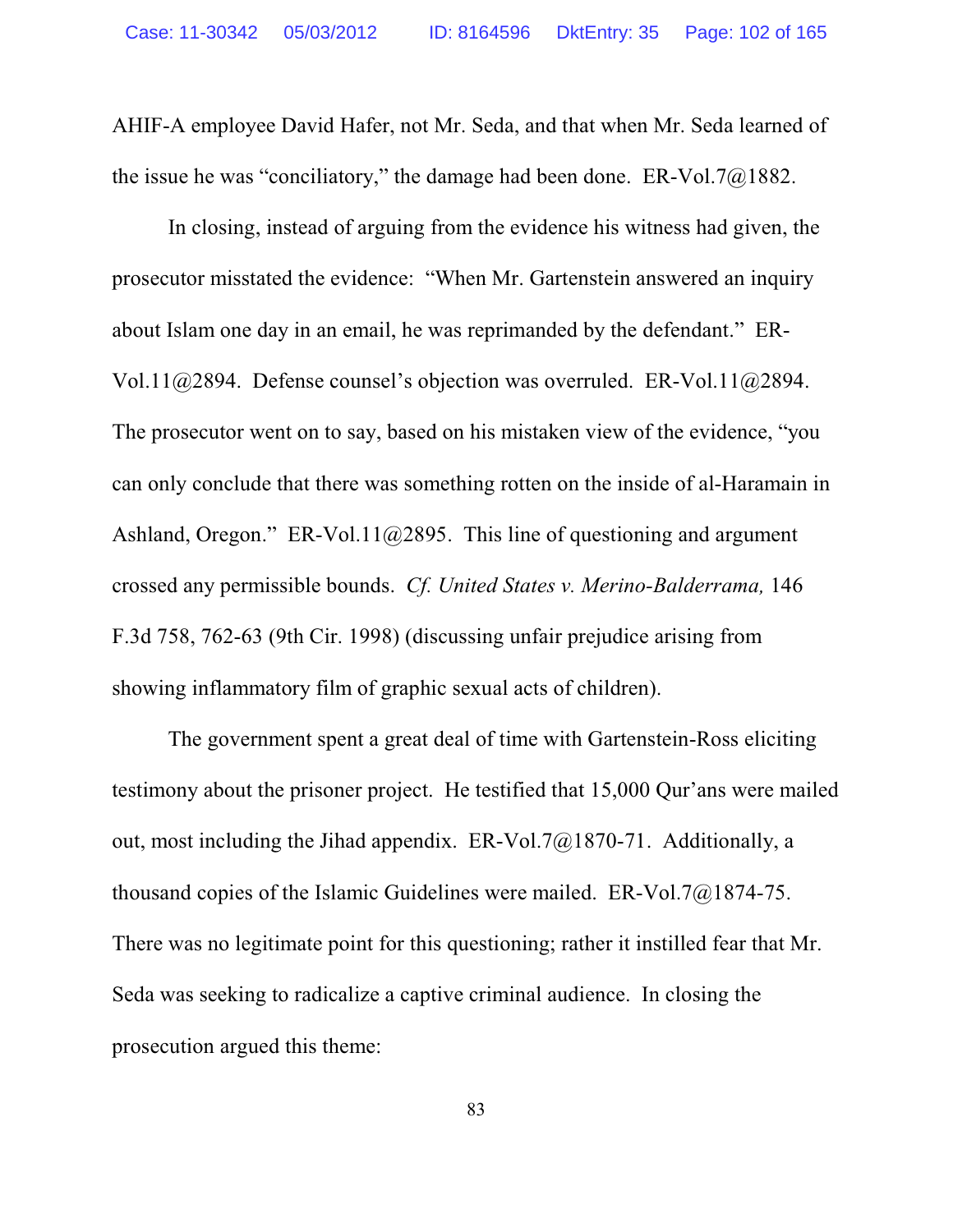AHIF-A employee David Hafer, not Mr. Seda, and that when Mr. Seda learned of the issue he was "conciliatory," the damage had been done. ER-Vol.7@1882.

In closing, instead of arguing from the evidence his witness had given, the prosecutor misstated the evidence: "When Mr. Gartenstein answered an inquiry about Islam one day in an email, he was reprimanded by the defendant." ER-Vol.11@2894. Defense counsel's objection was overruled. ER-Vol.11@2894. The prosecutor went on to say, based on his mistaken view of the evidence, "you can only conclude that there was something rotten on the inside of al-Haramain in Ashland, Oregon." ER-Vol.11@2895. This line of questioning and argument crossed any permissible bounds. *Cf. United States v. Merino-Balderrama,* 146 F.3d 758, 762-63 (9th Cir. 1998) (discussing unfair prejudice arising from showing inflammatory film of graphic sexual acts of children).

The government spent a great deal of time with Gartenstein-Ross eliciting testimony about the prisoner project. He testified that 15,000 Qur'ans were mailed out, most including the Jihad appendix. ER-Vol.7@1870-71. Additionally, a thousand copies of the Islamic Guidelines were mailed. ER-Vol.7@1874-75. There was no legitimate point for this questioning; rather it instilled fear that Mr. Seda was seeking to radicalize a captive criminal audience. In closing the prosecution argued this theme: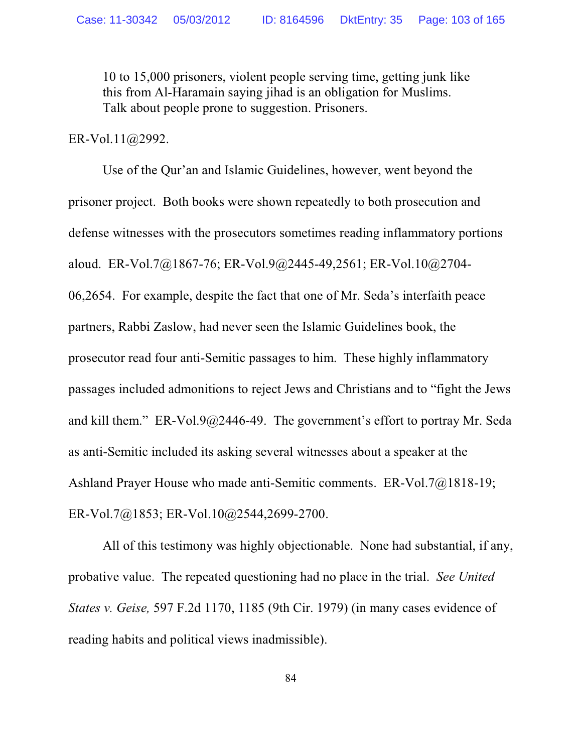> 10 to 15,000 prisoners, violent people serving time, getting junk like this from Al-Haramain saying jihad is an obligation for Muslims. Talk about people prone to suggestion. Prisoners.

ER-Vol.11@2992.

Use of the Qur'an and Islamic Guidelines, however, went beyond the prisoner project. Both books were shown repeatedly to both prosecution and defense witnesses with the prosecutors sometimes reading inflammatory portions aloud. ER-Vol.7@1867-76; ER-Vol.9@2445-49,2561; ER-Vol.10@2704-06,2654. For example, despite the fact that one of Mr. Seda's interfaith peace partners, Rabbi Zaslow, had never seen the Islamic Guidelines book, the prosecutor read four anti-Semitic passages to him. These highly inflammatory passages included admonitions to reject Jews and Christians and to "fight the Jews and kill them." ER-Vol.9@2446-49. The government's effort to portray Mr. Seda as anti-Semitic included its asking several witnesses about a speaker at the Ashland Prayer House who made anti-Semitic comments. ER-Vol.7@1818-19; ER-Vol.7@1853; ER-Vol.10@2544,2699-2700.

All of this testimony was highly objectionable. None had substantial, if any, probative value. The repeated questioning had no place in the trial. *See United States v. Geise,* 597 F.2d 1170, 1185 (9th Cir. 1979) (in many cases evidence of reading habits and political views inadmissible).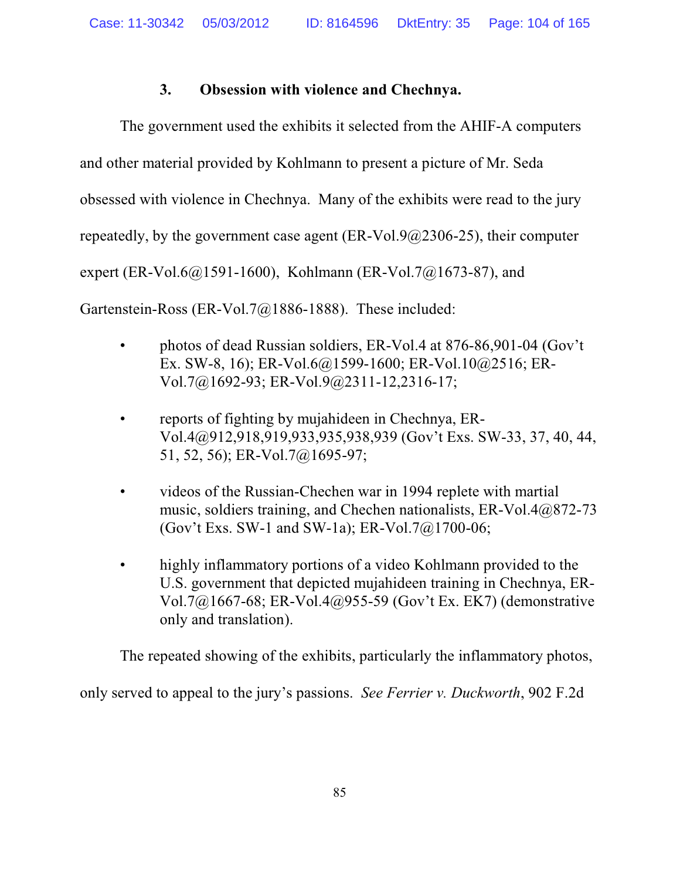### 3. Obsession with violence and Chechnya.

The government used the exhibits it selected from the AHIF-A computers and other material provided by Kohlmann to present a picture of Mr. Seda obsessed with violence in Chechnya. Many of the exhibits were read to the jury repeatedly, by the government case agent (ER-Vol.9@2306-25), their computer expert (ER-Vol.6@1591-1600), Kohlmann (ER-Vol.7@1673-87), and Gartenstein-Ross (ER-Vol.7@1886-1888). These included:

- photos of dead Russian soldiers, ER-Vol.4 at 876-86,901-04 (Gov't Ex. SW-8, 16); ER-Vol.6@1599-1600; ER-Vol.10@2516; ER-Vol.7@1692-93; ER-Vol.9@2311-12,2316-17;
- reports of fighting by mujahideen in Chechnya, ER-Vol.4@912,918,919,933,935,938,939 (Gov't Exs. SW-33, 37, 40, 44, 51, 52, 56); ER-Vol.7@1695-97;
- videos of the Russian-Chechen war in 1994 replete with martial music, soldiers training, and Chechen nationalists, ER-Vol.4@872-73 (Gov't Exs. SW-1 and SW-1a); ER-Vol.7@1700-06;
- highly inflammatory portions of a video Kohlmann provided to the U.S. government that depicted mujahideen training in Chechnya, ER-Vol.7@1667-68; ER-Vol.4@955-59 (Gov't Ex. EK7) (demonstrative only and translation).

The repeated showing of the exhibits, particularly the inflammatory photos, only served to appeal to the jury's passions. *See Ferrier v. Duckworth*, 902 F.2d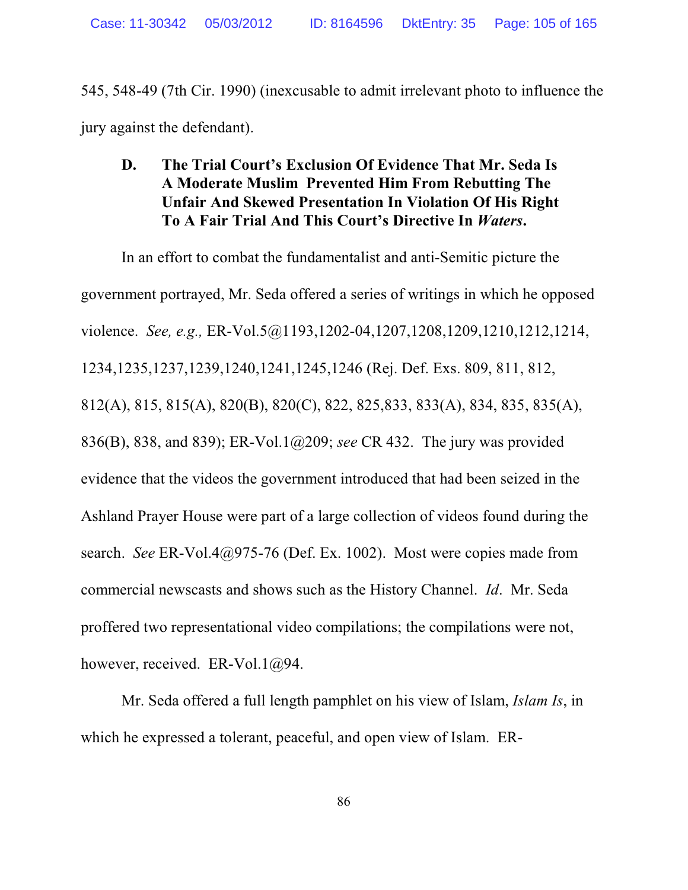545, 548-49 (7th Cir. 1990) (inexcusable to admit irrelevant photo to influence the jury against the defendant).

### D. The Trial Court's Exclusion Of Evidence That Mr. Seda Is A Moderate Muslim Prevented Him From Rebutting The Unfair And Skewed Presentation In Violation Of His Right To A Fair Trial And This Court's Directive In *Waters*.

In an effort to combat the fundamentalist and anti-Semitic picture the government portrayed, Mr. Seda offered a series of writings in which he opposed violence. *See, e.g.,* ER-Vol.5@1193,1202-04,1207,1208,1209,1210,1212,1214, 1234,1235,1237,1239,1240,1241,1245,1246 (Rej. Def. Exs. 809, 811, 812, 812(A), 815, 815(A), 820(B), 820(C), 822, 825,833, 833(A), 834, 835, 835(A), 836(B), 838, and 839); ER-Vol.1@209; *see* CR 432. The jury was provided evidence that the videos the government introduced that had been seized in the Ashland Prayer House were part of a large collection of videos found during the search. *See* ER-Vol.4@975-76 (Def. Ex. 1002). Most were copies made from commercial newscasts and shows such as the History Channel. *Id*. Mr. Seda proffered two representational video compilations; the compilations were not, however, received. ER-Vol.1@94.

Mr. Seda offered a full length pamphlet on his view of Islam, *Islam Is*, in which he expressed a tolerant, peaceful, and open view of Islam. ER-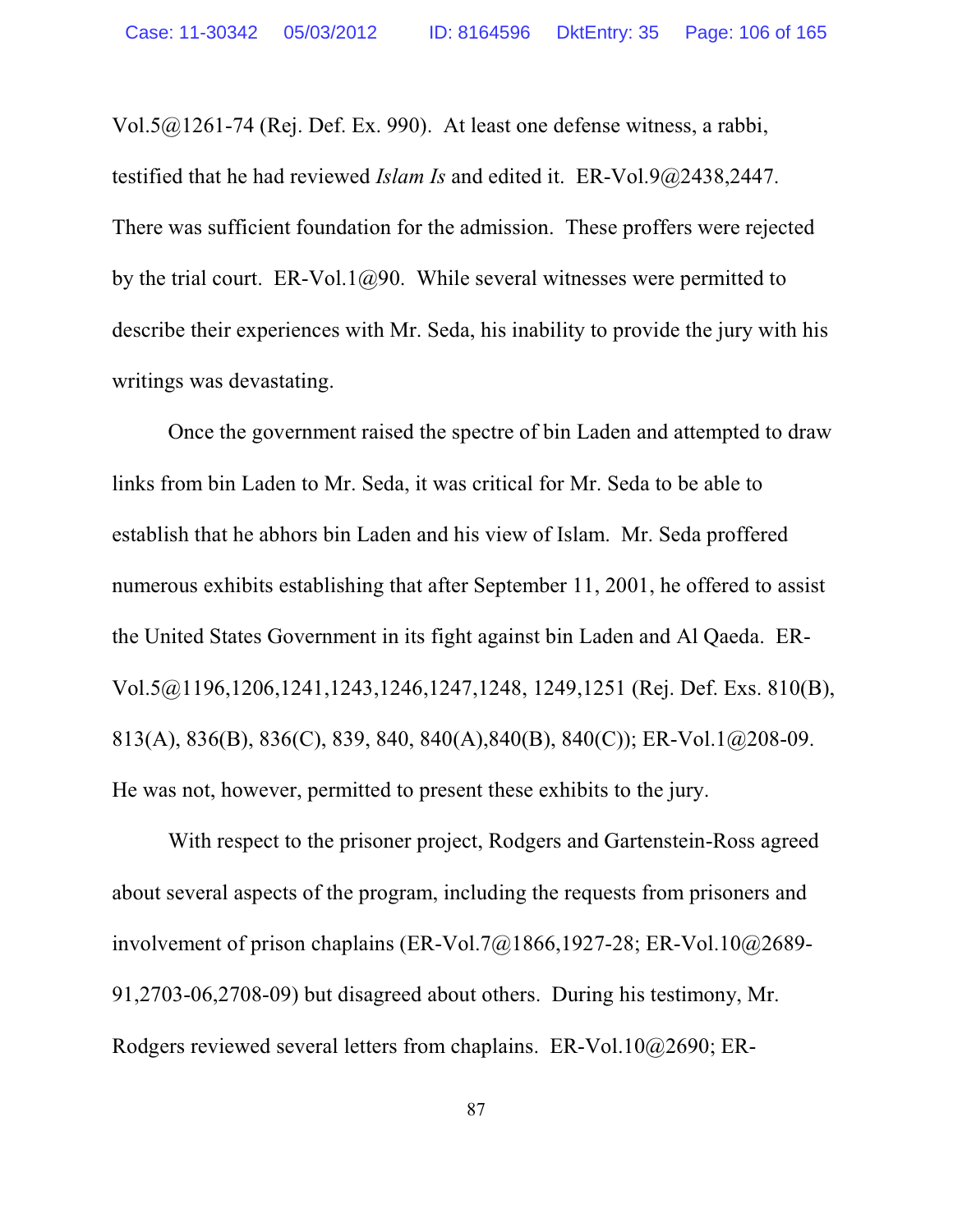Vol.5@1261-74 (Rej. Def. Ex. 990). At least one defense witness, a rabbi, testified that he had reviewed *Islam Is* and edited it. ER-Vol.9@2438,2447. There was sufficient foundation for the admission. These proffers were rejected by the trial court. ER-Vol.1@90. While several witnesses were permitted to describe their experiences with Mr. Seda, his inability to provide the jury with his writings was devastating.

Once the government raised the spectre of bin Laden and attempted to draw links from bin Laden to Mr. Seda, it was critical for Mr. Seda to be able to establish that he abhors bin Laden and his view of Islam. Mr. Seda proffered numerous exhibits establishing that after September 11, 2001, he offered to assist the United States Government in its fight against bin Laden and Al Qaeda. ER-Vol.5@1196,1206,1241,1243,1246,1247,1248, 1249,1251 (Rej. Def. Exs. 810(B), 813(A), 836(B), 836(C), 839, 840, 840(A),840(B), 840(C)); ER-Vol.1@208-09. He was not, however, permitted to present these exhibits to the jury.

With respect to the prisoner project, Rodgers and Gartenstein-Ross agreed about several aspects of the program, including the requests from prisoners and involvement of prison chaplains (ER-Vol.7@1866,1927-28; ER-Vol.10@2689-91,2703-06,2708-09) but disagreed about others. During his testimony, Mr. Rodgers reviewed several letters from chaplains. ER-Vol.10@2690; ER-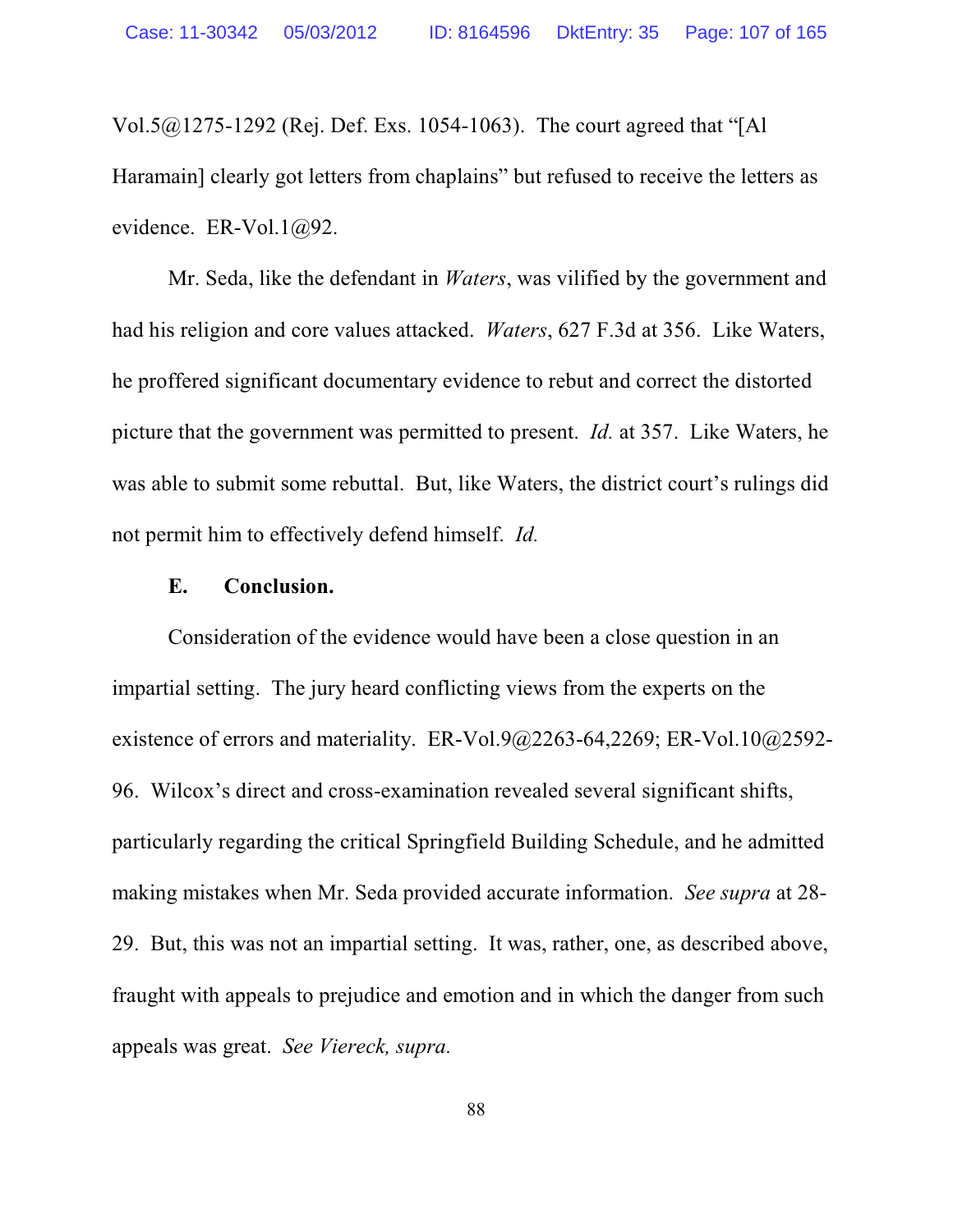Vol.5@1275-1292 (Rej. Def. Exs. 1054-1063). The court agreed that "[Al Haramain] clearly got letters from chaplains" but refused to receive the letters as evidence. ER-Vol.1@92.

Mr. Seda, like the defendant in *Waters*, was vilified by the government and had his religion and core values attacked. *Waters*, 627 F.3d at 356. Like Waters, he proffered significant documentary evidence to rebut and correct the distorted picture that the government was permitted to present. *Id.* at 357. Like Waters, he was able to submit some rebuttal. But, like Waters, the district court's rulings did not permit him to effectively defend himself. *Id.*

**E. Conclusion.**

Consideration of the evidence would have been a close question in an impartial setting. The jury heard conflicting views from the experts on the existence of errors and materiality. ER-Vol.9@2263-64,2269; ER-Vol.10@2592-96. Wilcox's direct and cross-examination revealed several significant shifts, particularly regarding the critical Springfield Building Schedule, and he admitted making mistakes when Mr. Seda provided accurate information. *See supra* at 28-29. But, this was not an impartial setting. It was, rather, one, as described above, fraught with appeals to prejudice and emotion and in which the danger from such appeals was great. *See Viereck, supra.*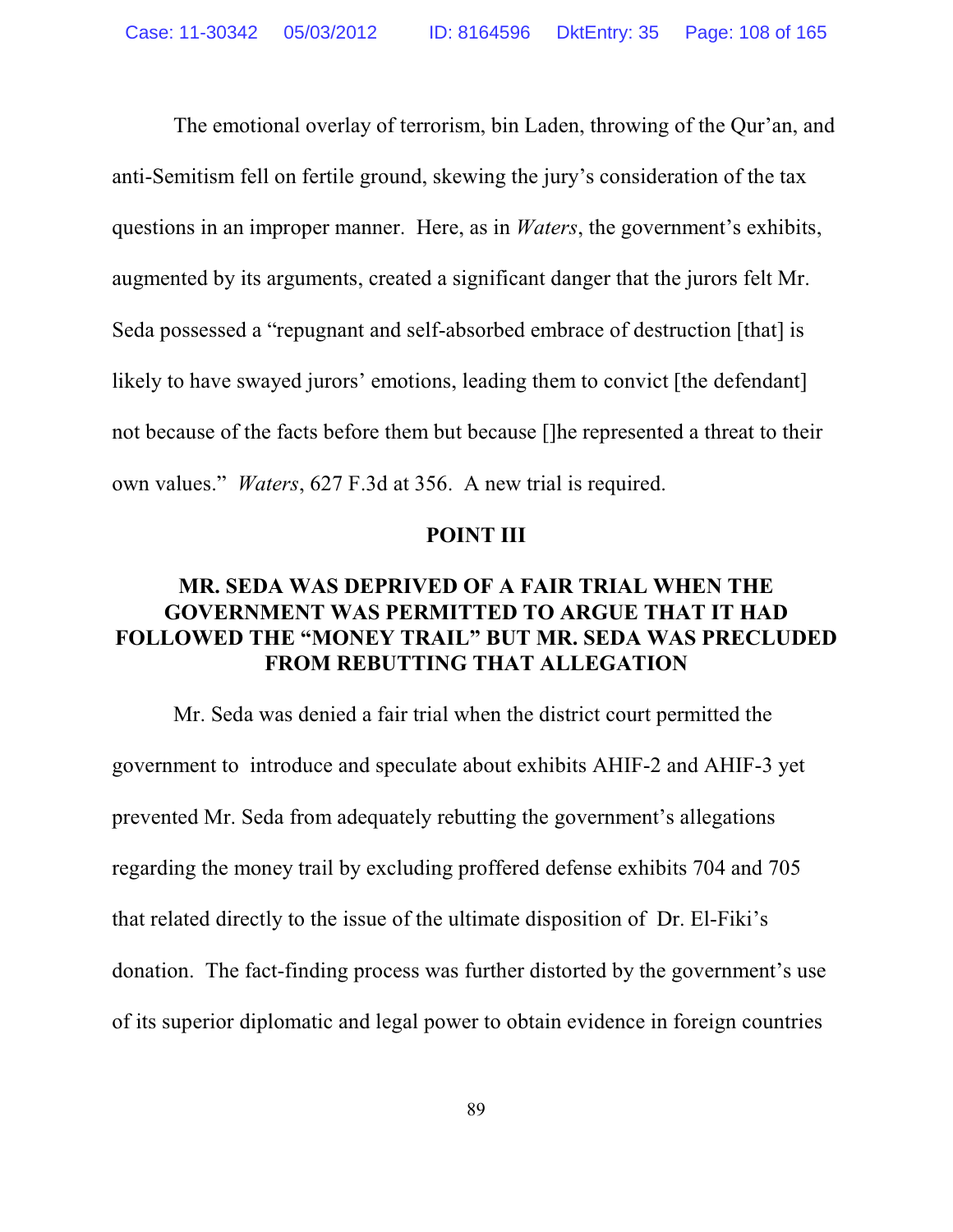The emotional overlay of terrorism, bin Laden, throwing of the Qur'an, and anti-Semitism fell on fertile ground, skewing the jury's consideration of the tax questions in an improper manner. Here, as in *Waters*, the government's exhibits, augmented by its arguments, created a significant danger that the jurors felt Mr. Seda possessed a "repugnant and self-absorbed embrace of destruction [that] is likely to have swayed jurors' emotions, leading them to convict [the defendant] not because of the facts before them but because []he represented a threat to their own values." *Waters*, 627 F.3d at 356. A new trial is required.

## POINT III

## MR. SEDA WAS DEPRIVED OF A FAIR TRIAL WHEN THE GOVERNMENT WAS PERMITTED TO ARGUE THAT IT HAD FOLLOWED THE "MONEY TRAIL" BUT MR. SEDA WAS PRECLUDED FROM REBUTTING THAT ALLEGATION

Mr. Seda was denied a fair trial when the district court permitted the government to introduce and speculate about exhibits AHIF-2 and AHIF-3 yet prevented Mr. Seda from adequately rebutting the government's allegations regarding the money trail by excluding proffered defense exhibits 704 and 705 that related directly to the issue of the ultimate disposition of Dr. El-Fiki's donation. The fact-finding process was further distorted by the government's use of its superior diplomatic and legal power to obtain evidence in foreign countries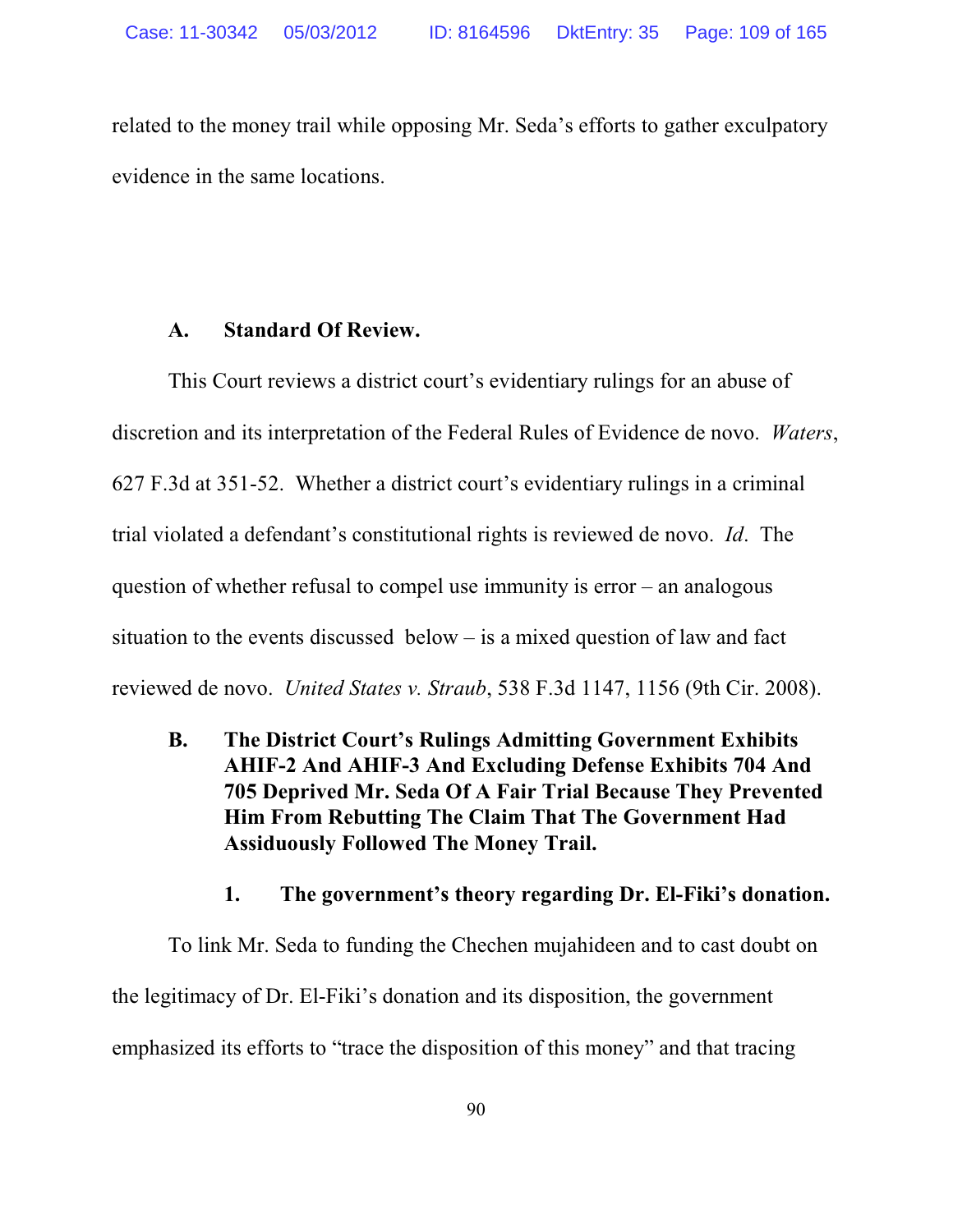related to the money trail while opposing Mr. Seda's efforts to gather exculpatory evidence in the same locations.

### A. Standard Of Review.

This Court reviews a district court's evidentiary rulings for an abuse of discretion and its interpretation of the Federal Rules of Evidence de novo. *Waters*, 627 F.3d at 351-52. Whether a district court's evidentiary rulings in a criminal trial violated a defendant's constitutional rights is reviewed de novo. *Id*. The question of whether refusal to compel use immunity is error – an analogous situation to the events discussed below – is a mixed question of law and fact reviewed de novo. *United States v. Straub*, 538 F.3d 1147, 1156 (9th Cir. 2008).

### B. The District Court's Rulings Admitting Government Exhibits AHIF-2 And AHIF-3 And Excluding Defense Exhibits 704 And 705 Deprived Mr. Seda Of A Fair Trial Because They Prevented Him From Rebutting The Claim That The Government Had Assiduously Followed The Money Trail.

#### 1. The government's theory regarding Dr. El-Fiki's donation.

To link Mr. Seda to funding the Chechen mujahideen and to cast doubt on the legitimacy of Dr. El-Fiki's donation and its disposition, the government emphasized its efforts to "trace the disposition of this money" and that tracing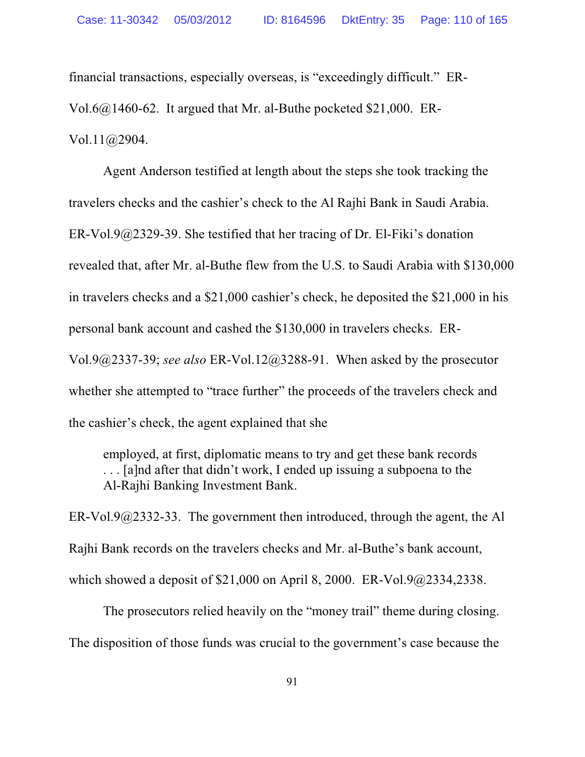financial transactions, especially overseas, is "exceedingly difficult." ER-Vol.6@1460-62. It argued that Mr. al-Buthe pocketed $21,000. ER-Vol.11@2904.

Agent Anderson testified at length about the steps she took tracking the travelers checks and the cashier's check to the Al Rajhi Bank in Saudi Arabia. ER-Vol.9@2329-39. She testified that her tracing of Dr. El-Fiki's donation revealed that, after Mr. al-Buthe flew from the U.S. to Saudi Arabia with $130,000 in travelers checks and a $21,000 cashier's check, he deposited the $21,000 in his personal bank account and cashed the $130,000 in travelers checks. ER-Vol.9@2337-39; *see also* ER-Vol.12@3288-91. When asked by the prosecutor whether she attempted to "trace further" the proceeds of the travelers check and the cashier's check, the agent explained that she

> employed, at first, diplomatic means to try and get these bank records . . . [a]nd after that didn't work, I ended up issuing a subpoena to the Al-Rajhi Banking Investment Bank.

ER-Vol.9@2332-33. The government then introduced, through the agent, the Al Rajhi Bank records on the travelers checks and Mr. al-Buthe's bank account, which showed a deposit of $21,000 on April 8, 2000. ER-Vol.9@2334,2338.

The prosecutors relied heavily on the "money trail" theme during closing. The disposition of those funds was crucial to the government's case because the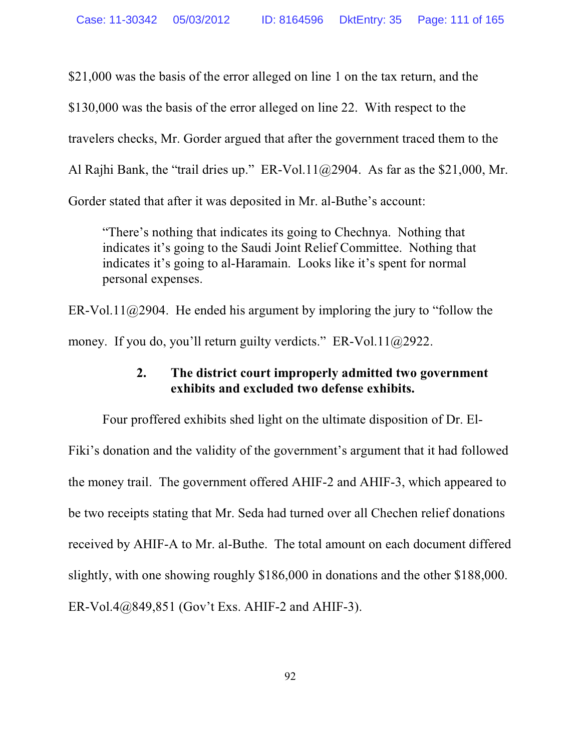$21,000 was the basis of the error alleged on line 1 on the tax return, and the $130,000 was the basis of the error alleged on line 22. With respect to the travelers checks, Mr. Gorder argued that after the government traced them to the Al Rajhi Bank, the "trail dries up." ER-Vol.11@2904. As far as the $21,000, Mr. Gorder stated that after it was deposited in Mr. al-Buthe's account:

> "There's nothing that indicates its going to Chechnya. Nothing that indicates it's going to the Saudi Joint Relief Committee. Nothing that indicates it's going to al-Haramain. Looks like it's spent for normal personal expenses.

ER-Vol.11@2904. He ended his argument by imploring the jury to "follow the money. If you do, you'll return guilty verdicts." ER-Vol.11@2922.

### 2. The district court improperly admitted two government exhibits and excluded two defense exhibits.

Four proffered exhibits shed light on the ultimate disposition of Dr. El-Fiki's donation and the validity of the government's argument that it had followed the money trail. The government offered AHIF-2 and AHIF-3, which appeared to be two receipts stating that Mr. Seda had turned over all Chechen relief donations received by AHIF-A to Mr. al-Buthe. The total amount on each document differed slightly, with one showing roughly $186,000 in donations and the other $188,000. ER-Vol.4@849,851 (Gov't Exs. AHIF-2 and AHIF-3).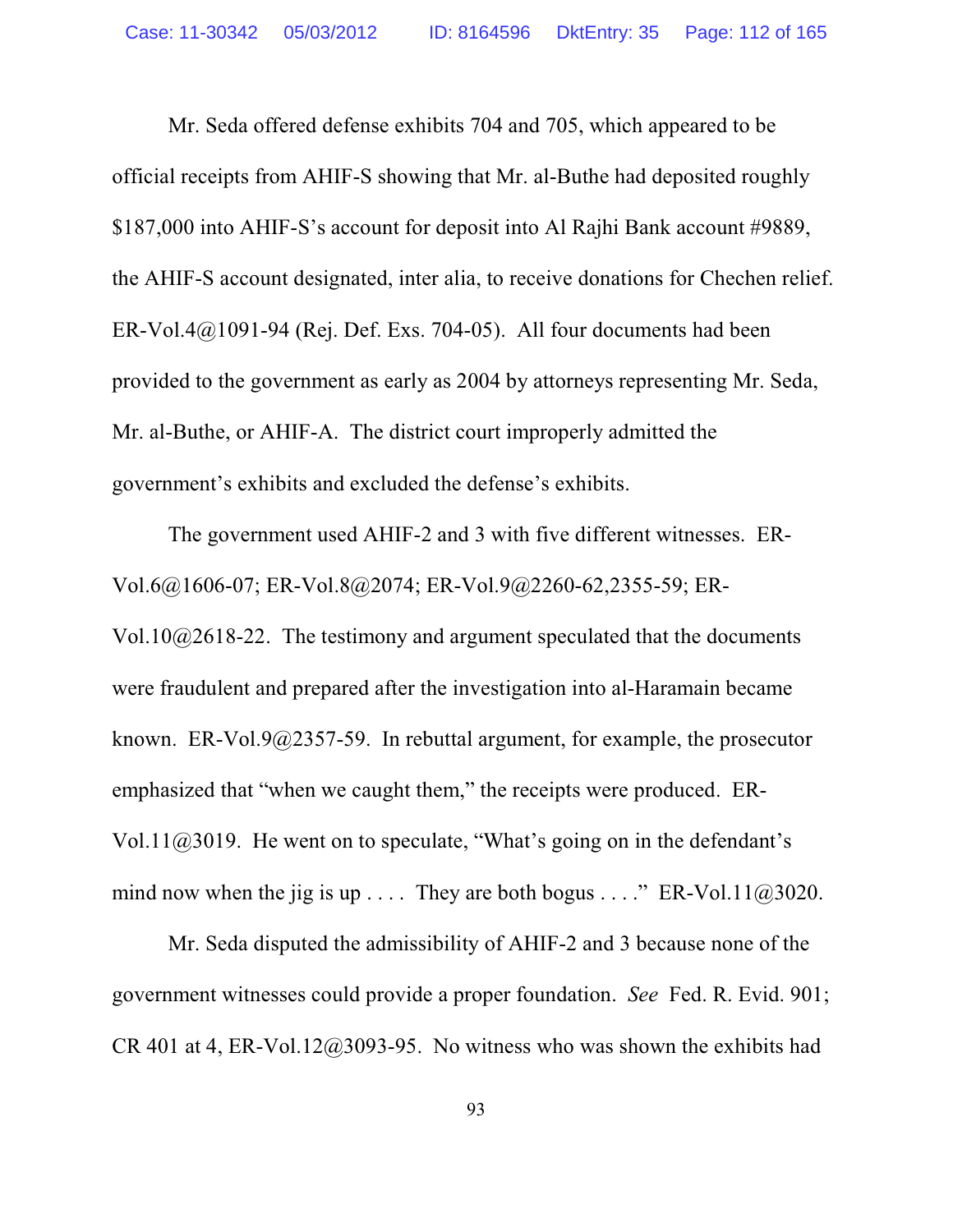Mr. Seda offered defense exhibits 704 and 705, which appeared to be official receipts from AHIF-S showing that Mr. al-Buthe had deposited roughly $187,000 into AHIF-S's account for deposit into Al Rajhi Bank account #9889, the AHIF-S account designated, inter alia, to receive donations for Chechen relief. ER-Vol.4@1091-94 (Rej. Def. Exs. 704-05). All four documents had been provided to the government as early as 2004 by attorneys representing Mr. Seda, Mr. al-Buthe, or AHIF-A. The district court improperly admitted the government's exhibits and excluded the defense's exhibits.

The government used AHIF-2 and 3 with five different witnesses. ER-Vol.6@1606-07; ER-Vol.8@2074; ER-Vol.9@2260-62,2355-59; ER-Vol.10@2618-22. The testimony and argument speculated that the documents were fraudulent and prepared after the investigation into al-Haramain became known. ER-Vol.9@2357-59. In rebuttal argument, for example, the prosecutor emphasized that "when we caught them," the receipts were produced. ER-Vol.11@3019. He went on to speculate, "What's going on in the defendant's mind now when the jig is up . . . . They are both bogus . . . ." ER-Vol.11@3020.

Mr. Seda disputed the admissibility of AHIF-2 and 3 because none of the government witnesses could provide a proper foundation. *See* Fed. R. Evid. 901; CR 401 at 4, ER-Vol.12@3093-95. No witness who was shown the exhibits had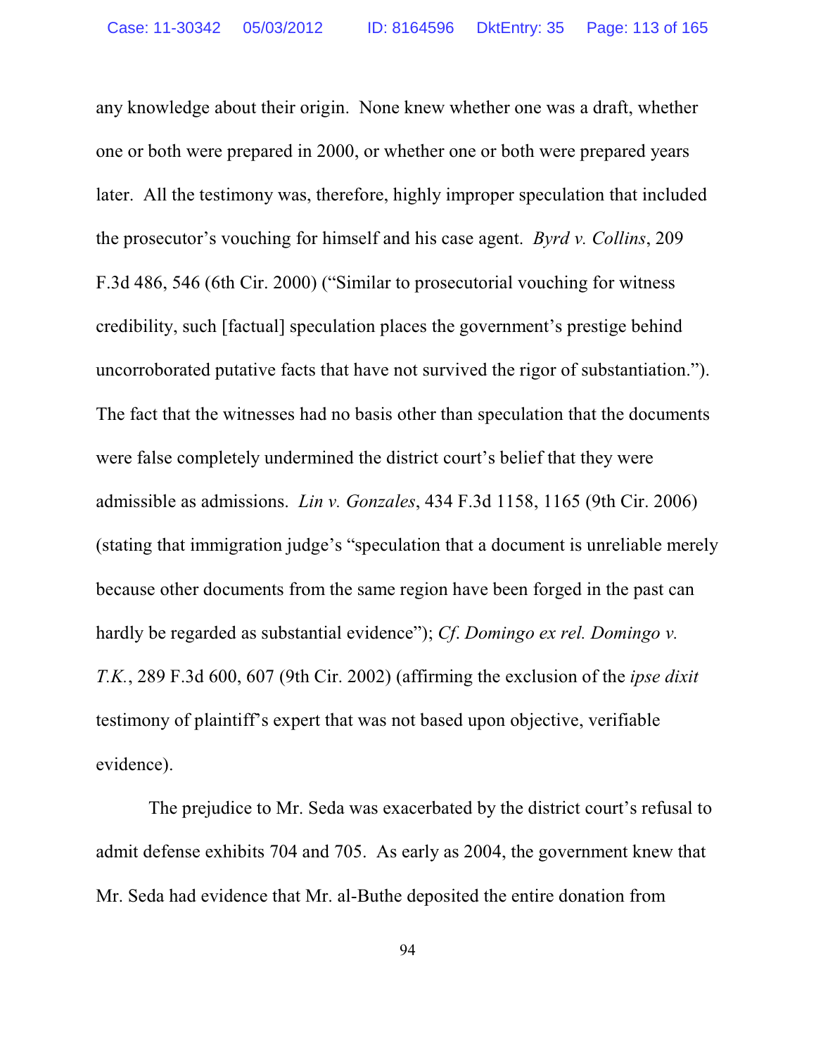any knowledge about their origin. None knew whether one was a draft, whether one or both were prepared in 2000, or whether one or both were prepared years later. All the testimony was, therefore, highly improper speculation that included the prosecutor's vouching for himself and his case agent. *Byrd v. Collins*, 209 F.3d 486, 546 (6th Cir. 2000) ("Similar to prosecutorial vouching for witness credibility, such [factual] speculation places the government's prestige behind uncorroborated putative facts that have not survived the rigor of substantiation."). The fact that the witnesses had no basis other than speculation that the documents were false completely undermined the district court's belief that they were admissible as admissions. *Lin v. Gonzales*, 434 F.3d 1158, 1165 (9th Cir. 2006) (stating that immigration judge's "speculation that a document is unreliable merely because other documents from the same region have been forged in the past can hardly be regarded as substantial evidence"); *Cf. Domingo ex rel. Domingo v. T.K.*, 289 F.3d 600, 607 (9th Cir. 2002) (affirming the exclusion of the *ipse dixit* testimony of plaintiff's expert that was not based upon objective, verifiable evidence).

The prejudice to Mr. Seda was exacerbated by the district court's refusal to admit defense exhibits 704 and 705. As early as 2004, the government knew that Mr. Seda had evidence that Mr. al-Buthe deposited the entire donation from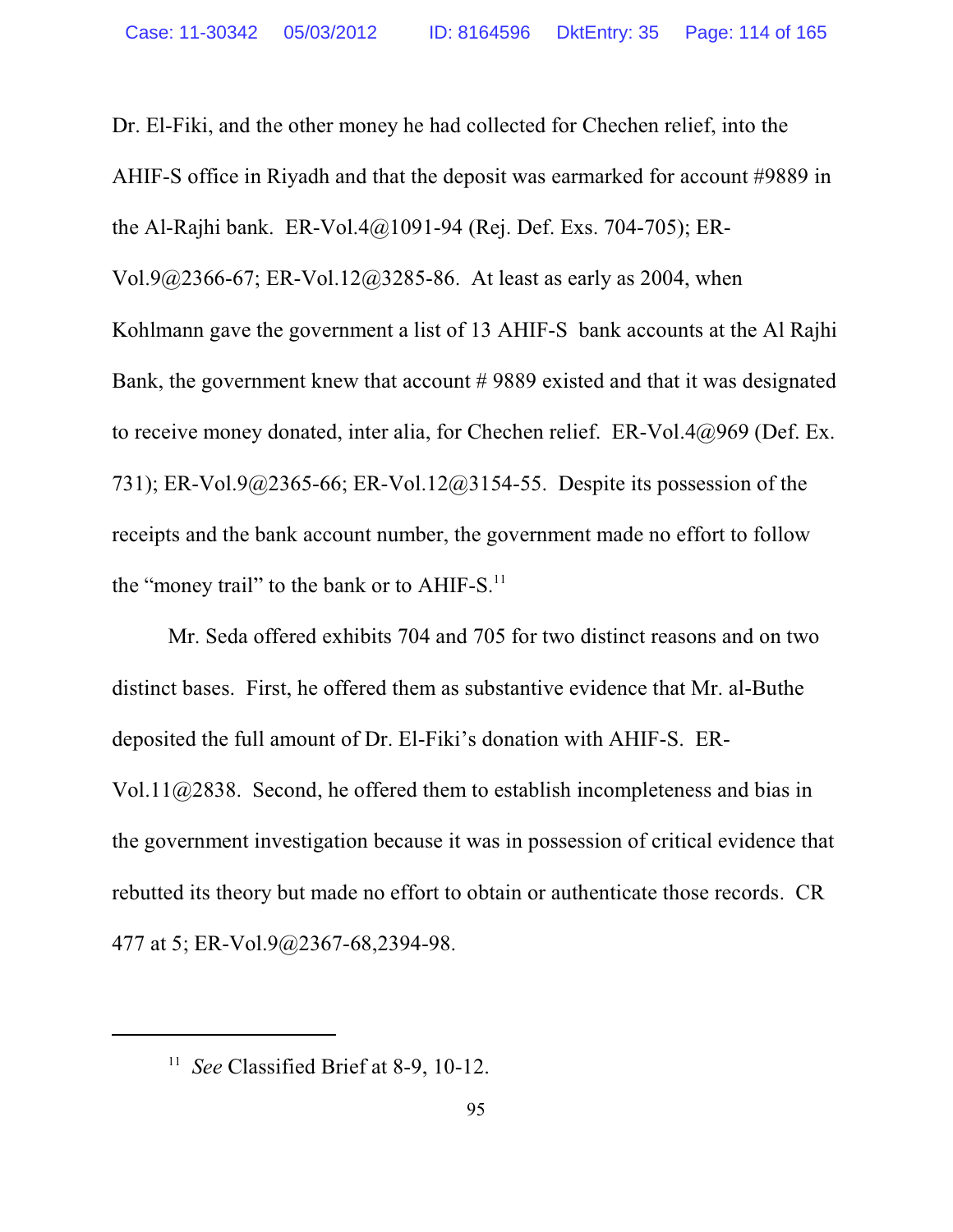Dr. El-Fiki, and the other money he had collected for Chechen relief, into the AHIF-S office in Riyadh and that the deposit was earmarked for account #9889 in the Al-Rajhi bank. ER-Vol.4@1091-94 (Rej. Def. Exs. 704-705); ER-Vol.9@2366-67; ER-Vol.12@3285-86. At least as early as 2004, when Kohlmann gave the government a list of 13 AHIF-S bank accounts at the Al Rajhi Bank, the government knew that account # 9889 existed and that it was designated to receive money donated, inter alia, for Chechen relief. ER-Vol.4@969 (Def. Ex. 731); ER-Vol.9@2365-66; ER-Vol.12@3154-55. Despite its possession of the receipts and the bank account number, the government made no effort to follow the "money trail" to the bank or to AHIF-S.[11]

Mr. Seda offered exhibits 704 and 705 for two distinct reasons and on two distinct bases. First, he offered them as substantive evidence that Mr. al-Buthe deposited the full amount of Dr. El-Fiki's donation with AHIF-S. ER-Vol.11@2838. Second, he offered them to establish incompleteness and bias in the government investigation because it was in possession of critical evidence that rebutted its theory but made no effort to obtain or authenticate those records. CR 477 at 5; ER-Vol.9@2367-68,2394-98.

---

[11] *See* Classified Brief at 8-9, 10-12.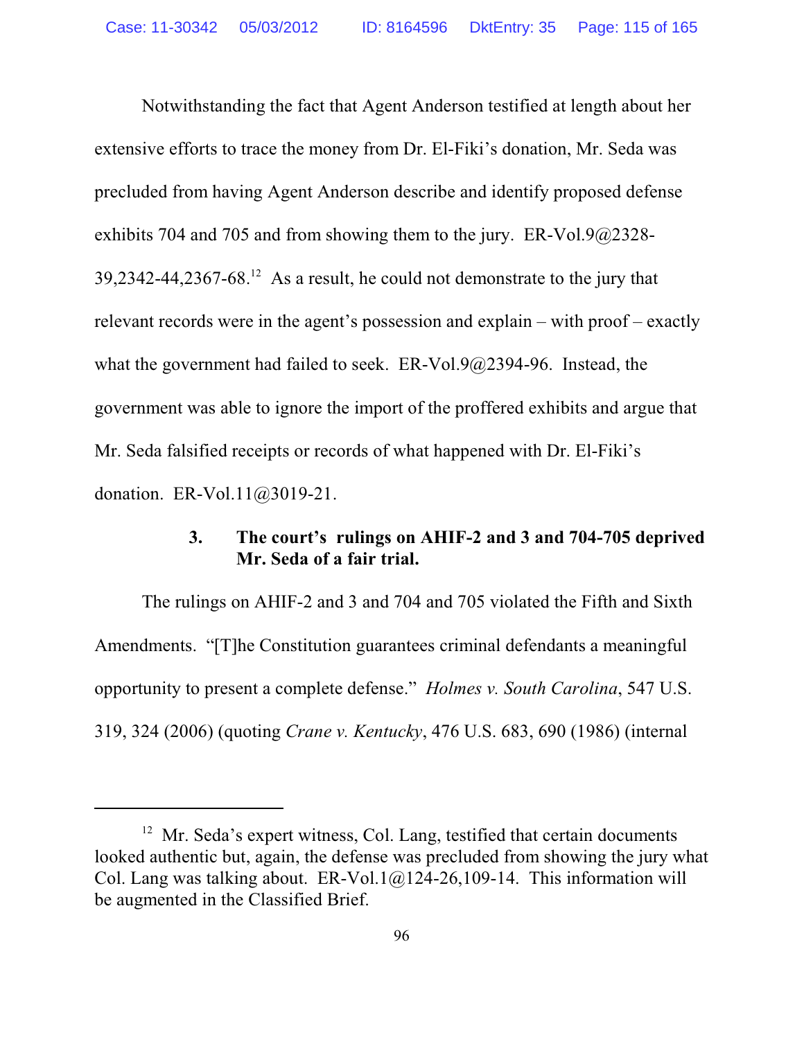Notwithstanding the fact that Agent Anderson testified at length about her extensive efforts to trace the money from Dr. El-Fiki's donation, Mr. Seda was precluded from having Agent Anderson describe and identify proposed defense exhibits 704 and 705 and from showing them to the jury. ER-Vol.9@2328-39,2342-44,2367-68.[12] As a result, he could not demonstrate to the jury that relevant records were in the agent's possession and explain – with proof – exactly what the government had failed to seek. ER-Vol.9@2394-96. Instead, the government was able to ignore the import of the proffered exhibits and argue that Mr. Seda falsified receipts or records of what happened with Dr. El-Fiki's donation. ER-Vol.11@3019-21.

### 3. The court's rulings on AHIF-2 and 3 and 704-705 deprived Mr. Seda of a fair trial.

The rulings on AHIF-2 and 3 and 704 and 705 violated the Fifth and Sixth Amendments. "[T]he Constitution guarantees criminal defendants a meaningful opportunity to present a complete defense." *Holmes v. South Carolina*, 547 U.S. 319, 324 (2006) (quoting *Crane v. Kentucky*, 476 U.S. 683, 690 (1986) (internal

---

[12] Mr. Seda's expert witness, Col. Lang, testified that certain documents looked authentic but, again, the defense was precluded from showing the jury what Col. Lang was talking about. ER-Vol.1@124-26,109-14. This information will be augmented in the Classified Brief.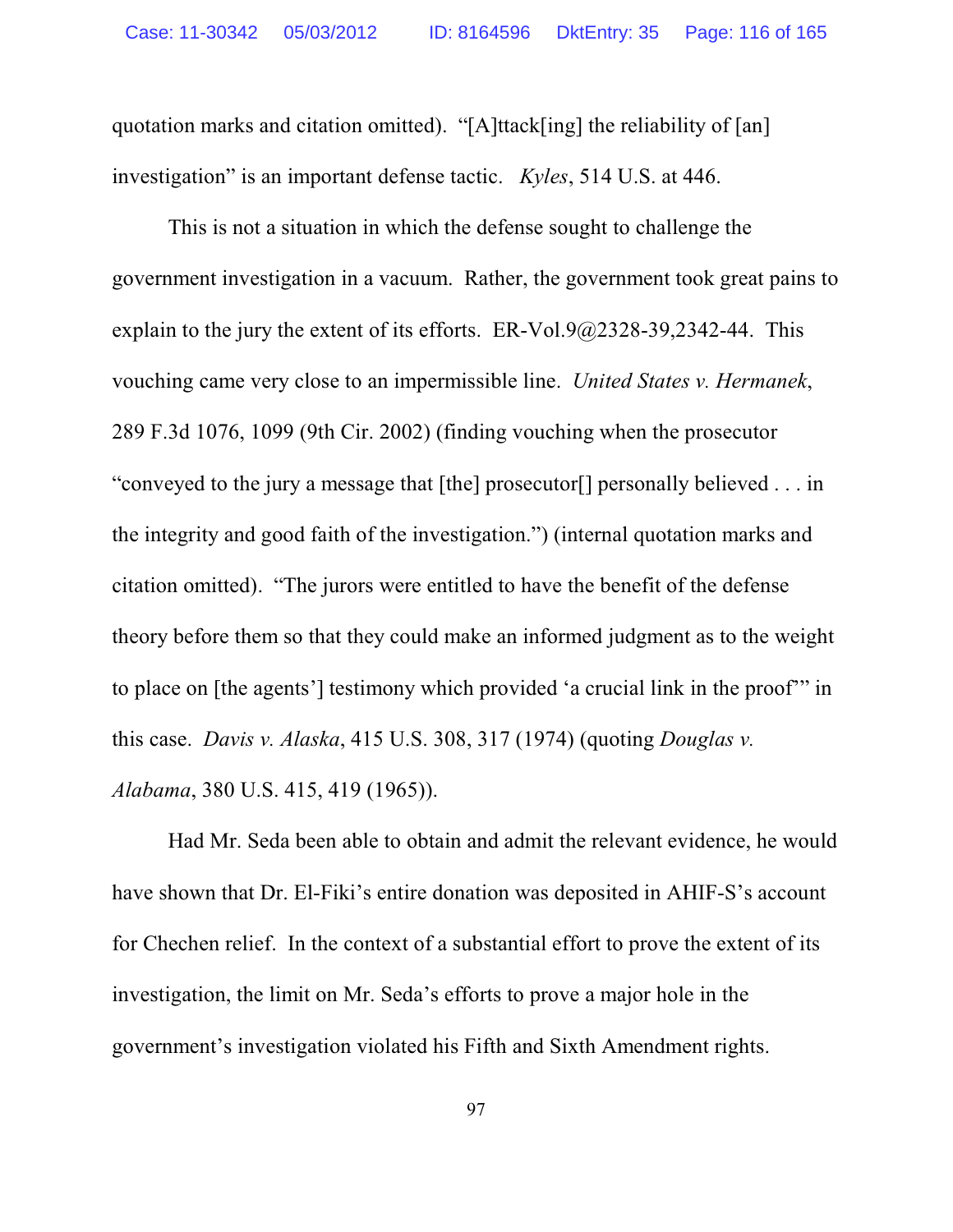quotation marks and citation omitted). "[A]ttack[ing] the reliability of [an] investigation" is an important defense tactic. *Kyles*, 514 U.S. at 446.

This is not a situation in which the defense sought to challenge the government investigation in a vacuum. Rather, the government took great pains to explain to the jury the extent of its efforts. ER-Vol.9@2328-39,2342-44. This vouching came very close to an impermissible line. *United States v. Hermanek*, 289 F.3d 1076, 1099 (9th Cir. 2002) (finding vouching when the prosecutor "conveyed to the jury a message that [the] prosecutor[] personally believed . . . in the integrity and good faith of the investigation.") (internal quotation marks and citation omitted). "The jurors were entitled to have the benefit of the defense theory before them so that they could make an informed judgment as to the weight to place on [the agents'] testimony which provided 'a crucial link in the proof'" in this case. *Davis v. Alaska*, 415 U.S. 308, 317 (1974) (quoting *Douglas v. Alabama*, 380 U.S. 415, 419 (1965)).

Had Mr. Seda been able to obtain and admit the relevant evidence, he would have shown that Dr. El-Fiki's entire donation was deposited in AHIF-S's account for Chechen relief. In the context of a substantial effort to prove the extent of its investigation, the limit on Mr. Seda's efforts to prove a major hole in the government's investigation violated his Fifth and Sixth Amendment rights.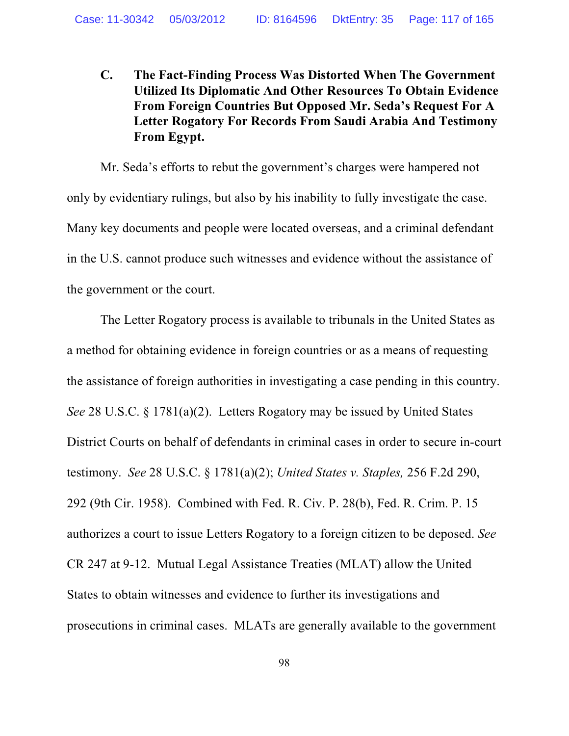### C. The Fact-Finding Process Was Distorted When The Government Utilized Its Diplomatic And Other Resources To Obtain Evidence From Foreign Countries But Opposed Mr. Seda's Request For A Letter Rogatory For Records From Saudi Arabia And Testimony From Egypt.

Mr. Seda's efforts to rebut the government's charges were hampered not only by evidentiary rulings, but also by his inability to fully investigate the case. Many key documents and people were located overseas, and a criminal defendant in the U.S. cannot produce such witnesses and evidence without the assistance of the government or the court.

The Letter Rogatory process is available to tribunals in the United States as a method for obtaining evidence in foreign countries or as a means of requesting the assistance of foreign authorities in investigating a case pending in this country. *See* 28 U.S.C. § 1781(a)(2). Letters Rogatory may be issued by United States District Courts on behalf of defendants in criminal cases in order to secure in-court testimony. *See* 28 U.S.C. § 1781(a)(2); *United States v. Staples,* 256 F.2d 290, 292 (9th Cir. 1958). Combined with Fed. R. Civ. P. 28(b), Fed. R. Crim. P. 15 authorizes a court to issue Letters Rogatory to a foreign citizen to be deposed. *See* CR 247 at 9-12. Mutual Legal Assistance Treaties (MLAT) allow the United States to obtain witnesses and evidence to further its investigations and prosecutions in criminal cases. MLATs are generally available to the government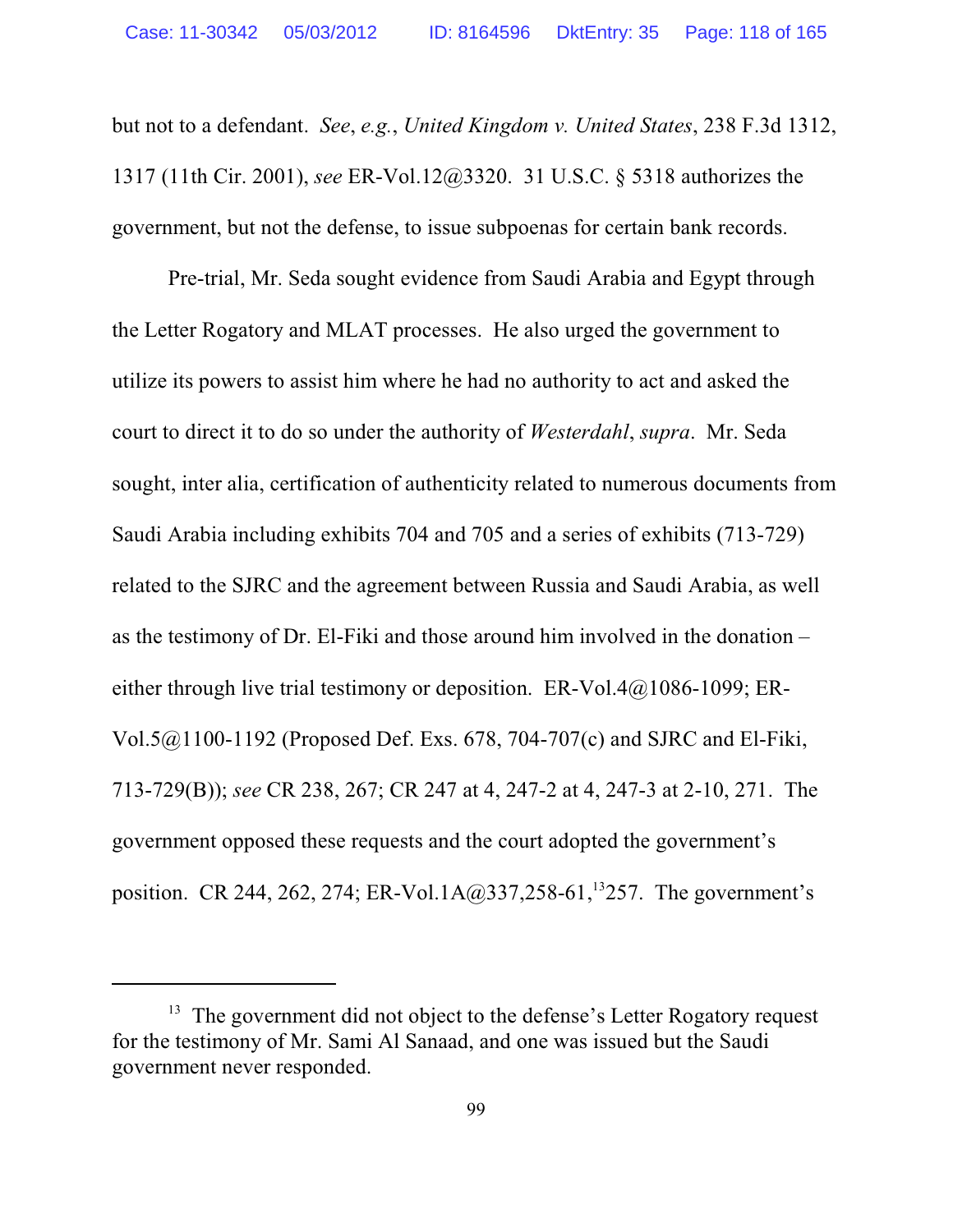but not to a defendant. *See*, *e.g.*, *United Kingdom v. United States*, 238 F.3d 1312, 1317 (11th Cir. 2001), *see* ER-Vol.12@3320. 31 U.S.C. § 5318 authorizes the government, but not the defense, to issue subpoenas for certain bank records.

Pre-trial, Mr. Seda sought evidence from Saudi Arabia and Egypt through the Letter Rogatory and MLAT processes. He also urged the government to utilize its powers to assist him where he had no authority to act and asked the court to direct it to do so under the authority of *Westerdahl*, *supra*. Mr. Seda sought, inter alia, certification of authenticity related to numerous documents from Saudi Arabia including exhibits 704 and 705 and a series of exhibits (713-729) related to the SJRC and the agreement between Russia and Saudi Arabia, as well as the testimony of Dr. El-Fiki and those around him involved in the donation – either through live trial testimony or deposition. ER-Vol.4@1086-1099; ER-Vol.5@1100-1192 (Proposed Def. Exs. 678, 704-707(c) and SJRC and El-Fiki, 713-729(B)); *see* CR 238, 267; CR 247 at 4, 247-2 at 4, 247-3 at 2-10, 271. The government opposed these requests and the court adopted the government's position. CR 244, 262, 274; ER-Vol.1A@337,258-61,[13]257. The government's

[13] The government did not object to the defense's Letter Rogatory request for the testimony of Mr. Sami Al Sanaad, and one was issued but the Saudi government never responded.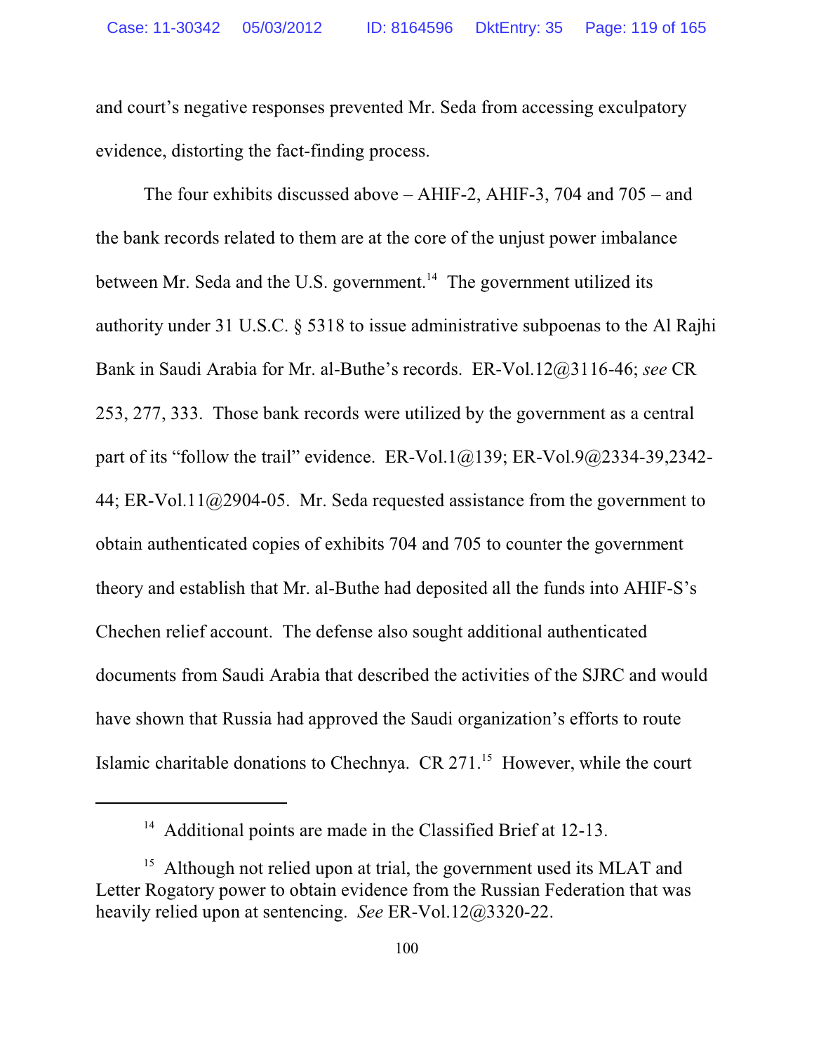and court's negative responses prevented Mr. Seda from accessing exculpatory evidence, distorting the fact-finding process.

The four exhibits discussed above – AHIF-2, AHIF-3, 704 and 705 – and the bank records related to them are at the core of the unjust power imbalance between Mr. Seda and the U.S. government.[14] The government utilized its authority under 31 U.S.C. § 5318 to issue administrative subpoenas to the Al Rajhi Bank in Saudi Arabia for Mr. al-Buthe's records. ER-Vol.12@3116-46; *see* CR 253, 277, 333. Those bank records were utilized by the government as a central part of its "follow the trail" evidence. ER-Vol.1@139; ER-Vol.9@2334-39,2342-44; ER-Vol.11@2904-05. Mr. Seda requested assistance from the government to obtain authenticated copies of exhibits 704 and 705 to counter the government theory and establish that Mr. al-Buthe had deposited all the funds into AHIF-S's Chechen relief account. The defense also sought additional authenticated documents from Saudi Arabia that described the activities of the SJRC and would have shown that Russia had approved the Saudi organization's efforts to route Islamic charitable donations to Chechnya. CR 271.[15] However, while the court

---

[14] Additional points are made in the Classified Brief at 12-13.

[15] Although not relied upon at trial, the government used its MLAT and Letter Rogatory power to obtain evidence from the Russian Federation that was heavily relied upon at sentencing. *See* ER-Vol.12@3320-22.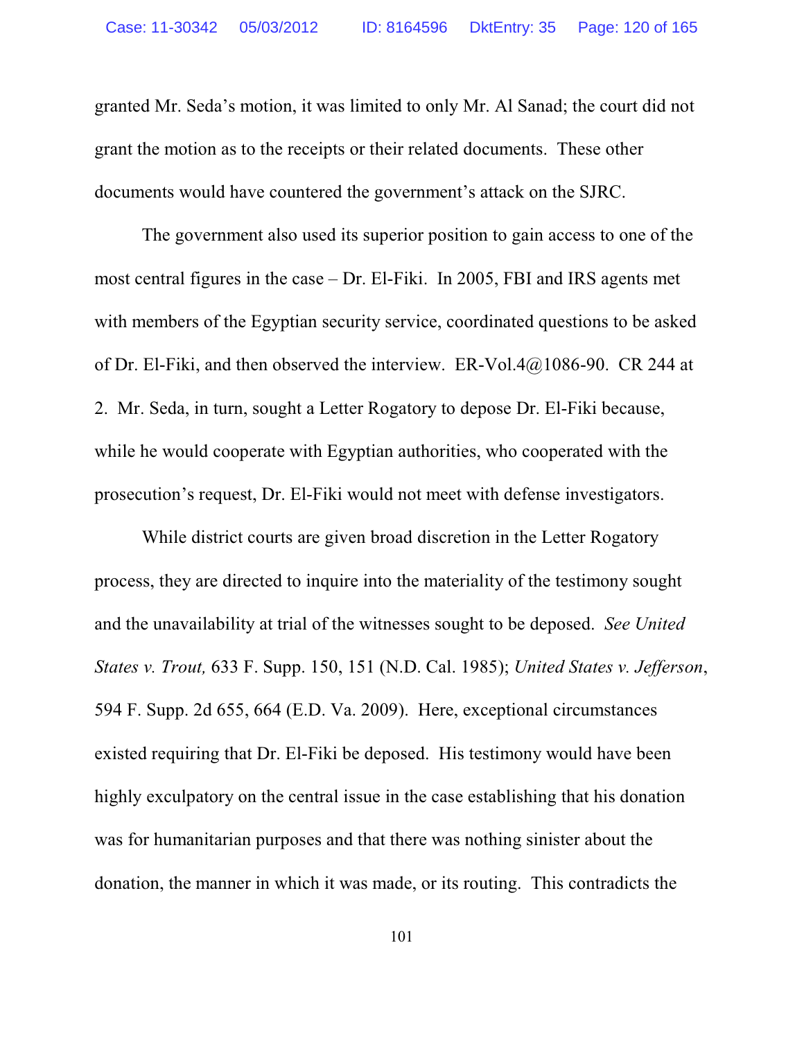granted Mr. Seda's motion, it was limited to only Mr. Al Sanad; the court did not grant the motion as to the receipts or their related documents. These other documents would have countered the government's attack on the SJRC.

The government also used its superior position to gain access to one of the most central figures in the case – Dr. El-Fiki. In 2005, FBI and IRS agents met with members of the Egyptian security service, coordinated questions to be asked of Dr. El-Fiki, and then observed the interview. ER-Vol.4@1086-90. CR 244 at 2. Mr. Seda, in turn, sought a Letter Rogatory to depose Dr. El-Fiki because, while he would cooperate with Egyptian authorities, who cooperated with the prosecution's request, Dr. El-Fiki would not meet with defense investigators.

While district courts are given broad discretion in the Letter Rogatory process, they are directed to inquire into the materiality of the testimony sought and the unavailability at trial of the witnesses sought to be deposed. *See United States v. Trout,* 633 F. Supp. 150, 151 (N.D. Cal. 1985); *United States v. Jefferson*, 594 F. Supp. 2d 655, 664 (E.D. Va. 2009). Here, exceptional circumstances existed requiring that Dr. El-Fiki be deposed. His testimony would have been highly exculpatory on the central issue in the case establishing that his donation was for humanitarian purposes and that there was nothing sinister about the donation, the manner in which it was made, or its routing. This contradicts the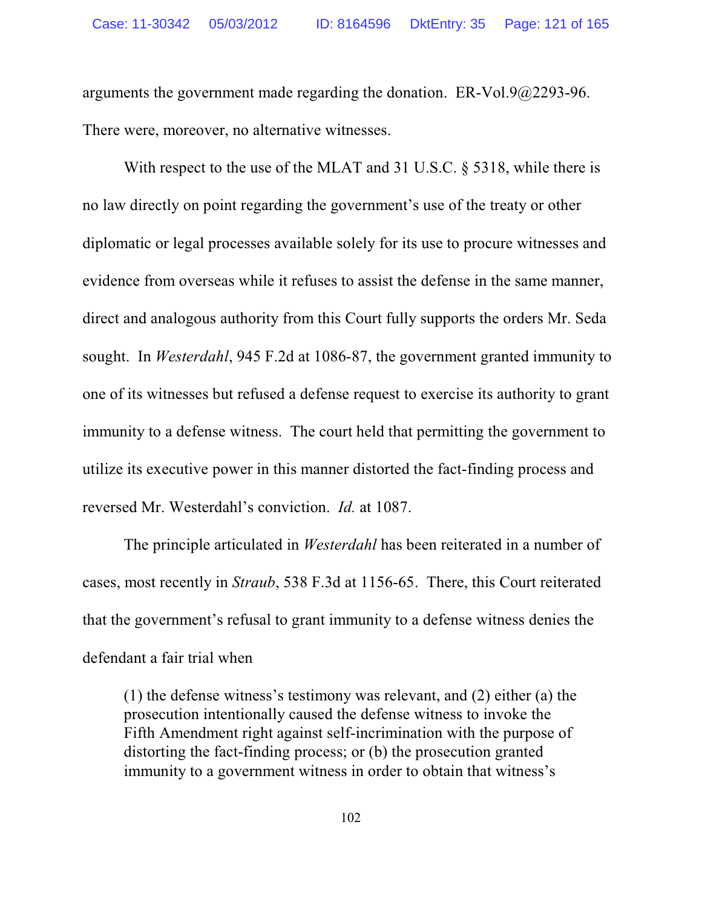arguments the government made regarding the donation. ER-Vol.9@2293-96. There were, moreover, no alternative witnesses.

With respect to the use of the MLAT and 31 U.S.C. § 5318, while there is no law directly on point regarding the government's use of the treaty or other diplomatic or legal processes available solely for its use to procure witnesses and evidence from overseas while it refuses to assist the defense in the same manner, direct and analogous authority from this Court fully supports the orders Mr. Seda sought. In *Westerdahl*, 945 F.2d at 1086-87, the government granted immunity to one of its witnesses but refused a defense request to exercise its authority to grant immunity to a defense witness. The court held that permitting the government to utilize its executive power in this manner distorted the fact-finding process and reversed Mr. Westerdahl's conviction. *Id.* at 1087.

The principle articulated in *Westerdahl* has been reiterated in a number of cases, most recently in *Straub*, 538 F.3d at 1156-65. There, this Court reiterated that the government's refusal to grant immunity to a defense witness denies the defendant a fair trial when

> (1) the defense witness's testimony was relevant, and (2) either (a) the prosecution intentionally caused the defense witness to invoke the Fifth Amendment right against self-incrimination with the purpose of distorting the fact-finding process; or (b) the prosecution granted immunity to a government witness in order to obtain that witness's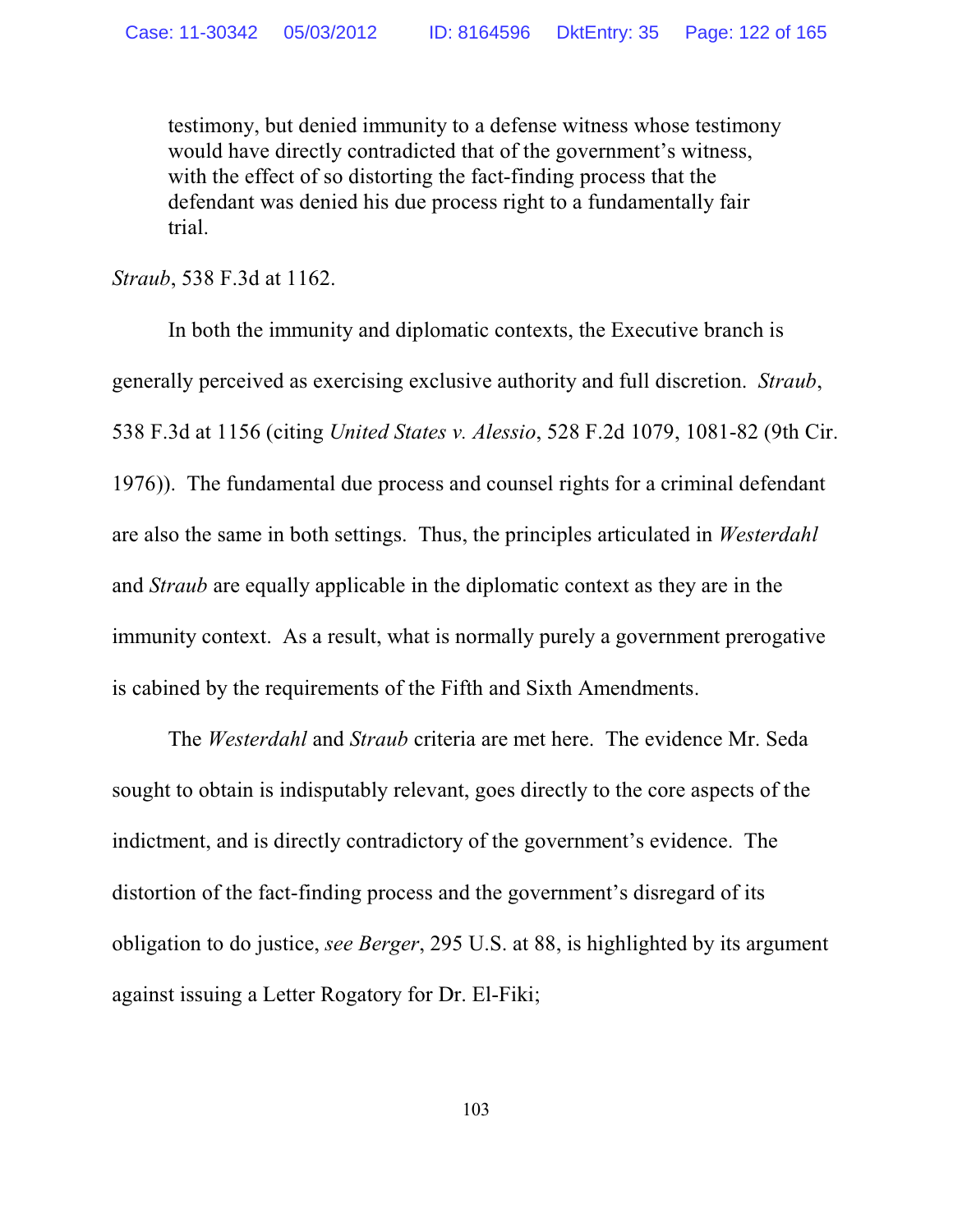> testimony, but denied immunity to a defense witness whose testimony would have directly contradicted that of the government's witness, with the effect of so distorting the fact-finding process that the defendant was denied his due process right to a fundamentally fair trial.

*Straub*, 538 F.3d at 1162.

In both the immunity and diplomatic contexts, the Executive branch is generally perceived as exercising exclusive authority and full discretion. *Straub*, 538 F.3d at 1156 (citing *United States v. Alessio*, 528 F.2d 1079, 1081-82 (9th Cir. 1976)). The fundamental due process and counsel rights for a criminal defendant are also the same in both settings. Thus, the principles articulated in *Westerdahl* and *Straub* are equally applicable in the diplomatic context as they are in the immunity context. As a result, what is normally purely a government prerogative is cabined by the requirements of the Fifth and Sixth Amendments.

The *Westerdahl* and *Straub* criteria are met here. The evidence Mr. Seda sought to obtain is indisputably relevant, goes directly to the core aspects of the indictment, and is directly contradictory of the government's evidence. The distortion of the fact-finding process and the government's disregard of its obligation to do justice, *see Berger*, 295 U.S. at 88, is highlighted by its argument against issuing a Letter Rogatory for Dr. El-Fiki;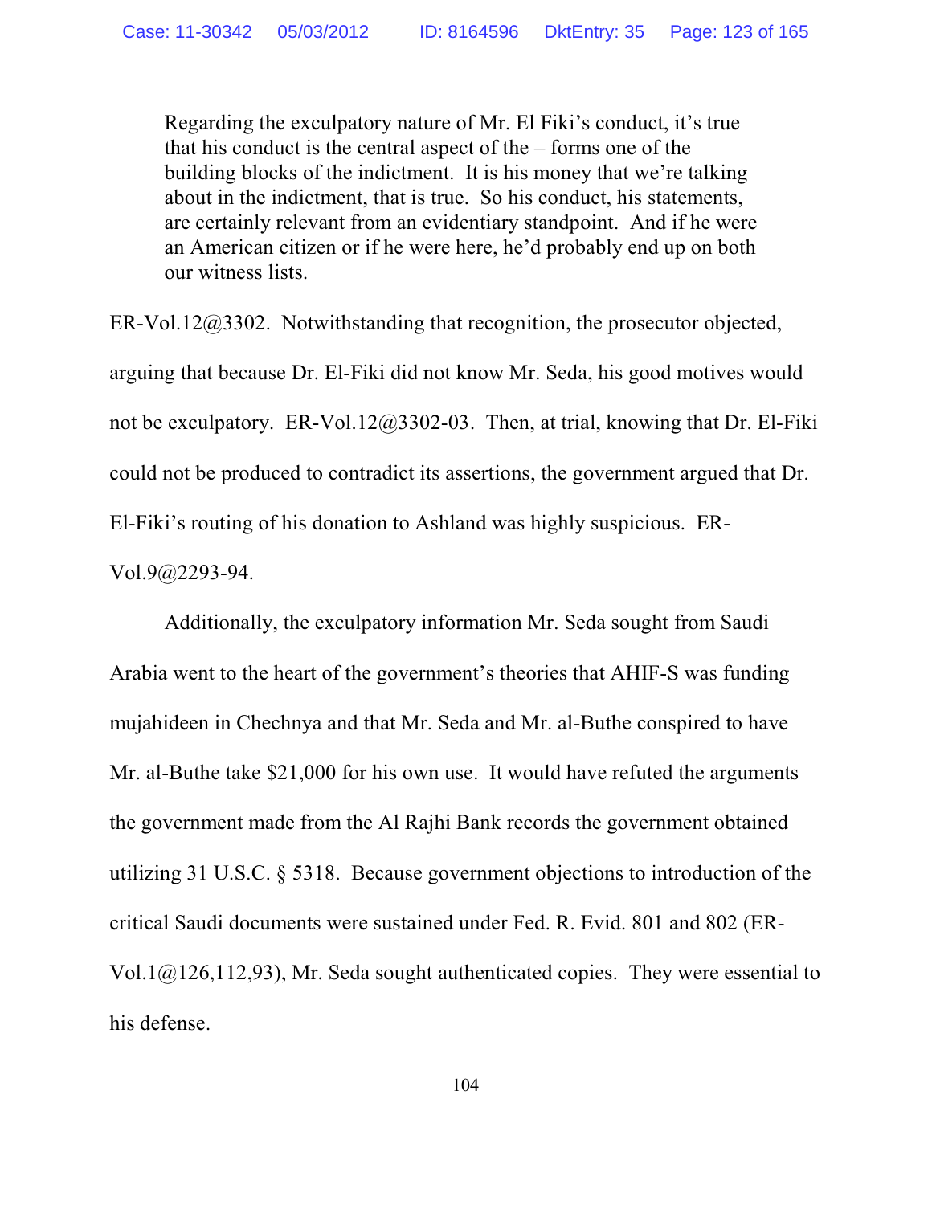> Regarding the exculpatory nature of Mr. El Fiki's conduct, it's true that his conduct is the central aspect of the – forms one of the building blocks of the indictment. It is his money that we're talking about in the indictment, that is true. So his conduct, his statements, are certainly relevant from an evidentiary standpoint. And if he were an American citizen or if he were here, he'd probably end up on both our witness lists.

ER-Vol.12@3302. Notwithstanding that recognition, the prosecutor objected, arguing that because Dr. El-Fiki did not know Mr. Seda, his good motives would not be exculpatory. ER-Vol.12@3302-03. Then, at trial, knowing that Dr. El-Fiki could not be produced to contradict its assertions, the government argued that Dr. El-Fiki's routing of his donation to Ashland was highly suspicious. ER-Vol.9@2293-94.

Additionally, the exculpatory information Mr. Seda sought from Saudi Arabia went to the heart of the government's theories that AHIF-S was funding mujahideen in Chechnya and that Mr. Seda and Mr. al-Buthe conspired to have Mr. al-Buthe take $21,000 for his own use. It would have refuted the arguments the government made from the Al Rajhi Bank records the government obtained utilizing 31 U.S.C. § 5318. Because government objections to introduction of the critical Saudi documents were sustained under Fed. R. Evid. 801 and 802 (ER-Vol.1@126,112,93), Mr. Seda sought authenticated copies. They were essential to his defense.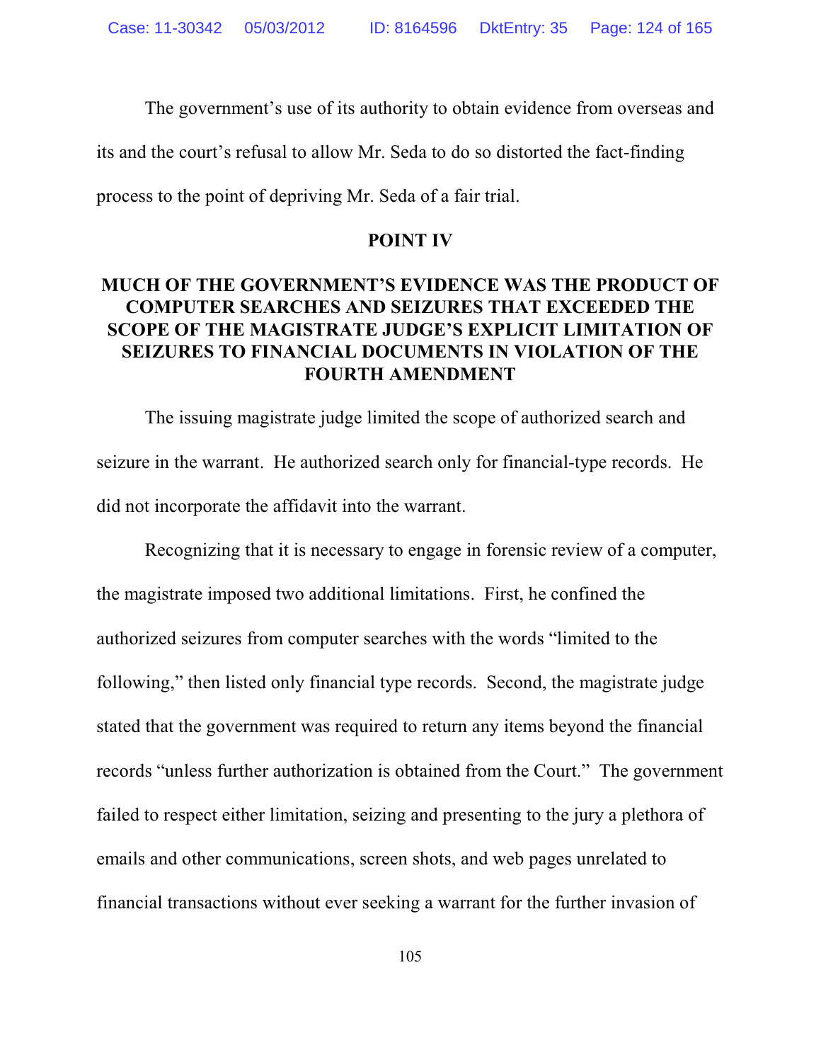The government's use of its authority to obtain evidence from overseas and its and the court's refusal to allow Mr. Seda to do so distorted the fact-finding process to the point of depriving Mr. Seda of a fair trial.

## POINT IV

## MUCH OF THE GOVERNMENT'S EVIDENCE WAS THE PRODUCT OF COMPUTER SEARCHES AND SEIZURES THAT EXCEEDED THE SCOPE OF THE MAGISTRATE JUDGE'S EXPLICIT LIMITATION OF SEIZURES TO FINANCIAL DOCUMENTS IN VIOLATION OF THE FOURTH AMENDMENT

The issuing magistrate judge limited the scope of authorized search and seizure in the warrant. He authorized search only for financial-type records. He did not incorporate the affidavit into the warrant.

Recognizing that it is necessary to engage in forensic review of a computer, the magistrate imposed two additional limitations. First, he confined the authorized seizures from computer searches with the words "limited to the following," then listed only financial type records. Second, the magistrate judge stated that the government was required to return any items beyond the financial records "unless further authorization is obtained from the Court." The government failed to respect either limitation, seizing and presenting to the jury a plethora of emails and other communications, screen shots, and web pages unrelated to financial transactions without ever seeking a warrant for the further invasion of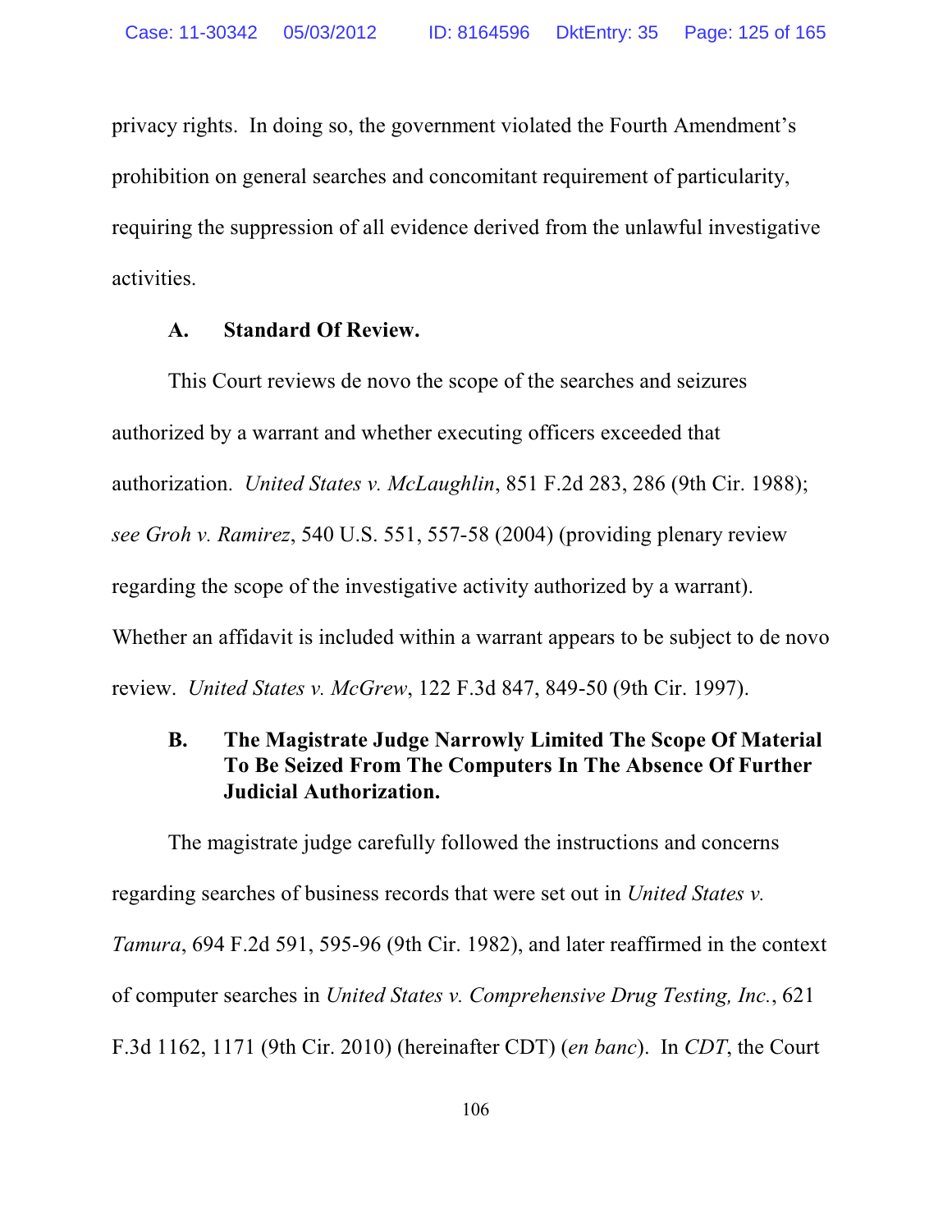privacy rights. In doing so, the government violated the Fourth Amendment's prohibition on general searches and concomitant requirement of particularity, requiring the suppression of all evidence derived from the unlawful investigative activities.

### A. Standard Of Review.

This Court reviews de novo the scope of the searches and seizures authorized by a warrant and whether executing officers exceeded that authorization. *United States v. McLaughlin*, 851 F.2d 283, 286 (9th Cir. 1988); *see Groh v. Ramirez*, 540 U.S. 551, 557-58 (2004) (providing plenary review regarding the scope of the investigative activity authorized by a warrant). Whether an affidavit is included within a warrant appears to be subject to de novo review. *United States v. McGrew*, 122 F.3d 847, 849-50 (9th Cir. 1997).

### B. The Magistrate Judge Narrowly Limited The Scope Of Material To Be Seized From The Computers In The Absence Of Further Judicial Authorization.

The magistrate judge carefully followed the instructions and concerns regarding searches of business records that were set out in *United States v. Tamura*, 694 F.2d 591, 595-96 (9th Cir. 1982), and later reaffirmed in the context of computer searches in *United States v. Comprehensive Drug Testing, Inc.*, 621 F.3d 1162, 1171 (9th Cir. 2010) (hereinafter CDT) (*en banc*). In *CDT*, the Court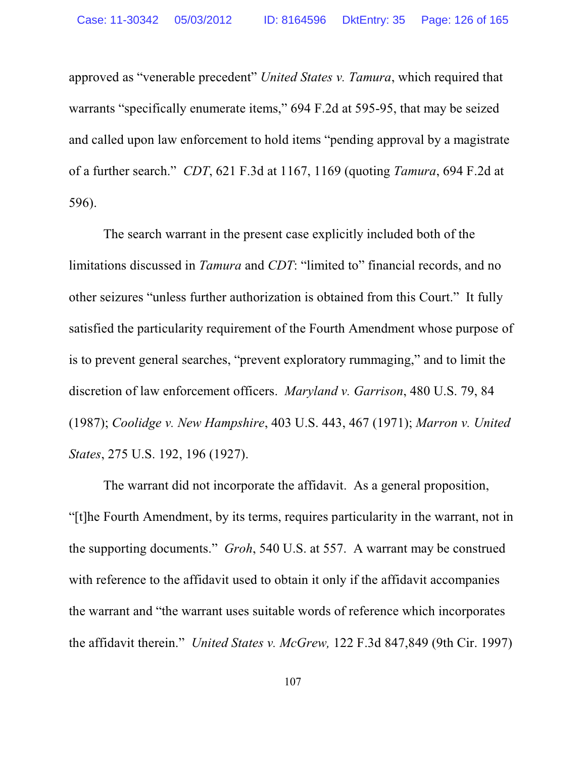approved as "venerable precedent" *United States v. Tamura*, which required that warrants "specifically enumerate items," 694 F.2d at 595-95, that may be seized and called upon law enforcement to hold items "pending approval by a magistrate of a further search." *CDT*, 621 F.3d at 1167, 1169 (quoting *Tamura*, 694 F.2d at 596).

The search warrant in the present case explicitly included both of the limitations discussed in *Tamura* and *CDT*: "limited to" financial records, and no other seizures "unless further authorization is obtained from this Court." It fully satisfied the particularity requirement of the Fourth Amendment whose purpose of is to prevent general searches, "prevent exploratory rummaging," and to limit the discretion of law enforcement officers. *Maryland v. Garrison*, 480 U.S. 79, 84 (1987); *Coolidge v. New Hampshire*, 403 U.S. 443, 467 (1971); *Marron v. United States*, 275 U.S. 192, 196 (1927).

The warrant did not incorporate the affidavit. As a general proposition, "[t]he Fourth Amendment, by its terms, requires particularity in the warrant, not in the supporting documents." *Groh*, 540 U.S. at 557. A warrant may be construed with reference to the affidavit used to obtain it only if the affidavit accompanies the warrant and "the warrant uses suitable words of reference which incorporates the affidavit therein." *United States v. McGrew,* 122 F.3d 847,849 (9th Cir. 1997)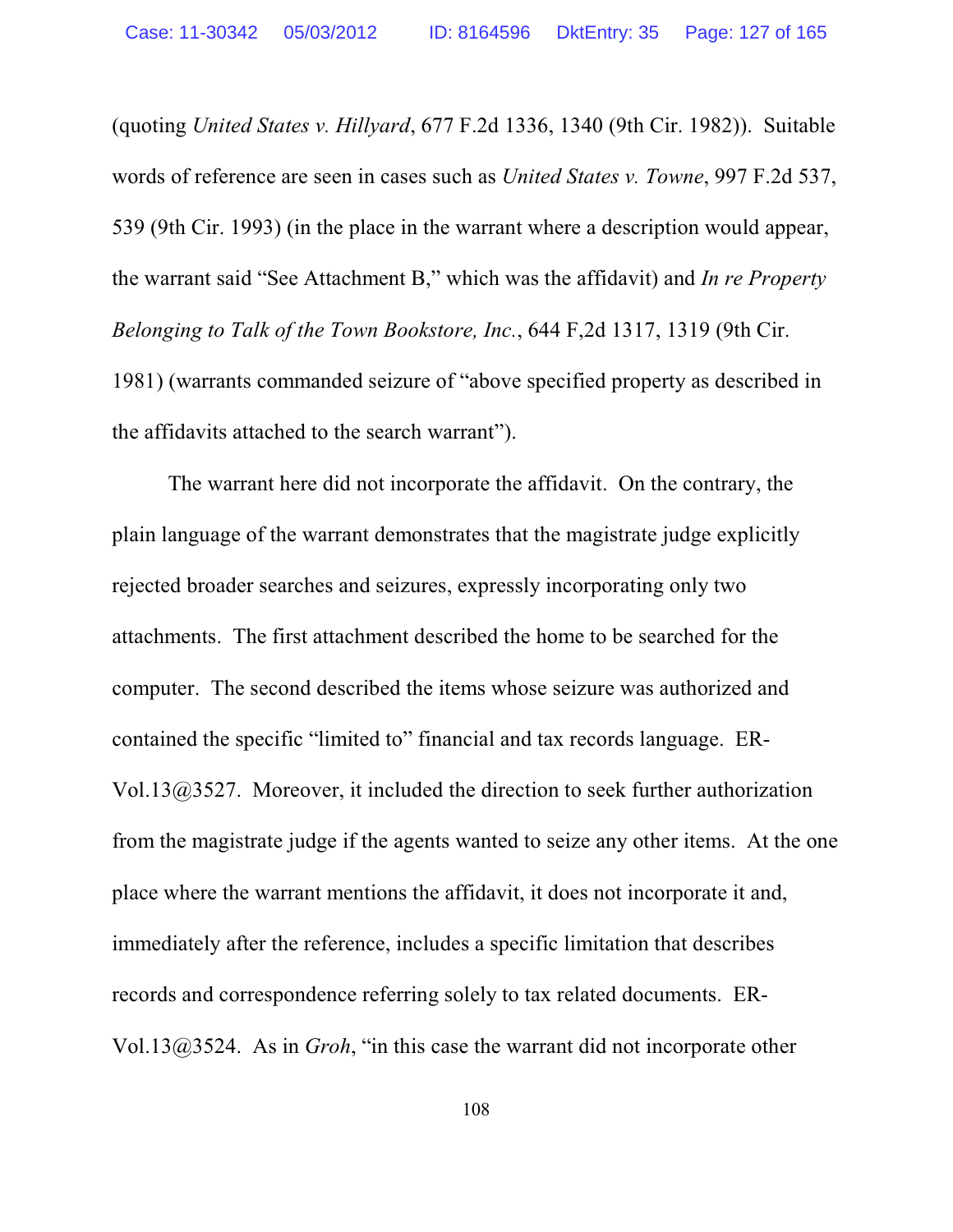(quoting *United States v. Hillyard*, 677 F.2d 1336, 1340 (9th Cir. 1982)). Suitable words of reference are seen in cases such as *United States v. Towne*, 997 F.2d 537, 539 (9th Cir. 1993) (in the place in the warrant where a description would appear, the warrant said "See Attachment B," which was the affidavit) and *In re Property Belonging to Talk of the Town Bookstore, Inc.*, 644 F,2d 1317, 1319 (9th Cir. 1981) (warrants commanded seizure of "above specified property as described in the affidavits attached to the search warrant").

The warrant here did not incorporate the affidavit. On the contrary, the plain language of the warrant demonstrates that the magistrate judge explicitly rejected broader searches and seizures, expressly incorporating only two attachments. The first attachment described the home to be searched for the computer. The second described the items whose seizure was authorized and contained the specific "limited to" financial and tax records language. ER-Vol.13@3527. Moreover, it included the direction to seek further authorization from the magistrate judge if the agents wanted to seize any other items. At the one place where the warrant mentions the affidavit, it does not incorporate it and, immediately after the reference, includes a specific limitation that describes records and correspondence referring solely to tax related documents. ER-Vol.13@3524. As in *Groh*, "in this case the warrant did not incorporate other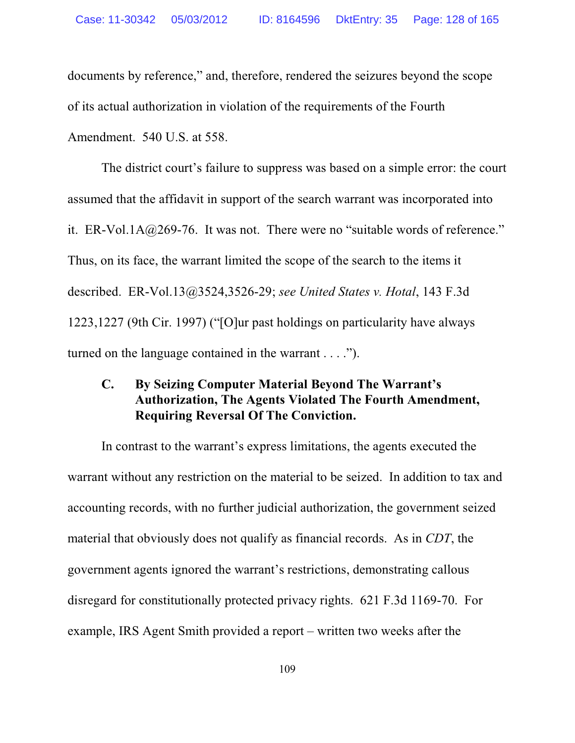documents by reference," and, therefore, rendered the seizures beyond the scope of its actual authorization in violation of the requirements of the Fourth Amendment. 540 U.S. at 558.

The district court's failure to suppress was based on a simple error: the court assumed that the affidavit in support of the search warrant was incorporated into it. ER-Vol.1A@269-76. It was not. There were no "suitable words of reference." Thus, on its face, the warrant limited the scope of the search to the items it described. ER-Vol.13@3524,3526-29; *see United States v. Hotal*, 143 F.3d 1223,1227 (9th Cir. 1997) ("[O]ur past holdings on particularity have always turned on the language contained in the warrant . . . .").

### C. By Seizing Computer Material Beyond The Warrant's Authorization, The Agents Violated The Fourth Amendment, Requiring Reversal Of The Conviction.

In contrast to the warrant's express limitations, the agents executed the warrant without any restriction on the material to be seized. In addition to tax and accounting records, with no further judicial authorization, the government seized material that obviously does not qualify as financial records. As in *CDT*, the government agents ignored the warrant's restrictions, demonstrating callous disregard for constitutionally protected privacy rights. 621 F.3d 1169-70. For example, IRS Agent Smith provided a report – written two weeks after the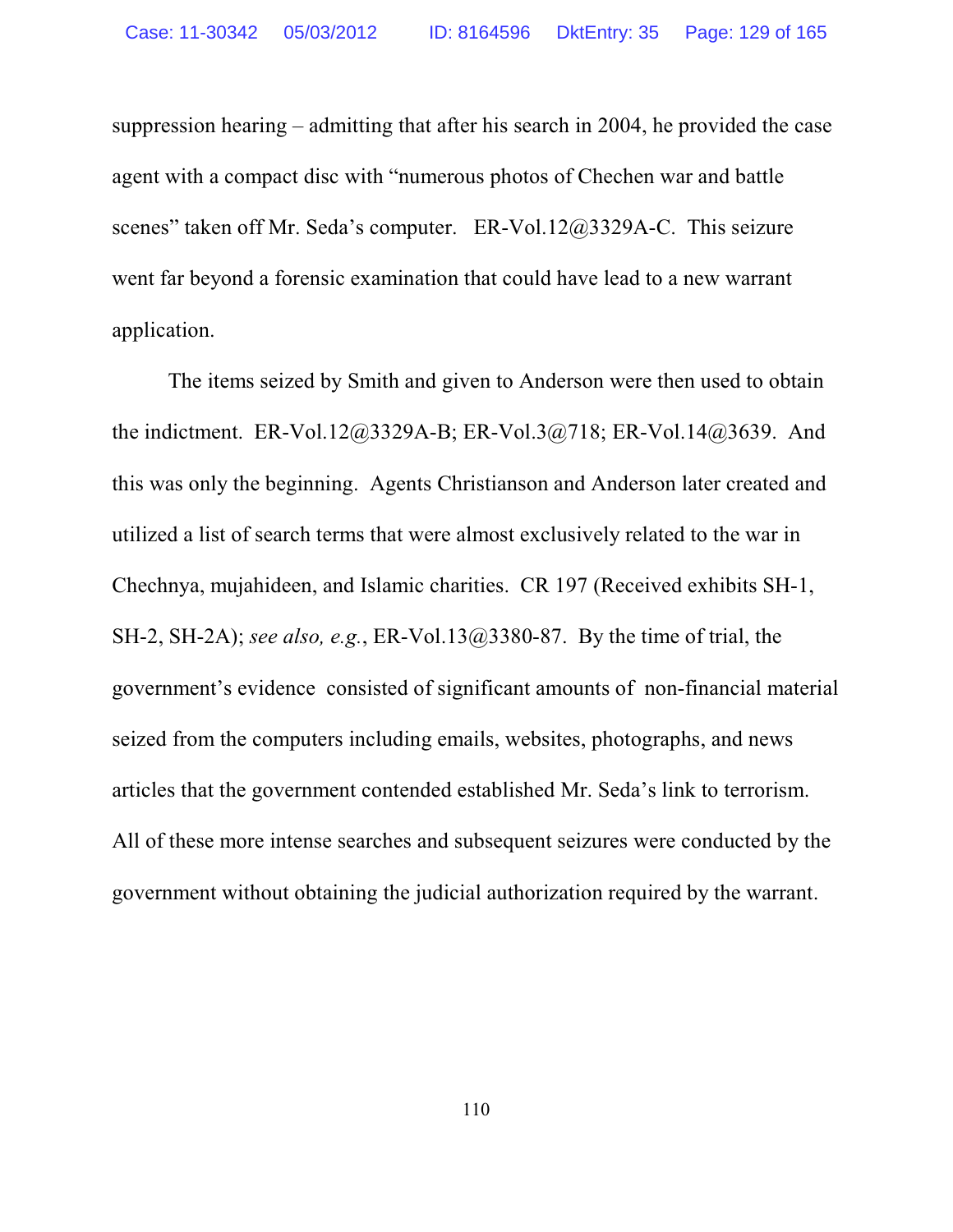suppression hearing – admitting that after his search in 2004, he provided the case agent with a compact disc with "numerous photos of Chechen war and battle scenes" taken off Mr. Seda's computer. ER-Vol.12@3329A-C. This seizure went far beyond a forensic examination that could have lead to a new warrant application.

The items seized by Smith and given to Anderson were then used to obtain the indictment. ER-Vol.12@3329A-B; ER-Vol.3@718; ER-Vol.14@3639. And this was only the beginning. Agents Christianson and Anderson later created and utilized a list of search terms that were almost exclusively related to the war in Chechnya, mujahideen, and Islamic charities. CR 197 (Received exhibits SH-1, SH-2, SH-2A); *see also, e.g.*, ER-Vol.13@3380-87. By the time of trial, the government's evidence consisted of significant amounts of non-financial material seized from the computers including emails, websites, photographs, and news articles that the government contended established Mr. Seda's link to terrorism. All of these more intense searches and subsequent seizures were conducted by the government without obtaining the judicial authorization required by the warrant.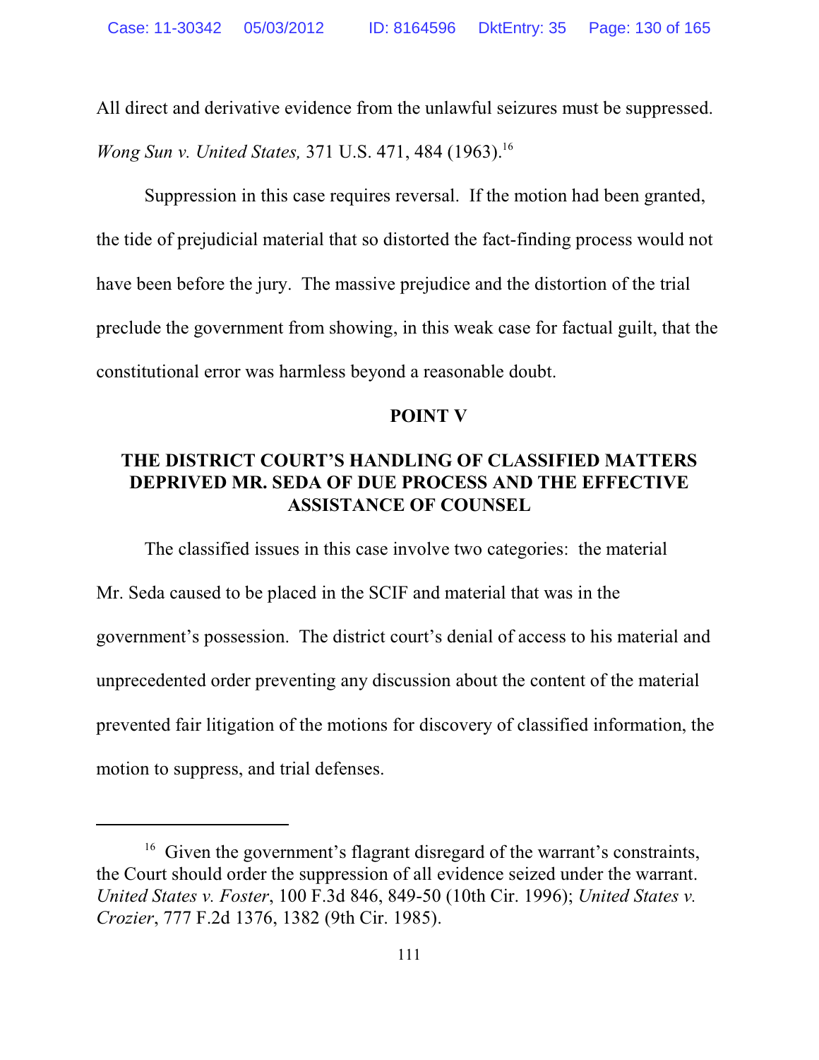All direct and derivative evidence from the unlawful seizures must be suppressed. *Wong Sun v. United States,* 371 U.S. 471, 484 (1963).[16]

Suppression in this case requires reversal. If the motion had been granted, the tide of prejudicial material that so distorted the fact-finding process would not have been before the jury. The massive prejudice and the distortion of the trial preclude the government from showing, in this weak case for factual guilt, that the constitutional error was harmless beyond a reasonable doubt.

## POINT V

## THE DISTRICT COURT'S HANDLING OF CLASSIFIED MATTERS DEPRIVED MR. SEDA OF DUE PROCESS AND THE EFFECTIVE ASSISTANCE OF COUNSEL

The classified issues in this case involve two categories: the material Mr. Seda caused to be placed in the SCIF and material that was in the government's possession. The district court's denial of access to his material and unprecedented order preventing any discussion about the content of the material prevented fair litigation of the motions for discovery of classified information, the motion to suppress, and trial defenses.

---

[16] Given the government's flagrant disregard of the warrant's constraints, the Court should order the suppression of all evidence seized under the warrant. *United States v. Foster*, 100 F.3d 846, 849-50 (10th Cir. 1996); *United States v. Crozier*, 777 F.2d 1376, 1382 (9th Cir. 1985).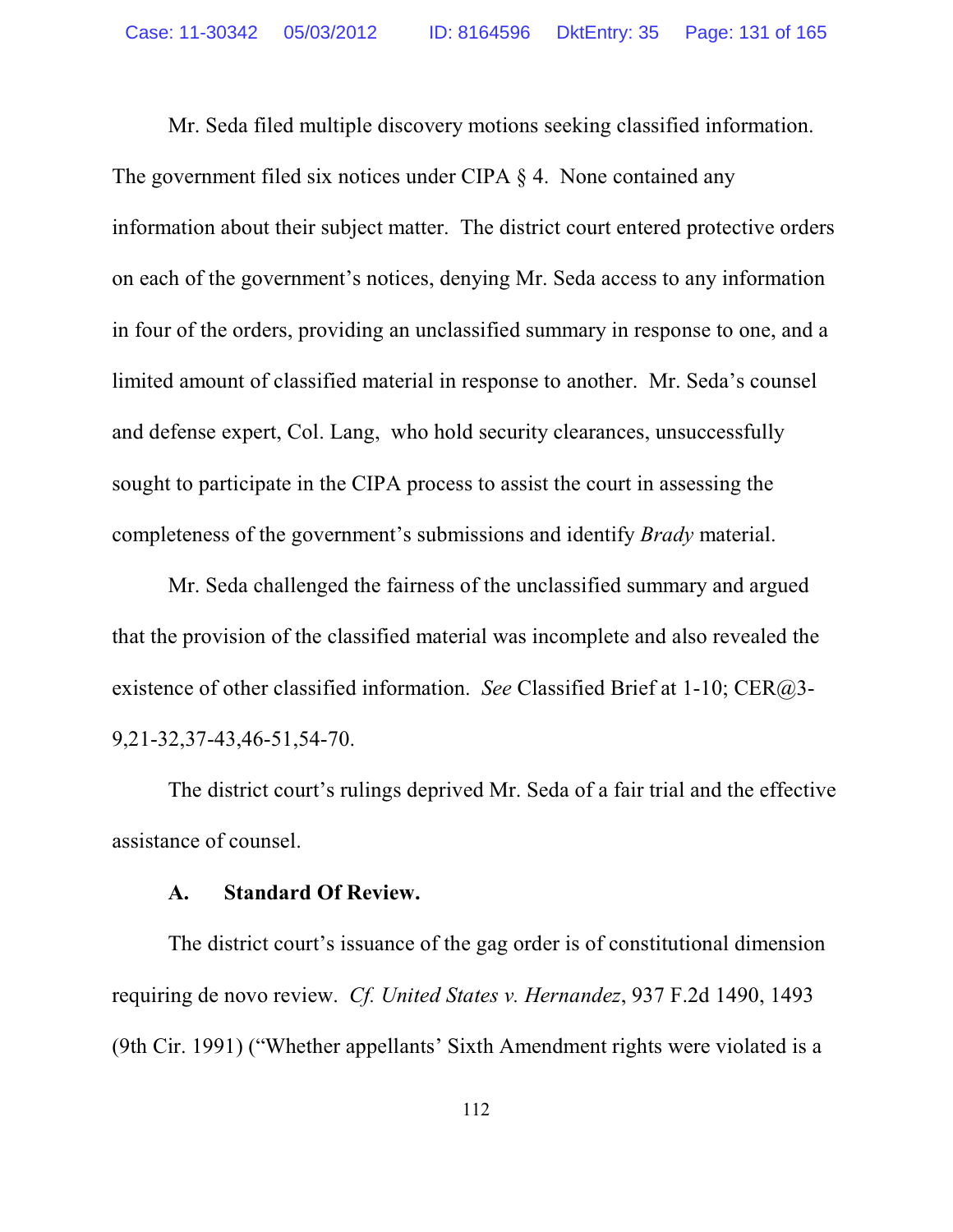Mr. Seda filed multiple discovery motions seeking classified information. The government filed six notices under CIPA § 4. None contained any information about their subject matter. The district court entered protective orders on each of the government's notices, denying Mr. Seda access to any information in four of the orders, providing an unclassified summary in response to one, and a limited amount of classified material in response to another. Mr. Seda's counsel and defense expert, Col. Lang, who hold security clearances, unsuccessfully sought to participate in the CIPA process to assist the court in assessing the completeness of the government's submissions and identify *Brady* material.

Mr. Seda challenged the fairness of the unclassified summary and argued that the provision of the classified material was incomplete and also revealed the existence of other classified information. *See* Classified Brief at 1-10; CER@3-9,21-32,37-43,46-51,54-70.

The district court's rulings deprived Mr. Seda of a fair trial and the effective assistance of counsel.

### A. Standard Of Review.

The district court's issuance of the gag order is of constitutional dimension requiring de novo review. *Cf. United States v. Hernandez*, 937 F.2d 1490, 1493 (9th Cir. 1991) ("Whether appellants' Sixth Amendment rights were violated is a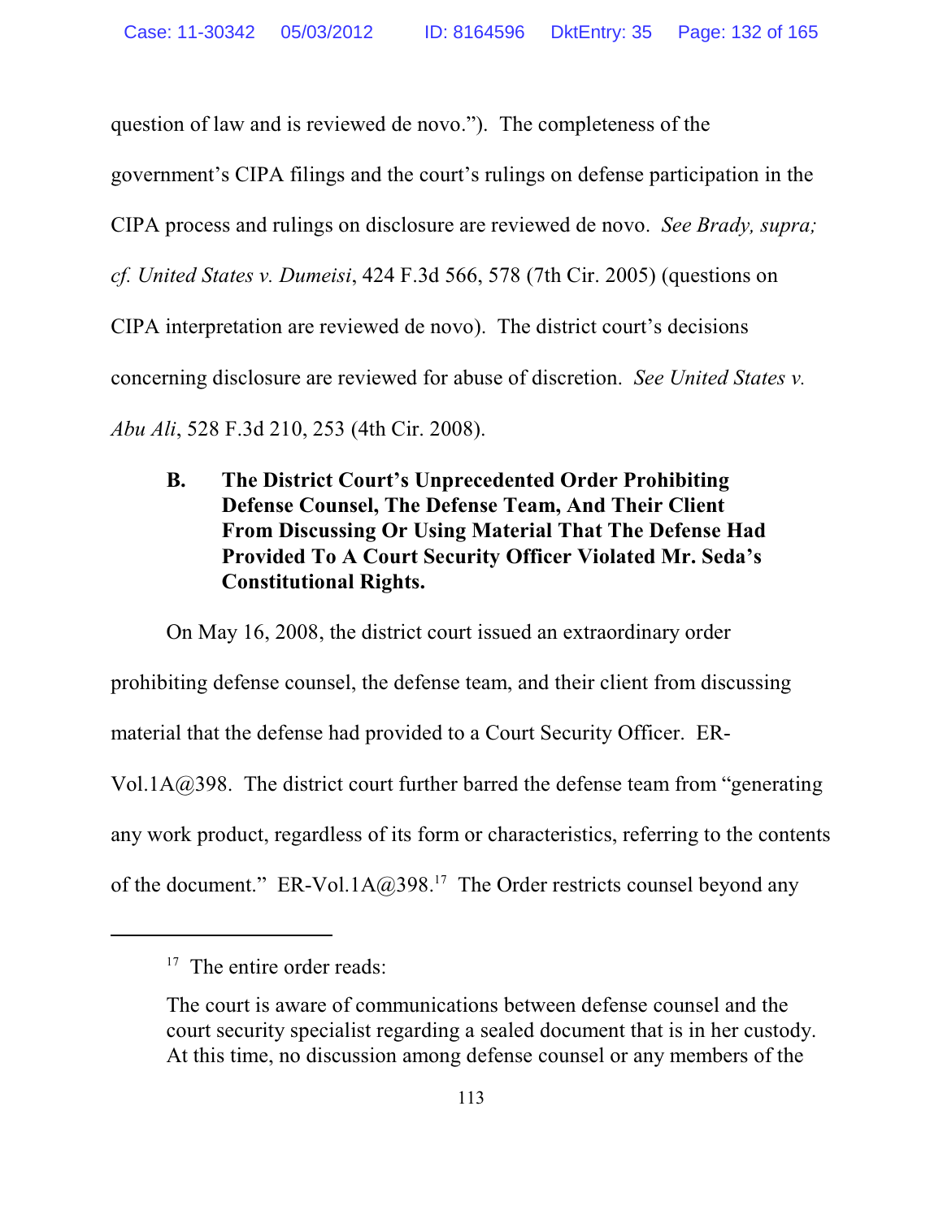question of law and is reviewed de novo."). The completeness of the government's CIPA filings and the court's rulings on defense participation in the CIPA process and rulings on disclosure are reviewed de novo. *See Brady, supra; cf. United States v. Dumeisi*, 424 F.3d 566, 578 (7th Cir. 2005) (questions on CIPA interpretation are reviewed de novo). The district court's decisions concerning disclosure are reviewed for abuse of discretion. *See United States v. Abu Ali*, 528 F.3d 210, 253 (4th Cir. 2008).

### B. The District Court's Unprecedented Order Prohibiting Defense Counsel, The Defense Team, And Their Client From Discussing Or Using Material That The Defense Had Provided To A Court Security Officer Violated Mr. Seda's Constitutional Rights.

On May 16, 2008, the district court issued an extraordinary order prohibiting defense counsel, the defense team, and their client from discussing material that the defense had provided to a Court Security Officer. ER-Vol.1A@398. The district court further barred the defense team from "generating any work product, regardless of its form or characteristics, referring to the contents of the document." ER-Vol.1A@398.[17] The Order restricts counsel beyond any

---

[17] The entire order reads:

The court is aware of communications between defense counsel and the court security specialist regarding a sealed document that is in her custody. At this time, no discussion among defense counsel or any members of the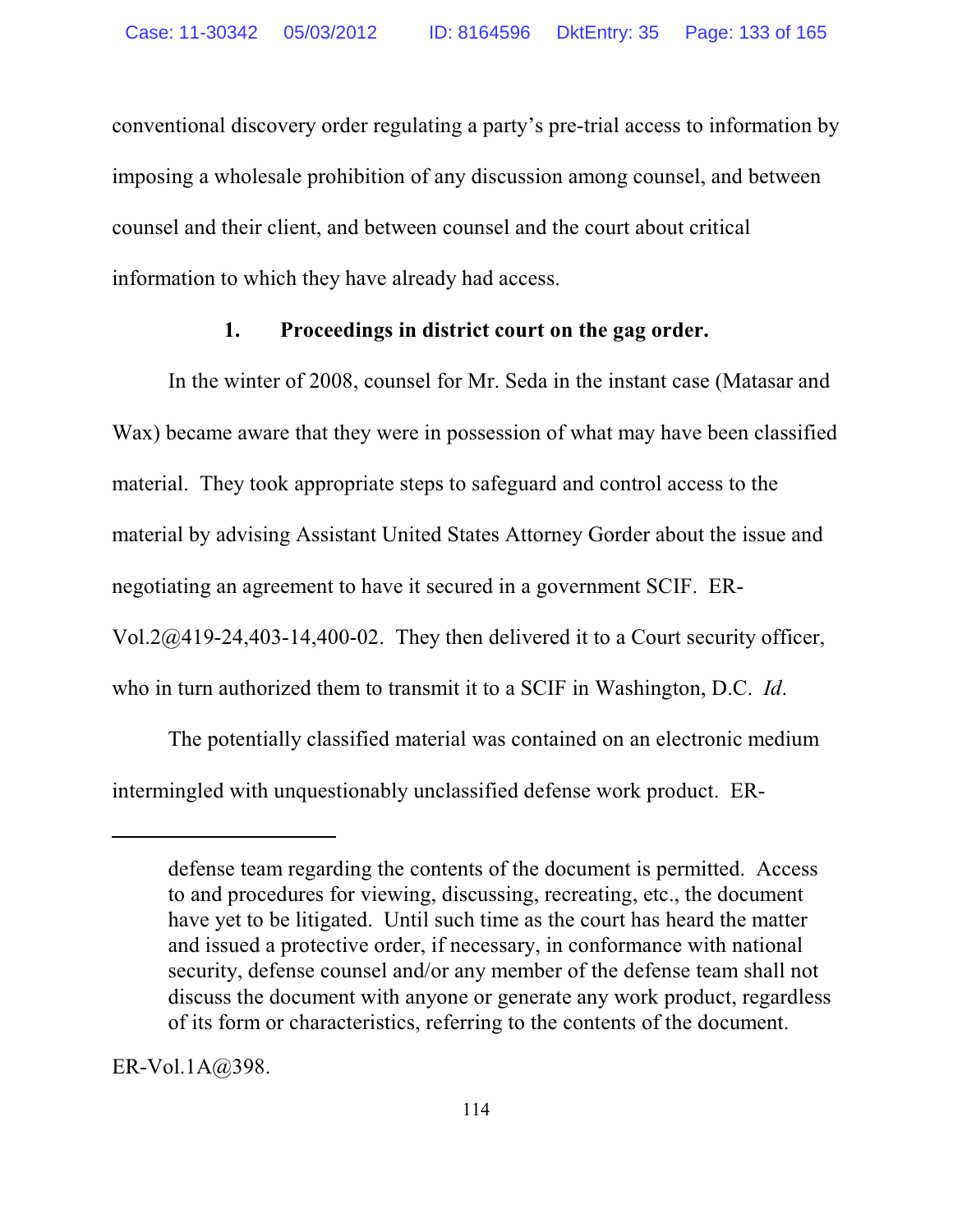conventional discovery order regulating a party's pre-trial access to information by imposing a wholesale prohibition of any discussion among counsel, and between counsel and their client, and between counsel and the court about critical information to which they have already had access.

### 1. Proceedings in district court on the gag order.

In the winter of 2008, counsel for Mr. Seda in the instant case (Matasar and Wax) became aware that they were in possession of what may have been classified material. They took appropriate steps to safeguard and control access to the material by advising Assistant United States Attorney Gorder about the issue and negotiating an agreement to have it secured in a government SCIF. ER-Vol.2@419-24,403-14,400-02. They then delivered it to a Court security officer, who in turn authorized them to transmit it to a SCIF in Washington, D.C. *Id*.

The potentially classified material was contained on an electronic medium intermingled with unquestionably unclassified defense work product. ER-

---

> defense team regarding the contents of the document is permitted. Access to and procedures for viewing, discussing, recreating, etc., the document have yet to be litigated. Until such time as the court has heard the matter and issued a protective order, if necessary, in conformance with national security, defense counsel and/or any member of the defense team shall not discuss the document with anyone or generate any work product, regardless of its form or characteristics, referring to the contents of the document.

ER-Vol.1A@398.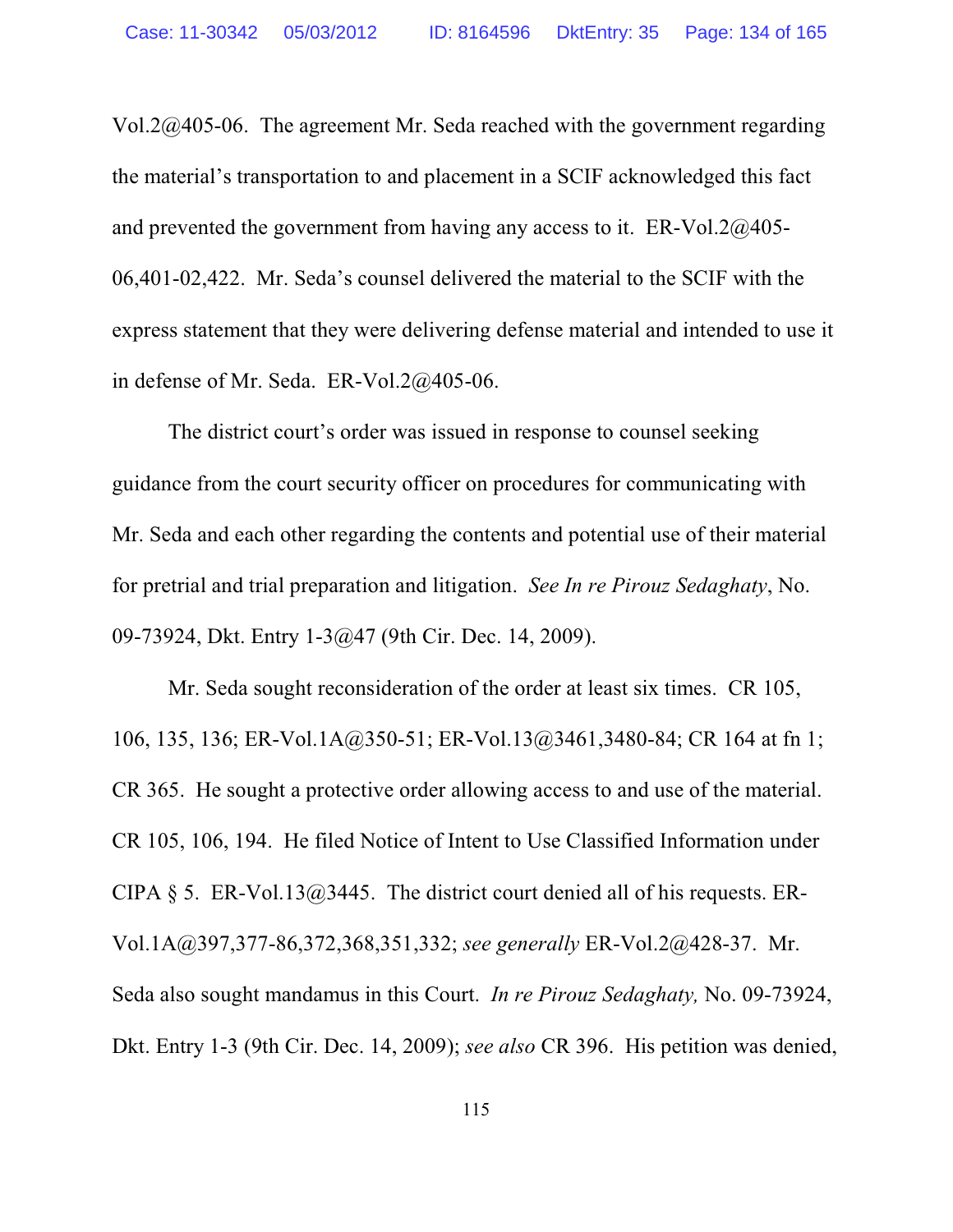Vol.2@405-06. The agreement Mr. Seda reached with the government regarding the material's transportation to and placement in a SCIF acknowledged this fact and prevented the government from having any access to it. ER-Vol.2@405-06,401-02,422. Mr. Seda's counsel delivered the material to the SCIF with the express statement that they were delivering defense material and intended to use it in defense of Mr. Seda. ER-Vol.2@405-06.

The district court's order was issued in response to counsel seeking guidance from the court security officer on procedures for communicating with Mr. Seda and each other regarding the contents and potential use of their material for pretrial and trial preparation and litigation. *See In re Pirouz Sedaghaty*, No. 09-73924, Dkt. Entry 1-3@47 (9th Cir. Dec. 14, 2009).

Mr. Seda sought reconsideration of the order at least six times. CR 105, 106, 135, 136; ER-Vol.1A@350-51; ER-Vol.13@3461,3480-84; CR 164 at fn 1; CR 365. He sought a protective order allowing access to and use of the material. CR 105, 106, 194. He filed Notice of Intent to Use Classified Information under CIPA § 5. ER-Vol.13@3445. The district court denied all of his requests. ER-Vol.1A@397,377-86,372,368,351,332; *see generally* ER-Vol.2@428-37. Mr. Seda also sought mandamus in this Court. *In re Pirouz Sedaghaty,* No. 09-73924, Dkt. Entry 1-3 (9th Cir. Dec. 14, 2009); *see also* CR 396. His petition was denied,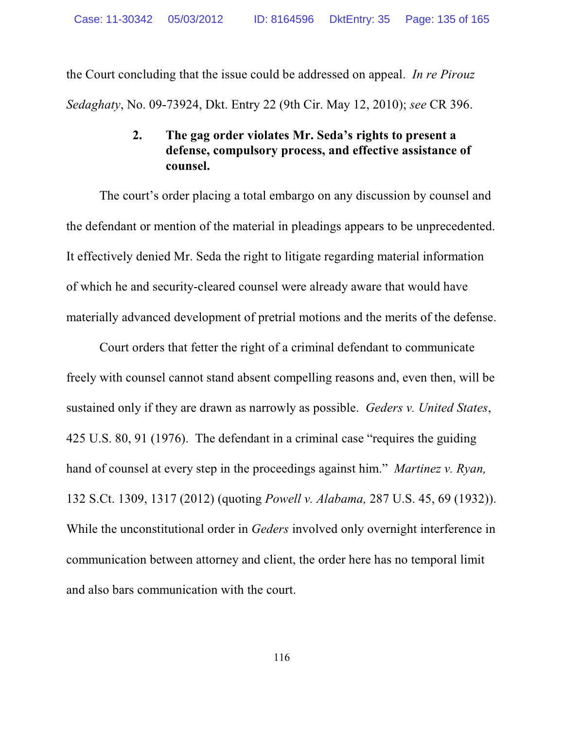the Court concluding that the issue could be addressed on appeal. *In re Pirouz Sedaghaty*, No. 09-73924, Dkt. Entry 22 (9th Cir. May 12, 2010); *see* CR 396.

### 2. The gag order violates Mr. Seda's rights to present a defense, compulsory process, and effective assistance of counsel.

The court's order placing a total embargo on any discussion by counsel and the defendant or mention of the material in pleadings appears to be unprecedented. It effectively denied Mr. Seda the right to litigate regarding material information of which he and security-cleared counsel were already aware that would have materially advanced development of pretrial motions and the merits of the defense.

Court orders that fetter the right of a criminal defendant to communicate freely with counsel cannot stand absent compelling reasons and, even then, will be sustained only if they are drawn as narrowly as possible. *Geders v. United States*, 425 U.S. 80, 91 (1976). The defendant in a criminal case "requires the guiding hand of counsel at every step in the proceedings against him." *Martinez v. Ryan,* 132 S.Ct. 1309, 1317 (2012) (quoting *Powell v. Alabama,* 287 U.S. 45, 69 (1932)). While the unconstitutional order in *Geders* involved only overnight interference in communication between attorney and client, the order here has no temporal limit and also bars communication with the court.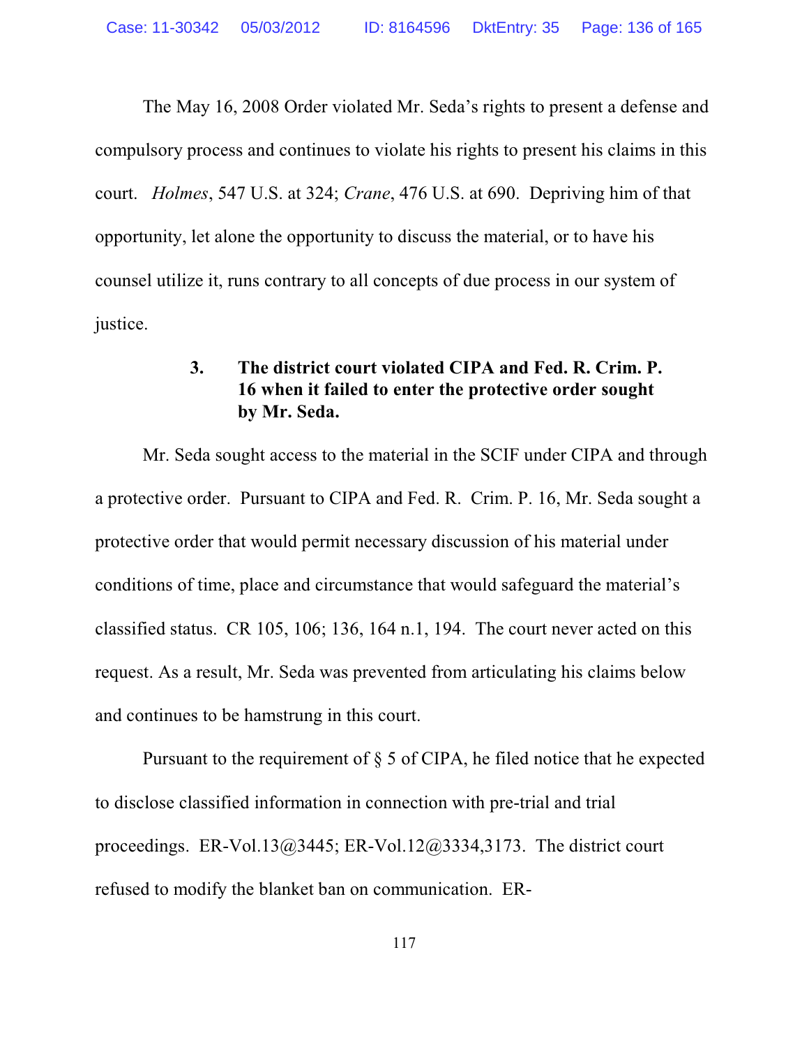The May 16, 2008 Order violated Mr. Seda's rights to present a defense and compulsory process and continues to violate his rights to present his claims in this court. *Holmes*, 547 U.S. at 324; *Crane*, 476 U.S. at 690. Depriving him of that opportunity, let alone the opportunity to discuss the material, or to have his counsel utilize it, runs contrary to all concepts of due process in our system of justice.

### 3. The district court violated CIPA and Fed. R. Crim. P. 16 when it failed to enter the protective order sought by Mr. Seda.

Mr. Seda sought access to the material in the SCIF under CIPA and through a protective order. Pursuant to CIPA and Fed. R. Crim. P. 16, Mr. Seda sought a protective order that would permit necessary discussion of his material under conditions of time, place and circumstance that would safeguard the material's classified status. CR 105, 106; 136, 164 n.1, 194. The court never acted on this request. As a result, Mr. Seda was prevented from articulating his claims below and continues to be hamstrung in this court.

Pursuant to the requirement of § 5 of CIPA, he filed notice that he expected to disclose classified information in connection with pre-trial and trial proceedings. ER-Vol.13@3445; ER-Vol.12@3334,3173. The district court refused to modify the blanket ban on communication. ER-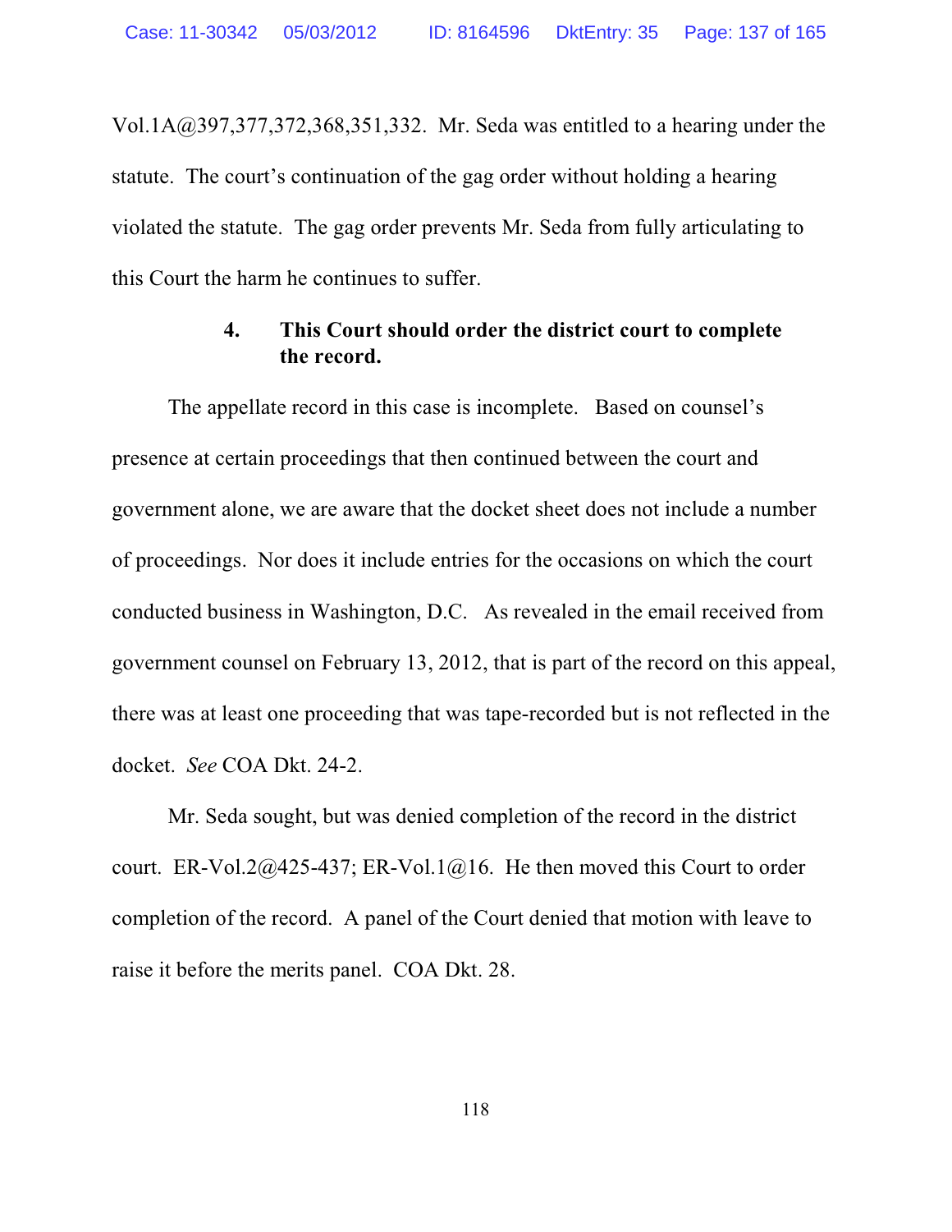Vol.1A@397,377,372,368,351,332. Mr. Seda was entitled to a hearing under the statute. The court's continuation of the gag order without holding a hearing violated the statute. The gag order prevents Mr. Seda from fully articulating to this Court the harm he continues to suffer.

**4. This Court should order the district court to complete the record.**

The appellate record in this case is incomplete. Based on counsel's presence at certain proceedings that then continued between the court and government alone, we are aware that the docket sheet does not include a number of proceedings. Nor does it include entries for the occasions on which the court conducted business in Washington, D.C. As revealed in the email received from government counsel on February 13, 2012, that is part of the record on this appeal, there was at least one proceeding that was tape-recorded but is not reflected in the docket. *See* COA Dkt. 24-2.

Mr. Seda sought, but was denied completion of the record in the district court. ER-Vol.2@425-437; ER-Vol.1@16. He then moved this Court to order completion of the record. A panel of the Court denied that motion with leave to raise it before the merits panel. COA Dkt. 28.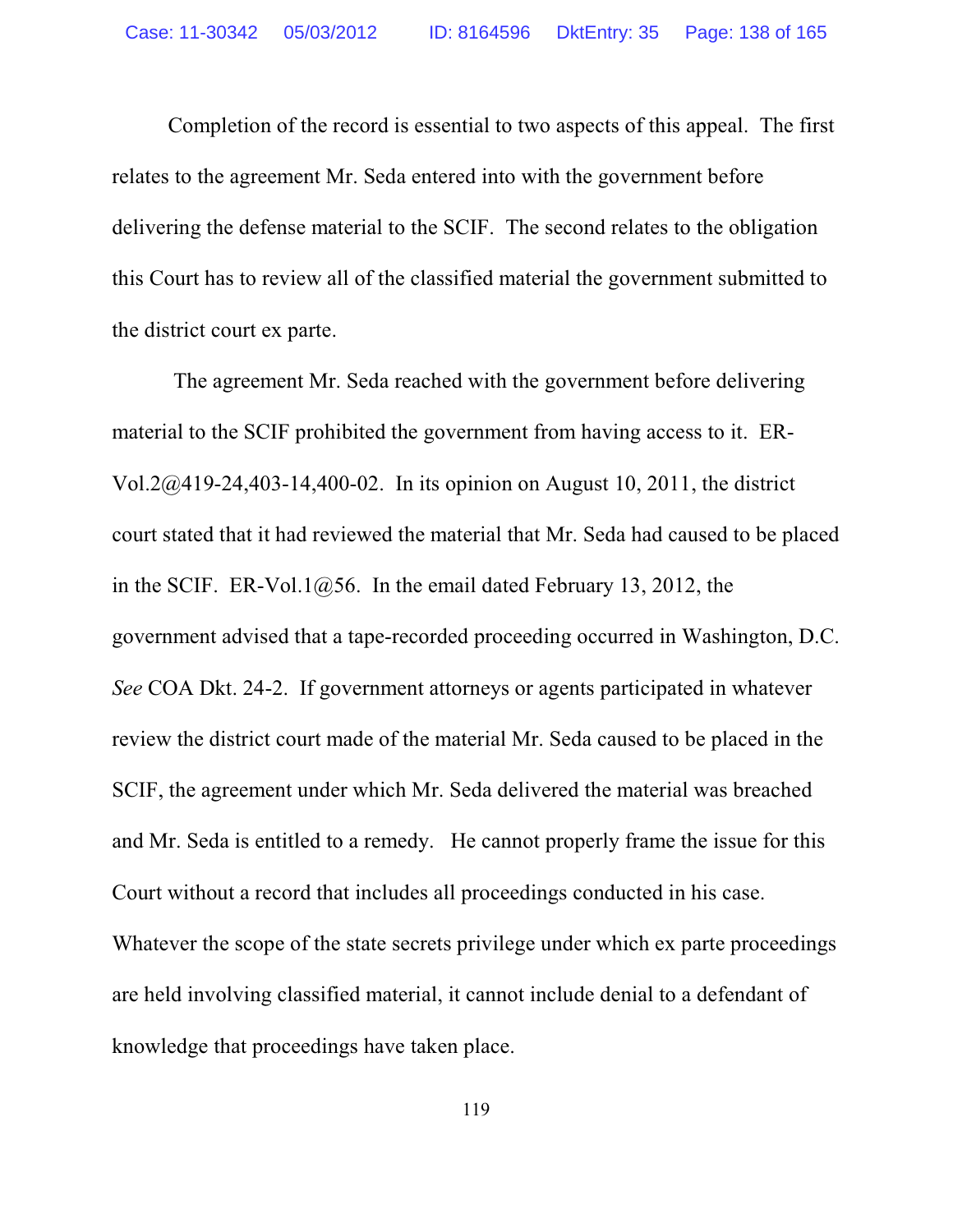Completion of the record is essential to two aspects of this appeal. The first relates to the agreement Mr. Seda entered into with the government before delivering the defense material to the SCIF. The second relates to the obligation this Court has to review all of the classified material the government submitted to the district court ex parte.

The agreement Mr. Seda reached with the government before delivering material to the SCIF prohibited the government from having access to it. ER-Vol.2@419-24,403-14,400-02. In its opinion on August 10, 2011, the district court stated that it had reviewed the material that Mr. Seda had caused to be placed in the SCIF. ER-Vol.1@56. In the email dated February 13, 2012, the government advised that a tape-recorded proceeding occurred in Washington, D.C. *See* COA Dkt. 24-2. If government attorneys or agents participated in whatever review the district court made of the material Mr. Seda caused to be placed in the SCIF, the agreement under which Mr. Seda delivered the material was breached and Mr. Seda is entitled to a remedy. He cannot properly frame the issue for this Court without a record that includes all proceedings conducted in his case. Whatever the scope of the state secrets privilege under which ex parte proceedings are held involving classified material, it cannot include denial to a defendant of knowledge that proceedings have taken place.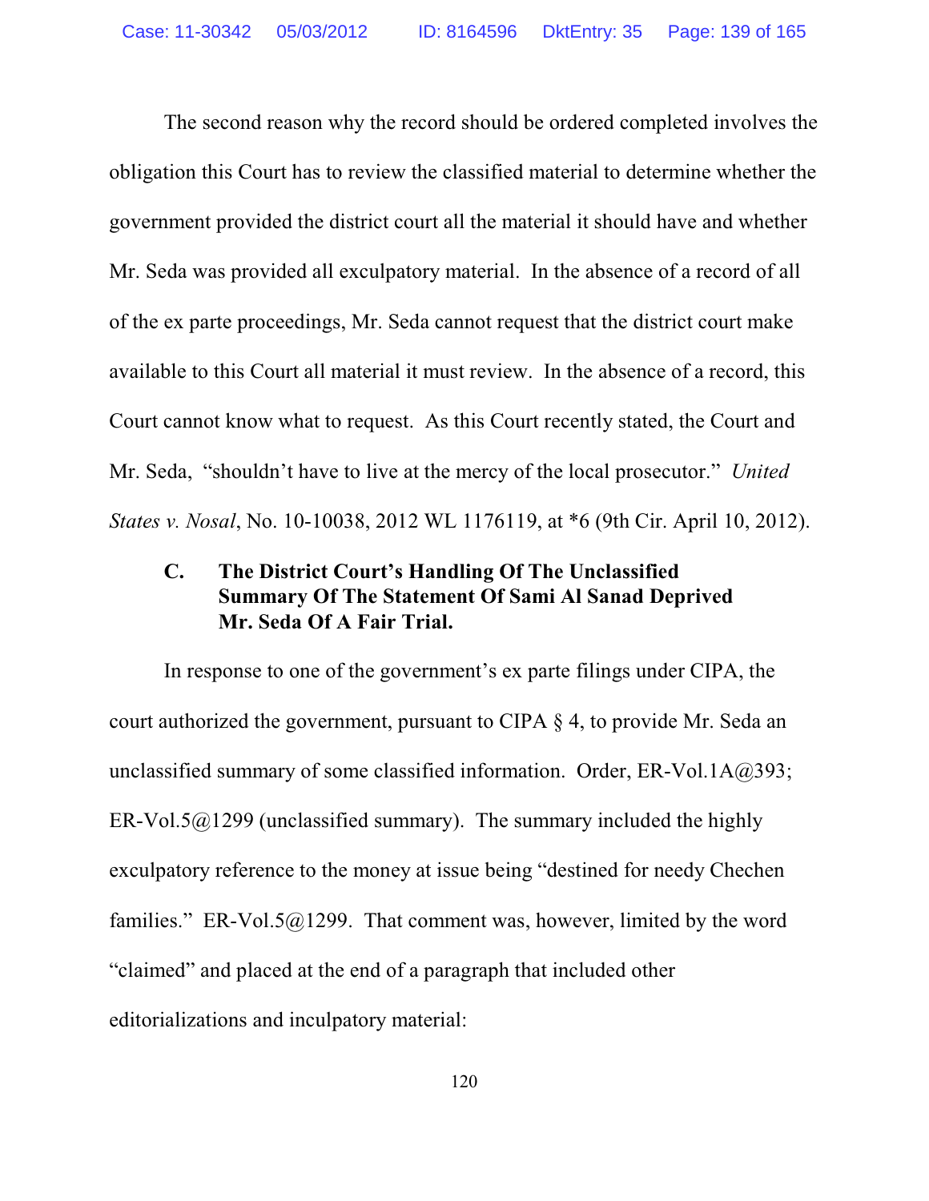The second reason why the record should be ordered completed involves the obligation this Court has to review the classified material to determine whether the government provided the district court all the material it should have and whether Mr. Seda was provided all exculpatory material. In the absence of a record of all of the ex parte proceedings, Mr. Seda cannot request that the district court make available to this Court all material it must review. In the absence of a record, this Court cannot know what to request. As this Court recently stated, the Court and Mr. Seda, "shouldn't have to live at the mercy of the local prosecutor." *United States v. Nosal*, No. 10-10038, 2012 WL 1176119, at *6 (9th Cir. April 10, 2012).

### C. The District Court's Handling Of The Unclassified Summary Of The Statement Of Sami Al Sanad Deprived Mr. Seda Of A Fair Trial.

In response to one of the government's ex parte filings under CIPA, the court authorized the government, pursuant to CIPA § 4, to provide Mr. Seda an unclassified summary of some classified information. Order, ER-Vol.1A@393; ER-Vol.5@1299 (unclassified summary). The summary included the highly exculpatory reference to the money at issue being "destined for needy Chechen families." ER-Vol.5@1299. That comment was, however, limited by the word "claimed" and placed at the end of a paragraph that included other editorializations and inculpatory material: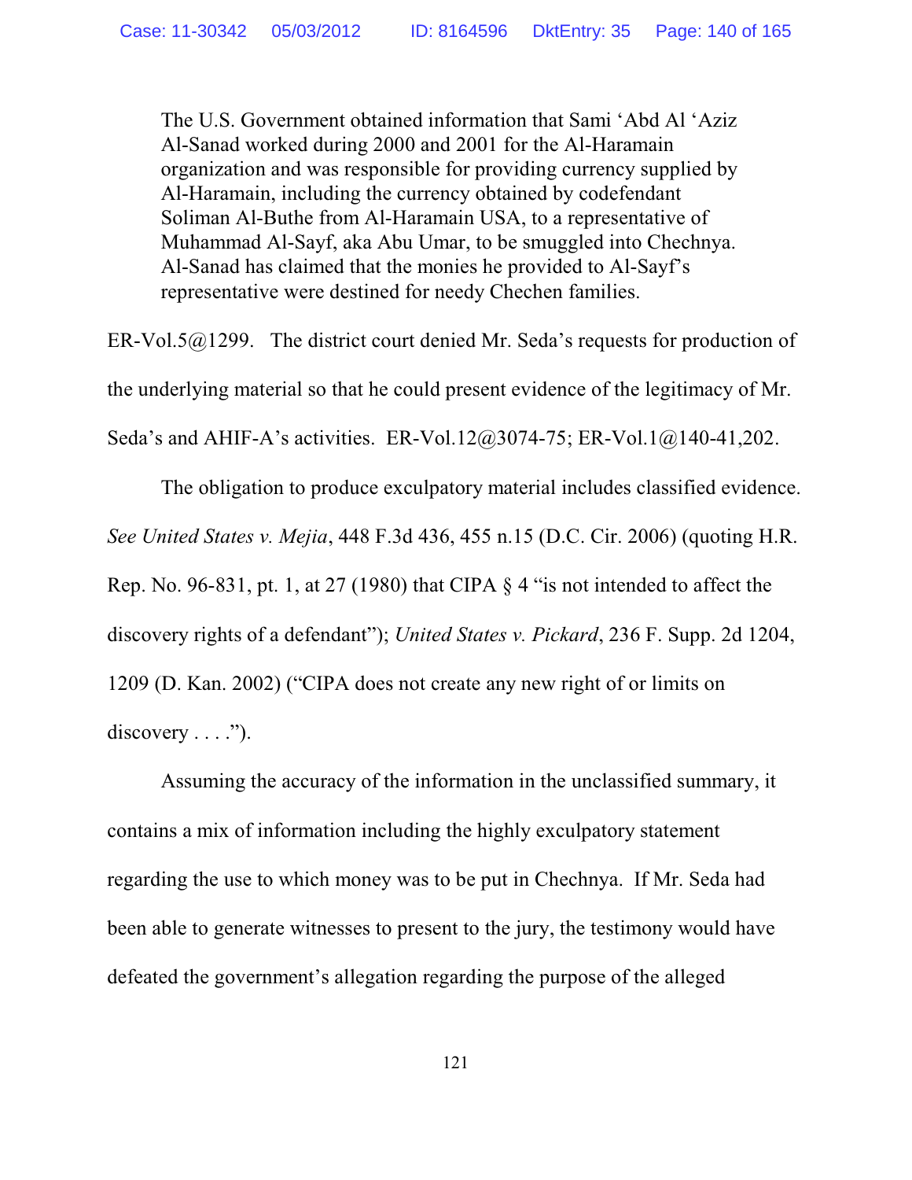> The U.S. Government obtained information that Sami 'Abd Al 'Aziz Al-Sanad worked during 2000 and 2001 for the Al-Haramain organization and was responsible for providing currency supplied by Al-Haramain, including the currency obtained by codefendant Soliman Al-Buthe from Al-Haramain USA, to a representative of Muhammad Al-Sayf, aka Abu Umar, to be smuggled into Chechnya. Al-Sanad has claimed that the monies he provided to Al-Sayf's representative were destined for needy Chechen families.

ER-Vol.5@1299. The district court denied Mr. Seda's requests for production of the underlying material so that he could present evidence of the legitimacy of Mr. Seda's and AHIF-A's activities. ER-Vol.12@3074-75; ER-Vol.1@140-41,202.

The obligation to produce exculpatory material includes classified evidence. *See United States v. Mejia*, 448 F.3d 436, 455 n.15 (D.C. Cir. 2006) (quoting H.R. Rep. No. 96-831, pt. 1, at 27 (1980) that CIPA § 4 "is not intended to affect the discovery rights of a defendant"); *United States v. Pickard*, 236 F. Supp. 2d 1204, 1209 (D. Kan. 2002) ("CIPA does not create any new right of or limits on discovery . . . .").

Assuming the accuracy of the information in the unclassified summary, it contains a mix of information including the highly exculpatory statement regarding the use to which money was to be put in Chechnya. If Mr. Seda had been able to generate witnesses to present to the jury, the testimony would have defeated the government's allegation regarding the purpose of the alleged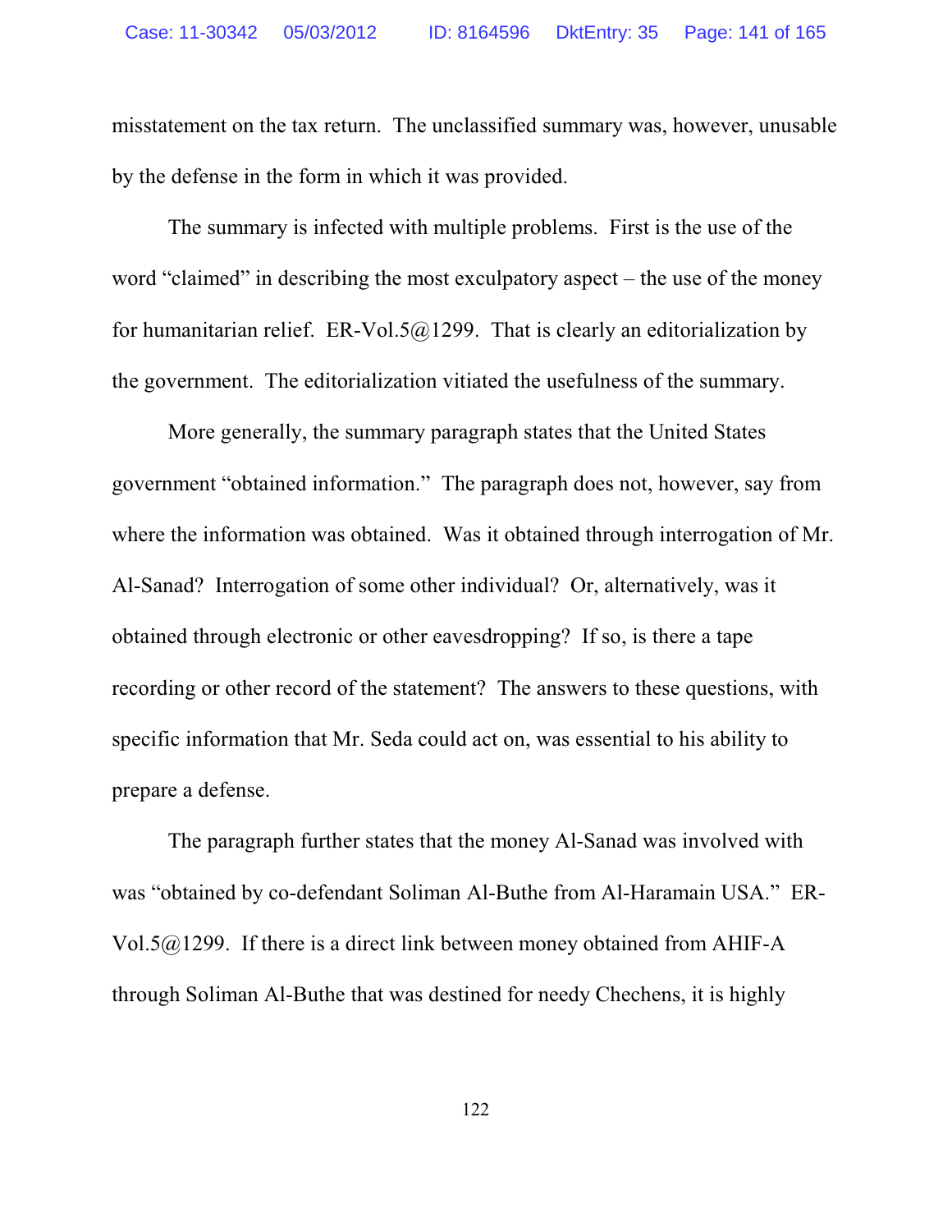misstatement on the tax return. The unclassified summary was, however, unusable by the defense in the form in which it was provided.

The summary is infected with multiple problems. First is the use of the word "claimed" in describing the most exculpatory aspect – the use of the money for humanitarian relief. ER-Vol.5@1299. That is clearly an editorialization by the government. The editorialization vitiated the usefulness of the summary.

More generally, the summary paragraph states that the United States government "obtained information." The paragraph does not, however, say from where the information was obtained. Was it obtained through interrogation of Mr. Al-Sanad? Interrogation of some other individual? Or, alternatively, was it obtained through electronic or other eavesdropping? If so, is there a tape recording or other record of the statement? The answers to these questions, with specific information that Mr. Seda could act on, was essential to his ability to prepare a defense.

The paragraph further states that the money Al-Sanad was involved with was "obtained by co-defendant Soliman Al-Buthe from Al-Haramain USA." ER-Vol.5@1299. If there is a direct link between money obtained from AHIF-A through Soliman Al-Buthe that was destined for needy Chechens, it is highly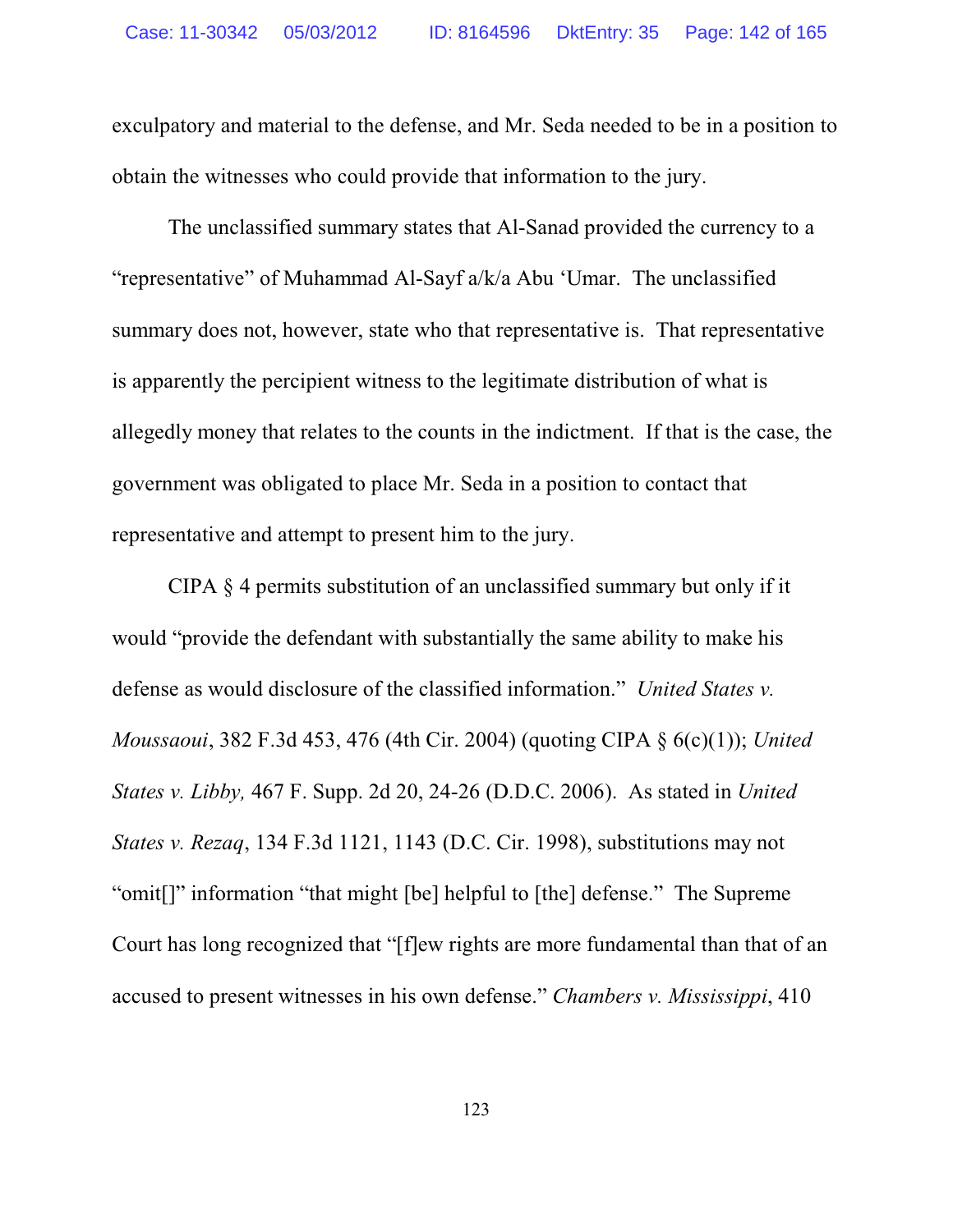exculpatory and material to the defense, and Mr. Seda needed to be in a position to obtain the witnesses who could provide that information to the jury.

The unclassified summary states that Al-Sanad provided the currency to a "representative" of Muhammad Al-Sayf a/k/a Abu 'Umar. The unclassified summary does not, however, state who that representative is. That representative is apparently the percipient witness to the legitimate distribution of what is allegedly money that relates to the counts in the indictment. If that is the case, the government was obligated to place Mr. Seda in a position to contact that representative and attempt to present him to the jury.

CIPA § 4 permits substitution of an unclassified summary but only if it would "provide the defendant with substantially the same ability to make his defense as would disclosure of the classified information." *United States v. Moussaoui*, 382 F.3d 453, 476 (4th Cir. 2004) (quoting CIPA § 6(c)(1)); *United States v. Libby,* 467 F. Supp. 2d 20, 24-26 (D.D.C. 2006). As stated in *United States v. Rezaq*, 134 F.3d 1121, 1143 (D.C. Cir. 1998), substitutions may not "omit[]" information "that might [be] helpful to [the] defense." The Supreme Court has long recognized that "[f]ew rights are more fundamental than that of an accused to present witnesses in his own defense." *Chambers v. Mississippi*, 410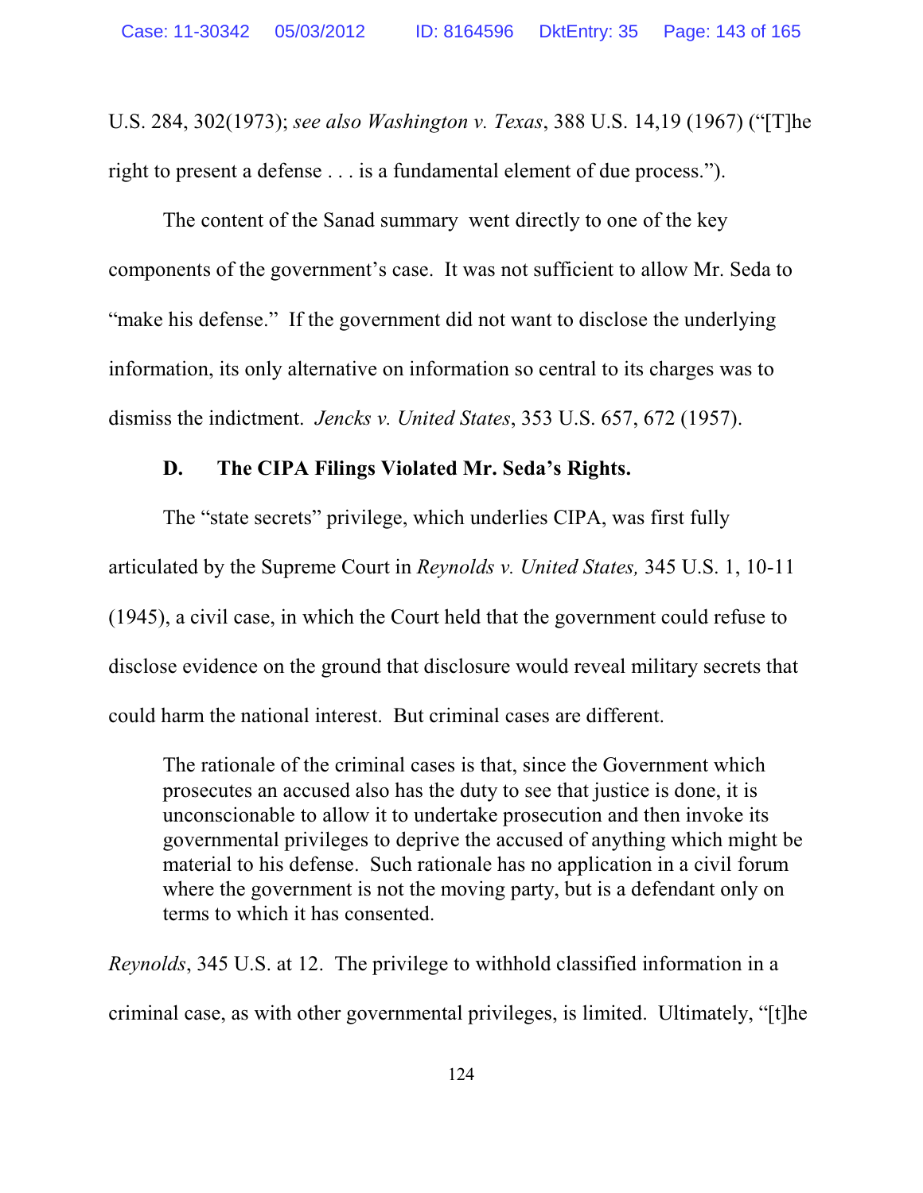U.S. 284, 302(1973); *see also Washington v. Texas*, 388 U.S. 14,19 (1967) ("[T]he right to present a defense . . . is a fundamental element of due process.").

The content of the Sanad summary went directly to one of the key components of the government's case. It was not sufficient to allow Mr. Seda to "make his defense." If the government did not want to disclose the underlying information, its only alternative on information so central to its charges was to dismiss the indictment. *Jencks v. United States*, 353 U.S. 657, 672 (1957).

### D. The CIPA Filings Violated Mr. Seda's Rights.

The "state secrets" privilege, which underlies CIPA, was first fully articulated by the Supreme Court in *Reynolds v. United States,* 345 U.S. 1, 10-11 (1945), a civil case, in which the Court held that the government could refuse to disclose evidence on the ground that disclosure would reveal military secrets that could harm the national interest. But criminal cases are different.

> The rationale of the criminal cases is that, since the Government which prosecutes an accused also has the duty to see that justice is done, it is unconscionable to allow it to undertake prosecution and then invoke its governmental privileges to deprive the accused of anything which might be material to his defense. Such rationale has no application in a civil forum where the government is not the moving party, but is a defendant only on terms to which it has consented.

*Reynolds*, 345 U.S. at 12. The privilege to withhold classified information in a criminal case, as with other governmental privileges, is limited. Ultimately, "[t]he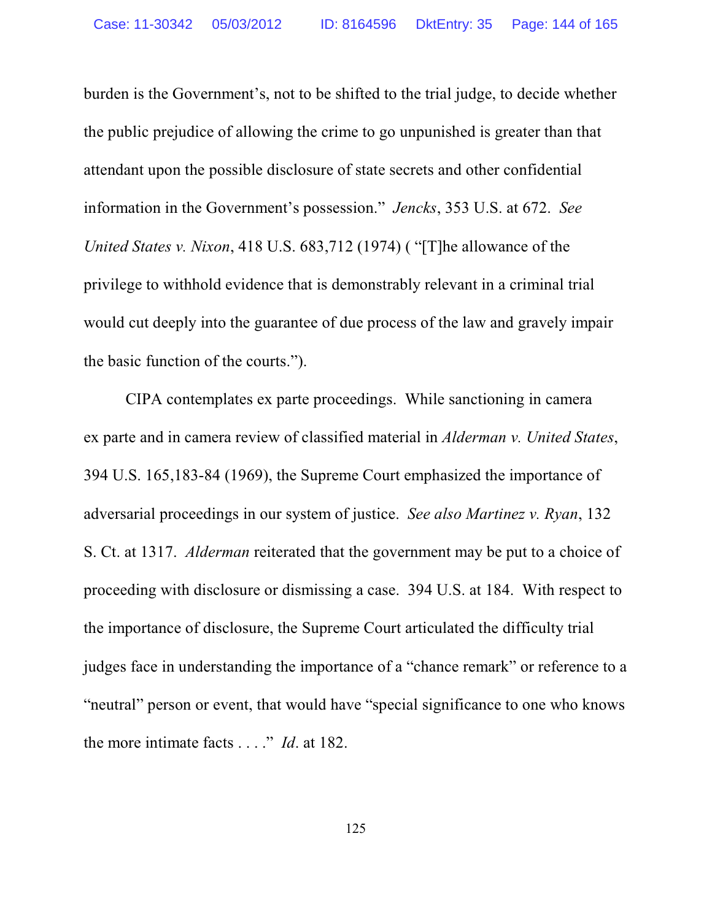burden is the Government's, not to be shifted to the trial judge, to decide whether the public prejudice of allowing the crime to go unpunished is greater than that attendant upon the possible disclosure of state secrets and other confidential information in the Government's possession." *Jencks*, 353 U.S. at 672. *See United States v. Nixon*, 418 U.S. 683,712 (1974) ( "[T]he allowance of the privilege to withhold evidence that is demonstrably relevant in a criminal trial would cut deeply into the guarantee of due process of the law and gravely impair the basic function of the courts.").

CIPA contemplates ex parte proceedings. While sanctioning in camera ex parte and in camera review of classified material in *Alderman v. United States*, 394 U.S. 165,183-84 (1969), the Supreme Court emphasized the importance of adversarial proceedings in our system of justice. *See also Martinez v. Ryan*, 132 S. Ct. at 1317. *Alderman* reiterated that the government may be put to a choice of proceeding with disclosure or dismissing a case. 394 U.S. at 184. With respect to the importance of disclosure, the Supreme Court articulated the difficulty trial judges face in understanding the importance of a "chance remark" or reference to a "neutral" person or event, that would have "special significance to one who knows the more intimate facts . . . ." *Id*. at 182.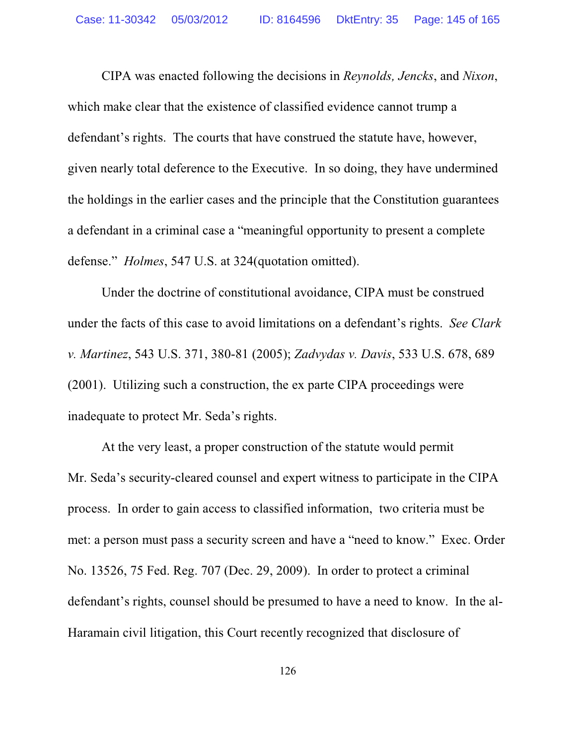CIPA was enacted following the decisions in *Reynolds, Jencks*, and *Nixon*, which make clear that the existence of classified evidence cannot trump a defendant's rights. The courts that have construed the statute have, however, given nearly total deference to the Executive. In so doing, they have undermined the holdings in the earlier cases and the principle that the Constitution guarantees a defendant in a criminal case a "meaningful opportunity to present a complete defense." *Holmes*, 547 U.S. at 324(quotation omitted).

Under the doctrine of constitutional avoidance, CIPA must be construed under the facts of this case to avoid limitations on a defendant's rights. *See Clark v. Martinez*, 543 U.S. 371, 380-81 (2005); *Zadvydas v. Davis*, 533 U.S. 678, 689 (2001). Utilizing such a construction, the ex parte CIPA proceedings were inadequate to protect Mr. Seda's rights.

At the very least, a proper construction of the statute would permit Mr. Seda's security-cleared counsel and expert witness to participate in the CIPA process. In order to gain access to classified information, two criteria must be met: a person must pass a security screen and have a "need to know." Exec. Order No. 13526, 75 Fed. Reg. 707 (Dec. 29, 2009). In order to protect a criminal defendant's rights, counsel should be presumed to have a need to know. In the al-Haramain civil litigation, this Court recently recognized that disclosure of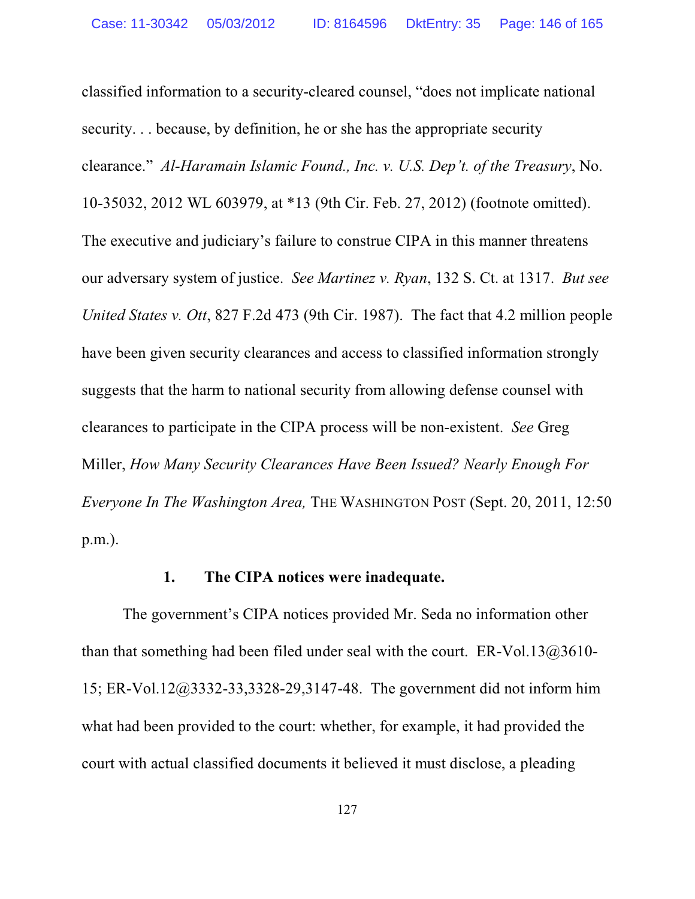classified information to a security-cleared counsel, "does not implicate national security. . . because, by definition, he or she has the appropriate security clearance." *Al-Haramain Islamic Found., Inc. v. U.S. Dep't. of the Treasury*, No. 10-35032, 2012 WL 603979, at *13 (9th Cir. Feb. 27, 2012) (footnote omitted). The executive and judiciary's failure to construe CIPA in this manner threatens our adversary system of justice. *See Martinez v. Ryan*, 132 S. Ct. at 1317. *But see United States v. Ott*, 827 F.2d 473 (9th Cir. 1987). The fact that 4.2 million people have been given security clearances and access to classified information strongly suggests that the harm to national security from allowing defense counsel with clearances to participate in the CIPA process will be non-existent. *See* Greg Miller, *How Many Security Clearances Have Been Issued? Nearly Enough For Everyone In The Washington Area,* THE WASHINGTON POST (Sept. 20, 2011, 12:50 p.m.).

**1. The CIPA notices were inadequate.**

The government's CIPA notices provided Mr. Seda no information other than that something had been filed under seal with the court. ER-Vol.13@3610-15; ER-Vol.12@3332-33,3328-29,3147-48. The government did not inform him what had been provided to the court: whether, for example, it had provided the court with actual classified documents it believed it must disclose, a pleading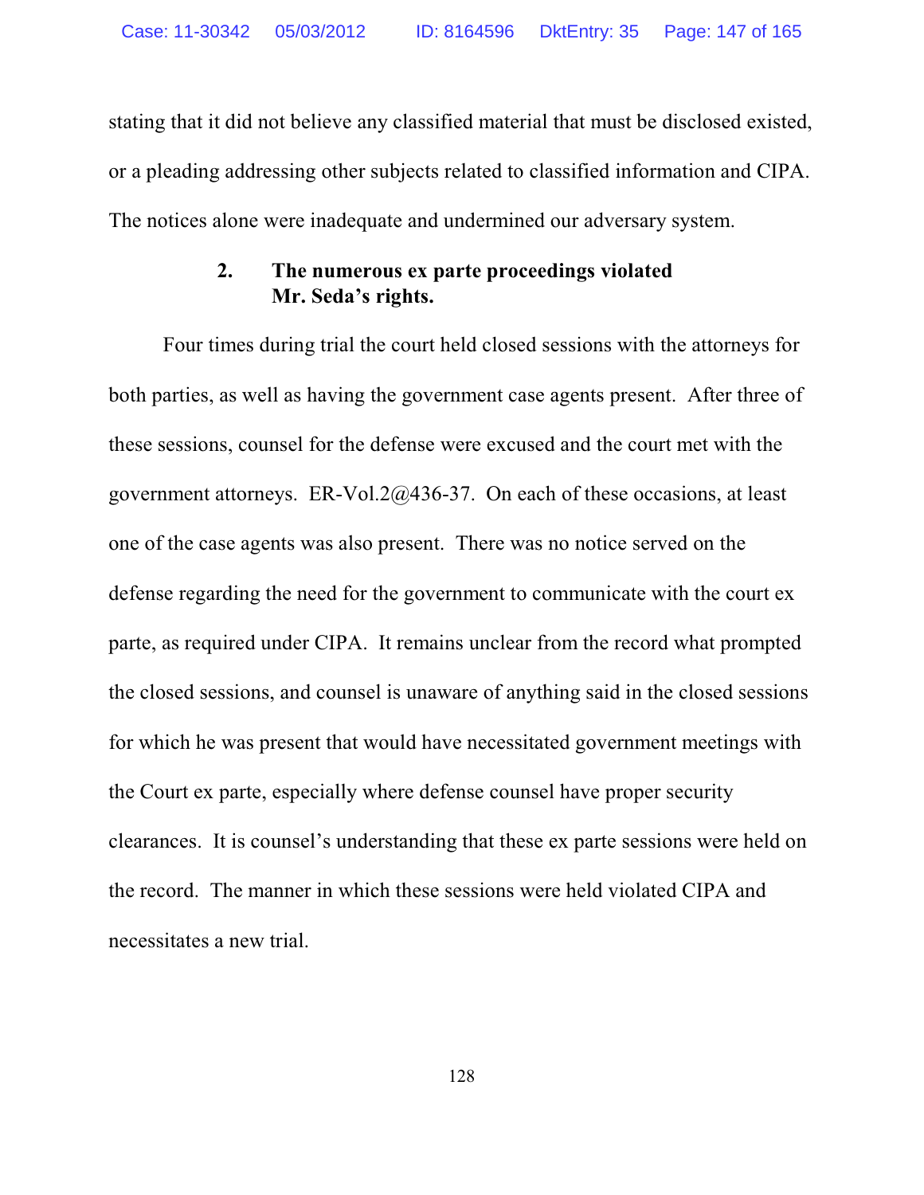stating that it did not believe any classified material that must be disclosed existed, or a pleading addressing other subjects related to classified information and CIPA. The notices alone were inadequate and undermined our adversary system.

### 2. The numerous ex parte proceedings violated Mr. Seda's rights.

Four times during trial the court held closed sessions with the attorneys for both parties, as well as having the government case agents present. After three of these sessions, counsel for the defense were excused and the court met with the government attorneys. ER-Vol.2@436-37. On each of these occasions, at least one of the case agents was also present. There was no notice served on the defense regarding the need for the government to communicate with the court ex parte, as required under CIPA. It remains unclear from the record what prompted the closed sessions, and counsel is unaware of anything said in the closed sessions for which he was present that would have necessitated government meetings with the Court ex parte, especially where defense counsel have proper security clearances. It is counsel's understanding that these ex parte sessions were held on the record. The manner in which these sessions were held violated CIPA and necessitates a new trial.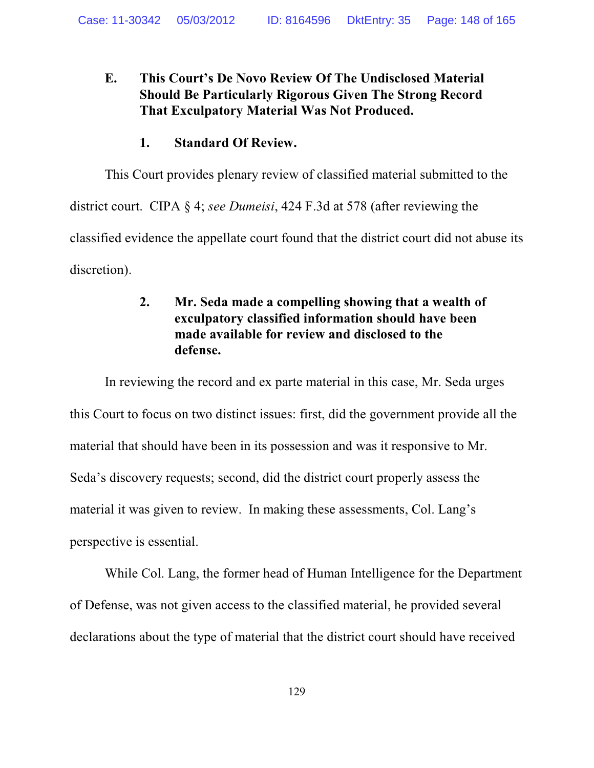### E. This Court's De Novo Review Of The Undisclosed Material Should Be Particularly Rigorous Given The Strong Record That Exculpatory Material Was Not Produced.

#### 1. Standard Of Review.

This Court provides plenary review of classified material submitted to the district court. CIPA § 4; *see Dumeisi*, 424 F.3d at 578 (after reviewing the classified evidence the appellate court found that the district court did not abuse its discretion).

#### 2. Mr. Seda made a compelling showing that a wealth of exculpatory classified information should have been made available for review and disclosed to the defense.

In reviewing the record and ex parte material in this case, Mr. Seda urges this Court to focus on two distinct issues: first, did the government provide all the material that should have been in its possession and was it responsive to Mr. Seda's discovery requests; second, did the district court properly assess the material it was given to review. In making these assessments, Col. Lang's perspective is essential.

While Col. Lang, the former head of Human Intelligence for the Department of Defense, was not given access to the classified material, he provided several declarations about the type of material that the district court should have received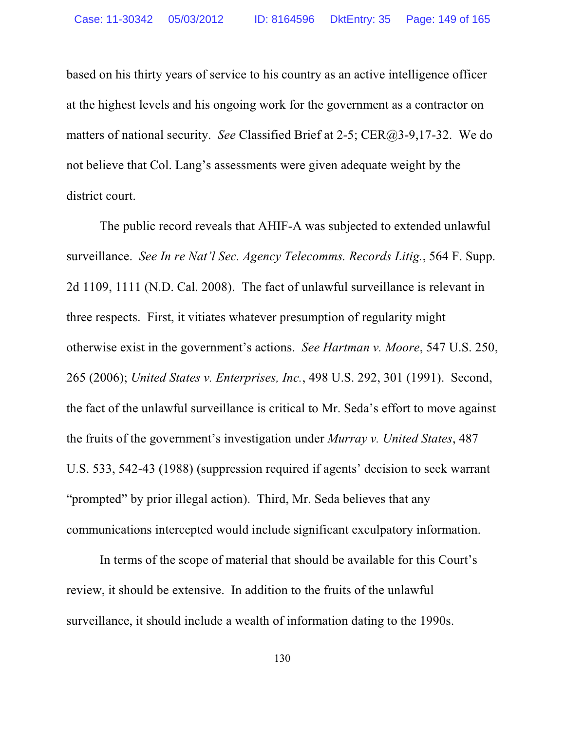based on his thirty years of service to his country as an active intelligence officer at the highest levels and his ongoing work for the government as a contractor on matters of national security. *See* Classified Brief at 2-5; CER@3-9,17-32. We do not believe that Col. Lang's assessments were given adequate weight by the district court.

The public record reveals that AHIF-A was subjected to extended unlawful surveillance. *See In re Nat'l Sec. Agency Telecomms. Records Litig.*, 564 F. Supp. 2d 1109, 1111 (N.D. Cal. 2008). The fact of unlawful surveillance is relevant in three respects. First, it vitiates whatever presumption of regularity might otherwise exist in the government's actions. *See Hartman v. Moore*, 547 U.S. 250, 265 (2006); *United States v. Enterprises, Inc.*, 498 U.S. 292, 301 (1991). Second, the fact of the unlawful surveillance is critical to Mr. Seda's effort to move against the fruits of the government's investigation under *Murray v. United States*, 487 U.S. 533, 542-43 (1988) (suppression required if agents' decision to seek warrant "prompted" by prior illegal action). Third, Mr. Seda believes that any communications intercepted would include significant exculpatory information.

In terms of the scope of material that should be available for this Court's review, it should be extensive. In addition to the fruits of the unlawful surveillance, it should include a wealth of information dating to the 1990s.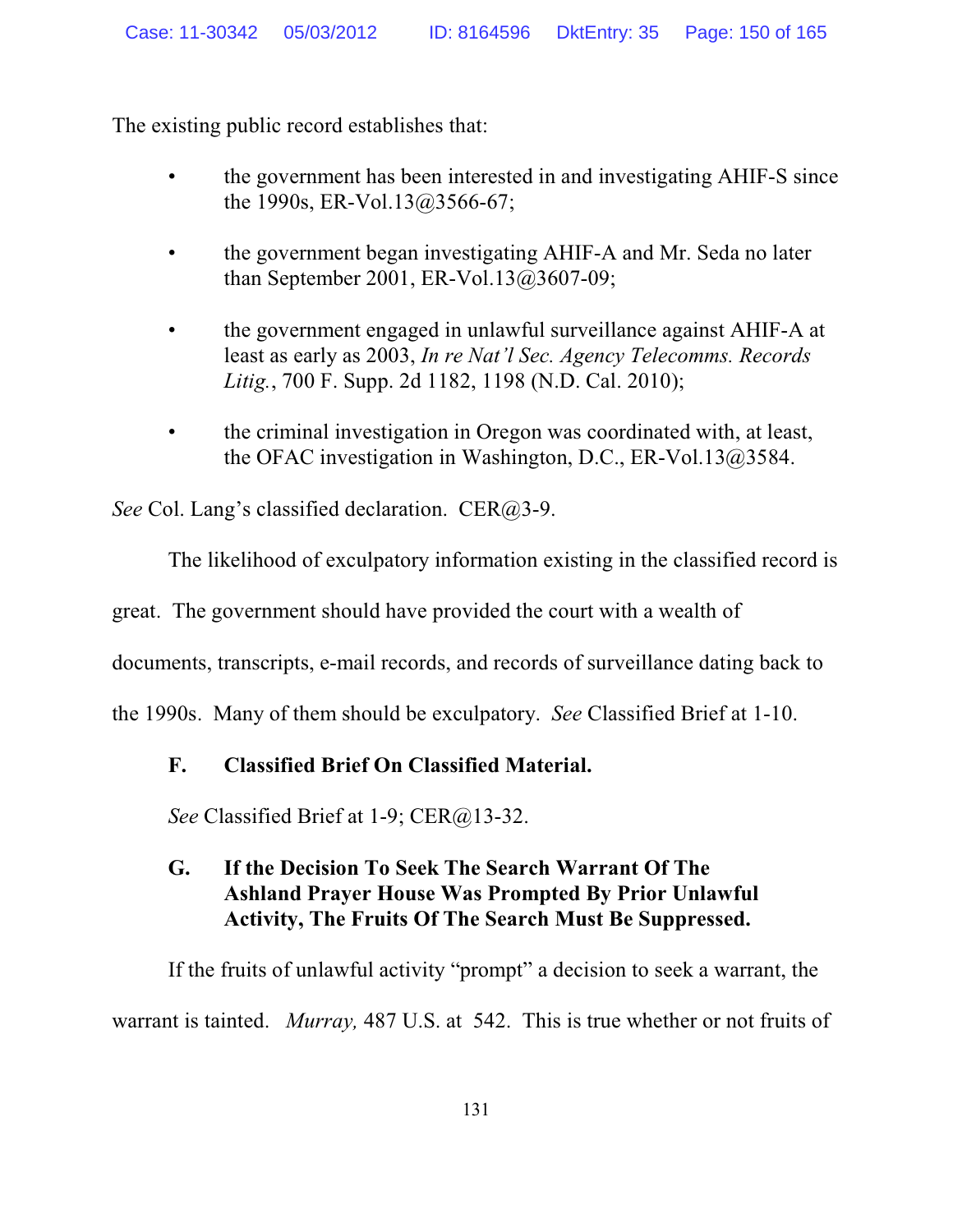The existing public record establishes that:

- the government has been interested in and investigating AHIF-S since the 1990s, ER-Vol.13@3566-67;
- the government began investigating AHIF-A and Mr. Seda no later than September 2001, ER-Vol.13@3607-09;
- the government engaged in unlawful surveillance against AHIF-A at least as early as 2003, *In re Nat'l Sec. Agency Telecomms. Records Litig.*, 700 F. Supp. 2d 1182, 1198 (N.D. Cal. 2010);
- the criminal investigation in Oregon was coordinated with, at least, the OFAC investigation in Washington, D.C., ER-Vol.13@3584.

*See* Col. Lang's classified declaration. CER@3-9.

The likelihood of exculpatory information existing in the classified record is great. The government should have provided the court with a wealth of documents, transcripts, e-mail records, and records of surveillance dating back to the 1990s. Many of them should be exculpatory. *See* Classified Brief at 1-10.

### F. Classified Brief On Classified Material.

*See* Classified Brief at 1-9; CER@13-32.

### G. If the Decision To Seek The Search Warrant Of The Ashland Prayer House Was Prompted By Prior Unlawful Activity, The Fruits Of The Search Must Be Suppressed.

If the fruits of unlawful activity "prompt" a decision to seek a warrant, the warrant is tainted. *Murray,* 487 U.S. at 542. This is true whether or not fruits of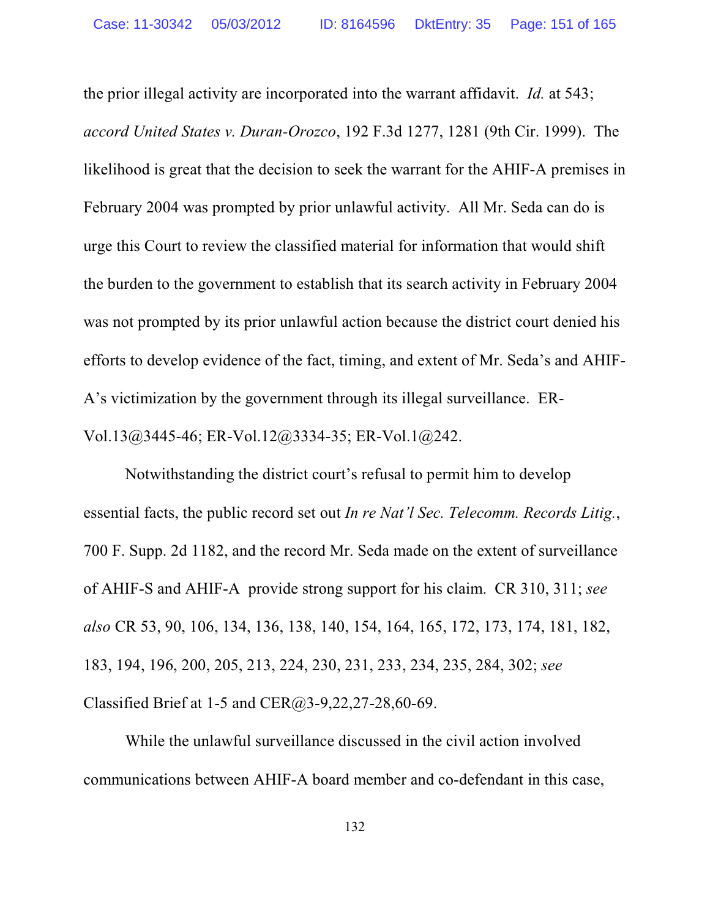the prior illegal activity are incorporated into the warrant affidavit. *Id.* at 543; *accord United States v. Duran-Orozco*, 192 F.3d 1277, 1281 (9th Cir. 1999). The likelihood is great that the decision to seek the warrant for the AHIF-A premises in February 2004 was prompted by prior unlawful activity. All Mr. Seda can do is urge this Court to review the classified material for information that would shift the burden to the government to establish that its search activity in February 2004 was not prompted by its prior unlawful action because the district court denied his efforts to develop evidence of the fact, timing, and extent of Mr. Seda's and AHIF-A's victimization by the government through its illegal surveillance. ER-Vol.13@3445-46; ER-Vol.12@3334-35; ER-Vol.1@242.

Notwithstanding the district court's refusal to permit him to develop essential facts, the public record set out *In re Nat'l Sec. Telecomm. Records Litig.*, 700 F. Supp. 2d 1182, and the record Mr. Seda made on the extent of surveillance of AHIF-S and AHIF-A provide strong support for his claim. CR 310, 311; *see also* CR 53, 90, 106, 134, 136, 138, 140, 154, 164, 165, 172, 173, 174, 181, 182, 183, 194, 196, 200, 205, 213, 224, 230, 231, 233, 234, 235, 284, 302; *see* Classified Brief at 1-5 and CER@3-9,22,27-28,60-69.

While the unlawful surveillance discussed in the civil action involved communications between AHIF-A board member and co-defendant in this case,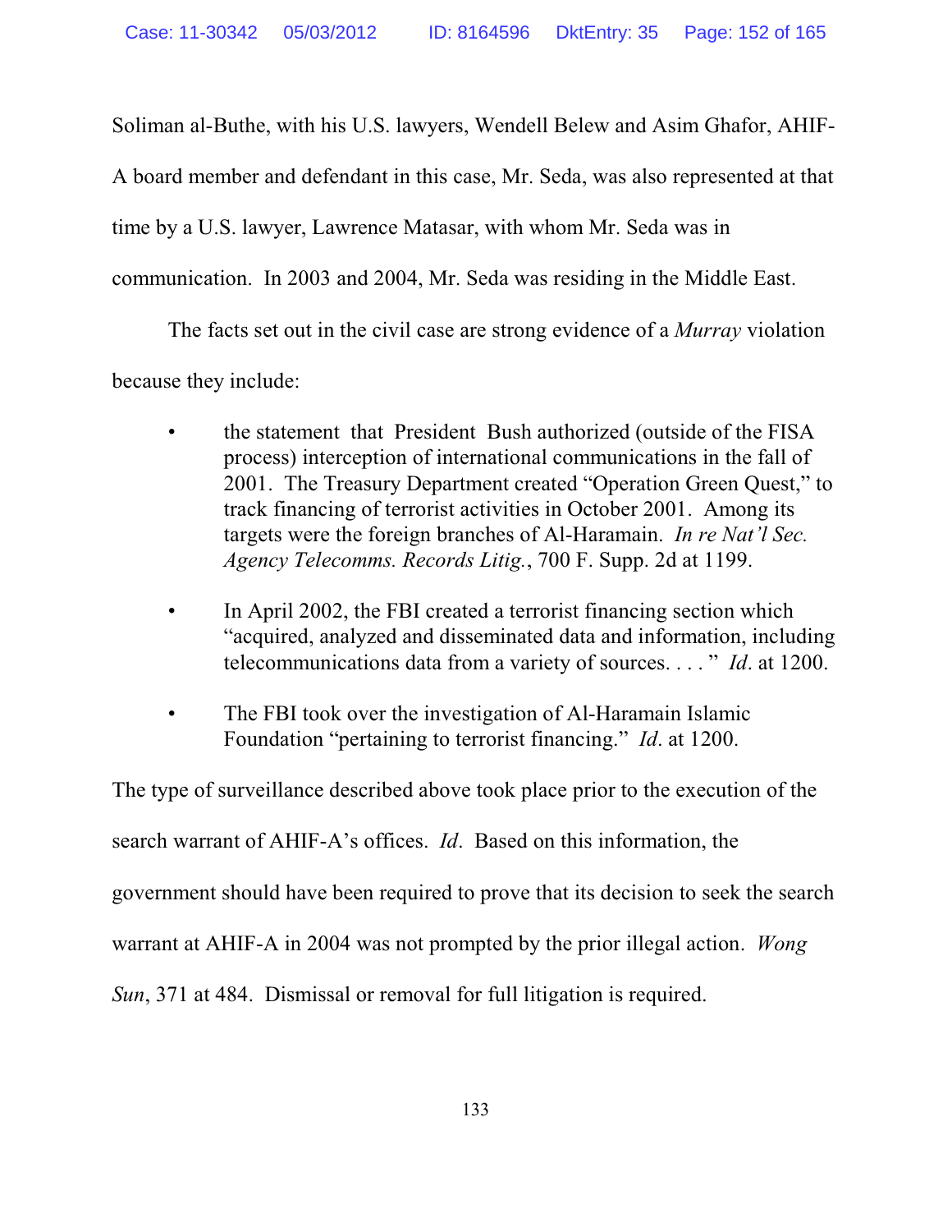Soliman al-Buthe, with his U.S. lawyers, Wendell Belew and Asim Ghafor, AHIF-A board member and defendant in this case, Mr. Seda, was also represented at that time by a U.S. lawyer, Lawrence Matasar, with whom Mr. Seda was in communication. In 2003 and 2004, Mr. Seda was residing in the Middle East.

The facts set out in the civil case are strong evidence of a *Murray* violation because they include:

- the statement that President Bush authorized (outside of the FISA process) interception of international communications in the fall of 2001. The Treasury Department created "Operation Green Quest," to track financing of terrorist activities in October 2001. Among its targets were the foreign branches of Al-Haramain. *In re Nat'l Sec. Agency Telecomms. Records Litig.*, 700 F. Supp. 2d at 1199.

- In April 2002, the FBI created a terrorist financing section which "acquired, analyzed and disseminated data and information, including telecommunications data from a variety of sources. . . . " *Id*. at 1200.

- The FBI took over the investigation of Al-Haramain Islamic Foundation "pertaining to terrorist financing." *Id*. at 1200.

The type of surveillance described above took place prior to the execution of the search warrant of AHIF-A's offices. *Id*. Based on this information, the government should have been required to prove that its decision to seek the search warrant at AHIF-A in 2004 was not prompted by the prior illegal action. *Wong Sun*, 371 at 484. Dismissal or removal for full litigation is required.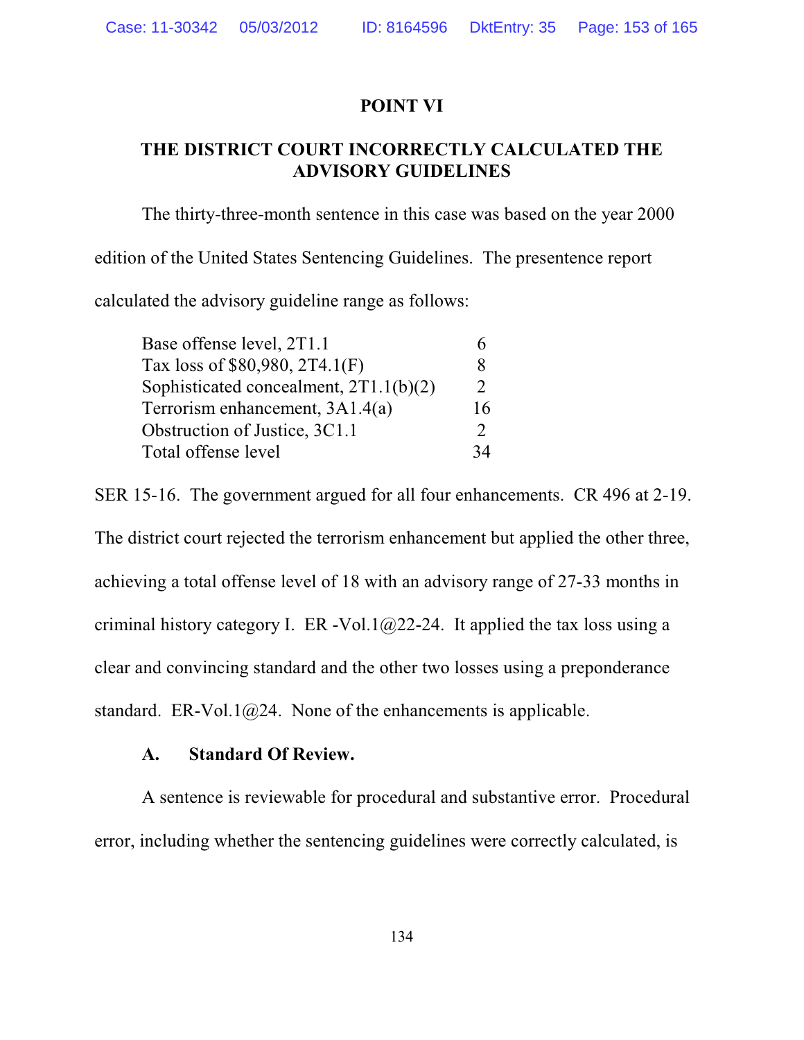## POINT VI

## THE DISTRICT COURT INCORRECTLY CALCULATED THE ADVISORY GUIDELINES

The thirty-three-month sentence in this case was based on the year 2000 edition of the United States Sentencing Guidelines. The presentence report calculated the advisory guideline range as follows:

| | |
|---|---|
| Base offense level, 2T1.1 | 6 |
| Tax loss of $80,980, 2T4.1(F) | 8 |
| Sophisticated concealment, 2T1.1(b)(2) | 2 |
| Terrorism enhancement, 3A1.4(a) | 16 |
| Obstruction of Justice, 3C1.1 | 2 |
| Total offense level | 34 |

SER 15-16. The government argued for all four enhancements. CR 496 at 2-19. The district court rejected the terrorism enhancement but applied the other three, achieving a total offense level of 18 with an advisory range of 27-33 months in criminal history category I. ER -Vol.1@22-24. It applied the tax loss using a clear and convincing standard and the other two losses using a preponderance standard. ER-Vol.1@24. None of the enhancements is applicable.

### A. Standard Of Review.

A sentence is reviewable for procedural and substantive error. Procedural error, including whether the sentencing guidelines were correctly calculated, is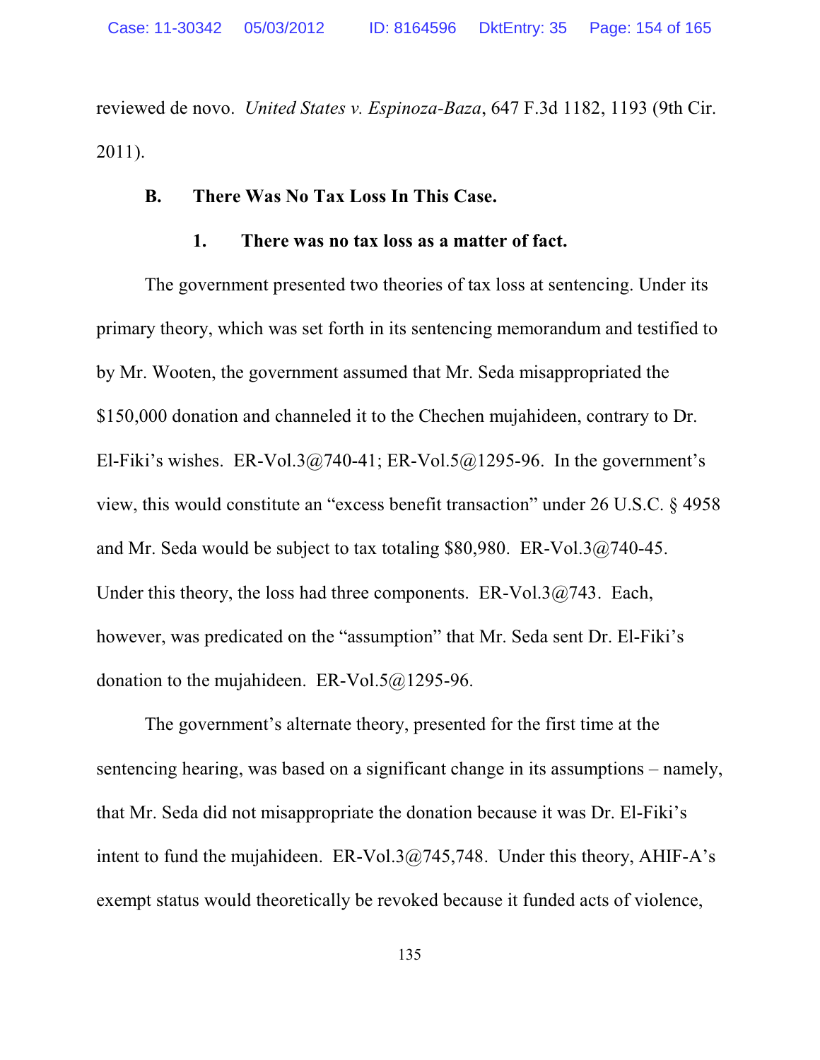reviewed de novo. *United States v. Espinoza-Baza*, 647 F.3d 1182, 1193 (9th Cir. 2011).

### B. There Was No Tax Loss In This Case.

#### 1. There was no tax loss as a matter of fact.

The government presented two theories of tax loss at sentencing. Under its primary theory, which was set forth in its sentencing memorandum and testified to by Mr. Wooten, the government assumed that Mr. Seda misappropriated the $150,000 donation and channeled it to the Chechen mujahideen, contrary to Dr. El-Fiki's wishes. ER-Vol.3@740-41; ER-Vol.5@1295-96. In the government's view, this would constitute an "excess benefit transaction" under 26 U.S.C. § 4958 and Mr. Seda would be subject to tax totaling $80,980. ER-Vol.3@740-45. Under this theory, the loss had three components. ER-Vol.3@743. Each, however, was predicated on the "assumption" that Mr. Seda sent Dr. El-Fiki's donation to the mujahideen. ER-Vol.5@1295-96.

The government's alternate theory, presented for the first time at the sentencing hearing, was based on a significant change in its assumptions – namely, that Mr. Seda did not misappropriate the donation because it was Dr. El-Fiki's intent to fund the mujahideen. ER-Vol.3@745,748. Under this theory, AHIF-A's exempt status would theoretically be revoked because it funded acts of violence,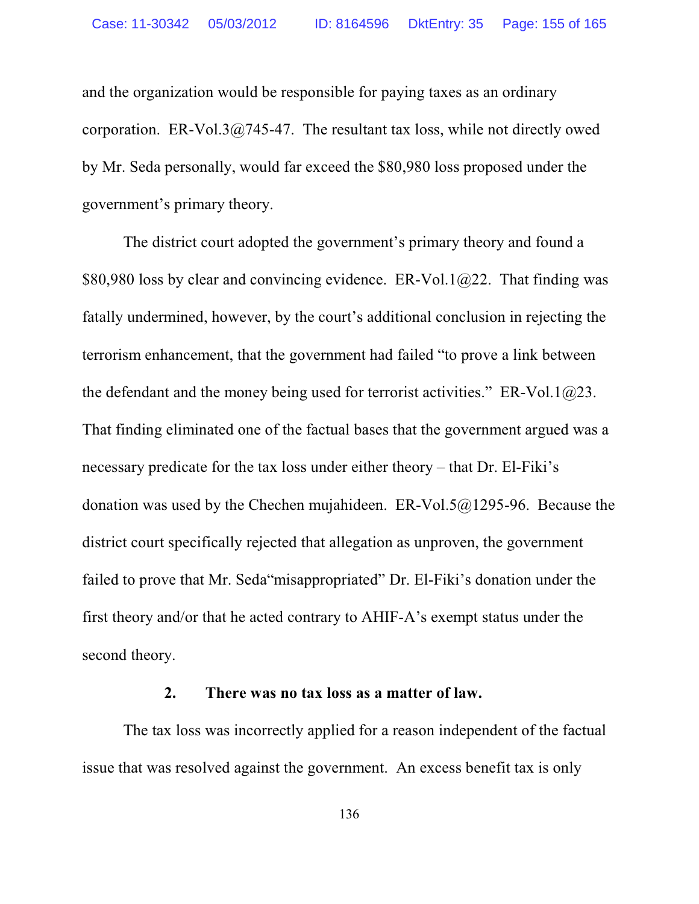and the organization would be responsible for paying taxes as an ordinary corporation. ER-Vol.3@745-47. The resultant tax loss, while not directly owed by Mr. Seda personally, would far exceed the $80,980 loss proposed under the government's primary theory.

The district court adopted the government's primary theory and found a $80,980 loss by clear and convincing evidence. ER-Vol.1@22. That finding was fatally undermined, however, by the court's additional conclusion in rejecting the terrorism enhancement, that the government had failed "to prove a link between the defendant and the money being used for terrorist activities." ER-Vol.1@23. That finding eliminated one of the factual bases that the government argued was a necessary predicate for the tax loss under either theory – that Dr. El-Fiki's donation was used by the Chechen mujahideen. ER-Vol.5@1295-96. Because the district court specifically rejected that allegation as unproven, the government failed to prove that Mr. Seda"misappropriated" Dr. El-Fiki's donation under the first theory and/or that he acted contrary to AHIF-A's exempt status under the second theory.

**2. There was no tax loss as a matter of law.**

The tax loss was incorrectly applied for a reason independent of the factual issue that was resolved against the government. An excess benefit tax is only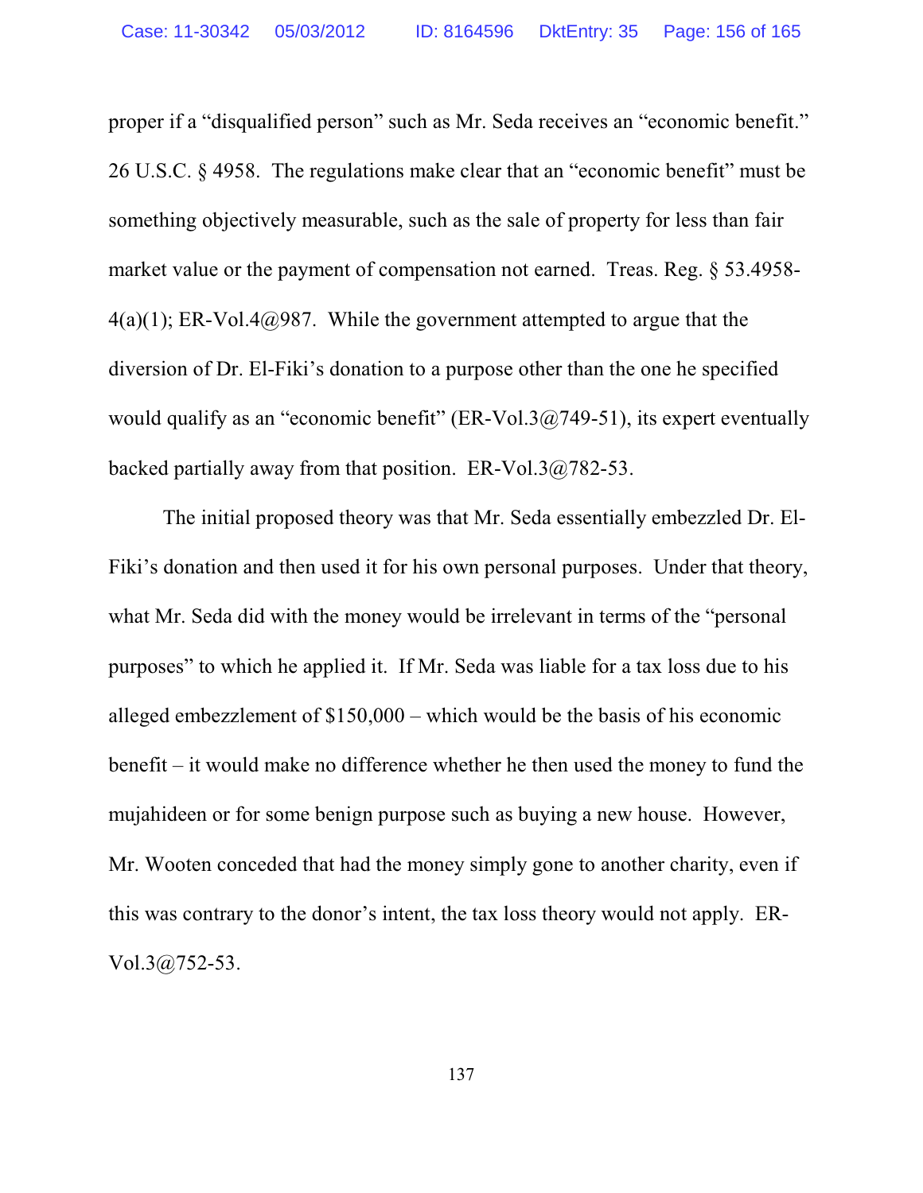proper if a "disqualified person" such as Mr. Seda receives an "economic benefit." 26 U.S.C. § 4958. The regulations make clear that an "economic benefit" must be something objectively measurable, such as the sale of property for less than fair market value or the payment of compensation not earned. Treas. Reg. § 53.4958-4(a)(1); ER-Vol.4@987. While the government attempted to argue that the diversion of Dr. El-Fiki's donation to a purpose other than the one he specified would qualify as an "economic benefit" (ER-Vol.3@749-51), its expert eventually backed partially away from that position. ER-Vol.3@782-53.

The initial proposed theory was that Mr. Seda essentially embezzled Dr. El-Fiki's donation and then used it for his own personal purposes. Under that theory, what Mr. Seda did with the money would be irrelevant in terms of the "personal purposes" to which he applied it. If Mr. Seda was liable for a tax loss due to his alleged embezzlement of $150,000 – which would be the basis of his economic benefit – it would make no difference whether he then used the money to fund the mujahideen or for some benign purpose such as buying a new house. However, Mr. Wooten conceded that had the money simply gone to another charity, even if this was contrary to the donor's intent, the tax loss theory would not apply. ER-Vol.3@752-53.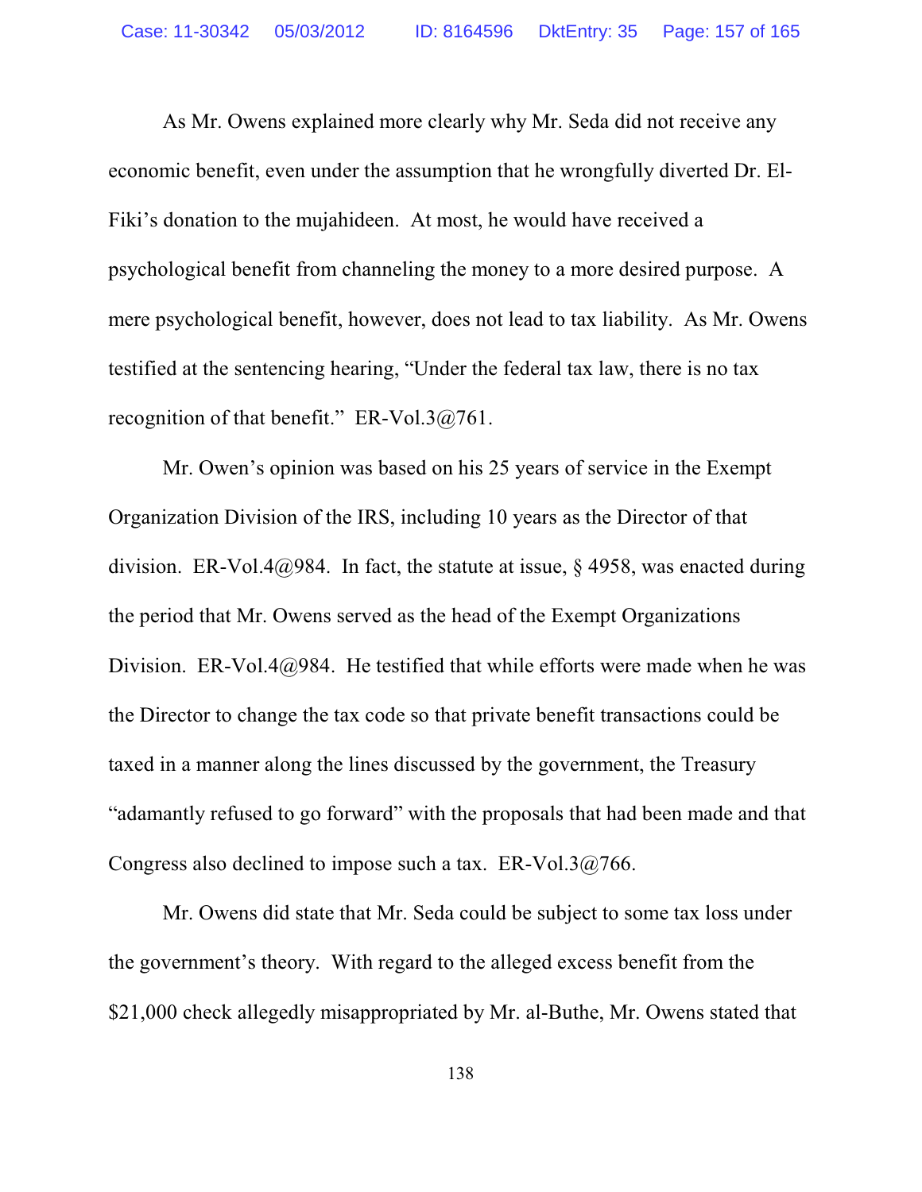As Mr. Owens explained more clearly why Mr. Seda did not receive any economic benefit, even under the assumption that he wrongfully diverted Dr. El-Fiki's donation to the mujahideen. At most, he would have received a psychological benefit from channeling the money to a more desired purpose. A mere psychological benefit, however, does not lead to tax liability. As Mr. Owens testified at the sentencing hearing, "Under the federal tax law, there is no tax recognition of that benefit." ER-Vol.3@761.

Mr. Owen's opinion was based on his 25 years of service in the Exempt Organization Division of the IRS, including 10 years as the Director of that division. ER-Vol.4@984. In fact, the statute at issue, § 4958, was enacted during the period that Mr. Owens served as the head of the Exempt Organizations Division. ER-Vol.4@984. He testified that while efforts were made when he was the Director to change the tax code so that private benefit transactions could be taxed in a manner along the lines discussed by the government, the Treasury "adamantly refused to go forward" with the proposals that had been made and that Congress also declined to impose such a tax. ER-Vol.3@766.

Mr. Owens did state that Mr. Seda could be subject to some tax loss under the government's theory. With regard to the alleged excess benefit from the $21,000 check allegedly misappropriated by Mr. al-Buthe, Mr. Owens stated that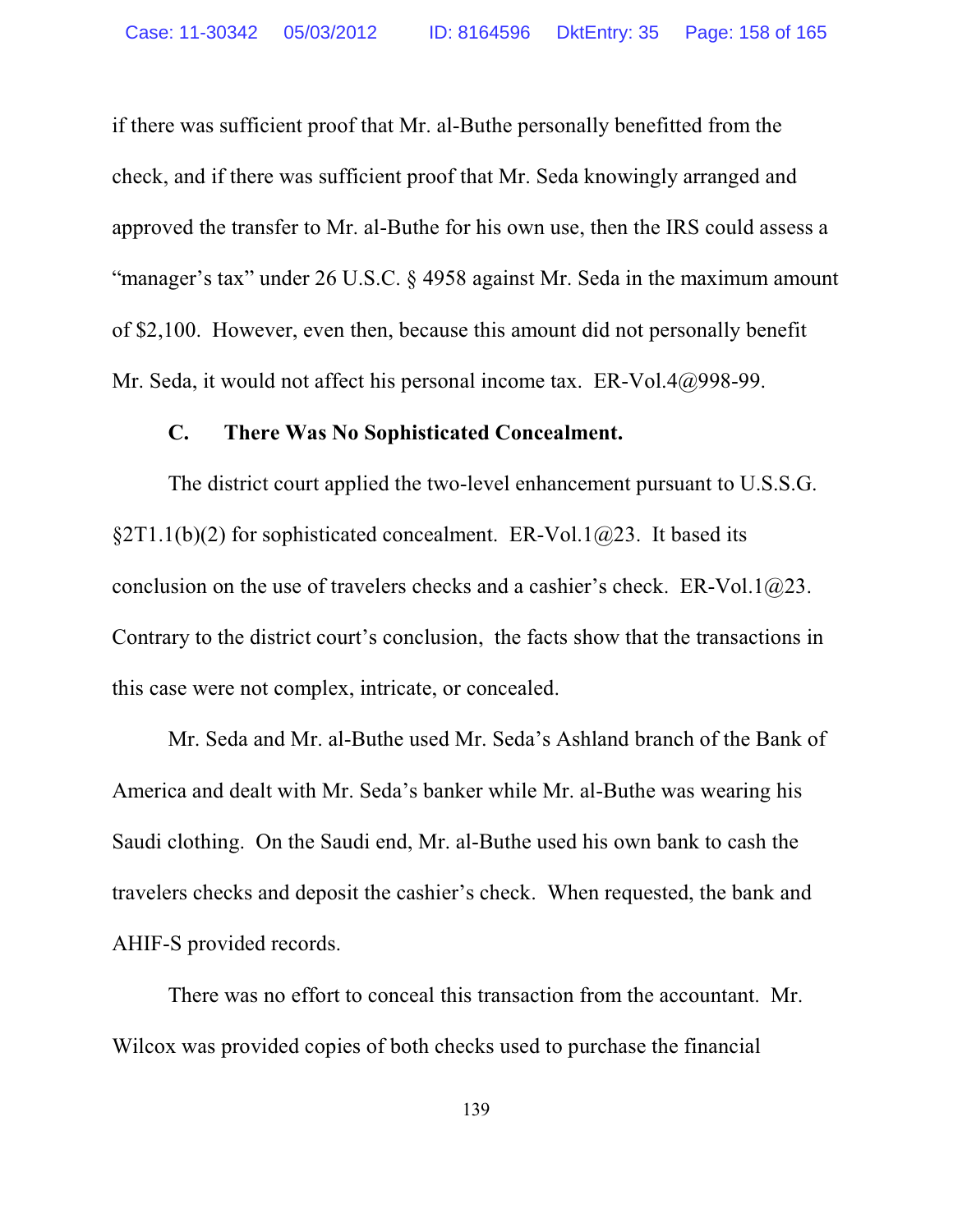if there was sufficient proof that Mr. al-Buthe personally benefitted from the check, and if there was sufficient proof that Mr. Seda knowingly arranged and approved the transfer to Mr. al-Buthe for his own use, then the IRS could assess a "manager's tax" under 26 U.S.C. § 4958 against Mr. Seda in the maximum amount of $2,100. However, even then, because this amount did not personally benefit Mr. Seda, it would not affect his personal income tax. ER-Vol.4@998-99.

### C. There Was No Sophisticated Concealment.

The district court applied the two-level enhancement pursuant to U.S.S.G. §2T1.1(b)(2) for sophisticated concealment. ER-Vol.1@23. It based its conclusion on the use of travelers checks and a cashier's check. ER-Vol.1@23. Contrary to the district court's conclusion, the facts show that the transactions in this case were not complex, intricate, or concealed.

Mr. Seda and Mr. al-Buthe used Mr. Seda's Ashland branch of the Bank of America and dealt with Mr. Seda's banker while Mr. al-Buthe was wearing his Saudi clothing. On the Saudi end, Mr. al-Buthe used his own bank to cash the travelers checks and deposit the cashier's check. When requested, the bank and AHIF-S provided records.

There was no effort to conceal this transaction from the accountant. Mr. Wilcox was provided copies of both checks used to purchase the financial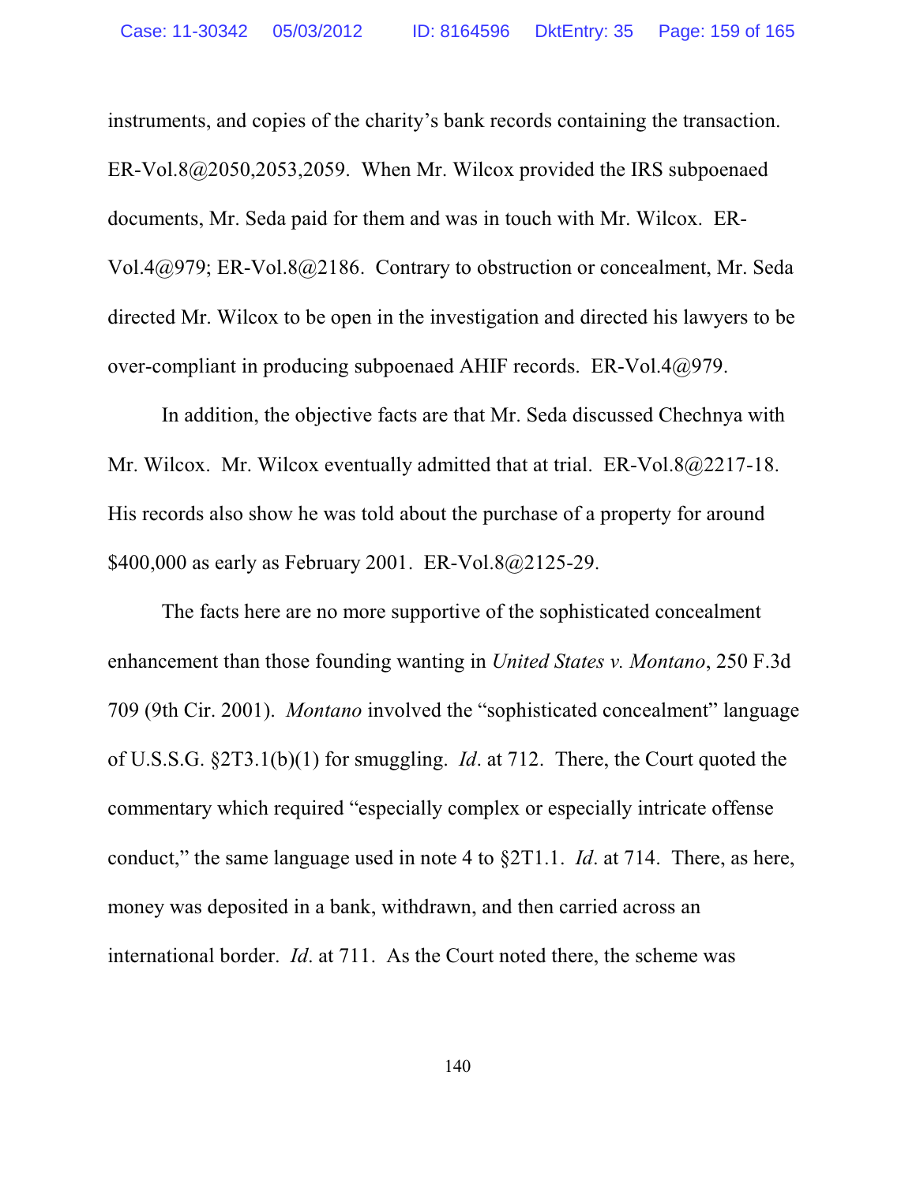instruments, and copies of the charity's bank records containing the transaction. ER-Vol.8@2050,2053,2059. When Mr. Wilcox provided the IRS subpoenaed documents, Mr. Seda paid for them and was in touch with Mr. Wilcox. ER-Vol.4@979; ER-Vol.8@2186. Contrary to obstruction or concealment, Mr. Seda directed Mr. Wilcox to be open in the investigation and directed his lawyers to be over-compliant in producing subpoenaed AHIF records. ER-Vol.4@979.

In addition, the objective facts are that Mr. Seda discussed Chechnya with Mr. Wilcox. Mr. Wilcox eventually admitted that at trial. ER-Vol.8@2217-18. His records also show he was told about the purchase of a property for around $400,000 as early as February 2001. ER-Vol.8@2125-29.

The facts here are no more supportive of the sophisticated concealment enhancement than those founding wanting in *United States v. Montano*, 250 F.3d 709 (9th Cir. 2001). *Montano* involved the "sophisticated concealment" language of U.S.S.G. §2T3.1(b)(1) for smuggling. *Id*. at 712. There, the Court quoted the commentary which required "especially complex or especially intricate offense conduct," the same language used in note 4 to §2T1.1. *Id*. at 714. There, as here, money was deposited in a bank, withdrawn, and then carried across an international border. *Id*. at 711. As the Court noted there, the scheme was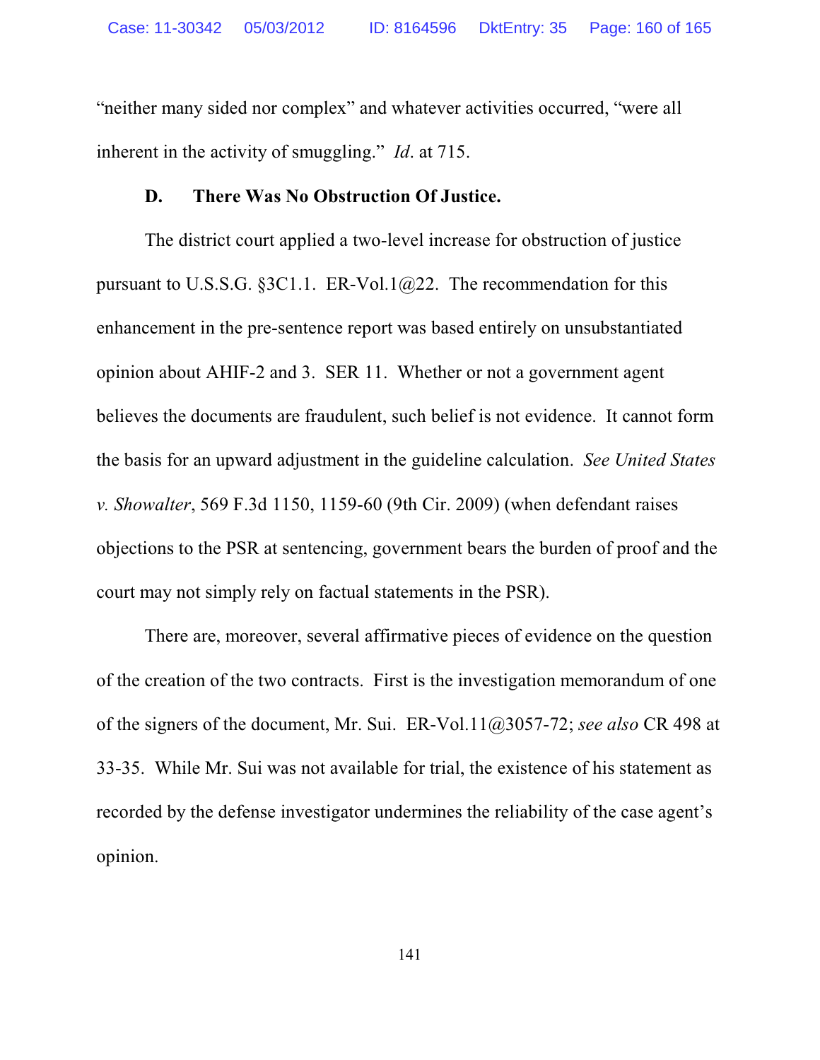"neither many sided nor complex" and whatever activities occurred, "were all inherent in the activity of smuggling." *Id*. at 715.

### D. There Was No Obstruction Of Justice.

The district court applied a two-level increase for obstruction of justice pursuant to U.S.S.G. §3C1.1. ER-Vol.1@22. The recommendation for this enhancement in the pre-sentence report was based entirely on unsubstantiated opinion about AHIF-2 and 3. SER 11. Whether or not a government agent believes the documents are fraudulent, such belief is not evidence. It cannot form the basis for an upward adjustment in the guideline calculation. *See United States v. Showalter*, 569 F.3d 1150, 1159-60 (9th Cir. 2009) (when defendant raises objections to the PSR at sentencing, government bears the burden of proof and the court may not simply rely on factual statements in the PSR).

There are, moreover, several affirmative pieces of evidence on the question of the creation of the two contracts. First is the investigation memorandum of one of the signers of the document, Mr. Sui. ER-Vol.11@3057-72; *see also* CR 498 at 33-35. While Mr. Sui was not available for trial, the existence of his statement as recorded by the defense investigator undermines the reliability of the case agent's opinion.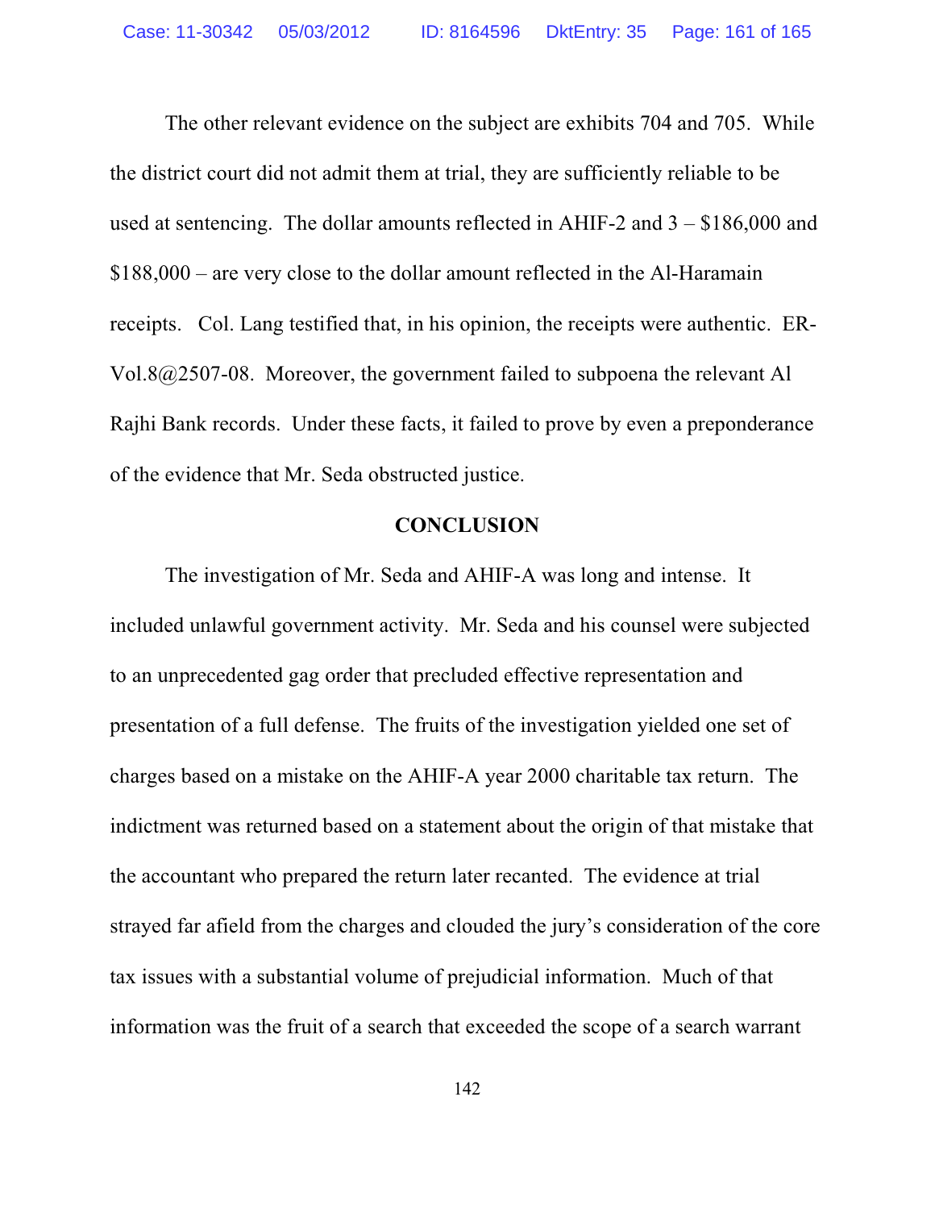The other relevant evidence on the subject are exhibits 704 and 705. While the district court did not admit them at trial, they are sufficiently reliable to be used at sentencing. The dollar amounts reflected in AHIF-2 and 3 – $186,000 and $188,000 – are very close to the dollar amount reflected in the Al-Haramain receipts. Col. Lang testified that, in his opinion, the receipts were authentic. ER-Vol.8@2507-08. Moreover, the government failed to subpoena the relevant Al Rajhi Bank records. Under these facts, it failed to prove by even a preponderance of the evidence that Mr. Seda obstructed justice.

## CONCLUSION

The investigation of Mr. Seda and AHIF-A was long and intense. It included unlawful government activity. Mr. Seda and his counsel were subjected to an unprecedented gag order that precluded effective representation and presentation of a full defense. The fruits of the investigation yielded one set of charges based on a mistake on the AHIF-A year 2000 charitable tax return. The indictment was returned based on a statement about the origin of that mistake that the accountant who prepared the return later recanted. The evidence at trial strayed far afield from the charges and clouded the jury's consideration of the core tax issues with a substantial volume of prejudicial information. Much of that information was the fruit of a search that exceeded the scope of a search warrant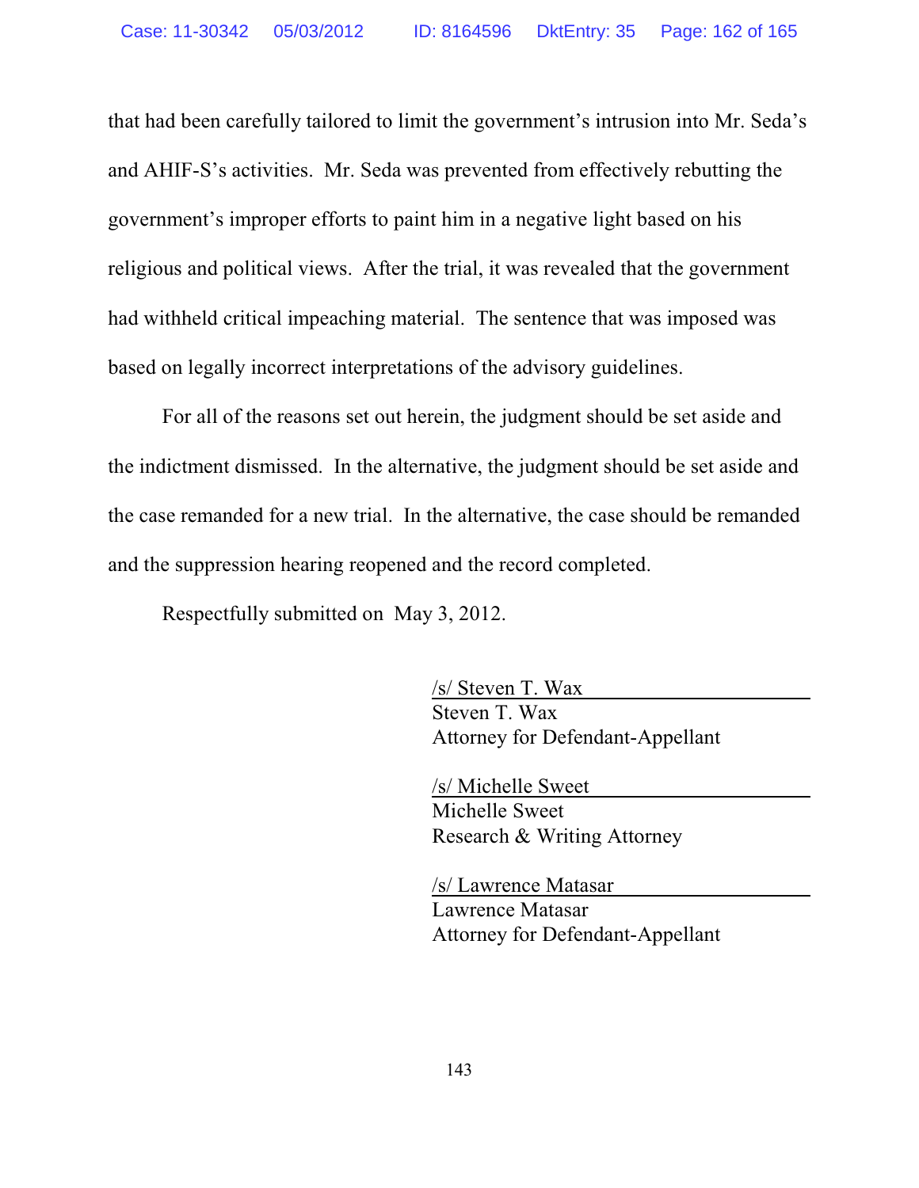that had been carefully tailored to limit the government's intrusion into Mr. Seda's and AHIF-S's activities. Mr. Seda was prevented from effectively rebutting the government's improper efforts to paint him in a negative light based on his religious and political views. After the trial, it was revealed that the government had withheld critical impeaching material. The sentence that was imposed was based on legally incorrect interpretations of the advisory guidelines.

For all of the reasons set out herein, the judgment should be set aside and the indictment dismissed. In the alternative, the judgment should be set aside and the case remanded for a new trial. In the alternative, the case should be remanded and the suppression hearing reopened and the record completed.

Respectfully submitted on May 3, 2012.

/s/ Steven T. Wax  
Steven T. Wax  
Attorney for Defendant-Appellant

/s/ Michelle Sweet  
Michelle Sweet  
Research & Writing Attorney

/s/ Lawrence Matasar  
Lawrence Matasar  
Attorney for Defendant-Appellant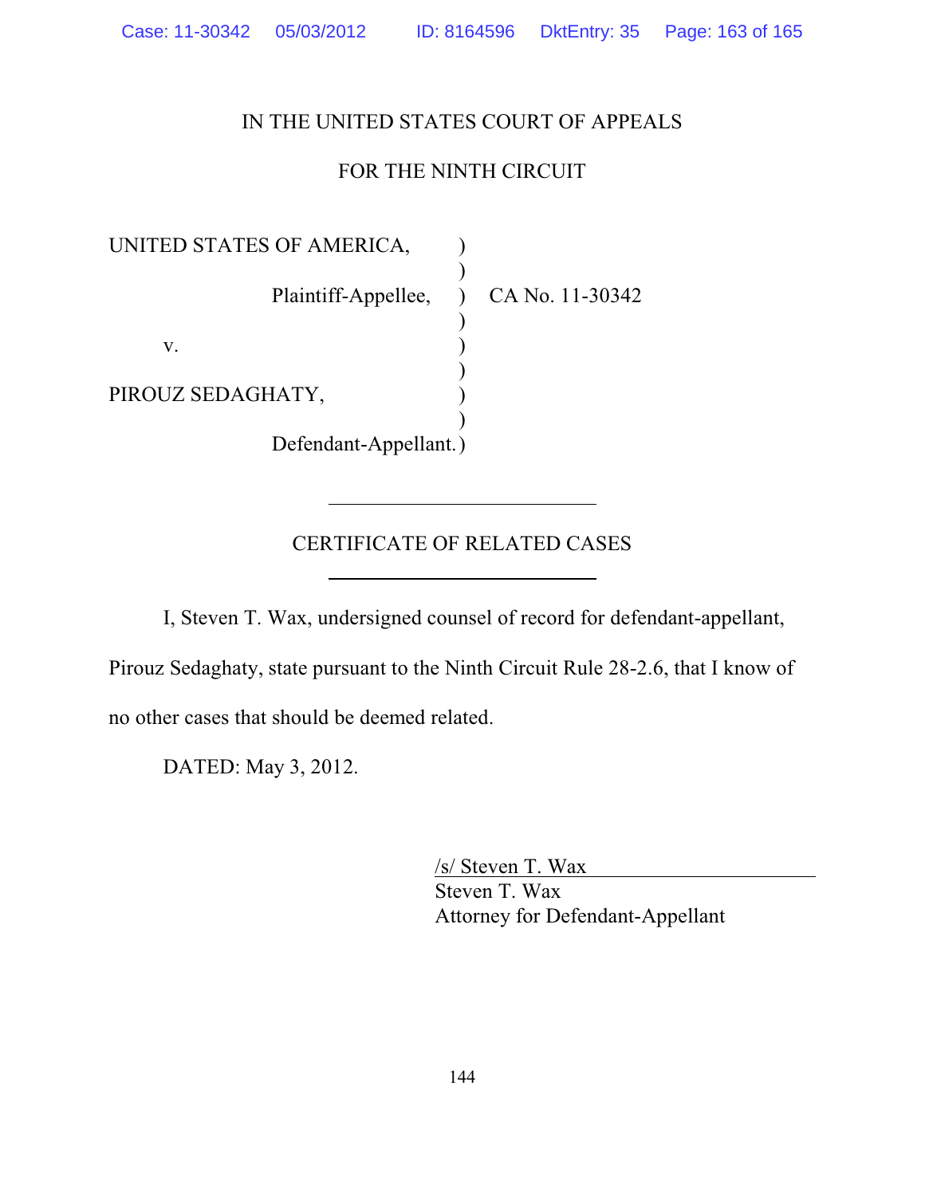IN THE UNITED STATES COURT OF APPEALS

FOR THE NINTH CIRCUIT

| | | |
|---|---|---|
| UNITED STATES OF AMERICA, | ) | |
| Plaintiff-Appellee, | ) | CA No. 11-30342 |
| v. | ) | |
| PIROUZ SEDAGHATY, | ) | |
| Defendant-Appellant. | ) | |

---

## CERTIFICATE OF RELATED CASES

---

I, Steven T. Wax, undersigned counsel of record for defendant-appellant, Pirouz Sedaghaty, state pursuant to the Ninth Circuit Rule 28-2.6, that I know of no other cases that should be deemed related.

DATED: May 3, 2012.

/s/ Steven T. Wax
Steven T. Wax
Attorney for Defendant-Appellant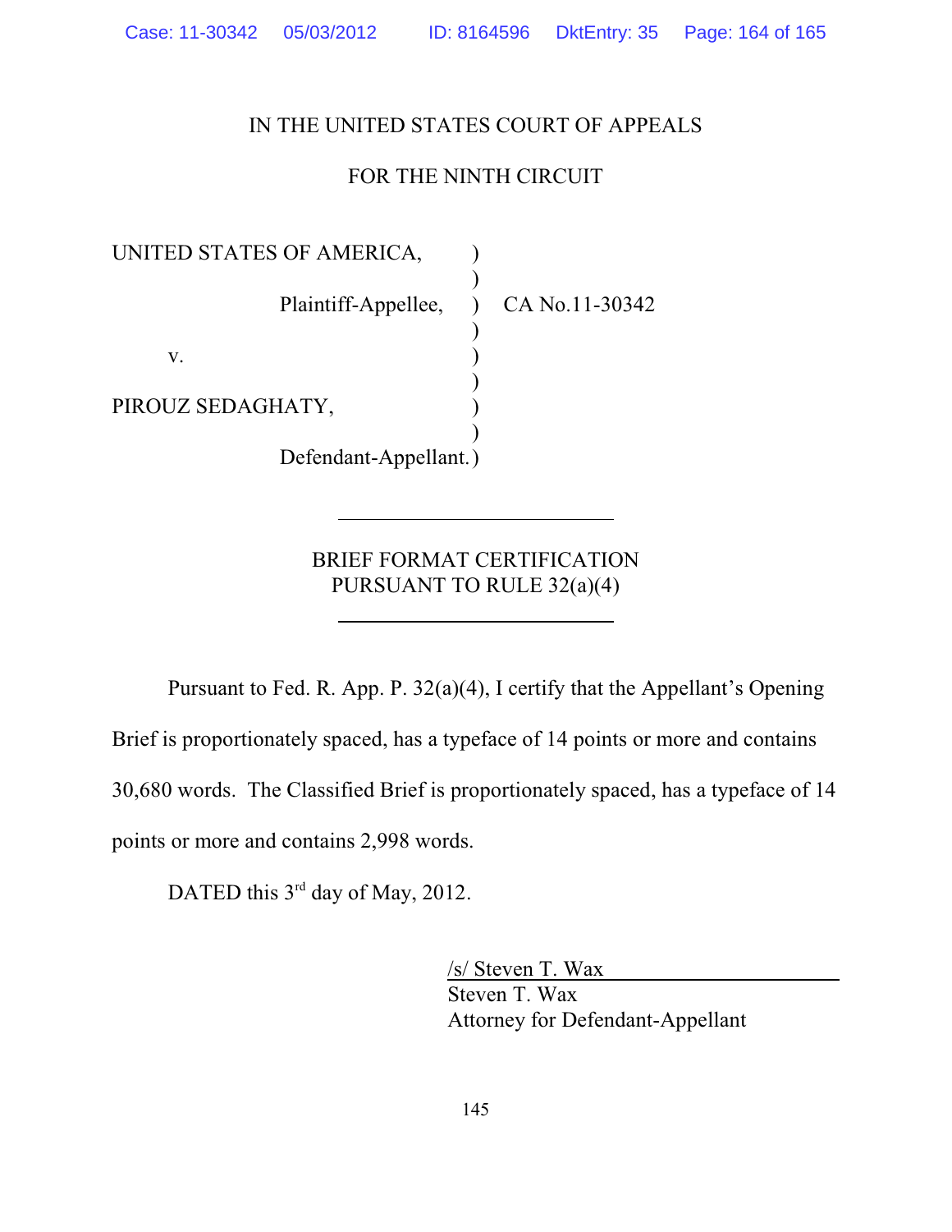IN THE UNITED STATES COURT OF APPEALS

FOR THE NINTH CIRCUIT

| | | |
|---|---|---|
| UNITED STATES OF AMERICA, | ) | |
| | ) | |
| Plaintiff-Appellee, | ) | CA No.11-30342 |
| | ) | |
| v. | ) | |
| | ) | |
| PIROUZ SEDAGHATY, | ) | |
| | ) | |
| Defendant-Appellant. | ) | |

---

BRIEF FORMAT CERTIFICATION
PURSUANT TO RULE 32(a)(4)

---

Pursuant to Fed. R. App. P. 32(a)(4), I certify that the Appellant's Opening Brief is proportionately spaced, has a typeface of 14 points or more and contains 30,680 words. The Classified Brief is proportionately spaced, has a typeface of 14 points or more and contains 2,998 words.

DATED this 3rd day of May, 2012.

/s/ Steven T. Wax
Steven T. Wax
Attorney for Defendant-Appellant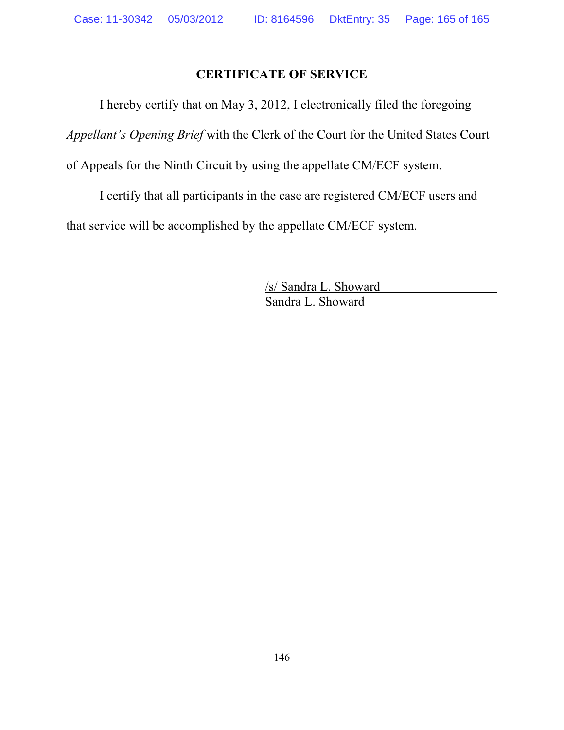## CERTIFICATE OF SERVICE

I hereby certify that on May 3, 2012, I electronically filed the foregoing *Appellant's Opening Brief* with the Clerk of the Court for the United States Court of Appeals for the Ninth Circuit by using the appellate CM/ECF system.

I certify that all participants in the case are registered CM/ECF users and that service will be accomplished by the appellate CM/ECF system.

/s/ Sandra L. Showard
Sandra L. Showard